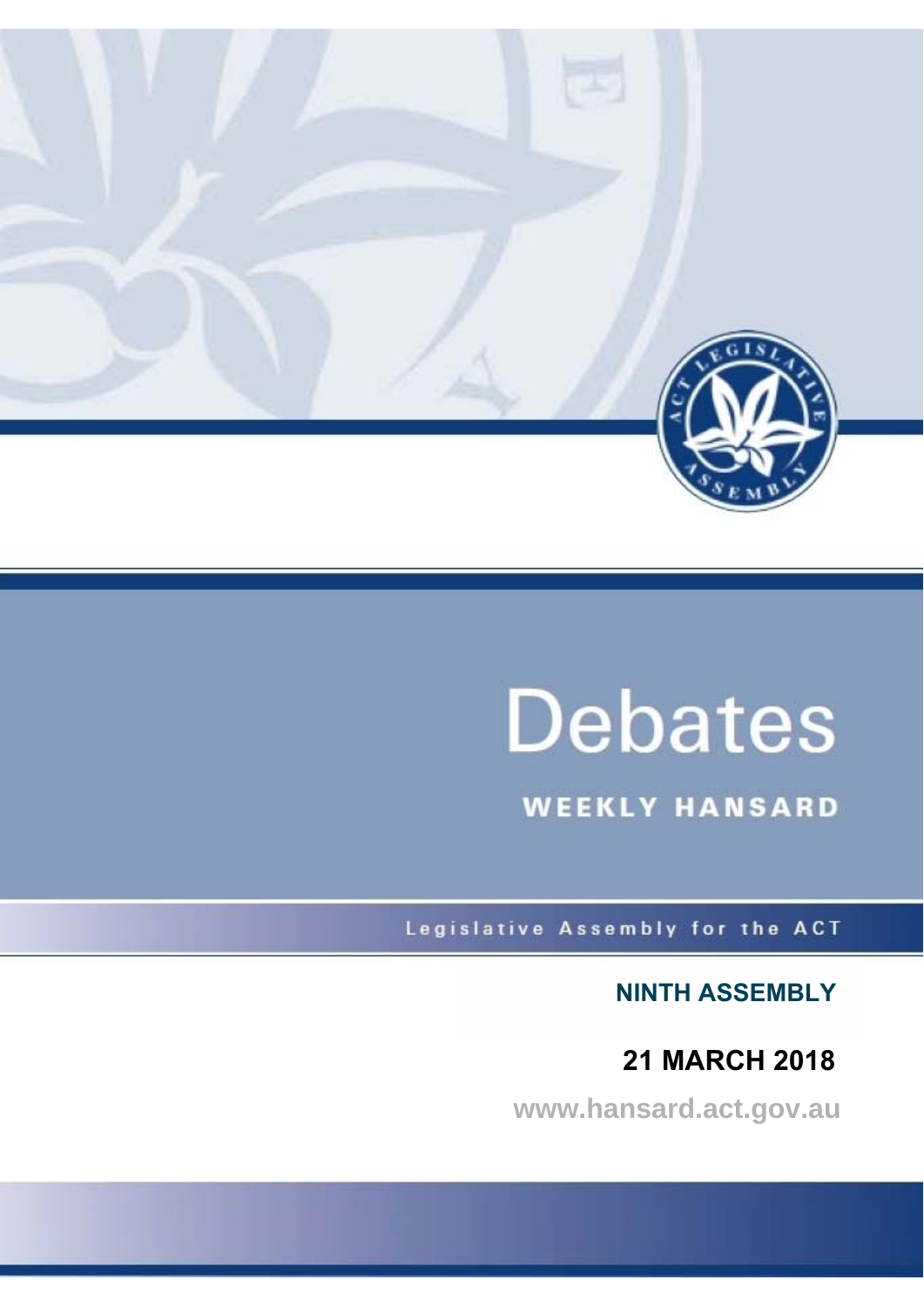# Debates

## WEEKLY HANSARD

Legislative Assembly for the ACT

**NINTH ASSEMBLY**

**21 MARCH 2018**

www.hansard.act.gov.au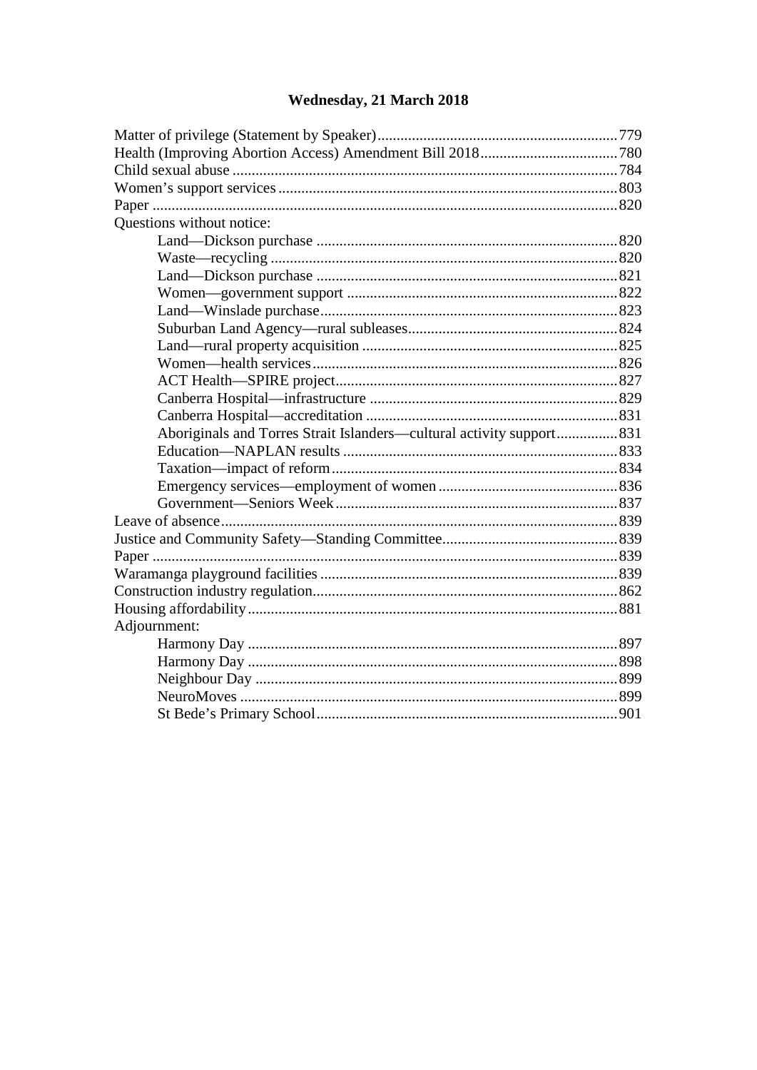# Wednesday, 21 March 2018

Matter of privilege (Statement by Speaker)....779
Health (Improving Abortion Access) Amendment Bill 2018....780
Child sexual abuse....784
Women's support services....803
Paper....820
Questions without notice:
- Land—Dickson purchase....820
- Waste—recycling....820
- Land—Dickson purchase....821
- Women—government support....822
- Land—Winslade purchase....823
- Suburban Land Agency—rural subleases....824
- Land—rural property acquisition....825
- Women—health services....826
- ACT Health—SPIRE project....827
- Canberra Hospital—infrastructure....829
- Canberra Hospital—accreditation....831
- Aboriginals and Torres Strait Islanders—cultural activity support....831
- Education—NAPLAN results....833
- Taxation—impact of reform....834
- Emergency services—employment of women....836
- Government—Seniors Week....837

Leave of absence....839
Justice and Community Safety—Standing Committee....839
Paper....839
Waramanga playground facilities....839
Construction industry regulation....862
Housing affordability....881
Adjournment:
- Harmony Day....897
- Harmony Day....898
- Neighbour Day....899
- NeuroMoves....899
- St Bede's Primary School....901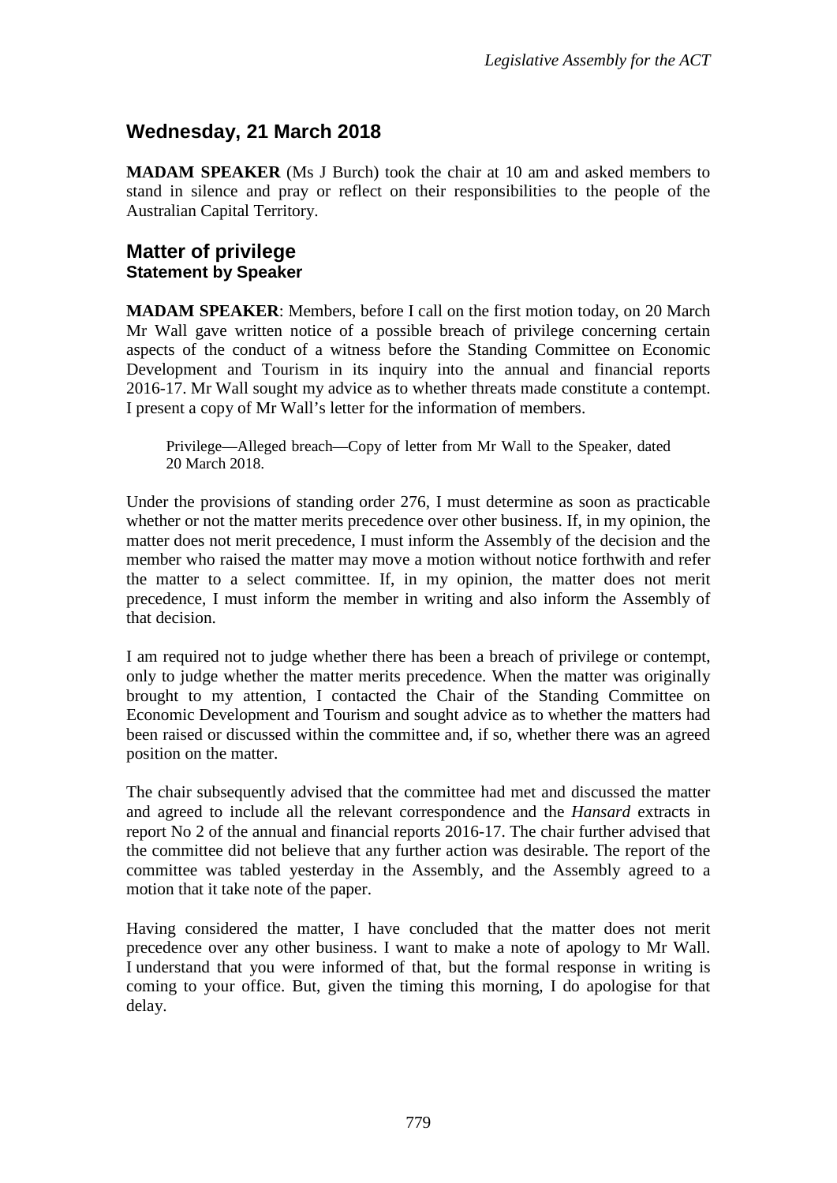## Wednesday, 21 March 2018

**MADAM SPEAKER** (Ms J Burch) took the chair at 10 am and asked members to stand in silence and pray or reflect on their responsibilities to the people of the Australian Capital Territory.

## Matter of privilege
### Statement by Speaker

**MADAM SPEAKER**: Members, before I call on the first motion today, on 20 March Mr Wall gave written notice of a possible breach of privilege concerning certain aspects of the conduct of a witness before the Standing Committee on Economic Development and Tourism in its inquiry into the annual and financial reports 2016-17. Mr Wall sought my advice as to whether threats made constitute a contempt. I present a copy of Mr Wall's letter for the information of members.

> Privilege—Alleged breach—Copy of letter from Mr Wall to the Speaker, dated 20 March 2018.

Under the provisions of standing order 276, I must determine as soon as practicable whether or not the matter merits precedence over other business. If, in my opinion, the matter does not merit precedence, I must inform the Assembly of the decision and the member who raised the matter may move a motion without notice forthwith and refer the matter to a select committee. If, in my opinion, the matter does not merit precedence, I must inform the member in writing and also inform the Assembly of that decision.

I am required not to judge whether there has been a breach of privilege or contempt, only to judge whether the matter merits precedence. When the matter was originally brought to my attention, I contacted the Chair of the Standing Committee on Economic Development and Tourism and sought advice as to whether the matters had been raised or discussed within the committee and, if so, whether there was an agreed position on the matter.

The chair subsequently advised that the committee had met and discussed the matter and agreed to include all the relevant correspondence and the *Hansard* extracts in report No 2 of the annual and financial reports 2016-17. The chair further advised that the committee did not believe that any further action was desirable. The report of the committee was tabled yesterday in the Assembly, and the Assembly agreed to a motion that it take note of the paper.

Having considered the matter, I have concluded that the matter does not merit precedence over any other business. I want to make a note of apology to Mr Wall. I understand that you were informed of that, but the formal response in writing is coming to your office. But, given the timing this morning, I do apologise for that delay.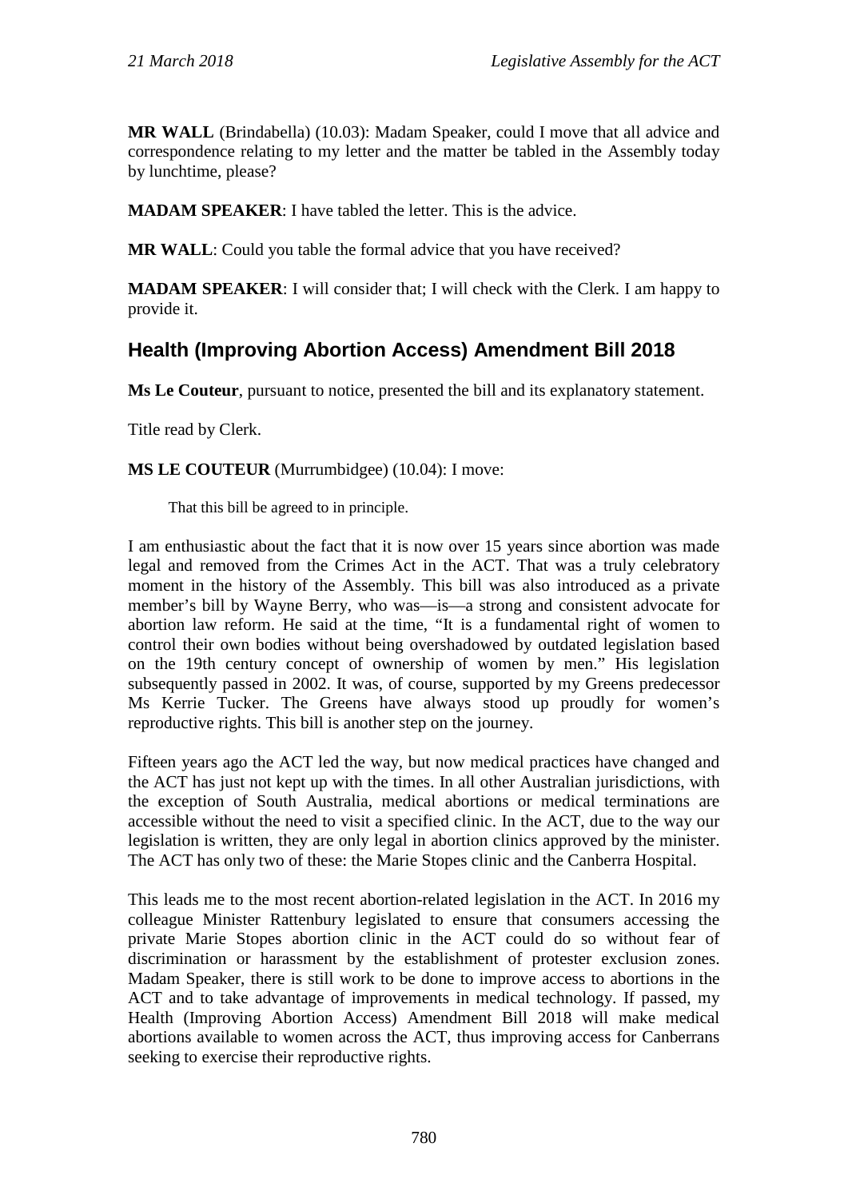**MR WALL** (Brindabella) (10.03): Madam Speaker, could I move that all advice and correspondence relating to my letter and the matter be tabled in the Assembly today by lunchtime, please?

**MADAM SPEAKER**: I have tabled the letter. This is the advice.

**MR WALL**: Could you table the formal advice that you have received?

**MADAM SPEAKER**: I will consider that; I will check with the Clerk. I am happy to provide it.

## Health (Improving Abortion Access) Amendment Bill 2018

**Ms Le Couteur**, pursuant to notice, presented the bill and its explanatory statement.

Title read by Clerk.

**MS LE COUTEUR** (Murrumbidgee) (10.04): I move:

> That this bill be agreed to in principle.

I am enthusiastic about the fact that it is now over 15 years since abortion was made legal and removed from the Crimes Act in the ACT. That was a truly celebratory moment in the history of the Assembly. This bill was also introduced as a private member's bill by Wayne Berry, who was—is—a strong and consistent advocate for abortion law reform. He said at the time, "It is a fundamental right of women to control their own bodies without being overshadowed by outdated legislation based on the 19th century concept of ownership of women by men." His legislation subsequently passed in 2002. It was, of course, supported by my Greens predecessor Ms Kerrie Tucker. The Greens have always stood up proudly for women's reproductive rights. This bill is another step on the journey.

Fifteen years ago the ACT led the way, but now medical practices have changed and the ACT has just not kept up with the times. In all other Australian jurisdictions, with the exception of South Australia, medical abortions or medical terminations are accessible without the need to visit a specified clinic. In the ACT, due to the way our legislation is written, they are only legal in abortion clinics approved by the minister. The ACT has only two of these: the Marie Stopes clinic and the Canberra Hospital.

This leads me to the most recent abortion-related legislation in the ACT. In 2016 my colleague Minister Rattenbury legislated to ensure that consumers accessing the private Marie Stopes abortion clinic in the ACT could do so without fear of discrimination or harassment by the establishment of protester exclusion zones. Madam Speaker, there is still work to be done to improve access to abortions in the ACT and to take advantage of improvements in medical technology. If passed, my Health (Improving Abortion Access) Amendment Bill 2018 will make medical abortions available to women across the ACT, thus improving access for Canberrans seeking to exercise their reproductive rights.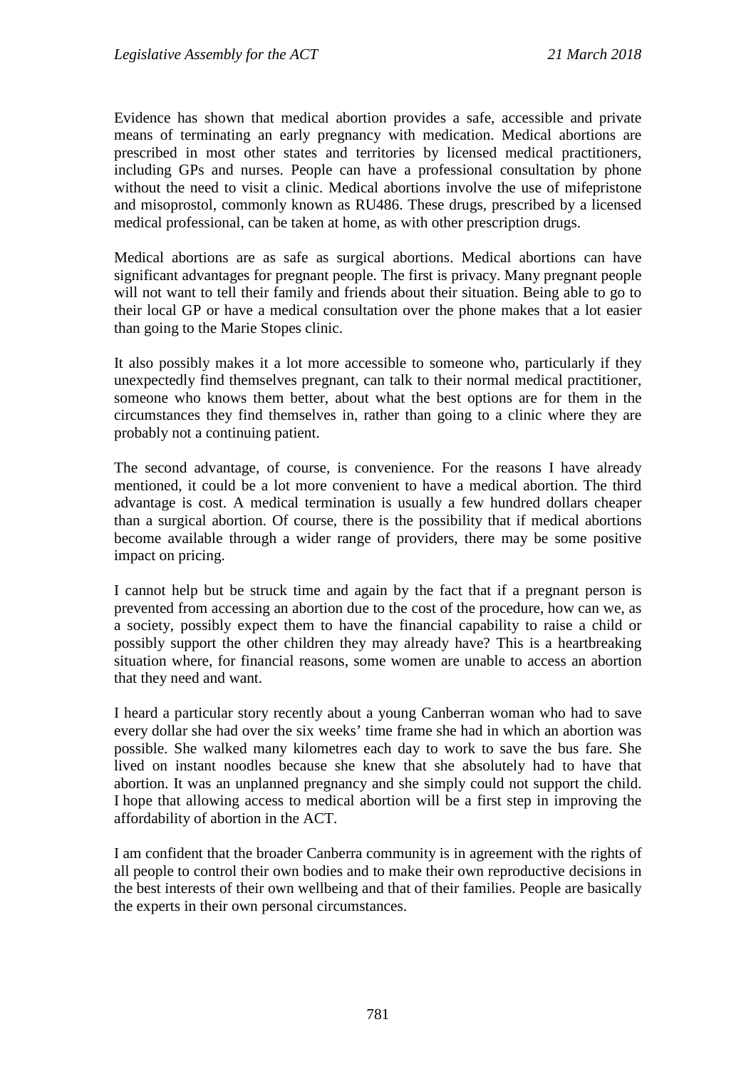Evidence has shown that medical abortion provides a safe, accessible and private means of terminating an early pregnancy with medication. Medical abortions are prescribed in most other states and territories by licensed medical practitioners, including GPs and nurses. People can have a professional consultation by phone without the need to visit a clinic. Medical abortions involve the use of mifepristone and misoprostol, commonly known as RU486. These drugs, prescribed by a licensed medical professional, can be taken at home, as with other prescription drugs.

Medical abortions are as safe as surgical abortions. Medical abortions can have significant advantages for pregnant people. The first is privacy. Many pregnant people will not want to tell their family and friends about their situation. Being able to go to their local GP or have a medical consultation over the phone makes that a lot easier than going to the Marie Stopes clinic.

It also possibly makes it a lot more accessible to someone who, particularly if they unexpectedly find themselves pregnant, can talk to their normal medical practitioner, someone who knows them better, about what the best options are for them in the circumstances they find themselves in, rather than going to a clinic where they are probably not a continuing patient.

The second advantage, of course, is convenience. For the reasons I have already mentioned, it could be a lot more convenient to have a medical abortion. The third advantage is cost. A medical termination is usually a few hundred dollars cheaper than a surgical abortion. Of course, there is the possibility that if medical abortions become available through a wider range of providers, there may be some positive impact on pricing.

I cannot help but be struck time and again by the fact that if a pregnant person is prevented from accessing an abortion due to the cost of the procedure, how can we, as a society, possibly expect them to have the financial capability to raise a child or possibly support the other children they may already have? This is a heartbreaking situation where, for financial reasons, some women are unable to access an abortion that they need and want.

I heard a particular story recently about a young Canberran woman who had to save every dollar she had over the six weeks' time frame she had in which an abortion was possible. She walked many kilometres each day to work to save the bus fare. She lived on instant noodles because she knew that she absolutely had to have that abortion. It was an unplanned pregnancy and she simply could not support the child. I hope that allowing access to medical abortion will be a first step in improving the affordability of abortion in the ACT.

I am confident that the broader Canberra community is in agreement with the rights of all people to control their own bodies and to make their own reproductive decisions in the best interests of their own wellbeing and that of their families. People are basically the experts in their own personal circumstances.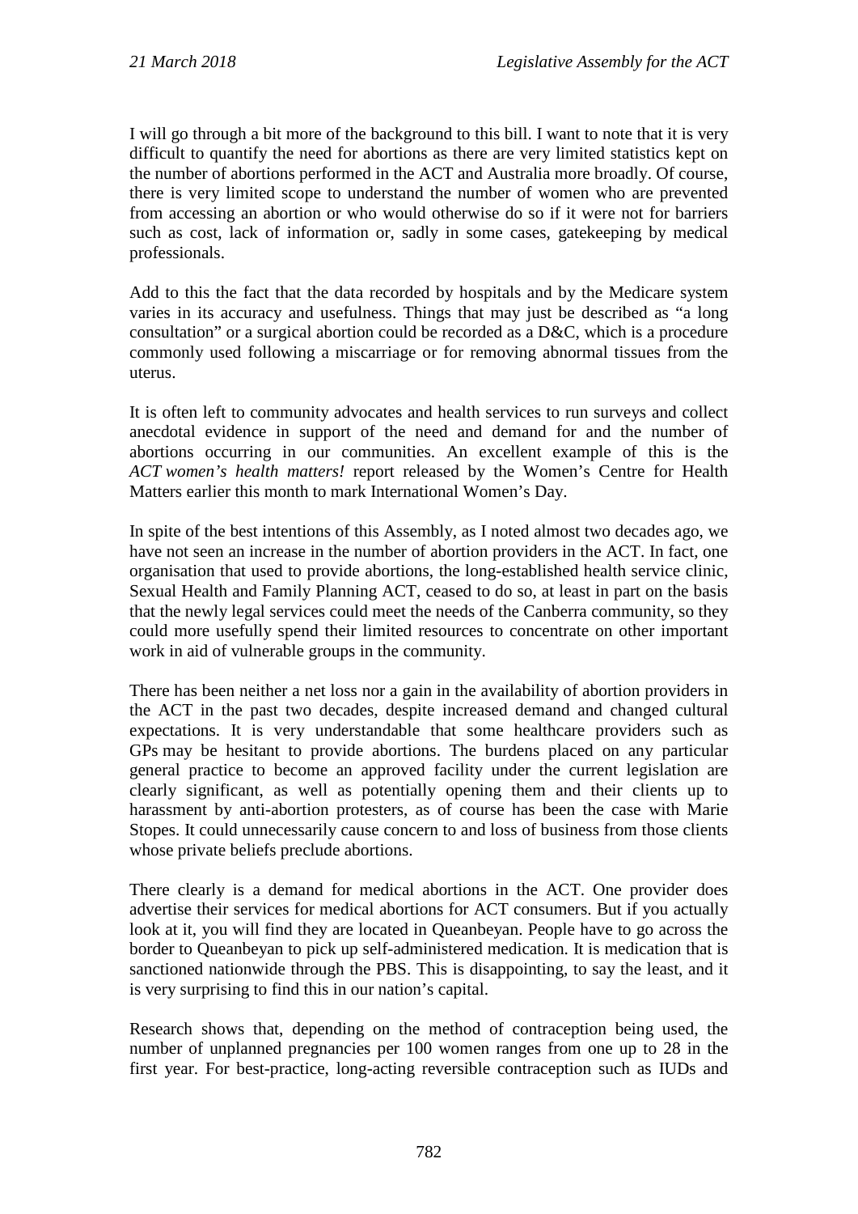I will go through a bit more of the background to this bill. I want to note that it is very difficult to quantify the need for abortions as there are very limited statistics kept on the number of abortions performed in the ACT and Australia more broadly. Of course, there is very limited scope to understand the number of women who are prevented from accessing an abortion or who would otherwise do so if it were not for barriers such as cost, lack of information or, sadly in some cases, gatekeeping by medical professionals.

Add to this the fact that the data recorded by hospitals and by the Medicare system varies in its accuracy and usefulness. Things that may just be described as "a long consultation" or a surgical abortion could be recorded as a D&C, which is a procedure commonly used following a miscarriage or for removing abnormal tissues from the uterus.

It is often left to community advocates and health services to run surveys and collect anecdotal evidence in support of the need and demand for and the number of abortions occurring in our communities. An excellent example of this is the *ACT women's health matters!* report released by the Women's Centre for Health Matters earlier this month to mark International Women's Day.

In spite of the best intentions of this Assembly, as I noted almost two decades ago, we have not seen an increase in the number of abortion providers in the ACT. In fact, one organisation that used to provide abortions, the long-established health service clinic, Sexual Health and Family Planning ACT, ceased to do so, at least in part on the basis that the newly legal services could meet the needs of the Canberra community, so they could more usefully spend their limited resources to concentrate on other important work in aid of vulnerable groups in the community.

There has been neither a net loss nor a gain in the availability of abortion providers in the ACT in the past two decades, despite increased demand and changed cultural expectations. It is very understandable that some healthcare providers such as GPs may be hesitant to provide abortions. The burdens placed on any particular general practice to become an approved facility under the current legislation are clearly significant, as well as potentially opening them and their clients up to harassment by anti-abortion protesters, as of course has been the case with Marie Stopes. It could unnecessarily cause concern to and loss of business from those clients whose private beliefs preclude abortions.

There clearly is a demand for medical abortions in the ACT. One provider does advertise their services for medical abortions for ACT consumers. But if you actually look at it, you will find they are located in Queanbeyan. People have to go across the border to Queanbeyan to pick up self-administered medication. It is medication that is sanctioned nationwide through the PBS. This is disappointing, to say the least, and it is very surprising to find this in our nation's capital.

Research shows that, depending on the method of contraception being used, the number of unplanned pregnancies per 100 women ranges from one up to 28 in the first year. For best-practice, long-acting reversible contraception such as IUDs and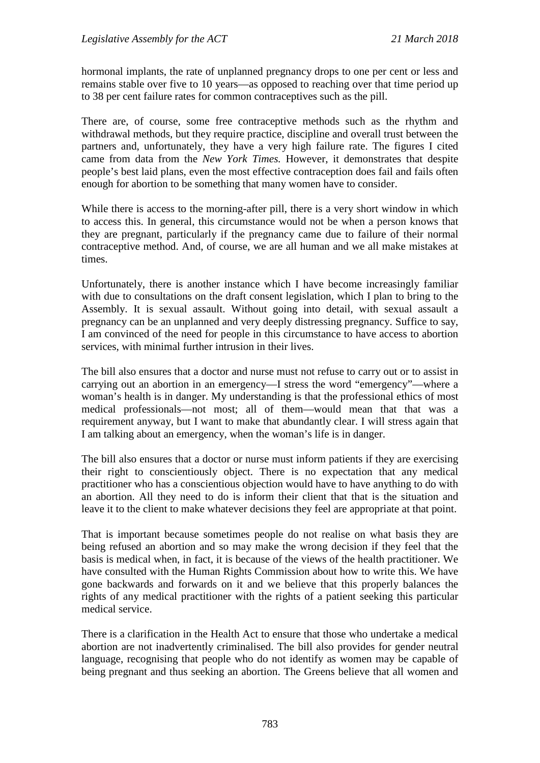hormonal implants, the rate of unplanned pregnancy drops to one per cent or less and remains stable over five to 10 years—as opposed to reaching over that time period up to 38 per cent failure rates for common contraceptives such as the pill.

There are, of course, some free contraceptive methods such as the rhythm and withdrawal methods, but they require practice, discipline and overall trust between the partners and, unfortunately, they have a very high failure rate. The figures I cited came from data from the *New York Times.* However, it demonstrates that despite people's best laid plans, even the most effective contraception does fail and fails often enough for abortion to be something that many women have to consider.

While there is access to the morning-after pill, there is a very short window in which to access this. In general, this circumstance would not be when a person knows that they are pregnant, particularly if the pregnancy came due to failure of their normal contraceptive method. And, of course, we are all human and we all make mistakes at times.

Unfortunately, there is another instance which I have become increasingly familiar with due to consultations on the draft consent legislation, which I plan to bring to the Assembly. It is sexual assault. Without going into detail, with sexual assault a pregnancy can be an unplanned and very deeply distressing pregnancy. Suffice to say, I am convinced of the need for people in this circumstance to have access to abortion services, with minimal further intrusion in their lives.

The bill also ensures that a doctor and nurse must not refuse to carry out or to assist in carrying out an abortion in an emergency—I stress the word "emergency"—where a woman's health is in danger. My understanding is that the professional ethics of most medical professionals—not most; all of them—would mean that that was a requirement anyway, but I want to make that abundantly clear. I will stress again that I am talking about an emergency, when the woman's life is in danger.

The bill also ensures that a doctor or nurse must inform patients if they are exercising their right to conscientiously object. There is no expectation that any medical practitioner who has a conscientious objection would have to have anything to do with an abortion. All they need to do is inform their client that that is the situation and leave it to the client to make whatever decisions they feel are appropriate at that point.

That is important because sometimes people do not realise on what basis they are being refused an abortion and so may make the wrong decision if they feel that the basis is medical when, in fact, it is because of the views of the health practitioner. We have consulted with the Human Rights Commission about how to write this. We have gone backwards and forwards on it and we believe that this properly balances the rights of any medical practitioner with the rights of a patient seeking this particular medical service.

There is a clarification in the Health Act to ensure that those who undertake a medical abortion are not inadvertently criminalised. The bill also provides for gender neutral language, recognising that people who do not identify as women may be capable of being pregnant and thus seeking an abortion. The Greens believe that all women and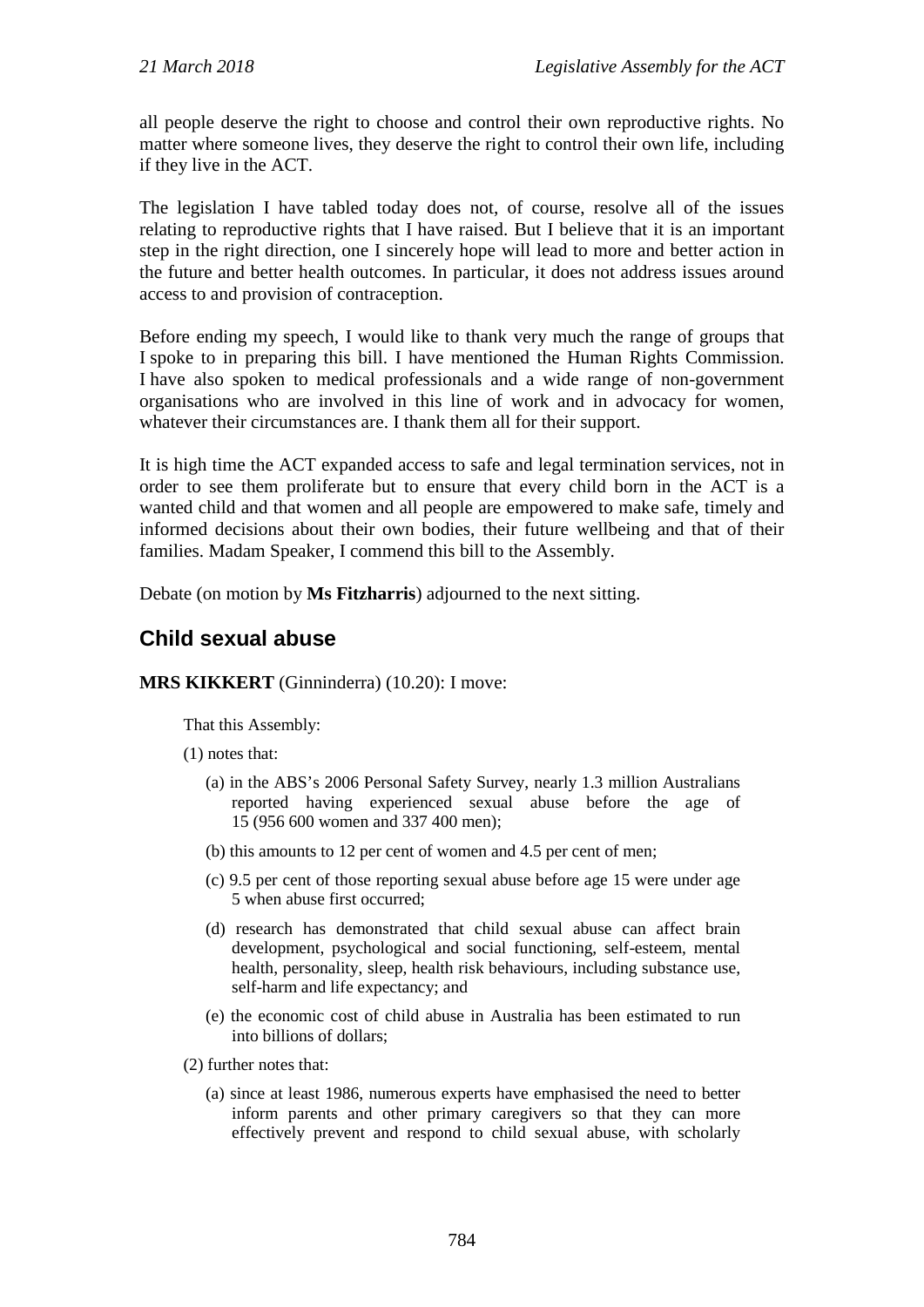all people deserve the right to choose and control their own reproductive rights. No matter where someone lives, they deserve the right to control their own life, including if they live in the ACT.

The legislation I have tabled today does not, of course, resolve all of the issues relating to reproductive rights that I have raised. But I believe that it is an important step in the right direction, one I sincerely hope will lead to more and better action in the future and better health outcomes. In particular, it does not address issues around access to and provision of contraception.

Before ending my speech, I would like to thank very much the range of groups that I spoke to in preparing this bill. I have mentioned the Human Rights Commission. I have also spoken to medical professionals and a wide range of non-government organisations who are involved in this line of work and in advocacy for women, whatever their circumstances are. I thank them all for their support.

It is high time the ACT expanded access to safe and legal termination services, not in order to see them proliferate but to ensure that every child born in the ACT is a wanted child and that women and all people are empowered to make safe, timely and informed decisions about their own bodies, their future wellbeing and that of their families. Madam Speaker, I commend this bill to the Assembly.

Debate (on motion by **Ms Fitzharris**) adjourned to the next sitting.

## Child sexual abuse

**MRS KIKKERT** (Ginninderra) (10.20): I move:

That this Assembly:

(1) notes that:

(a) in the ABS's 2006 Personal Safety Survey, nearly 1.3 million Australians reported having experienced sexual abuse before the age of 15 (956 600 women and 337 400 men);

(b) this amounts to 12 per cent of women and 4.5 per cent of men;

(c) 9.5 per cent of those reporting sexual abuse before age 15 were under age 5 when abuse first occurred;

(d) research has demonstrated that child sexual abuse can affect brain development, psychological and social functioning, self-esteem, mental health, personality, sleep, health risk behaviours, including substance use, self-harm and life expectancy; and

(e) the economic cost of child abuse in Australia has been estimated to run into billions of dollars;

(2) further notes that:

(a) since at least 1986, numerous experts have emphasised the need to better inform parents and other primary caregivers so that they can more effectively prevent and respond to child sexual abuse, with scholarly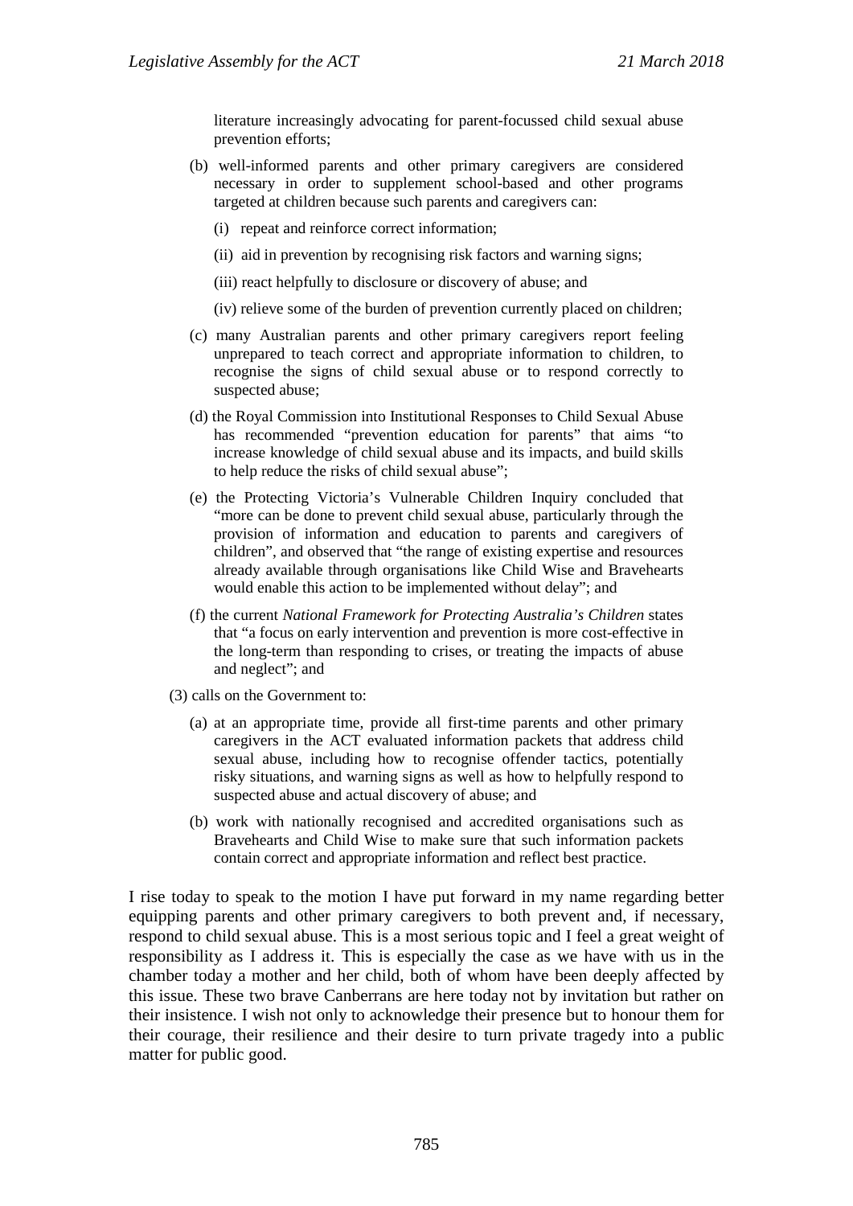literature increasingly advocating for parent-focussed child sexual abuse prevention efforts;

(b) well-informed parents and other primary caregivers are considered necessary in order to supplement school-based and other programs targeted at children because such parents and caregivers can:

(i) repeat and reinforce correct information;

(ii) aid in prevention by recognising risk factors and warning signs;

(iii) react helpfully to disclosure or discovery of abuse; and

(iv) relieve some of the burden of prevention currently placed on children;

(c) many Australian parents and other primary caregivers report feeling unprepared to teach correct and appropriate information to children, to recognise the signs of child sexual abuse or to respond correctly to suspected abuse;

(d) the Royal Commission into Institutional Responses to Child Sexual Abuse has recommended "prevention education for parents" that aims "to increase knowledge of child sexual abuse and its impacts, and build skills to help reduce the risks of child sexual abuse";

(e) the Protecting Victoria's Vulnerable Children Inquiry concluded that "more can be done to prevent child sexual abuse, particularly through the provision of information and education to parents and caregivers of children", and observed that "the range of existing expertise and resources already available through organisations like Child Wise and Bravehearts would enable this action to be implemented without delay"; and

(f) the current *National Framework for Protecting Australia's Children* states that "a focus on early intervention and prevention is more cost-effective in the long-term than responding to crises, or treating the impacts of abuse and neglect"; and

(3) calls on the Government to:

(a) at an appropriate time, provide all first-time parents and other primary caregivers in the ACT evaluated information packets that address child sexual abuse, including how to recognise offender tactics, potentially risky situations, and warning signs as well as how to helpfully respond to suspected abuse and actual discovery of abuse; and

(b) work with nationally recognised and accredited organisations such as Bravehearts and Child Wise to make sure that such information packets contain correct and appropriate information and reflect best practice.

I rise today to speak to the motion I have put forward in my name regarding better equipping parents and other primary caregivers to both prevent and, if necessary, respond to child sexual abuse. This is a most serious topic and I feel a great weight of responsibility as I address it. This is especially the case as we have with us in the chamber today a mother and her child, both of whom have been deeply affected by this issue. These two brave Canberrans are here today not by invitation but rather on their insistence. I wish not only to acknowledge their presence but to honour them for their courage, their resilience and their desire to turn private tragedy into a public matter for public good.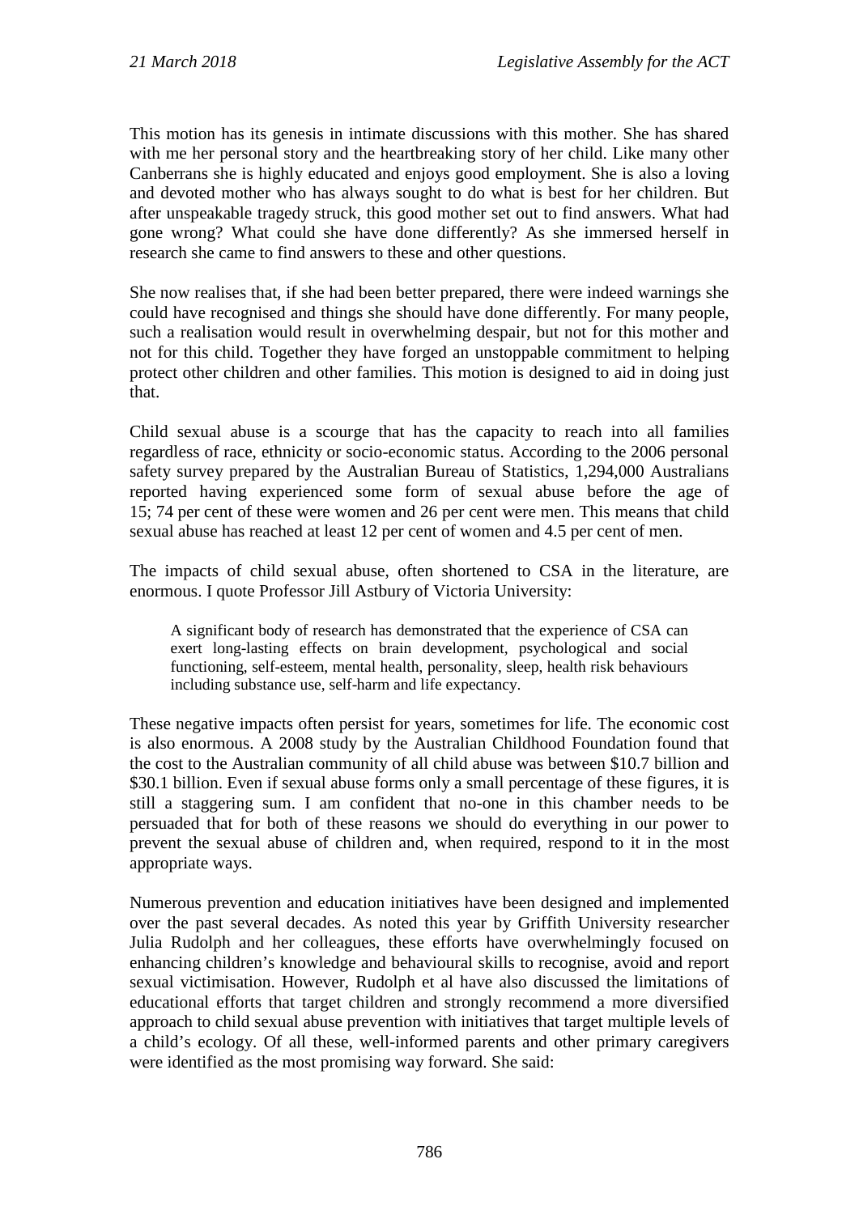This motion has its genesis in intimate discussions with this mother. She has shared with me her personal story and the heartbreaking story of her child. Like many other Canberrans she is highly educated and enjoys good employment. She is also a loving and devoted mother who has always sought to do what is best for her children. But after unspeakable tragedy struck, this good mother set out to find answers. What had gone wrong? What could she have done differently? As she immersed herself in research she came to find answers to these and other questions.

She now realises that, if she had been better prepared, there were indeed warnings she could have recognised and things she should have done differently. For many people, such a realisation would result in overwhelming despair, but not for this mother and not for this child. Together they have forged an unstoppable commitment to helping protect other children and other families. This motion is designed to aid in doing just that.

Child sexual abuse is a scourge that has the capacity to reach into all families regardless of race, ethnicity or socio-economic status. According to the 2006 personal safety survey prepared by the Australian Bureau of Statistics, 1,294,000 Australians reported having experienced some form of sexual abuse before the age of 15; 74 per cent of these were women and 26 per cent were men. This means that child sexual abuse has reached at least 12 per cent of women and 4.5 per cent of men.

The impacts of child sexual abuse, often shortened to CSA in the literature, are enormous. I quote Professor Jill Astbury of Victoria University:

> A significant body of research has demonstrated that the experience of CSA can exert long-lasting effects on brain development, psychological and social functioning, self-esteem, mental health, personality, sleep, health risk behaviours including substance use, self-harm and life expectancy.

These negative impacts often persist for years, sometimes for life. The economic cost is also enormous. A 2008 study by the Australian Childhood Foundation found that the cost to the Australian community of all child abuse was between $10.7 billion and $30.1 billion. Even if sexual abuse forms only a small percentage of these figures, it is still a staggering sum. I am confident that no-one in this chamber needs to be persuaded that for both of these reasons we should do everything in our power to prevent the sexual abuse of children and, when required, respond to it in the most appropriate ways.

Numerous prevention and education initiatives have been designed and implemented over the past several decades. As noted this year by Griffith University researcher Julia Rudolph and her colleagues, these efforts have overwhelmingly focused on enhancing children's knowledge and behavioural skills to recognise, avoid and report sexual victimisation. However, Rudolph et al have also discussed the limitations of educational efforts that target children and strongly recommend a more diversified approach to child sexual abuse prevention with initiatives that target multiple levels of a child's ecology. Of all these, well-informed parents and other primary caregivers were identified as the most promising way forward. She said: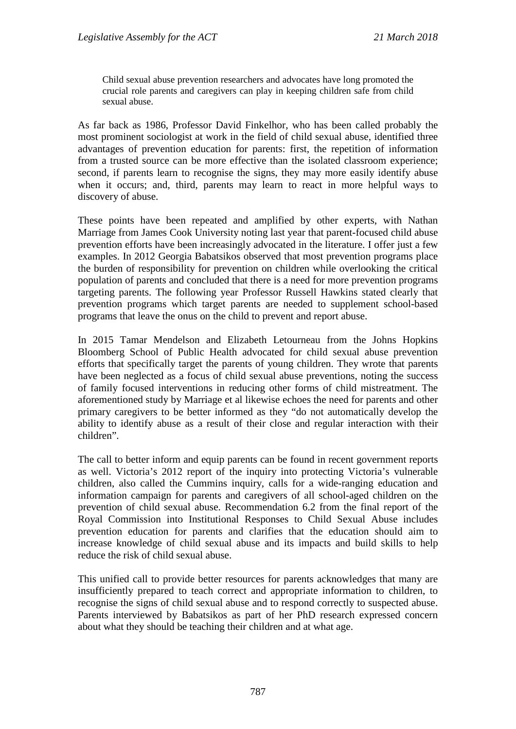> Child sexual abuse prevention researchers and advocates have long promoted the crucial role parents and caregivers can play in keeping children safe from child sexual abuse.

As far back as 1986, Professor David Finkelhor, who has been called probably the most prominent sociologist at work in the field of child sexual abuse, identified three advantages of prevention education for parents: first, the repetition of information from a trusted source can be more effective than the isolated classroom experience; second, if parents learn to recognise the signs, they may more easily identify abuse when it occurs; and, third, parents may learn to react in more helpful ways to discovery of abuse.

These points have been repeated and amplified by other experts, with Nathan Marriage from James Cook University noting last year that parent-focused child abuse prevention efforts have been increasingly advocated in the literature. I offer just a few examples. In 2012 Georgia Babatsikos observed that most prevention programs place the burden of responsibility for prevention on children while overlooking the critical population of parents and concluded that there is a need for more prevention programs targeting parents. The following year Professor Russell Hawkins stated clearly that prevention programs which target parents are needed to supplement school-based programs that leave the onus on the child to prevent and report abuse.

In 2015 Tamar Mendelson and Elizabeth Letourneau from the Johns Hopkins Bloomberg School of Public Health advocated for child sexual abuse prevention efforts that specifically target the parents of young children. They wrote that parents have been neglected as a focus of child sexual abuse preventions, noting the success of family focused interventions in reducing other forms of child mistreatment. The aforementioned study by Marriage et al likewise echoes the need for parents and other primary caregivers to be better informed as they "do not automatically develop the ability to identify abuse as a result of their close and regular interaction with their children".

The call to better inform and equip parents can be found in recent government reports as well. Victoria's 2012 report of the inquiry into protecting Victoria's vulnerable children, also called the Cummins inquiry, calls for a wide-ranging education and information campaign for parents and caregivers of all school-aged children on the prevention of child sexual abuse. Recommendation 6.2 from the final report of the Royal Commission into Institutional Responses to Child Sexual Abuse includes prevention education for parents and clarifies that the education should aim to increase knowledge of child sexual abuse and its impacts and build skills to help reduce the risk of child sexual abuse.

This unified call to provide better resources for parents acknowledges that many are insufficiently prepared to teach correct and appropriate information to children, to recognise the signs of child sexual abuse and to respond correctly to suspected abuse. Parents interviewed by Babatsikos as part of her PhD research expressed concern about what they should be teaching their children and at what age.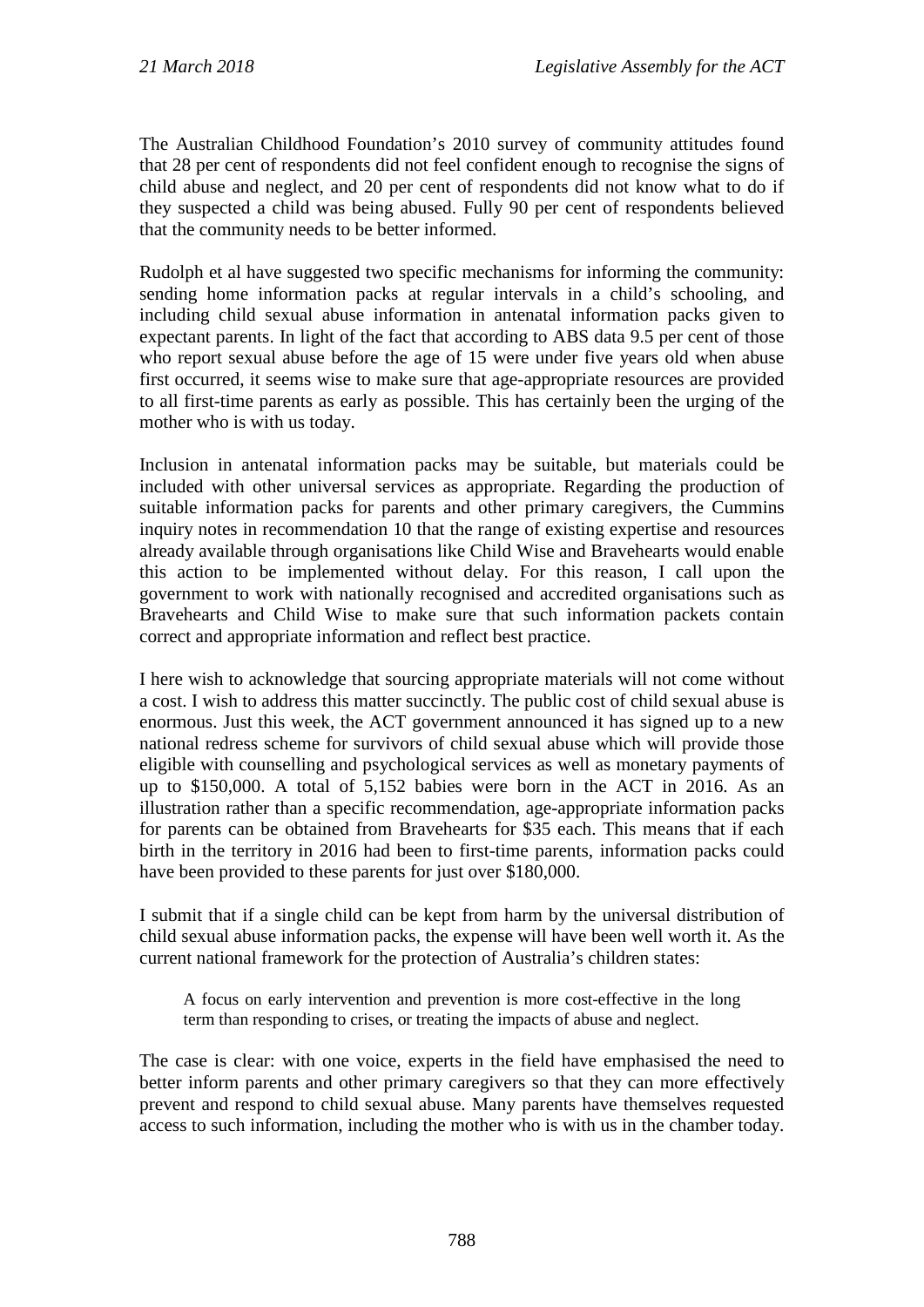The Australian Childhood Foundation's 2010 survey of community attitudes found that 28 per cent of respondents did not feel confident enough to recognise the signs of child abuse and neglect, and 20 per cent of respondents did not know what to do if they suspected a child was being abused. Fully 90 per cent of respondents believed that the community needs to be better informed.

Rudolph et al have suggested two specific mechanisms for informing the community: sending home information packs at regular intervals in a child's schooling, and including child sexual abuse information in antenatal information packs given to expectant parents. In light of the fact that according to ABS data 9.5 per cent of those who report sexual abuse before the age of 15 were under five years old when abuse first occurred, it seems wise to make sure that age-appropriate resources are provided to all first-time parents as early as possible. This has certainly been the urging of the mother who is with us today.

Inclusion in antenatal information packs may be suitable, but materials could be included with other universal services as appropriate. Regarding the production of suitable information packs for parents and other primary caregivers, the Cummins inquiry notes in recommendation 10 that the range of existing expertise and resources already available through organisations like Child Wise and Bravehearts would enable this action to be implemented without delay. For this reason, I call upon the government to work with nationally recognised and accredited organisations such as Bravehearts and Child Wise to make sure that such information packets contain correct and appropriate information and reflect best practice.

I here wish to acknowledge that sourcing appropriate materials will not come without a cost. I wish to address this matter succinctly. The public cost of child sexual abuse is enormous. Just this week, the ACT government announced it has signed up to a new national redress scheme for survivors of child sexual abuse which will provide those eligible with counselling and psychological services as well as monetary payments of up to $150,000. A total of 5,152 babies were born in the ACT in 2016. As an illustration rather than a specific recommendation, age-appropriate information packs for parents can be obtained from Bravehearts for $35 each. This means that if each birth in the territory in 2016 had been to first-time parents, information packs could have been provided to these parents for just over $180,000.

I submit that if a single child can be kept from harm by the universal distribution of child sexual abuse information packs, the expense will have been well worth it. As the current national framework for the protection of Australia's children states:

> A focus on early intervention and prevention is more cost-effective in the long term than responding to crises, or treating the impacts of abuse and neglect.

The case is clear: with one voice, experts in the field have emphasised the need to better inform parents and other primary caregivers so that they can more effectively prevent and respond to child sexual abuse. Many parents have themselves requested access to such information, including the mother who is with us in the chamber today.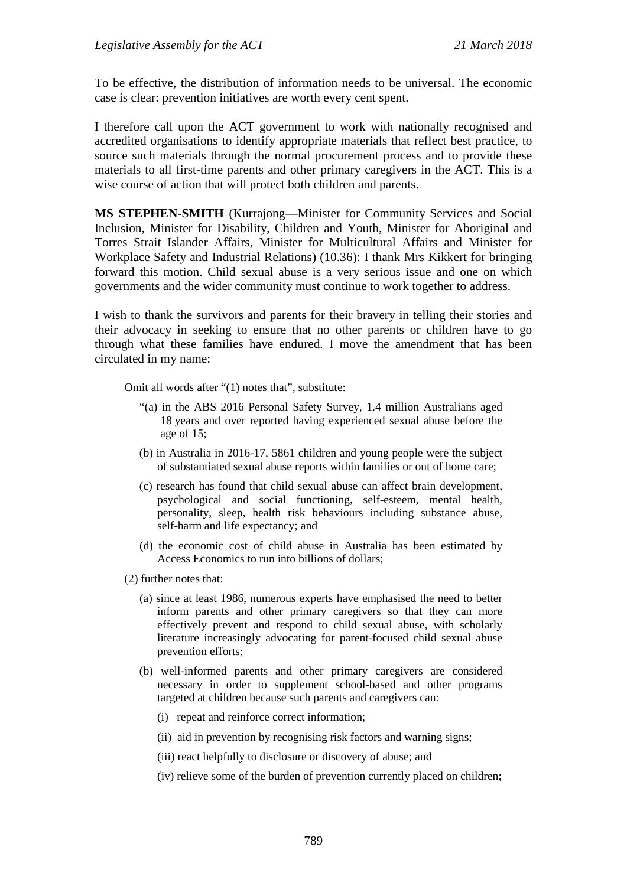To be effective, the distribution of information needs to be universal. The economic case is clear: prevention initiatives are worth every cent spent.

I therefore call upon the ACT government to work with nationally recognised and accredited organisations to identify appropriate materials that reflect best practice, to source such materials through the normal procurement process and to provide these materials to all first-time parents and other primary caregivers in the ACT. This is a wise course of action that will protect both children and parents.

**MS STEPHEN-SMITH** (Kurrajong—Minister for Community Services and Social Inclusion, Minister for Disability, Children and Youth, Minister for Aboriginal and Torres Strait Islander Affairs, Minister for Multicultural Affairs and Minister for Workplace Safety and Industrial Relations) (10.36): I thank Mrs Kikkert for bringing forward this motion. Child sexual abuse is a very serious issue and one on which governments and the wider community must continue to work together to address.

I wish to thank the survivors and parents for their bravery in telling their stories and their advocacy in seeking to ensure that no other parents or children have to go through what these families have endured. I move the amendment that has been circulated in my name:

> Omit all words after "(1) notes that", substitute:
>
> "(a) in the ABS 2016 Personal Safety Survey, 1.4 million Australians aged 18 years and over reported having experienced sexual abuse before the age of 15;
>
> (b) in Australia in 2016-17, 5861 children and young people were the subject of substantiated sexual abuse reports within families or out of home care;
>
> (c) research has found that child sexual abuse can affect brain development, psychological and social functioning, self-esteem, mental health, personality, sleep, health risk behaviours including substance abuse, self-harm and life expectancy; and
>
> (d) the economic cost of child abuse in Australia has been estimated by Access Economics to run into billions of dollars;
>
> (2) further notes that:
>
> (a) since at least 1986, numerous experts have emphasised the need to better inform parents and other primary caregivers so that they can more effectively prevent and respond to child sexual abuse, with scholarly literature increasingly advocating for parent-focused child sexual abuse prevention efforts;
>
> (b) well-informed parents and other primary caregivers are considered necessary in order to supplement school-based and other programs targeted at children because such parents and caregivers can:
>
> (i) repeat and reinforce correct information;
>
> (ii) aid in prevention by recognising risk factors and warning signs;
>
> (iii) react helpfully to disclosure or discovery of abuse; and
>
> (iv) relieve some of the burden of prevention currently placed on children;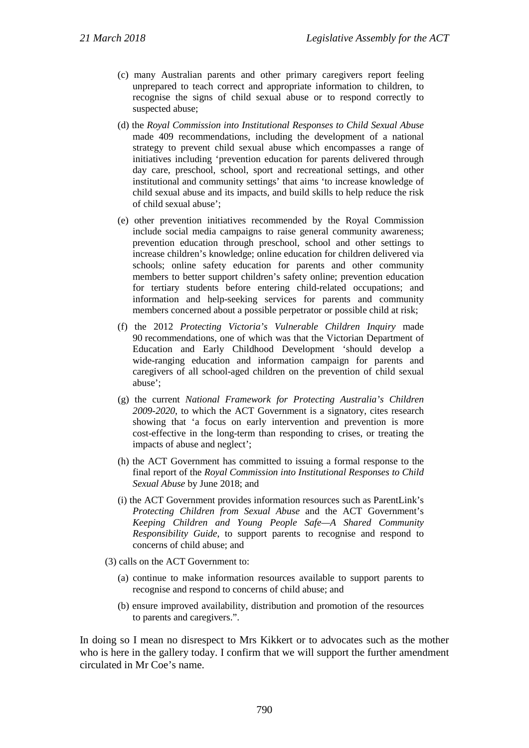(c) many Australian parents and other primary caregivers report feeling unprepared to teach correct and appropriate information to children, to recognise the signs of child sexual abuse or to respond correctly to suspected abuse;

(d) the *Royal Commission into Institutional Responses to Child Sexual Abuse* made 409 recommendations, including the development of a national strategy to prevent child sexual abuse which encompasses a range of initiatives including 'prevention education for parents delivered through day care, preschool, school, sport and recreational settings, and other institutional and community settings' that aims 'to increase knowledge of child sexual abuse and its impacts, and build skills to help reduce the risk of child sexual abuse';

(e) other prevention initiatives recommended by the Royal Commission include social media campaigns to raise general community awareness; prevention education through preschool, school and other settings to increase children's knowledge; online education for children delivered via schools; online safety education for parents and other community members to better support children's safety online; prevention education for tertiary students before entering child-related occupations; and information and help-seeking services for parents and community members concerned about a possible perpetrator or possible child at risk;

(f) the 2012 *Protecting Victoria's Vulnerable Children Inquiry* made 90 recommendations, one of which was that the Victorian Department of Education and Early Childhood Development 'should develop a wide-ranging education and information campaign for parents and caregivers of all school-aged children on the prevention of child sexual abuse';

(g) the current *National Framework for Protecting Australia's Children 2009-2020*, to which the ACT Government is a signatory, cites research showing that 'a focus on early intervention and prevention is more cost-effective in the long-term than responding to crises, or treating the impacts of abuse and neglect';

(h) the ACT Government has committed to issuing a formal response to the final report of the *Royal Commission into Institutional Responses to Child Sexual Abuse* by June 2018; and

(i) the ACT Government provides information resources such as ParentLink's *Protecting Children from Sexual Abuse* and the ACT Government's *Keeping Children and Young People Safe—A Shared Community Responsibility Guide*, to support parents to recognise and respond to concerns of child abuse; and

(3) calls on the ACT Government to:

(a) continue to make information resources available to support parents to recognise and respond to concerns of child abuse; and

(b) ensure improved availability, distribution and promotion of the resources to parents and caregivers.".

In doing so I mean no disrespect to Mrs Kikkert or to advocates such as the mother who is here in the gallery today. I confirm that we will support the further amendment circulated in Mr Coe's name.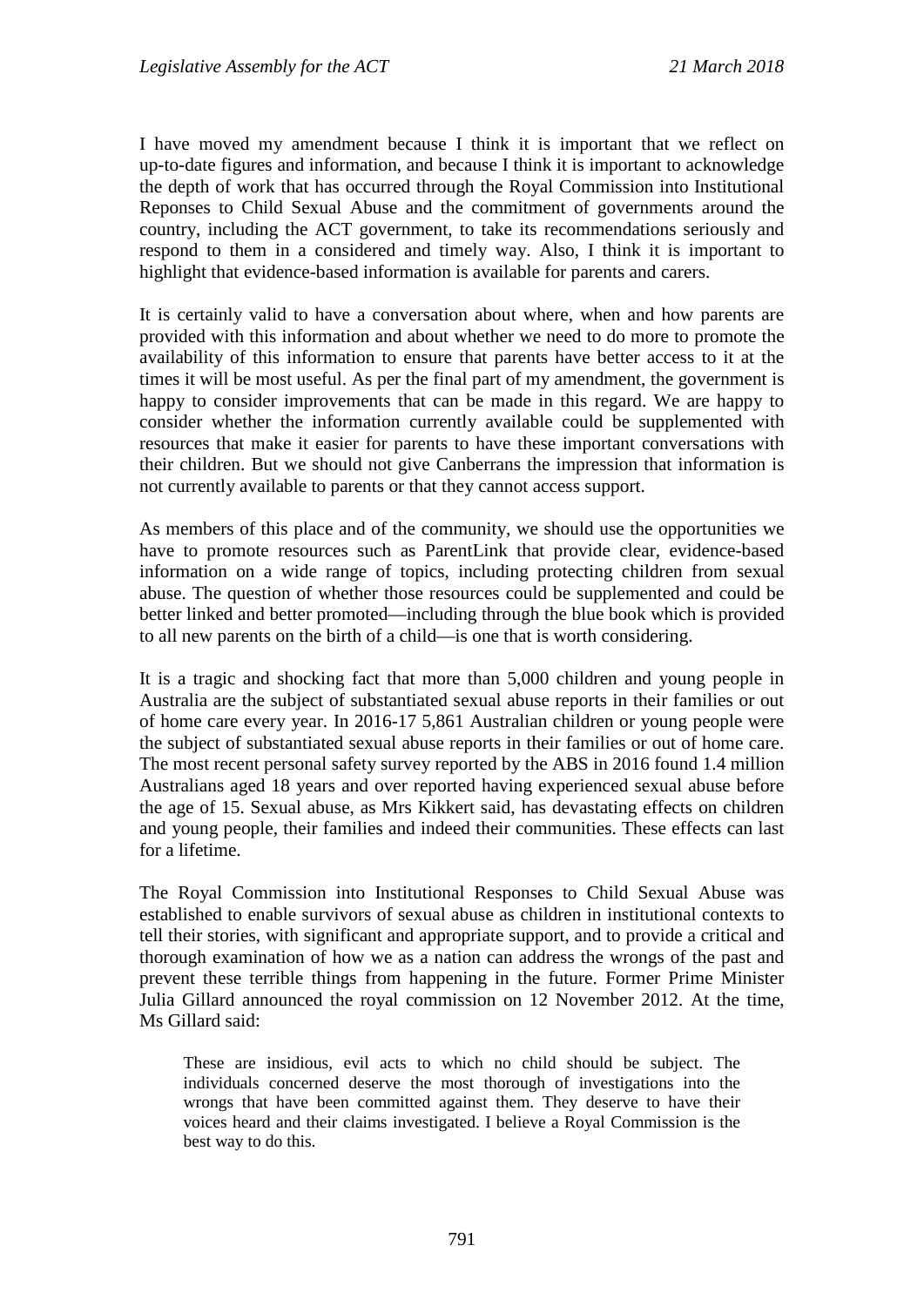I have moved my amendment because I think it is important that we reflect on up-to-date figures and information, and because I think it is important to acknowledge the depth of work that has occurred through the Royal Commission into Institutional Reponses to Child Sexual Abuse and the commitment of governments around the country, including the ACT government, to take its recommendations seriously and respond to them in a considered and timely way. Also, I think it is important to highlight that evidence-based information is available for parents and carers.

It is certainly valid to have a conversation about where, when and how parents are provided with this information and about whether we need to do more to promote the availability of this information to ensure that parents have better access to it at the times it will be most useful. As per the final part of my amendment, the government is happy to consider improvements that can be made in this regard. We are happy to consider whether the information currently available could be supplemented with resources that make it easier for parents to have these important conversations with their children. But we should not give Canberrans the impression that information is not currently available to parents or that they cannot access support.

As members of this place and of the community, we should use the opportunities we have to promote resources such as ParentLink that provide clear, evidence-based information on a wide range of topics, including protecting children from sexual abuse. The question of whether those resources could be supplemented and could be better linked and better promoted—including through the blue book which is provided to all new parents on the birth of a child—is one that is worth considering.

It is a tragic and shocking fact that more than 5,000 children and young people in Australia are the subject of substantiated sexual abuse reports in their families or out of home care every year. In 2016-17 5,861 Australian children or young people were the subject of substantiated sexual abuse reports in their families or out of home care. The most recent personal safety survey reported by the ABS in 2016 found 1.4 million Australians aged 18 years and over reported having experienced sexual abuse before the age of 15. Sexual abuse, as Mrs Kikkert said, has devastating effects on children and young people, their families and indeed their communities. These effects can last for a lifetime.

The Royal Commission into Institutional Responses to Child Sexual Abuse was established to enable survivors of sexual abuse as children in institutional contexts to tell their stories, with significant and appropriate support, and to provide a critical and thorough examination of how we as a nation can address the wrongs of the past and prevent these terrible things from happening in the future. Former Prime Minister Julia Gillard announced the royal commission on 12 November 2012. At the time, Ms Gillard said:

> These are insidious, evil acts to which no child should be subject. The individuals concerned deserve the most thorough of investigations into the wrongs that have been committed against them. They deserve to have their voices heard and their claims investigated. I believe a Royal Commission is the best way to do this.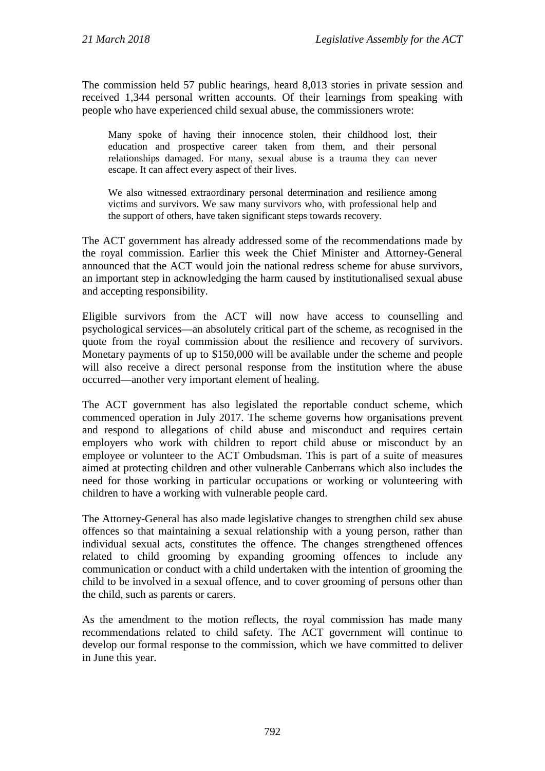The commission held 57 public hearings, heard 8,013 stories in private session and received 1,344 personal written accounts. Of their learnings from speaking with people who have experienced child sexual abuse, the commissioners wrote:

> Many spoke of having their innocence stolen, their childhood lost, their education and prospective career taken from them, and their personal relationships damaged. For many, sexual abuse is a trauma they can never escape. It can affect every aspect of their lives.
>
> We also witnessed extraordinary personal determination and resilience among victims and survivors. We saw many survivors who, with professional help and the support of others, have taken significant steps towards recovery.

The ACT government has already addressed some of the recommendations made by the royal commission. Earlier this week the Chief Minister and Attorney-General announced that the ACT would join the national redress scheme for abuse survivors, an important step in acknowledging the harm caused by institutionalised sexual abuse and accepting responsibility.

Eligible survivors from the ACT will now have access to counselling and psychological services—an absolutely critical part of the scheme, as recognised in the quote from the royal commission about the resilience and recovery of survivors. Monetary payments of up to $150,000 will be available under the scheme and people will also receive a direct personal response from the institution where the abuse occurred—another very important element of healing.

The ACT government has also legislated the reportable conduct scheme, which commenced operation in July 2017. The scheme governs how organisations prevent and respond to allegations of child abuse and misconduct and requires certain employers who work with children to report child abuse or misconduct by an employee or volunteer to the ACT Ombudsman. This is part of a suite of measures aimed at protecting children and other vulnerable Canberrans which also includes the need for those working in particular occupations or working or volunteering with children to have a working with vulnerable people card.

The Attorney-General has also made legislative changes to strengthen child sex abuse offences so that maintaining a sexual relationship with a young person, rather than individual sexual acts, constitutes the offence. The changes strengthened offences related to child grooming by expanding grooming offences to include any communication or conduct with a child undertaken with the intention of grooming the child to be involved in a sexual offence, and to cover grooming of persons other than the child, such as parents or carers.

As the amendment to the motion reflects, the royal commission has made many recommendations related to child safety. The ACT government will continue to develop our formal response to the commission, which we have committed to deliver in June this year.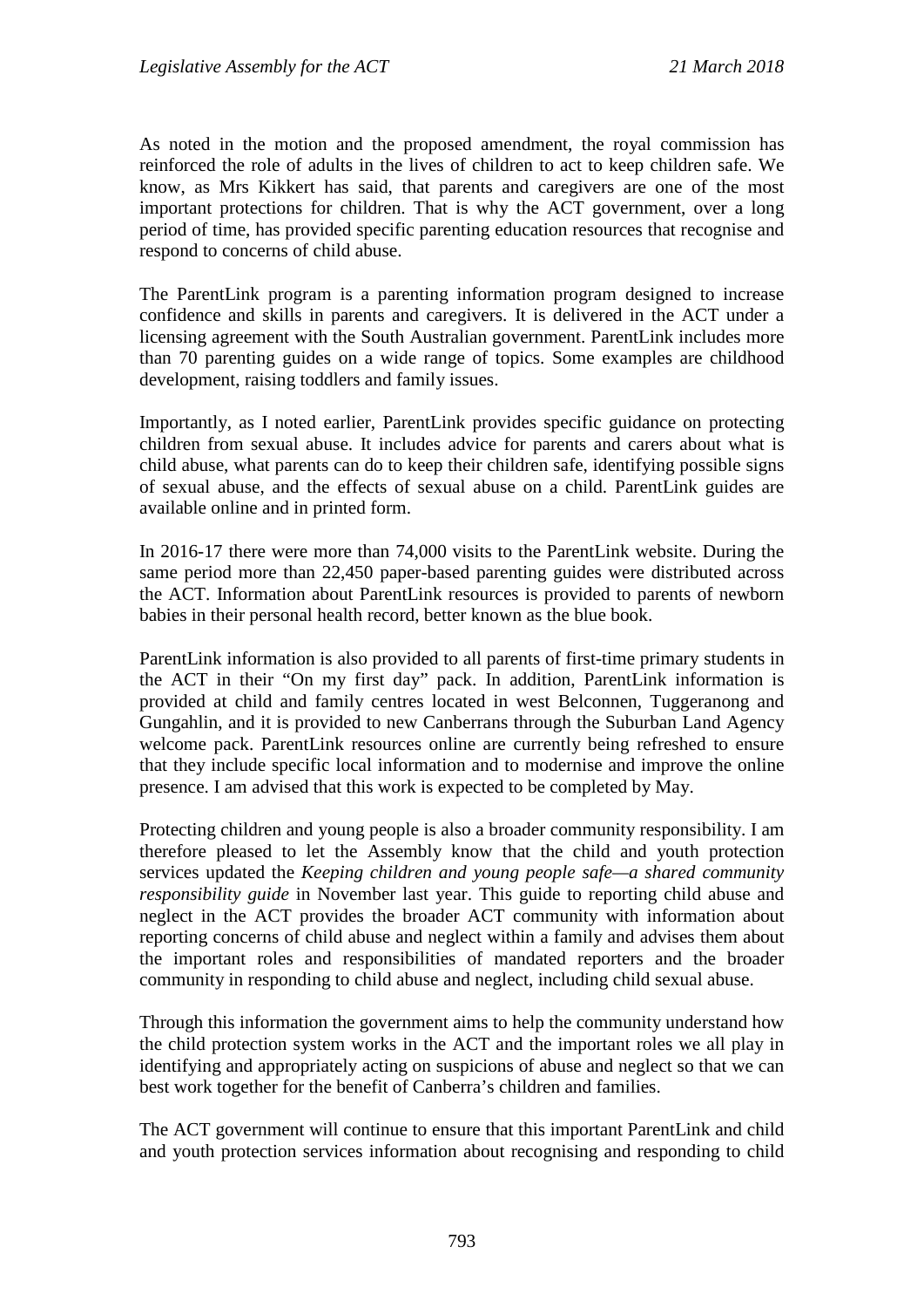As noted in the motion and the proposed amendment, the royal commission has reinforced the role of adults in the lives of children to act to keep children safe. We know, as Mrs Kikkert has said, that parents and caregivers are one of the most important protections for children. That is why the ACT government, over a long period of time, has provided specific parenting education resources that recognise and respond to concerns of child abuse.

The ParentLink program is a parenting information program designed to increase confidence and skills in parents and caregivers. It is delivered in the ACT under a licensing agreement with the South Australian government. ParentLink includes more than 70 parenting guides on a wide range of topics. Some examples are childhood development, raising toddlers and family issues.

Importantly, as I noted earlier, ParentLink provides specific guidance on protecting children from sexual abuse. It includes advice for parents and carers about what is child abuse, what parents can do to keep their children safe, identifying possible signs of sexual abuse, and the effects of sexual abuse on a child. ParentLink guides are available online and in printed form.

In 2016-17 there were more than 74,000 visits to the ParentLink website. During the same period more than 22,450 paper-based parenting guides were distributed across the ACT. Information about ParentLink resources is provided to parents of newborn babies in their personal health record, better known as the blue book.

ParentLink information is also provided to all parents of first-time primary students in the ACT in their "On my first day" pack. In addition, ParentLink information is provided at child and family centres located in west Belconnen, Tuggeranong and Gungahlin, and it is provided to new Canberrans through the Suburban Land Agency welcome pack. ParentLink resources online are currently being refreshed to ensure that they include specific local information and to modernise and improve the online presence. I am advised that this work is expected to be completed by May.

Protecting children and young people is also a broader community responsibility. I am therefore pleased to let the Assembly know that the child and youth protection services updated the *Keeping children and young people safe—a shared community responsibility guide* in November last year. This guide to reporting child abuse and neglect in the ACT provides the broader ACT community with information about reporting concerns of child abuse and neglect within a family and advises them about the important roles and responsibilities of mandated reporters and the broader community in responding to child abuse and neglect, including child sexual abuse.

Through this information the government aims to help the community understand how the child protection system works in the ACT and the important roles we all play in identifying and appropriately acting on suspicions of abuse and neglect so that we can best work together for the benefit of Canberra's children and families.

The ACT government will continue to ensure that this important ParentLink and child and youth protection services information about recognising and responding to child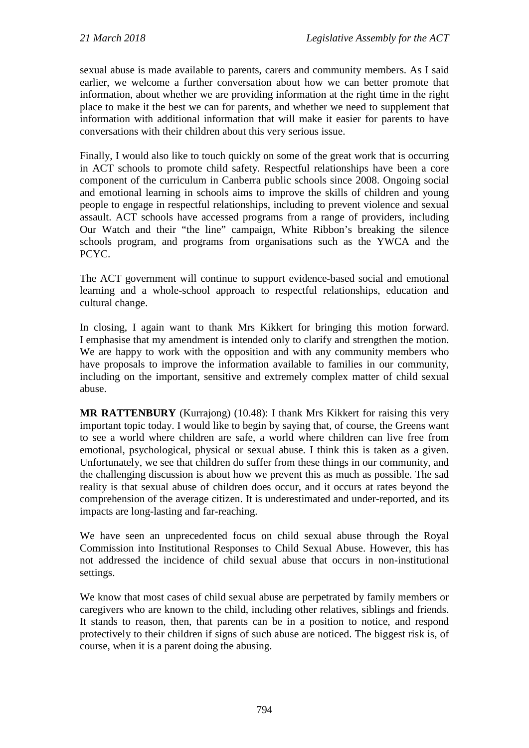sexual abuse is made available to parents, carers and community members. As I said earlier, we welcome a further conversation about how we can better promote that information, about whether we are providing information at the right time in the right place to make it the best we can for parents, and whether we need to supplement that information with additional information that will make it easier for parents to have conversations with their children about this very serious issue.

Finally, I would also like to touch quickly on some of the great work that is occurring in ACT schools to promote child safety. Respectful relationships have been a core component of the curriculum in Canberra public schools since 2008. Ongoing social and emotional learning in schools aims to improve the skills of children and young people to engage in respectful relationships, including to prevent violence and sexual assault. ACT schools have accessed programs from a range of providers, including Our Watch and their "the line" campaign, White Ribbon's breaking the silence schools program, and programs from organisations such as the YWCA and the PCYC.

The ACT government will continue to support evidence-based social and emotional learning and a whole-school approach to respectful relationships, education and cultural change.

In closing, I again want to thank Mrs Kikkert for bringing this motion forward. I emphasise that my amendment is intended only to clarify and strengthen the motion. We are happy to work with the opposition and with any community members who have proposals to improve the information available to families in our community, including on the important, sensitive and extremely complex matter of child sexual abuse.

**MR RATTENBURY** (Kurrajong) (10.48): I thank Mrs Kikkert for raising this very important topic today. I would like to begin by saying that, of course, the Greens want to see a world where children are safe, a world where children can live free from emotional, psychological, physical or sexual abuse. I think this is taken as a given. Unfortunately, we see that children do suffer from these things in our community, and the challenging discussion is about how we prevent this as much as possible. The sad reality is that sexual abuse of children does occur, and it occurs at rates beyond the comprehension of the average citizen. It is underestimated and under-reported, and its impacts are long-lasting and far-reaching.

We have seen an unprecedented focus on child sexual abuse through the Royal Commission into Institutional Responses to Child Sexual Abuse. However, this has not addressed the incidence of child sexual abuse that occurs in non-institutional settings.

We know that most cases of child sexual abuse are perpetrated by family members or caregivers who are known to the child, including other relatives, siblings and friends. It stands to reason, then, that parents can be in a position to notice, and respond protectively to their children if signs of such abuse are noticed. The biggest risk is, of course, when it is a parent doing the abusing.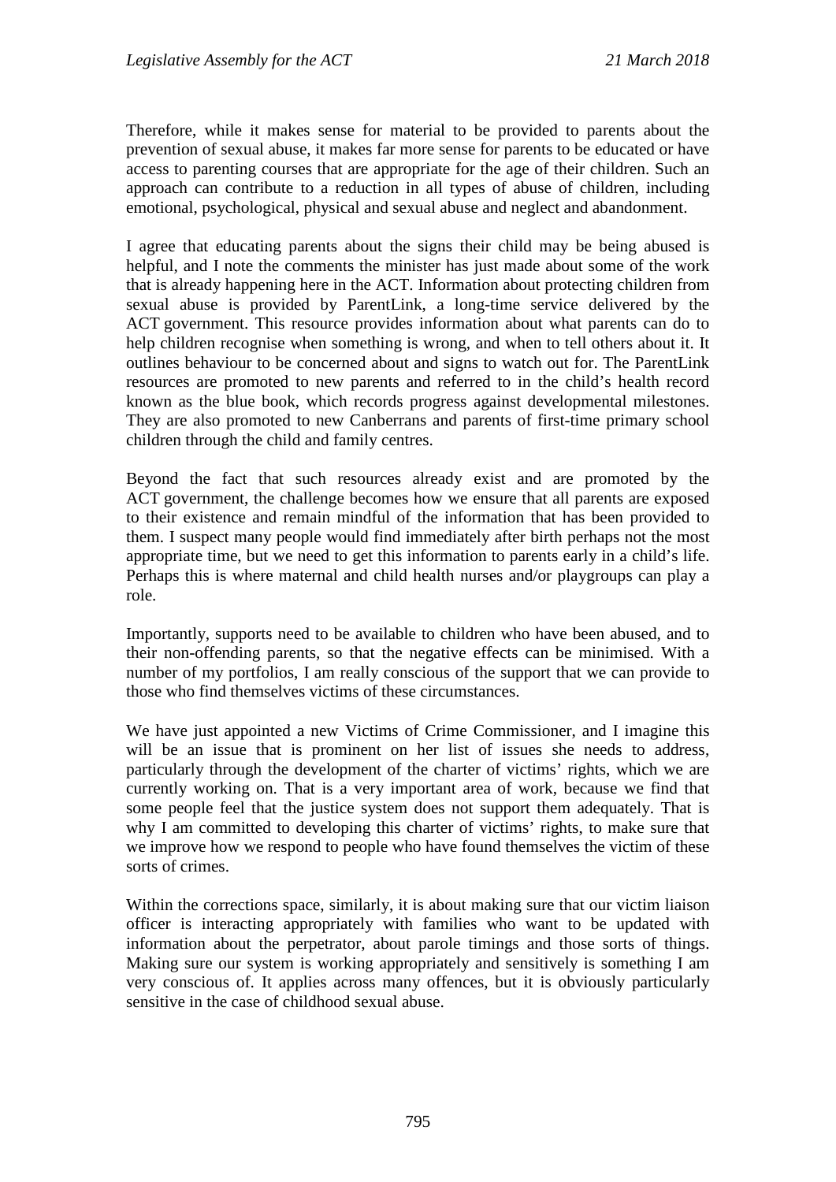Therefore, while it makes sense for material to be provided to parents about the prevention of sexual abuse, it makes far more sense for parents to be educated or have access to parenting courses that are appropriate for the age of their children. Such an approach can contribute to a reduction in all types of abuse of children, including emotional, psychological, physical and sexual abuse and neglect and abandonment.

I agree that educating parents about the signs their child may be being abused is helpful, and I note the comments the minister has just made about some of the work that is already happening here in the ACT. Information about protecting children from sexual abuse is provided by ParentLink, a long-time service delivered by the ACT government. This resource provides information about what parents can do to help children recognise when something is wrong, and when to tell others about it. It outlines behaviour to be concerned about and signs to watch out for. The ParentLink resources are promoted to new parents and referred to in the child's health record known as the blue book, which records progress against developmental milestones. They are also promoted to new Canberrans and parents of first-time primary school children through the child and family centres.

Beyond the fact that such resources already exist and are promoted by the ACT government, the challenge becomes how we ensure that all parents are exposed to their existence and remain mindful of the information that has been provided to them. I suspect many people would find immediately after birth perhaps not the most appropriate time, but we need to get this information to parents early in a child's life. Perhaps this is where maternal and child health nurses and/or playgroups can play a role.

Importantly, supports need to be available to children who have been abused, and to their non-offending parents, so that the negative effects can be minimised. With a number of my portfolios, I am really conscious of the support that we can provide to those who find themselves victims of these circumstances.

We have just appointed a new Victims of Crime Commissioner, and I imagine this will be an issue that is prominent on her list of issues she needs to address, particularly through the development of the charter of victims' rights, which we are currently working on. That is a very important area of work, because we find that some people feel that the justice system does not support them adequately. That is why I am committed to developing this charter of victims' rights, to make sure that we improve how we respond to people who have found themselves the victim of these sorts of crimes.

Within the corrections space, similarly, it is about making sure that our victim liaison officer is interacting appropriately with families who want to be updated with information about the perpetrator, about parole timings and those sorts of things. Making sure our system is working appropriately and sensitively is something I am very conscious of. It applies across many offences, but it is obviously particularly sensitive in the case of childhood sexual abuse.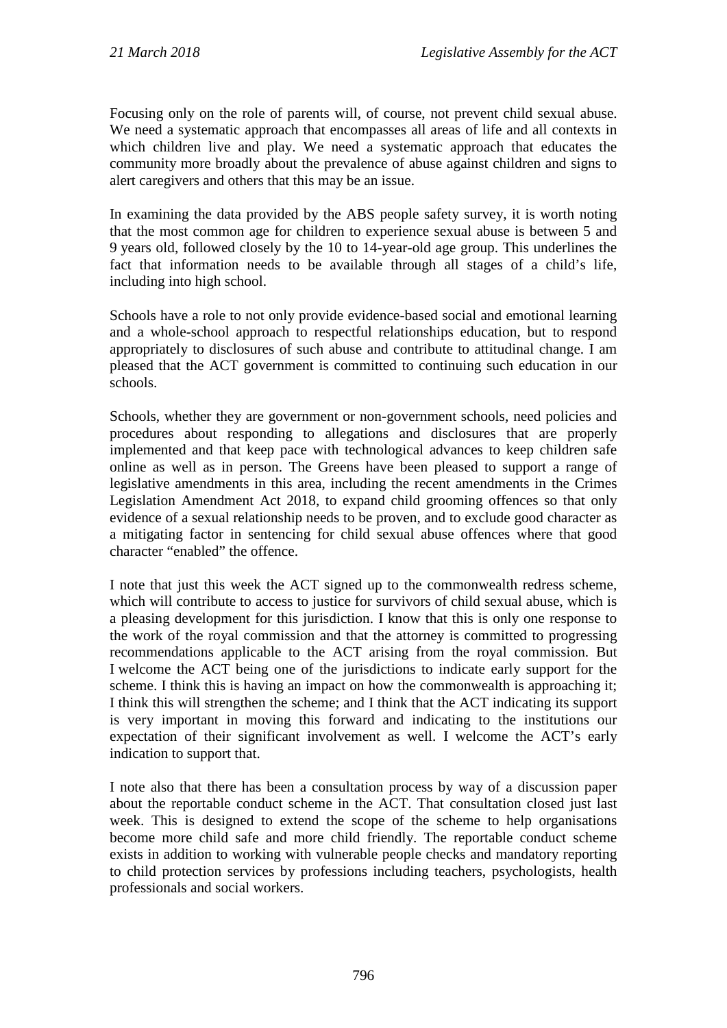Focusing only on the role of parents will, of course, not prevent child sexual abuse. We need a systematic approach that encompasses all areas of life and all contexts in which children live and play. We need a systematic approach that educates the community more broadly about the prevalence of abuse against children and signs to alert caregivers and others that this may be an issue.

In examining the data provided by the ABS people safety survey, it is worth noting that the most common age for children to experience sexual abuse is between 5 and 9 years old, followed closely by the 10 to 14-year-old age group. This underlines the fact that information needs to be available through all stages of a child's life, including into high school.

Schools have a role to not only provide evidence-based social and emotional learning and a whole-school approach to respectful relationships education, but to respond appropriately to disclosures of such abuse and contribute to attitudinal change. I am pleased that the ACT government is committed to continuing such education in our schools.

Schools, whether they are government or non-government schools, need policies and procedures about responding to allegations and disclosures that are properly implemented and that keep pace with technological advances to keep children safe online as well as in person. The Greens have been pleased to support a range of legislative amendments in this area, including the recent amendments in the Crimes Legislation Amendment Act 2018, to expand child grooming offences so that only evidence of a sexual relationship needs to be proven, and to exclude good character as a mitigating factor in sentencing for child sexual abuse offences where that good character "enabled" the offence.

I note that just this week the ACT signed up to the commonwealth redress scheme, which will contribute to access to justice for survivors of child sexual abuse, which is a pleasing development for this jurisdiction. I know that this is only one response to the work of the royal commission and that the attorney is committed to progressing recommendations applicable to the ACT arising from the royal commission. But I welcome the ACT being one of the jurisdictions to indicate early support for the scheme. I think this is having an impact on how the commonwealth is approaching it; I think this will strengthen the scheme; and I think that the ACT indicating its support is very important in moving this forward and indicating to the institutions our expectation of their significant involvement as well. I welcome the ACT's early indication to support that.

I note also that there has been a consultation process by way of a discussion paper about the reportable conduct scheme in the ACT. That consultation closed just last week. This is designed to extend the scope of the scheme to help organisations become more child safe and more child friendly. The reportable conduct scheme exists in addition to working with vulnerable people checks and mandatory reporting to child protection services by professions including teachers, psychologists, health professionals and social workers.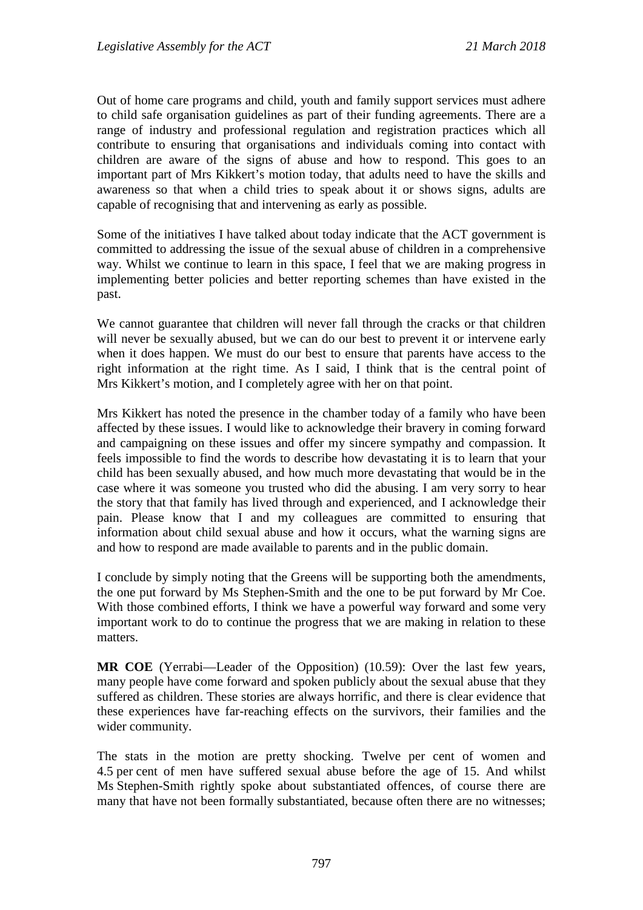Out of home care programs and child, youth and family support services must adhere to child safe organisation guidelines as part of their funding agreements. There are a range of industry and professional regulation and registration practices which all contribute to ensuring that organisations and individuals coming into contact with children are aware of the signs of abuse and how to respond. This goes to an important part of Mrs Kikkert's motion today, that adults need to have the skills and awareness so that when a child tries to speak about it or shows signs, adults are capable of recognising that and intervening as early as possible.

Some of the initiatives I have talked about today indicate that the ACT government is committed to addressing the issue of the sexual abuse of children in a comprehensive way. Whilst we continue to learn in this space, I feel that we are making progress in implementing better policies and better reporting schemes than have existed in the past.

We cannot guarantee that children will never fall through the cracks or that children will never be sexually abused, but we can do our best to prevent it or intervene early when it does happen. We must do our best to ensure that parents have access to the right information at the right time. As I said, I think that is the central point of Mrs Kikkert's motion, and I completely agree with her on that point.

Mrs Kikkert has noted the presence in the chamber today of a family who have been affected by these issues. I would like to acknowledge their bravery in coming forward and campaigning on these issues and offer my sincere sympathy and compassion. It feels impossible to find the words to describe how devastating it is to learn that your child has been sexually abused, and how much more devastating that would be in the case where it was someone you trusted who did the abusing. I am very sorry to hear the story that that family has lived through and experienced, and I acknowledge their pain. Please know that I and my colleagues are committed to ensuring that information about child sexual abuse and how it occurs, what the warning signs are and how to respond are made available to parents and in the public domain.

I conclude by simply noting that the Greens will be supporting both the amendments, the one put forward by Ms Stephen-Smith and the one to be put forward by Mr Coe. With those combined efforts, I think we have a powerful way forward and some very important work to do to continue the progress that we are making in relation to these matters.

**MR COE** (Yerrabi—Leader of the Opposition) (10.59): Over the last few years, many people have come forward and spoken publicly about the sexual abuse that they suffered as children. These stories are always horrific, and there is clear evidence that these experiences have far-reaching effects on the survivors, their families and the wider community.

The stats in the motion are pretty shocking. Twelve per cent of women and 4.5 per cent of men have suffered sexual abuse before the age of 15. And whilst Ms Stephen-Smith rightly spoke about substantiated offences, of course there are many that have not been formally substantiated, because often there are no witnesses;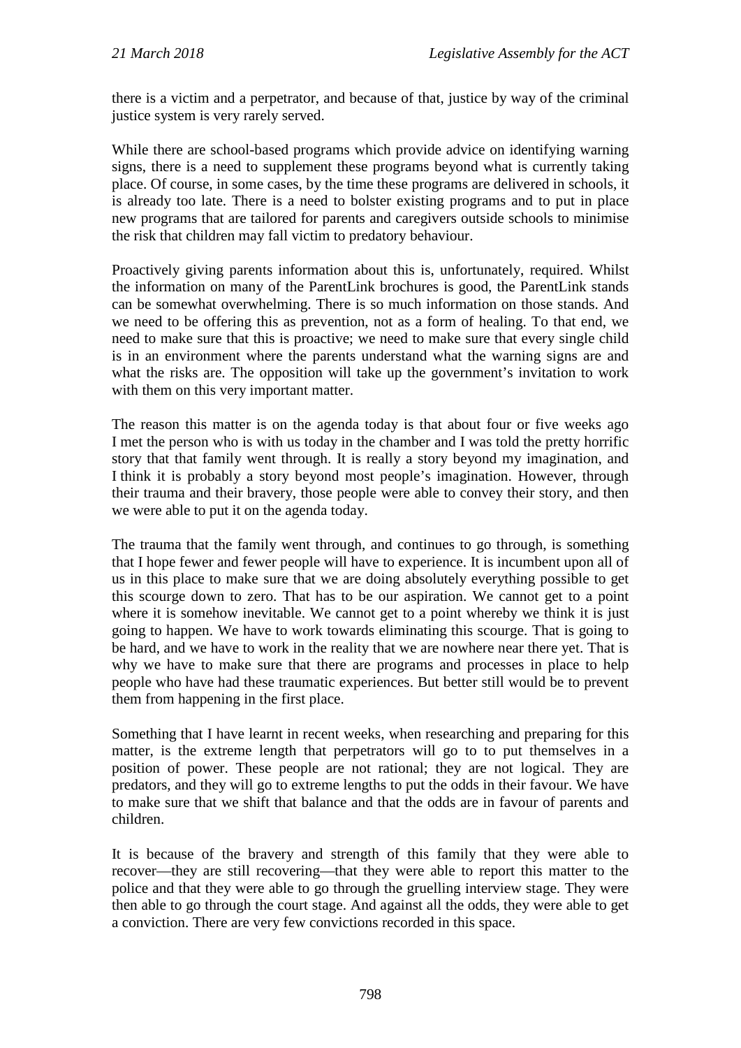there is a victim and a perpetrator, and because of that, justice by way of the criminal justice system is very rarely served.

While there are school-based programs which provide advice on identifying warning signs, there is a need to supplement these programs beyond what is currently taking place. Of course, in some cases, by the time these programs are delivered in schools, it is already too late. There is a need to bolster existing programs and to put in place new programs that are tailored for parents and caregivers outside schools to minimise the risk that children may fall victim to predatory behaviour.

Proactively giving parents information about this is, unfortunately, required. Whilst the information on many of the ParentLink brochures is good, the ParentLink stands can be somewhat overwhelming. There is so much information on those stands. And we need to be offering this as prevention, not as a form of healing. To that end, we need to make sure that this is proactive; we need to make sure that every single child is in an environment where the parents understand what the warning signs are and what the risks are. The opposition will take up the government's invitation to work with them on this very important matter.

The reason this matter is on the agenda today is that about four or five weeks ago I met the person who is with us today in the chamber and I was told the pretty horrific story that that family went through. It is really a story beyond my imagination, and I think it is probably a story beyond most people's imagination. However, through their trauma and their bravery, those people were able to convey their story, and then we were able to put it on the agenda today.

The trauma that the family went through, and continues to go through, is something that I hope fewer and fewer people will have to experience. It is incumbent upon all of us in this place to make sure that we are doing absolutely everything possible to get this scourge down to zero. That has to be our aspiration. We cannot get to a point where it is somehow inevitable. We cannot get to a point whereby we think it is just going to happen. We have to work towards eliminating this scourge. That is going to be hard, and we have to work in the reality that we are nowhere near there yet. That is why we have to make sure that there are programs and processes in place to help people who have had these traumatic experiences. But better still would be to prevent them from happening in the first place.

Something that I have learnt in recent weeks, when researching and preparing for this matter, is the extreme length that perpetrators will go to to put themselves in a position of power. These people are not rational; they are not logical. They are predators, and they will go to extreme lengths to put the odds in their favour. We have to make sure that we shift that balance and that the odds are in favour of parents and children.

It is because of the bravery and strength of this family that they were able to recover—they are still recovering—that they were able to report this matter to the police and that they were able to go through the gruelling interview stage. They were then able to go through the court stage. And against all the odds, they were able to get a conviction. There are very few convictions recorded in this space.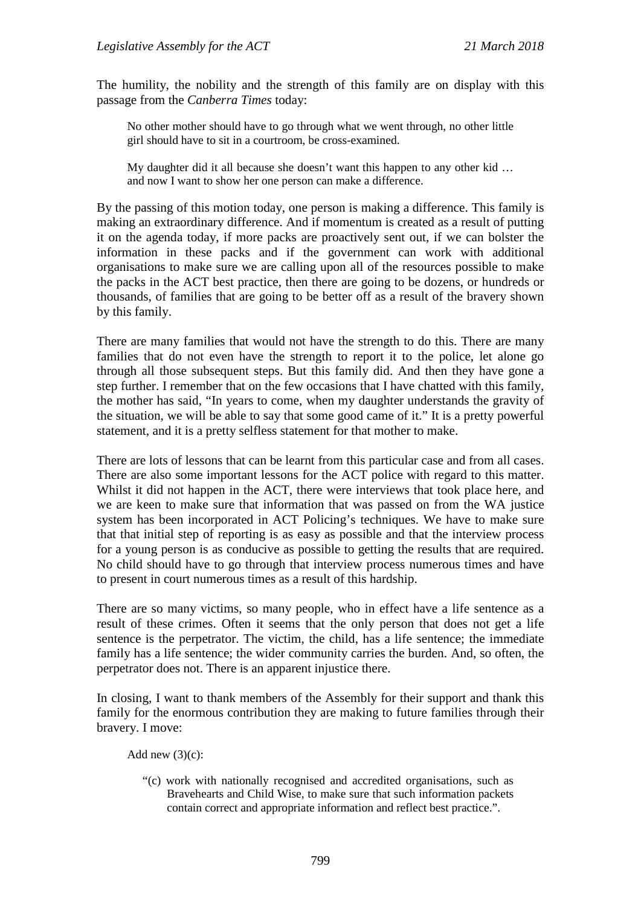The humility, the nobility and the strength of this family are on display with this passage from the *Canberra Times* today:

> No other mother should have to go through what we went through, no other little girl should have to sit in a courtroom, be cross-examined.
>
> My daughter did it all because she doesn't want this happen to any other kid … and now I want to show her one person can make a difference.

By the passing of this motion today, one person is making a difference. This family is making an extraordinary difference. And if momentum is created as a result of putting it on the agenda today, if more packs are proactively sent out, if we can bolster the information in these packs and if the government can work with additional organisations to make sure we are calling upon all of the resources possible to make the packs in the ACT best practice, then there are going to be dozens, or hundreds or thousands, of families that are going to be better off as a result of the bravery shown by this family.

There are many families that would not have the strength to do this. There are many families that do not even have the strength to report it to the police, let alone go through all those subsequent steps. But this family did. And then they have gone a step further. I remember that on the few occasions that I have chatted with this family, the mother has said, "In years to come, when my daughter understands the gravity of the situation, we will be able to say that some good came of it." It is a pretty powerful statement, and it is a pretty selfless statement for that mother to make.

There are lots of lessons that can be learnt from this particular case and from all cases. There are also some important lessons for the ACT police with regard to this matter. Whilst it did not happen in the ACT, there were interviews that took place here, and we are keen to make sure that information that was passed on from the WA justice system has been incorporated in ACT Policing's techniques. We have to make sure that that initial step of reporting is as easy as possible and that the interview process for a young person is as conducive as possible to getting the results that are required. No child should have to go through that interview process numerous times and have to present in court numerous times as a result of this hardship.

There are so many victims, so many people, who in effect have a life sentence as a result of these crimes. Often it seems that the only person that does not get a life sentence is the perpetrator. The victim, the child, has a life sentence; the immediate family has a life sentence; the wider community carries the burden. And, so often, the perpetrator does not. There is an apparent injustice there.

In closing, I want to thank members of the Assembly for their support and thank this family for the enormous contribution they are making to future families through their bravery. I move:

> Add new (3)(c):
>
> > "(c) work with nationally recognised and accredited organisations, such as Bravehearts and Child Wise, to make sure that such information packets contain correct and appropriate information and reflect best practice.".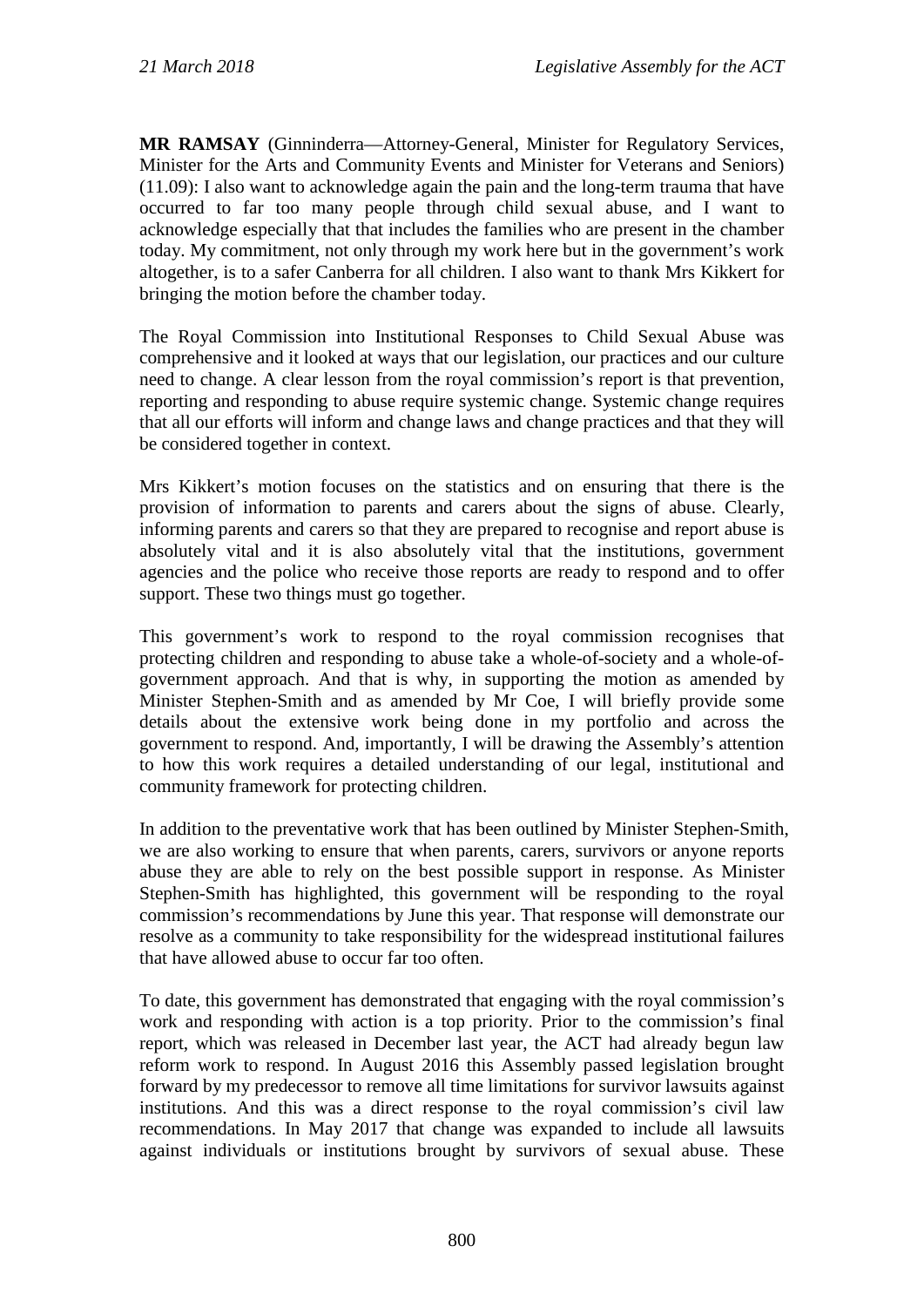**MR RAMSAY** (Ginninderra—Attorney-General, Minister for Regulatory Services, Minister for the Arts and Community Events and Minister for Veterans and Seniors) (11.09): I also want to acknowledge again the pain and the long-term trauma that have occurred to far too many people through child sexual abuse, and I want to acknowledge especially that that includes the families who are present in the chamber today. My commitment, not only through my work here but in the government's work altogether, is to a safer Canberra for all children. I also want to thank Mrs Kikkert for bringing the motion before the chamber today.

The Royal Commission into Institutional Responses to Child Sexual Abuse was comprehensive and it looked at ways that our legislation, our practices and our culture need to change. A clear lesson from the royal commission's report is that prevention, reporting and responding to abuse require systemic change. Systemic change requires that all our efforts will inform and change laws and change practices and that they will be considered together in context.

Mrs Kikkert's motion focuses on the statistics and on ensuring that there is the provision of information to parents and carers about the signs of abuse. Clearly, informing parents and carers so that they are prepared to recognise and report abuse is absolutely vital and it is also absolutely vital that the institutions, government agencies and the police who receive those reports are ready to respond and to offer support. These two things must go together.

This government's work to respond to the royal commission recognises that protecting children and responding to abuse take a whole-of-society and a whole-of-government approach. And that is why, in supporting the motion as amended by Minister Stephen-Smith and as amended by Mr Coe, I will briefly provide some details about the extensive work being done in my portfolio and across the government to respond. And, importantly, I will be drawing the Assembly's attention to how this work requires a detailed understanding of our legal, institutional and community framework for protecting children.

In addition to the preventative work that has been outlined by Minister Stephen-Smith, we are also working to ensure that when parents, carers, survivors or anyone reports abuse they are able to rely on the best possible support in response. As Minister Stephen-Smith has highlighted, this government will be responding to the royal commission's recommendations by June this year. That response will demonstrate our resolve as a community to take responsibility for the widespread institutional failures that have allowed abuse to occur far too often.

To date, this government has demonstrated that engaging with the royal commission's work and responding with action is a top priority. Prior to the commission's final report, which was released in December last year, the ACT had already begun law reform work to respond. In August 2016 this Assembly passed legislation brought forward by my predecessor to remove all time limitations for survivor lawsuits against institutions. And this was a direct response to the royal commission's civil law recommendations. In May 2017 that change was expanded to include all lawsuits against individuals or institutions brought by survivors of sexual abuse. These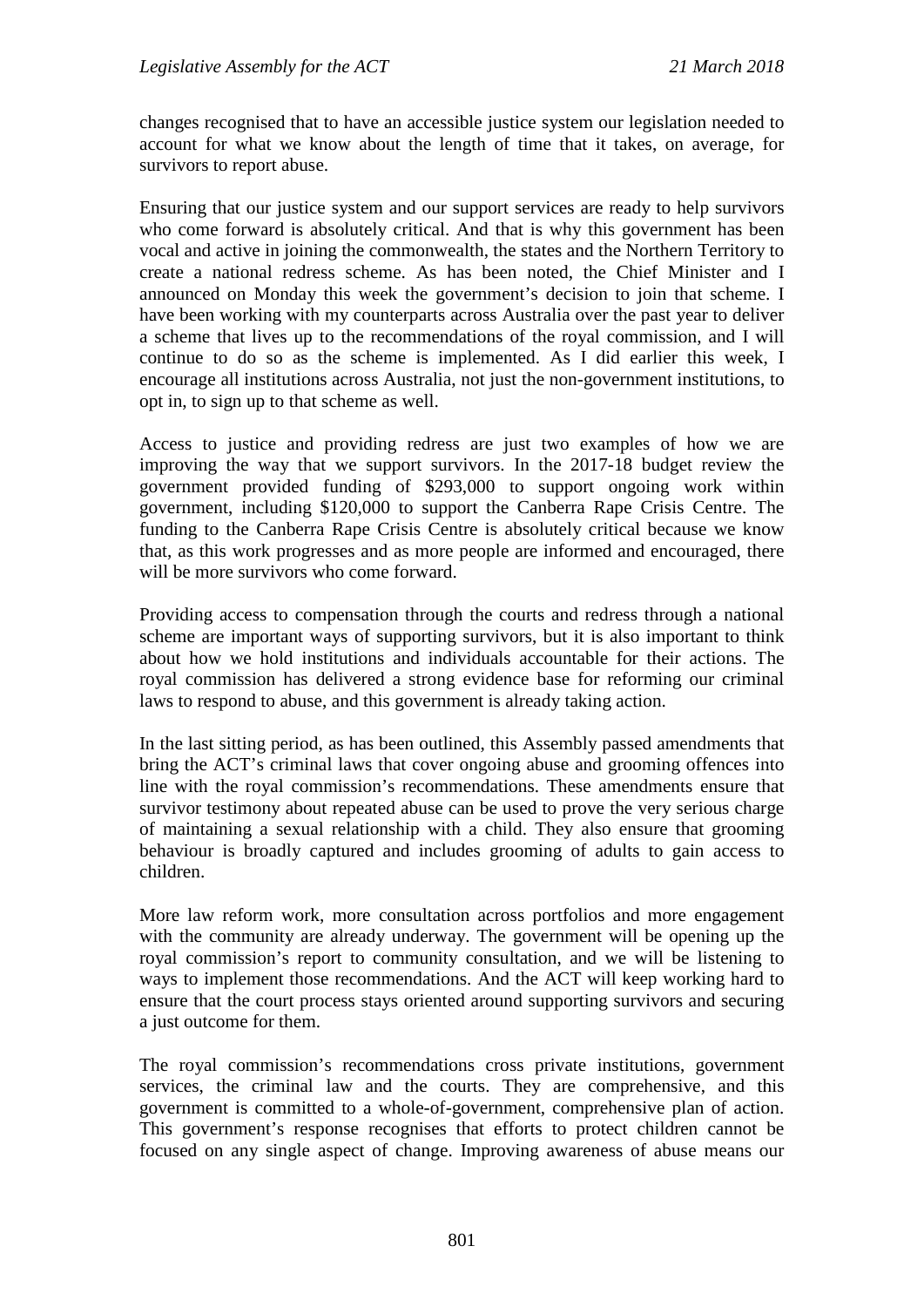changes recognised that to have an accessible justice system our legislation needed to account for what we know about the length of time that it takes, on average, for survivors to report abuse.

Ensuring that our justice system and our support services are ready to help survivors who come forward is absolutely critical. And that is why this government has been vocal and active in joining the commonwealth, the states and the Northern Territory to create a national redress scheme. As has been noted, the Chief Minister and I announced on Monday this week the government's decision to join that scheme. I have been working with my counterparts across Australia over the past year to deliver a scheme that lives up to the recommendations of the royal commission, and I will continue to do so as the scheme is implemented. As I did earlier this week, I encourage all institutions across Australia, not just the non-government institutions, to opt in, to sign up to that scheme as well.

Access to justice and providing redress are just two examples of how we are improving the way that we support survivors. In the 2017-18 budget review the government provided funding of $293,000 to support ongoing work within government, including $120,000 to support the Canberra Rape Crisis Centre. The funding to the Canberra Rape Crisis Centre is absolutely critical because we know that, as this work progresses and as more people are informed and encouraged, there will be more survivors who come forward.

Providing access to compensation through the courts and redress through a national scheme are important ways of supporting survivors, but it is also important to think about how we hold institutions and individuals accountable for their actions. The royal commission has delivered a strong evidence base for reforming our criminal laws to respond to abuse, and this government is already taking action.

In the last sitting period, as has been outlined, this Assembly passed amendments that bring the ACT's criminal laws that cover ongoing abuse and grooming offences into line with the royal commission's recommendations. These amendments ensure that survivor testimony about repeated abuse can be used to prove the very serious charge of maintaining a sexual relationship with a child. They also ensure that grooming behaviour is broadly captured and includes grooming of adults to gain access to children.

More law reform work, more consultation across portfolios and more engagement with the community are already underway. The government will be opening up the royal commission's report to community consultation, and we will be listening to ways to implement those recommendations. And the ACT will keep working hard to ensure that the court process stays oriented around supporting survivors and securing a just outcome for them.

The royal commission's recommendations cross private institutions, government services, the criminal law and the courts. They are comprehensive, and this government is committed to a whole-of-government, comprehensive plan of action. This government's response recognises that efforts to protect children cannot be focused on any single aspect of change. Improving awareness of abuse means our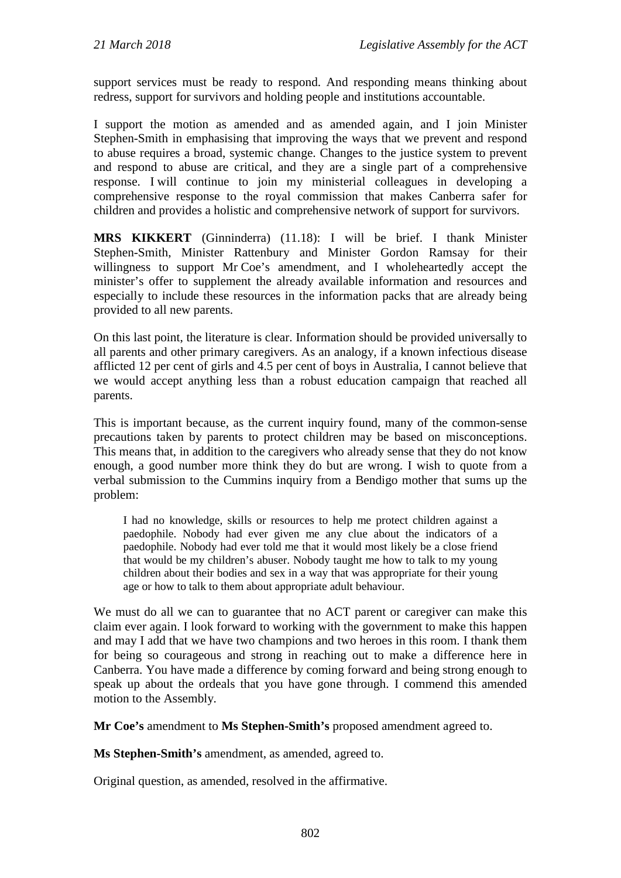support services must be ready to respond. And responding means thinking about redress, support for survivors and holding people and institutions accountable.

I support the motion as amended and as amended again, and I join Minister Stephen-Smith in emphasising that improving the ways that we prevent and respond to abuse requires a broad, systemic change. Changes to the justice system to prevent and respond to abuse are critical, and they are a single part of a comprehensive response. I will continue to join my ministerial colleagues in developing a comprehensive response to the royal commission that makes Canberra safer for children and provides a holistic and comprehensive network of support for survivors.

**MRS KIKKERT** (Ginninderra) (11.18): I will be brief. I thank Minister Stephen-Smith, Minister Rattenbury and Minister Gordon Ramsay for their willingness to support Mr Coe's amendment, and I wholeheartedly accept the minister's offer to supplement the already available information and resources and especially to include these resources in the information packs that are already being provided to all new parents.

On this last point, the literature is clear. Information should be provided universally to all parents and other primary caregivers. As an analogy, if a known infectious disease afflicted 12 per cent of girls and 4.5 per cent of boys in Australia, I cannot believe that we would accept anything less than a robust education campaign that reached all parents.

This is important because, as the current inquiry found, many of the common-sense precautions taken by parents to protect children may be based on misconceptions. This means that, in addition to the caregivers who already sense that they do not know enough, a good number more think they do but are wrong. I wish to quote from a verbal submission to the Cummins inquiry from a Bendigo mother that sums up the problem:

> I had no knowledge, skills or resources to help me protect children against a paedophile. Nobody had ever given me any clue about the indicators of a paedophile. Nobody had ever told me that it would most likely be a close friend that would be my children's abuser. Nobody taught me how to talk to my young children about their bodies and sex in a way that was appropriate for their young age or how to talk to them about appropriate adult behaviour.

We must do all we can to guarantee that no ACT parent or caregiver can make this claim ever again. I look forward to working with the government to make this happen and may I add that we have two champions and two heroes in this room. I thank them for being so courageous and strong in reaching out to make a difference here in Canberra. You have made a difference by coming forward and being strong enough to speak up about the ordeals that you have gone through. I commend this amended motion to the Assembly.

**Mr Coe's** amendment to **Ms Stephen-Smith's** proposed amendment agreed to.

**Ms Stephen-Smith's** amendment, as amended, agreed to.

Original question, as amended, resolved in the affirmative.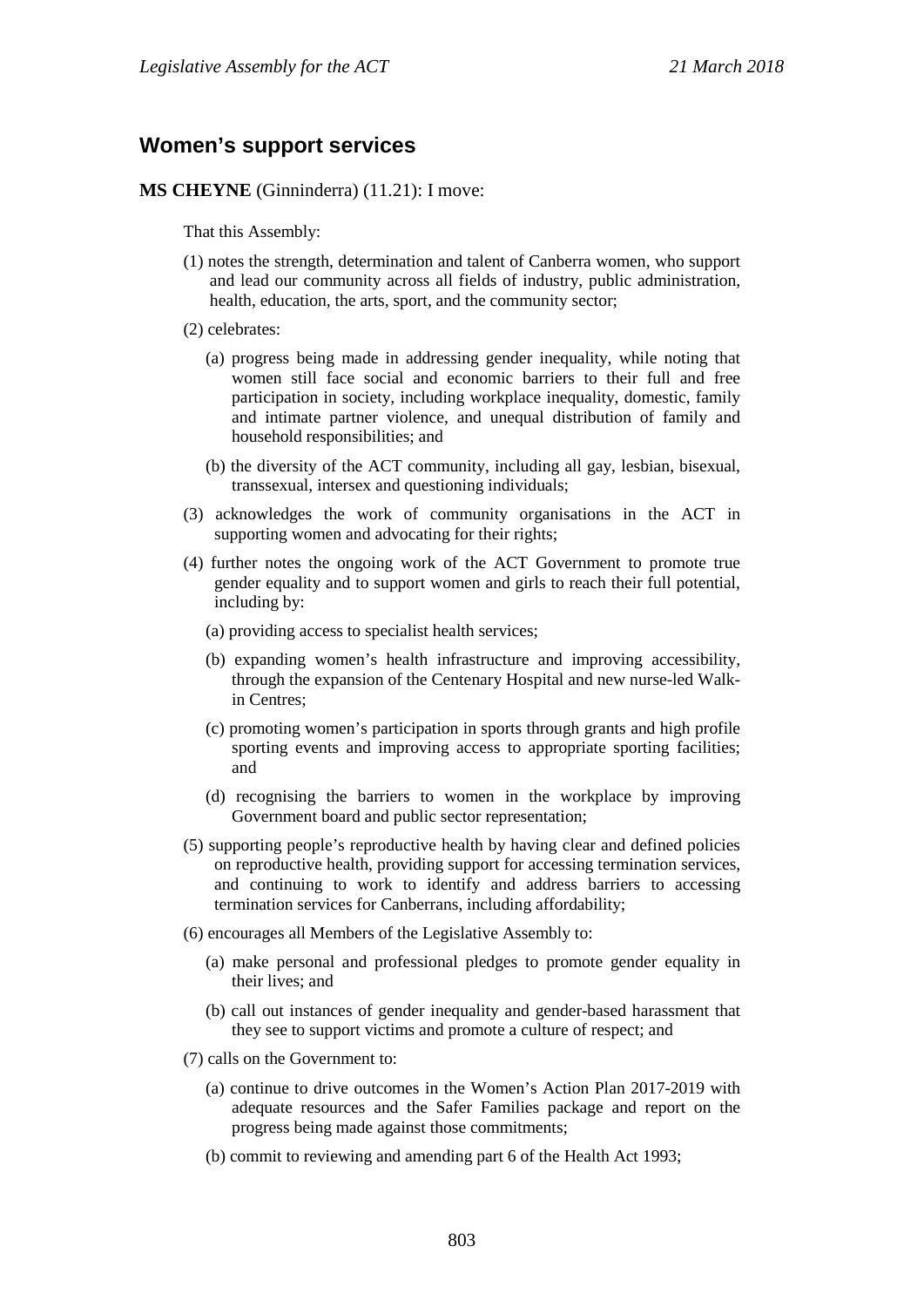## Women's support services

**MS CHEYNE** (Ginninderra) (11.21): I move:

That this Assembly:

(1) notes the strength, determination and talent of Canberra women, who support and lead our community across all fields of industry, public administration, health, education, the arts, sport, and the community sector;

(2) celebrates:

(a) progress being made in addressing gender inequality, while noting that women still face social and economic barriers to their full and free participation in society, including workplace inequality, domestic, family and intimate partner violence, and unequal distribution of family and household responsibilities; and

(b) the diversity of the ACT community, including all gay, lesbian, bisexual, transsexual, intersex and questioning individuals;

(3) acknowledges the work of community organisations in the ACT in supporting women and advocating for their rights;

(4) further notes the ongoing work of the ACT Government to promote true gender equality and to support women and girls to reach their full potential, including by:

(a) providing access to specialist health services;

(b) expanding women's health infrastructure and improving accessibility, through the expansion of the Centenary Hospital and new nurse-led Walk-in Centres;

(c) promoting women's participation in sports through grants and high profile sporting events and improving access to appropriate sporting facilities; and

(d) recognising the barriers to women in the workplace by improving Government board and public sector representation;

(5) supporting people's reproductive health by having clear and defined policies on reproductive health, providing support for accessing termination services, and continuing to work to identify and address barriers to accessing termination services for Canberrans, including affordability;

(6) encourages all Members of the Legislative Assembly to:

(a) make personal and professional pledges to promote gender equality in their lives; and

(b) call out instances of gender inequality and gender-based harassment that they see to support victims and promote a culture of respect; and

(7) calls on the Government to:

(a) continue to drive outcomes in the Women's Action Plan 2017-2019 with adequate resources and the Safer Families package and report on the progress being made against those commitments;

(b) commit to reviewing and amending part 6 of the Health Act 1993;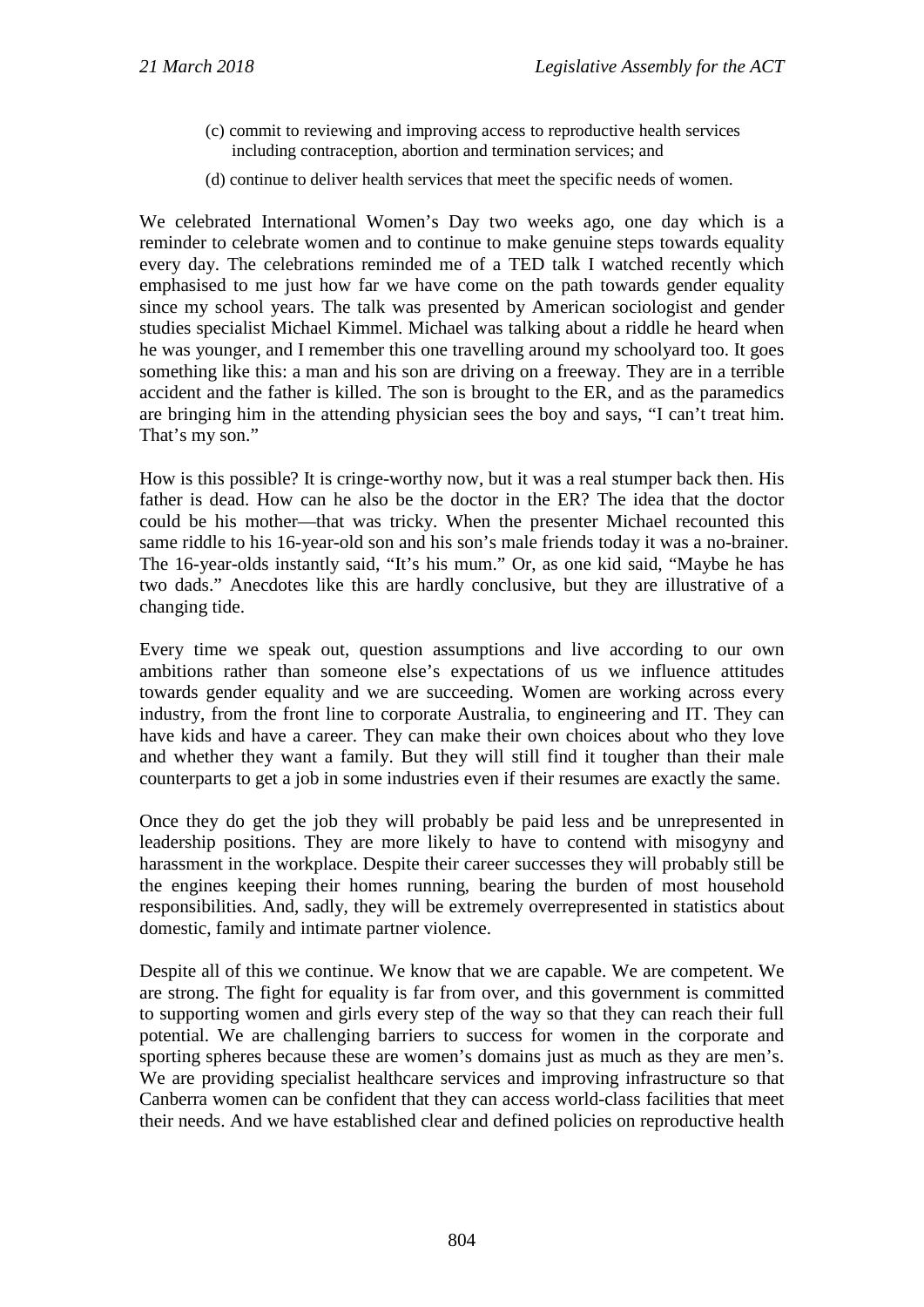(c) commit to reviewing and improving access to reproductive health services including contraception, abortion and termination services; and

(d) continue to deliver health services that meet the specific needs of women.

We celebrated International Women's Day two weeks ago, one day which is a reminder to celebrate women and to continue to make genuine steps towards equality every day. The celebrations reminded me of a TED talk I watched recently which emphasised to me just how far we have come on the path towards gender equality since my school years. The talk was presented by American sociologist and gender studies specialist Michael Kimmel. Michael was talking about a riddle he heard when he was younger, and I remember this one travelling around my schoolyard too. It goes something like this: a man and his son are driving on a freeway. They are in a terrible accident and the father is killed. The son is brought to the ER, and as the paramedics are bringing him in the attending physician sees the boy and says, "I can't treat him. That's my son."

How is this possible? It is cringe-worthy now, but it was a real stumper back then. His father is dead. How can he also be the doctor in the ER? The idea that the doctor could be his mother—that was tricky. When the presenter Michael recounted this same riddle to his 16-year-old son and his son's male friends today it was a no-brainer. The 16-year-olds instantly said, "It's his mum." Or, as one kid said, "Maybe he has two dads." Anecdotes like this are hardly conclusive, but they are illustrative of a changing tide.

Every time we speak out, question assumptions and live according to our own ambitions rather than someone else's expectations of us we influence attitudes towards gender equality and we are succeeding. Women are working across every industry, from the front line to corporate Australia, to engineering and IT. They can have kids and have a career. They can make their own choices about who they love and whether they want a family. But they will still find it tougher than their male counterparts to get a job in some industries even if their resumes are exactly the same.

Once they do get the job they will probably be paid less and be unrepresented in leadership positions. They are more likely to have to contend with misogyny and harassment in the workplace. Despite their career successes they will probably still be the engines keeping their homes running, bearing the burden of most household responsibilities. And, sadly, they will be extremely overrepresented in statistics about domestic, family and intimate partner violence.

Despite all of this we continue. We know that we are capable. We are competent. We are strong. The fight for equality is far from over, and this government is committed to supporting women and girls every step of the way so that they can reach their full potential. We are challenging barriers to success for women in the corporate and sporting spheres because these are women's domains just as much as they are men's. We are providing specialist healthcare services and improving infrastructure so that Canberra women can be confident that they can access world-class facilities that meet their needs. And we have established clear and defined policies on reproductive health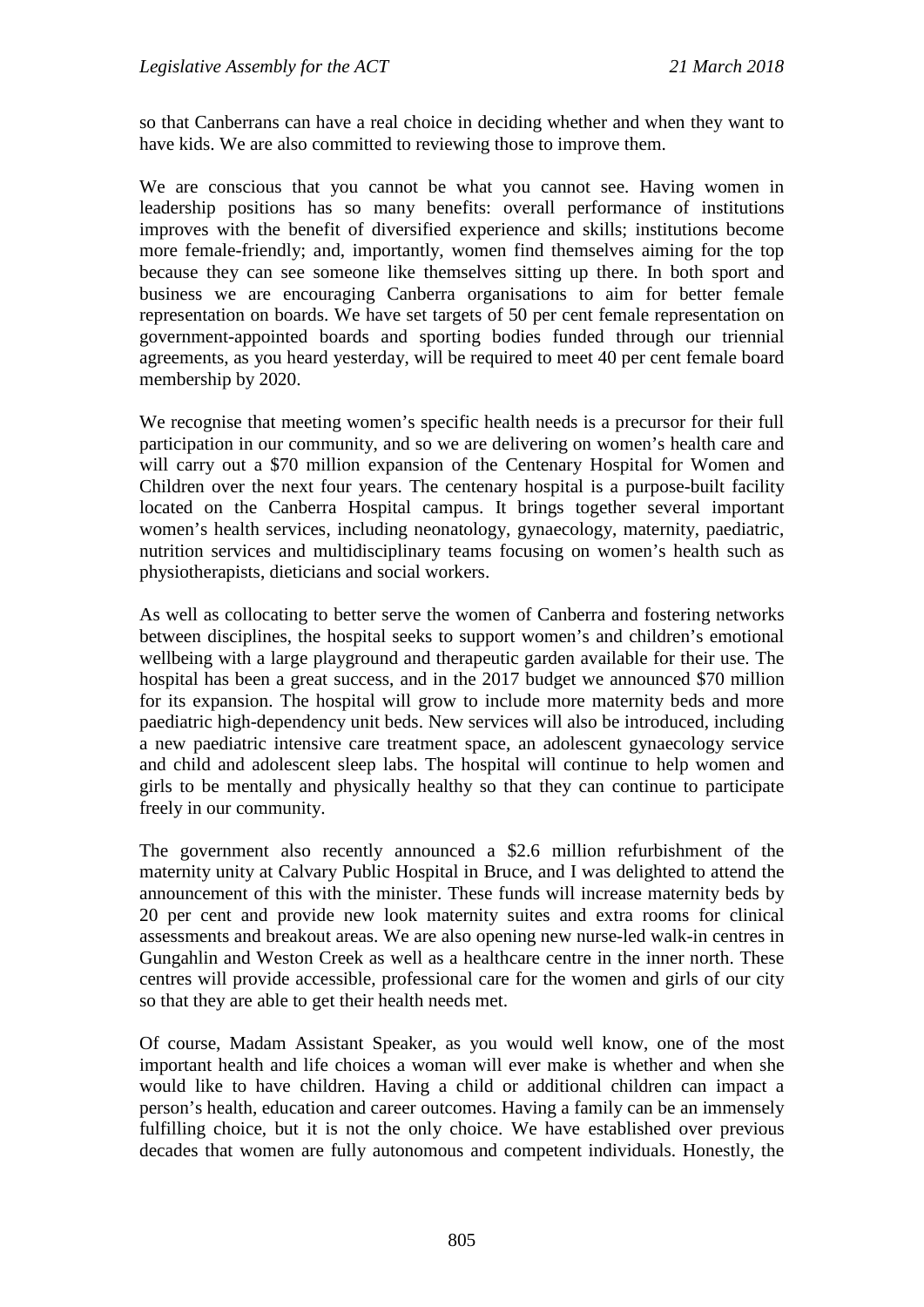so that Canberrans can have a real choice in deciding whether and when they want to have kids. We are also committed to reviewing those to improve them.

We are conscious that you cannot be what you cannot see. Having women in leadership positions has so many benefits: overall performance of institutions improves with the benefit of diversified experience and skills; institutions become more female-friendly; and, importantly, women find themselves aiming for the top because they can see someone like themselves sitting up there. In both sport and business we are encouraging Canberra organisations to aim for better female representation on boards. We have set targets of 50 per cent female representation on government-appointed boards and sporting bodies funded through our triennial agreements, as you heard yesterday, will be required to meet 40 per cent female board membership by 2020.

We recognise that meeting women's specific health needs is a precursor for their full participation in our community, and so we are delivering on women's health care and will carry out a $70 million expansion of the Centenary Hospital for Women and Children over the next four years. The centenary hospital is a purpose-built facility located on the Canberra Hospital campus. It brings together several important women's health services, including neonatology, gynaecology, maternity, paediatric, nutrition services and multidisciplinary teams focusing on women's health such as physiotherapists, dieticians and social workers.

As well as collocating to better serve the women of Canberra and fostering networks between disciplines, the hospital seeks to support women's and children's emotional wellbeing with a large playground and therapeutic garden available for their use. The hospital has been a great success, and in the 2017 budget we announced $70 million for its expansion. The hospital will grow to include more maternity beds and more paediatric high-dependency unit beds. New services will also be introduced, including a new paediatric intensive care treatment space, an adolescent gynaecology service and child and adolescent sleep labs. The hospital will continue to help women and girls to be mentally and physically healthy so that they can continue to participate freely in our community.

The government also recently announced a $2.6 million refurbishment of the maternity unity at Calvary Public Hospital in Bruce, and I was delighted to attend the announcement of this with the minister. These funds will increase maternity beds by 20 per cent and provide new look maternity suites and extra rooms for clinical assessments and breakout areas. We are also opening new nurse-led walk-in centres in Gungahlin and Weston Creek as well as a healthcare centre in the inner north. These centres will provide accessible, professional care for the women and girls of our city so that they are able to get their health needs met.

Of course, Madam Assistant Speaker, as you would well know, one of the most important health and life choices a woman will ever make is whether and when she would like to have children. Having a child or additional children can impact a person's health, education and career outcomes. Having a family can be an immensely fulfilling choice, but it is not the only choice. We have established over previous decades that women are fully autonomous and competent individuals. Honestly, the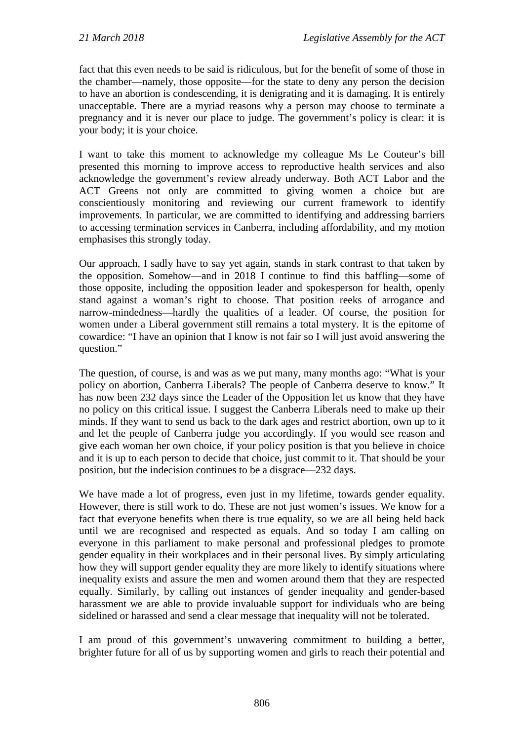fact that this even needs to be said is ridiculous, but for the benefit of some of those in the chamber—namely, those opposite—for the state to deny any person the decision to have an abortion is condescending, it is denigrating and it is damaging. It is entirely unacceptable. There are a myriad reasons why a person may choose to terminate a pregnancy and it is never our place to judge. The government's policy is clear: it is your body; it is your choice.

I want to take this moment to acknowledge my colleague Ms Le Couteur's bill presented this morning to improve access to reproductive health services and also acknowledge the government's review already underway. Both ACT Labor and the ACT Greens not only are committed to giving women a choice but are conscientiously monitoring and reviewing our current framework to identify improvements. In particular, we are committed to identifying and addressing barriers to accessing termination services in Canberra, including affordability, and my motion emphasises this strongly today.

Our approach, I sadly have to say yet again, stands in stark contrast to that taken by the opposition. Somehow—and in 2018 I continue to find this baffling—some of those opposite, including the opposition leader and spokesperson for health, openly stand against a woman's right to choose. That position reeks of arrogance and narrow-mindedness—hardly the qualities of a leader. Of course, the position for women under a Liberal government still remains a total mystery. It is the epitome of cowardice: "I have an opinion that I know is not fair so I will just avoid answering the question."

The question, of course, is and was as we put many, many months ago: "What is your policy on abortion, Canberra Liberals? The people of Canberra deserve to know." It has now been 232 days since the Leader of the Opposition let us know that they have no policy on this critical issue. I suggest the Canberra Liberals need to make up their minds. If they want to send us back to the dark ages and restrict abortion, own up to it and let the people of Canberra judge you accordingly. If you would see reason and give each woman her own choice, if your policy position is that you believe in choice and it is up to each person to decide that choice, just commit to it. That should be your position, but the indecision continues to be a disgrace—232 days.

We have made a lot of progress, even just in my lifetime, towards gender equality. However, there is still work to do. These are not just women's issues. We know for a fact that everyone benefits when there is true equality, so we are all being held back until we are recognised and respected as equals. And so today I am calling on everyone in this parliament to make personal and professional pledges to promote gender equality in their workplaces and in their personal lives. By simply articulating how they will support gender equality they are more likely to identify situations where inequality exists and assure the men and women around them that they are respected equally. Similarly, by calling out instances of gender inequality and gender-based harassment we are able to provide invaluable support for individuals who are being sidelined or harassed and send a clear message that inequality will not be tolerated.

I am proud of this government's unwavering commitment to building a better, brighter future for all of us by supporting women and girls to reach their potential and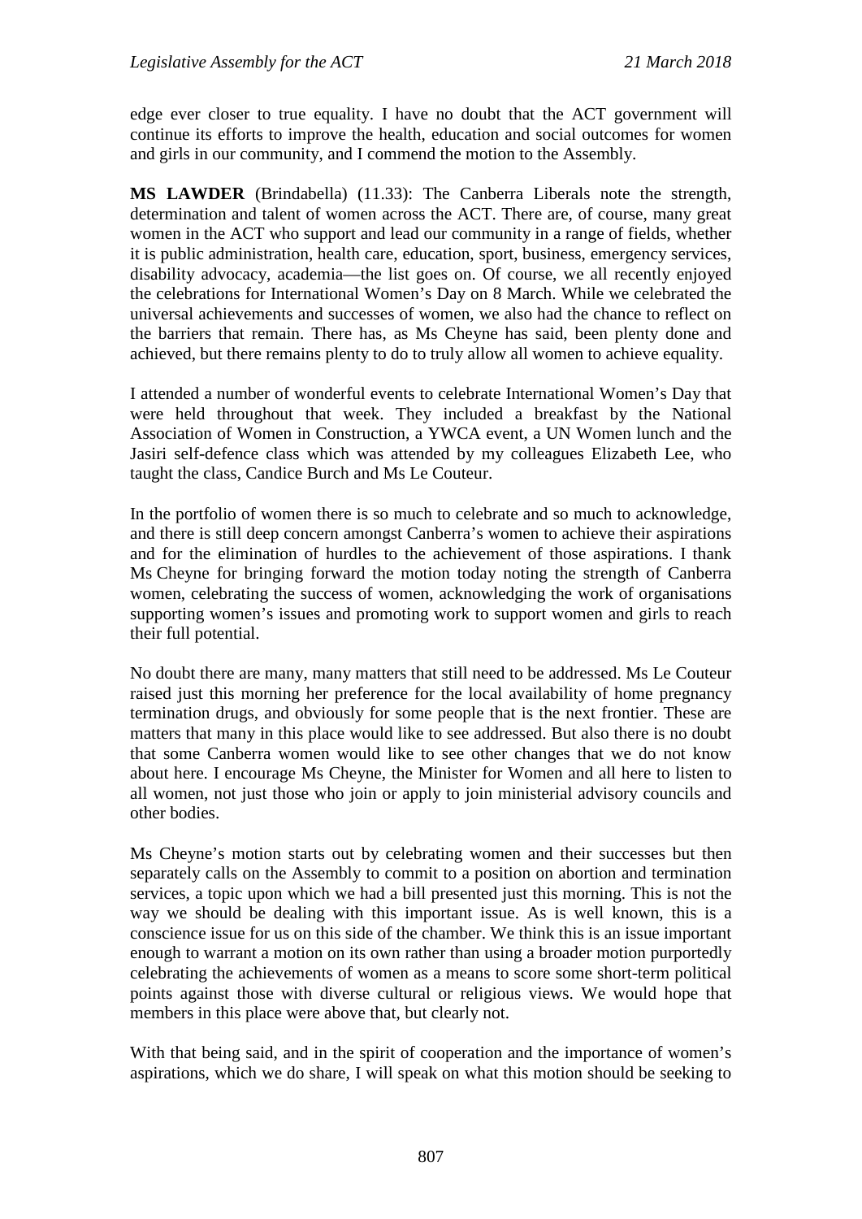edge ever closer to true equality. I have no doubt that the ACT government will continue its efforts to improve the health, education and social outcomes for women and girls in our community, and I commend the motion to the Assembly.

**MS LAWDER** (Brindabella) (11.33): The Canberra Liberals note the strength, determination and talent of women across the ACT. There are, of course, many great women in the ACT who support and lead our community in a range of fields, whether it is public administration, health care, education, sport, business, emergency services, disability advocacy, academia—the list goes on. Of course, we all recently enjoyed the celebrations for International Women's Day on 8 March. While we celebrated the universal achievements and successes of women, we also had the chance to reflect on the barriers that remain. There has, as Ms Cheyne has said, been plenty done and achieved, but there remains plenty to do to truly allow all women to achieve equality.

I attended a number of wonderful events to celebrate International Women's Day that were held throughout that week. They included a breakfast by the National Association of Women in Construction, a YWCA event, a UN Women lunch and the Jasiri self-defence class which was attended by my colleagues Elizabeth Lee, who taught the class, Candice Burch and Ms Le Couteur.

In the portfolio of women there is so much to celebrate and so much to acknowledge, and there is still deep concern amongst Canberra's women to achieve their aspirations and for the elimination of hurdles to the achievement of those aspirations. I thank Ms Cheyne for bringing forward the motion today noting the strength of Canberra women, celebrating the success of women, acknowledging the work of organisations supporting women's issues and promoting work to support women and girls to reach their full potential.

No doubt there are many, many matters that still need to be addressed. Ms Le Couteur raised just this morning her preference for the local availability of home pregnancy termination drugs, and obviously for some people that is the next frontier. These are matters that many in this place would like to see addressed. But also there is no doubt that some Canberra women would like to see other changes that we do not know about here. I encourage Ms Cheyne, the Minister for Women and all here to listen to all women, not just those who join or apply to join ministerial advisory councils and other bodies.

Ms Cheyne's motion starts out by celebrating women and their successes but then separately calls on the Assembly to commit to a position on abortion and termination services, a topic upon which we had a bill presented just this morning. This is not the way we should be dealing with this important issue. As is well known, this is a conscience issue for us on this side of the chamber. We think this is an issue important enough to warrant a motion on its own rather than using a broader motion purportedly celebrating the achievements of women as a means to score some short-term political points against those with diverse cultural or religious views. We would hope that members in this place were above that, but clearly not.

With that being said, and in the spirit of cooperation and the importance of women's aspirations, which we do share, I will speak on what this motion should be seeking to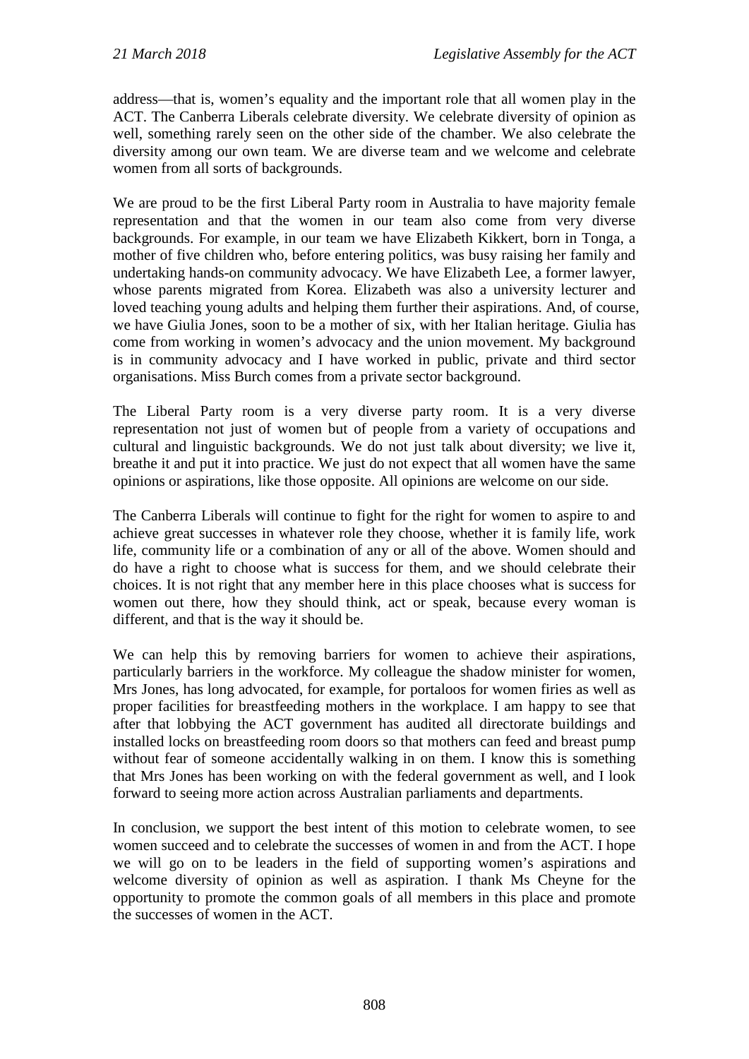address—that is, women's equality and the important role that all women play in the ACT. The Canberra Liberals celebrate diversity. We celebrate diversity of opinion as well, something rarely seen on the other side of the chamber. We also celebrate the diversity among our own team. We are diverse team and we welcome and celebrate women from all sorts of backgrounds.

We are proud to be the first Liberal Party room in Australia to have majority female representation and that the women in our team also come from very diverse backgrounds. For example, in our team we have Elizabeth Kikkert, born in Tonga, a mother of five children who, before entering politics, was busy raising her family and undertaking hands-on community advocacy. We have Elizabeth Lee, a former lawyer, whose parents migrated from Korea. Elizabeth was also a university lecturer and loved teaching young adults and helping them further their aspirations. And, of course, we have Giulia Jones, soon to be a mother of six, with her Italian heritage. Giulia has come from working in women's advocacy and the union movement. My background is in community advocacy and I have worked in public, private and third sector organisations. Miss Burch comes from a private sector background.

The Liberal Party room is a very diverse party room. It is a very diverse representation not just of women but of people from a variety of occupations and cultural and linguistic backgrounds. We do not just talk about diversity; we live it, breathe it and put it into practice. We just do not expect that all women have the same opinions or aspirations, like those opposite. All opinions are welcome on our side.

The Canberra Liberals will continue to fight for the right for women to aspire to and achieve great successes in whatever role they choose, whether it is family life, work life, community life or a combination of any or all of the above. Women should and do have a right to choose what is success for them, and we should celebrate their choices. It is not right that any member here in this place chooses what is success for women out there, how they should think, act or speak, because every woman is different, and that is the way it should be.

We can help this by removing barriers for women to achieve their aspirations, particularly barriers in the workforce. My colleague the shadow minister for women, Mrs Jones, has long advocated, for example, for portaloos for women firies as well as proper facilities for breastfeeding mothers in the workplace. I am happy to see that after that lobbying the ACT government has audited all directorate buildings and installed locks on breastfeeding room doors so that mothers can feed and breast pump without fear of someone accidentally walking in on them. I know this is something that Mrs Jones has been working on with the federal government as well, and I look forward to seeing more action across Australian parliaments and departments.

In conclusion, we support the best intent of this motion to celebrate women, to see women succeed and to celebrate the successes of women in and from the ACT. I hope we will go on to be leaders in the field of supporting women's aspirations and welcome diversity of opinion as well as aspiration. I thank Ms Cheyne for the opportunity to promote the common goals of all members in this place and promote the successes of women in the ACT.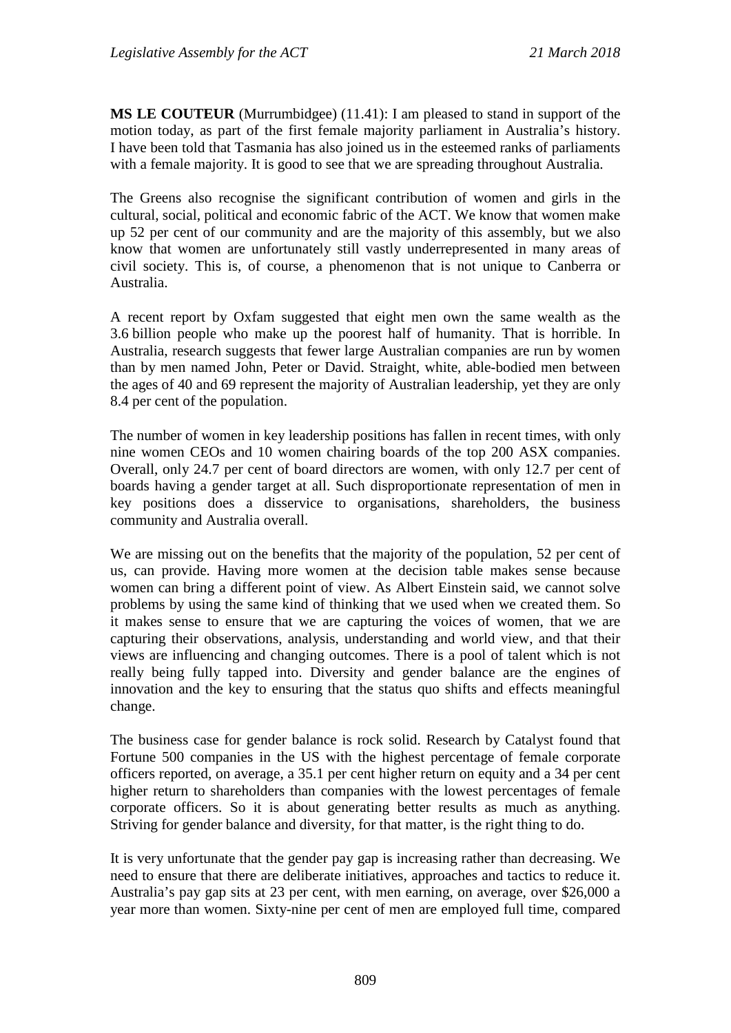**MS LE COUTEUR** (Murrumbidgee) (11.41): I am pleased to stand in support of the motion today, as part of the first female majority parliament in Australia's history. I have been told that Tasmania has also joined us in the esteemed ranks of parliaments with a female majority. It is good to see that we are spreading throughout Australia.

The Greens also recognise the significant contribution of women and girls in the cultural, social, political and economic fabric of the ACT. We know that women make up 52 per cent of our community and are the majority of this assembly, but we also know that women are unfortunately still vastly underrepresented in many areas of civil society. This is, of course, a phenomenon that is not unique to Canberra or Australia.

A recent report by Oxfam suggested that eight men own the same wealth as the 3.6 billion people who make up the poorest half of humanity. That is horrible. In Australia, research suggests that fewer large Australian companies are run by women than by men named John, Peter or David. Straight, white, able-bodied men between the ages of 40 and 69 represent the majority of Australian leadership, yet they are only 8.4 per cent of the population.

The number of women in key leadership positions has fallen in recent times, with only nine women CEOs and 10 women chairing boards of the top 200 ASX companies. Overall, only 24.7 per cent of board directors are women, with only 12.7 per cent of boards having a gender target at all. Such disproportionate representation of men in key positions does a disservice to organisations, shareholders, the business community and Australia overall.

We are missing out on the benefits that the majority of the population, 52 per cent of us, can provide. Having more women at the decision table makes sense because women can bring a different point of view. As Albert Einstein said, we cannot solve problems by using the same kind of thinking that we used when we created them. So it makes sense to ensure that we are capturing the voices of women, that we are capturing their observations, analysis, understanding and world view, and that their views are influencing and changing outcomes. There is a pool of talent which is not really being fully tapped into. Diversity and gender balance are the engines of innovation and the key to ensuring that the status quo shifts and effects meaningful change.

The business case for gender balance is rock solid. Research by Catalyst found that Fortune 500 companies in the US with the highest percentage of female corporate officers reported, on average, a 35.1 per cent higher return on equity and a 34 per cent higher return to shareholders than companies with the lowest percentages of female corporate officers. So it is about generating better results as much as anything. Striving for gender balance and diversity, for that matter, is the right thing to do.

It is very unfortunate that the gender pay gap is increasing rather than decreasing. We need to ensure that there are deliberate initiatives, approaches and tactics to reduce it. Australia's pay gap sits at 23 per cent, with men earning, on average, over $26,000 a year more than women. Sixty-nine per cent of men are employed full time, compared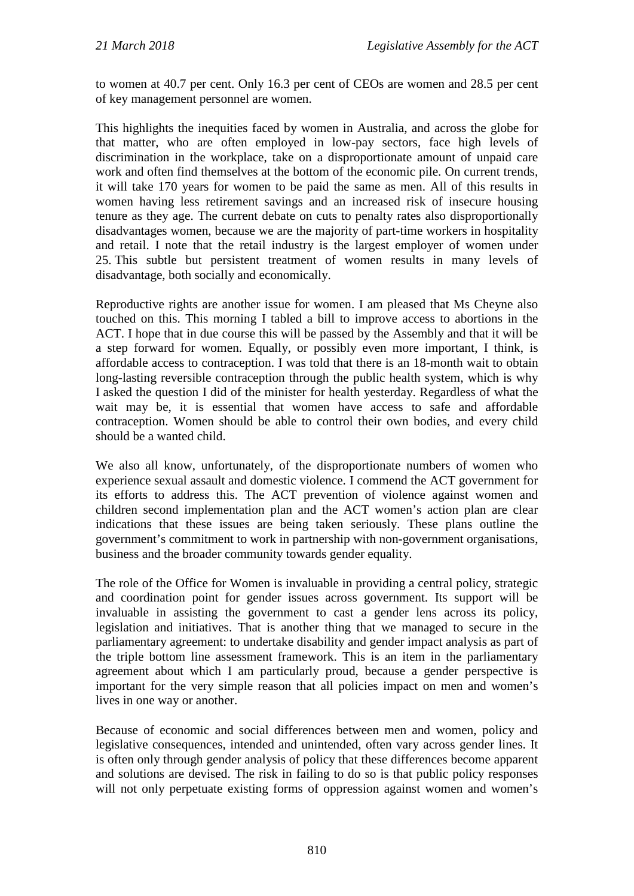to women at 40.7 per cent. Only 16.3 per cent of CEOs are women and 28.5 per cent of key management personnel are women.

This highlights the inequities faced by women in Australia, and across the globe for that matter, who are often employed in low-pay sectors, face high levels of discrimination in the workplace, take on a disproportionate amount of unpaid care work and often find themselves at the bottom of the economic pile. On current trends, it will take 170 years for women to be paid the same as men. All of this results in women having less retirement savings and an increased risk of insecure housing tenure as they age. The current debate on cuts to penalty rates also disproportionally disadvantages women, because we are the majority of part-time workers in hospitality and retail. I note that the retail industry is the largest employer of women under 25. This subtle but persistent treatment of women results in many levels of disadvantage, both socially and economically.

Reproductive rights are another issue for women. I am pleased that Ms Cheyne also touched on this. This morning I tabled a bill to improve access to abortions in the ACT. I hope that in due course this will be passed by the Assembly and that it will be a step forward for women. Equally, or possibly even more important, I think, is affordable access to contraception. I was told that there is an 18-month wait to obtain long-lasting reversible contraception through the public health system, which is why I asked the question I did of the minister for health yesterday. Regardless of what the wait may be, it is essential that women have access to safe and affordable contraception. Women should be able to control their own bodies, and every child should be a wanted child.

We also all know, unfortunately, of the disproportionate numbers of women who experience sexual assault and domestic violence. I commend the ACT government for its efforts to address this. The ACT prevention of violence against women and children second implementation plan and the ACT women's action plan are clear indications that these issues are being taken seriously. These plans outline the government's commitment to work in partnership with non-government organisations, business and the broader community towards gender equality.

The role of the Office for Women is invaluable in providing a central policy, strategic and coordination point for gender issues across government. Its support will be invaluable in assisting the government to cast a gender lens across its policy, legislation and initiatives. That is another thing that we managed to secure in the parliamentary agreement: to undertake disability and gender impact analysis as part of the triple bottom line assessment framework. This is an item in the parliamentary agreement about which I am particularly proud, because a gender perspective is important for the very simple reason that all policies impact on men and women's lives in one way or another.

Because of economic and social differences between men and women, policy and legislative consequences, intended and unintended, often vary across gender lines. It is often only through gender analysis of policy that these differences become apparent and solutions are devised. The risk in failing to do so is that public policy responses will not only perpetuate existing forms of oppression against women and women's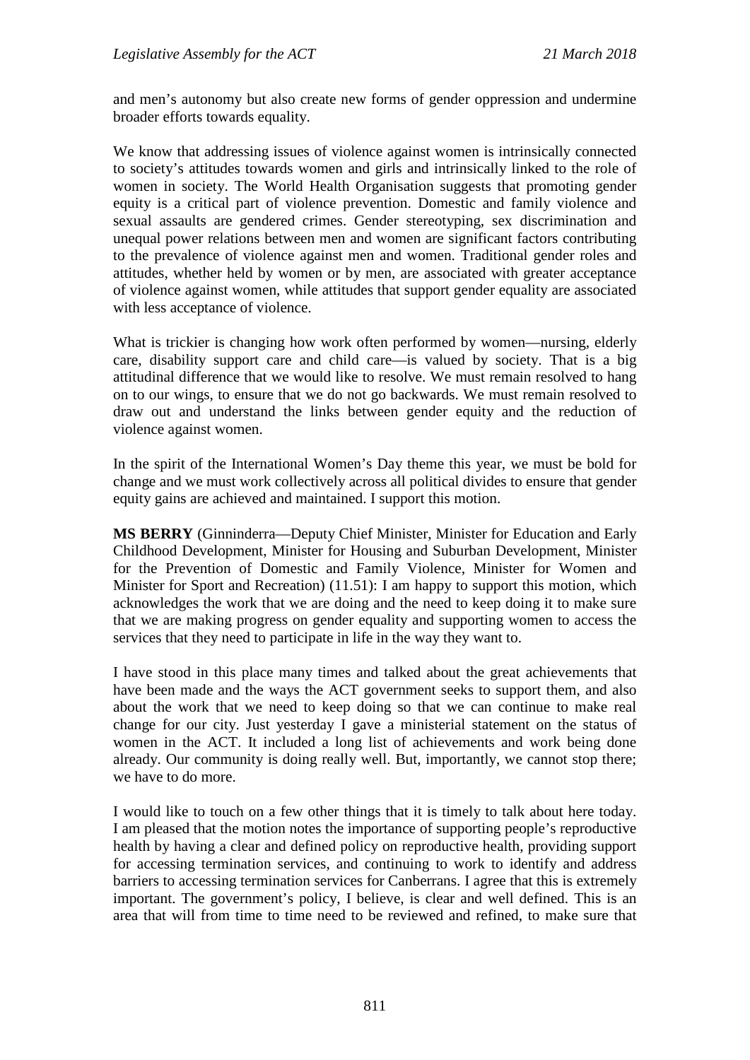and men's autonomy but also create new forms of gender oppression and undermine broader efforts towards equality.

We know that addressing issues of violence against women is intrinsically connected to society's attitudes towards women and girls and intrinsically linked to the role of women in society. The World Health Organisation suggests that promoting gender equity is a critical part of violence prevention. Domestic and family violence and sexual assaults are gendered crimes. Gender stereotyping, sex discrimination and unequal power relations between men and women are significant factors contributing to the prevalence of violence against men and women. Traditional gender roles and attitudes, whether held by women or by men, are associated with greater acceptance of violence against women, while attitudes that support gender equality are associated with less acceptance of violence.

What is trickier is changing how work often performed by women—nursing, elderly care, disability support care and child care—is valued by society. That is a big attitudinal difference that we would like to resolve. We must remain resolved to hang on to our wings, to ensure that we do not go backwards. We must remain resolved to draw out and understand the links between gender equity and the reduction of violence against women.

In the spirit of the International Women's Day theme this year, we must be bold for change and we must work collectively across all political divides to ensure that gender equity gains are achieved and maintained. I support this motion.

**MS BERRY** (Ginninderra—Deputy Chief Minister, Minister for Education and Early Childhood Development, Minister for Housing and Suburban Development, Minister for the Prevention of Domestic and Family Violence, Minister for Women and Minister for Sport and Recreation) (11.51): I am happy to support this motion, which acknowledges the work that we are doing and the need to keep doing it to make sure that we are making progress on gender equality and supporting women to access the services that they need to participate in life in the way they want to.

I have stood in this place many times and talked about the great achievements that have been made and the ways the ACT government seeks to support them, and also about the work that we need to keep doing so that we can continue to make real change for our city. Just yesterday I gave a ministerial statement on the status of women in the ACT. It included a long list of achievements and work being done already. Our community is doing really well. But, importantly, we cannot stop there; we have to do more.

I would like to touch on a few other things that it is timely to talk about here today. I am pleased that the motion notes the importance of supporting people's reproductive health by having a clear and defined policy on reproductive health, providing support for accessing termination services, and continuing to work to identify and address barriers to accessing termination services for Canberrans. I agree that this is extremely important. The government's policy, I believe, is clear and well defined. This is an area that will from time to time need to be reviewed and refined, to make sure that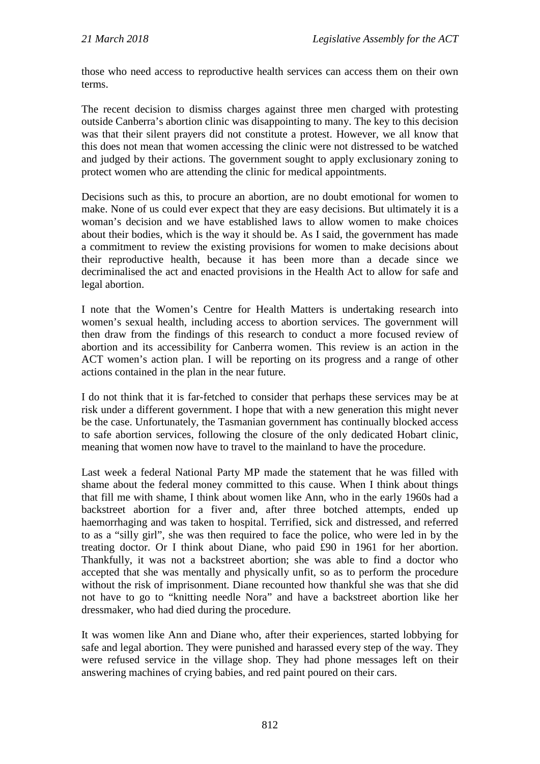those who need access to reproductive health services can access them on their own terms.

The recent decision to dismiss charges against three men charged with protesting outside Canberra's abortion clinic was disappointing to many. The key to this decision was that their silent prayers did not constitute a protest. However, we all know that this does not mean that women accessing the clinic were not distressed to be watched and judged by their actions. The government sought to apply exclusionary zoning to protect women who are attending the clinic for medical appointments.

Decisions such as this, to procure an abortion, are no doubt emotional for women to make. None of us could ever expect that they are easy decisions. But ultimately it is a woman's decision and we have established laws to allow women to make choices about their bodies, which is the way it should be. As I said, the government has made a commitment to review the existing provisions for women to make decisions about their reproductive health, because it has been more than a decade since we decriminalised the act and enacted provisions in the Health Act to allow for safe and legal abortion.

I note that the Women's Centre for Health Matters is undertaking research into women's sexual health, including access to abortion services. The government will then draw from the findings of this research to conduct a more focused review of abortion and its accessibility for Canberra women. This review is an action in the ACT women's action plan. I will be reporting on its progress and a range of other actions contained in the plan in the near future.

I do not think that it is far-fetched to consider that perhaps these services may be at risk under a different government. I hope that with a new generation this might never be the case. Unfortunately, the Tasmanian government has continually blocked access to safe abortion services, following the closure of the only dedicated Hobart clinic, meaning that women now have to travel to the mainland to have the procedure.

Last week a federal National Party MP made the statement that he was filled with shame about the federal money committed to this cause. When I think about things that fill me with shame, I think about women like Ann, who in the early 1960s had a backstreet abortion for a fiver and, after three botched attempts, ended up haemorrhaging and was taken to hospital. Terrified, sick and distressed, and referred to as a "silly girl", she was then required to face the police, who were led in by the treating doctor. Or I think about Diane, who paid £90 in 1961 for her abortion. Thankfully, it was not a backstreet abortion; she was able to find a doctor who accepted that she was mentally and physically unfit, so as to perform the procedure without the risk of imprisonment. Diane recounted how thankful she was that she did not have to go to "knitting needle Nora" and have a backstreet abortion like her dressmaker, who had died during the procedure.

It was women like Ann and Diane who, after their experiences, started lobbying for safe and legal abortion. They were punished and harassed every step of the way. They were refused service in the village shop. They had phone messages left on their answering machines of crying babies, and red paint poured on their cars.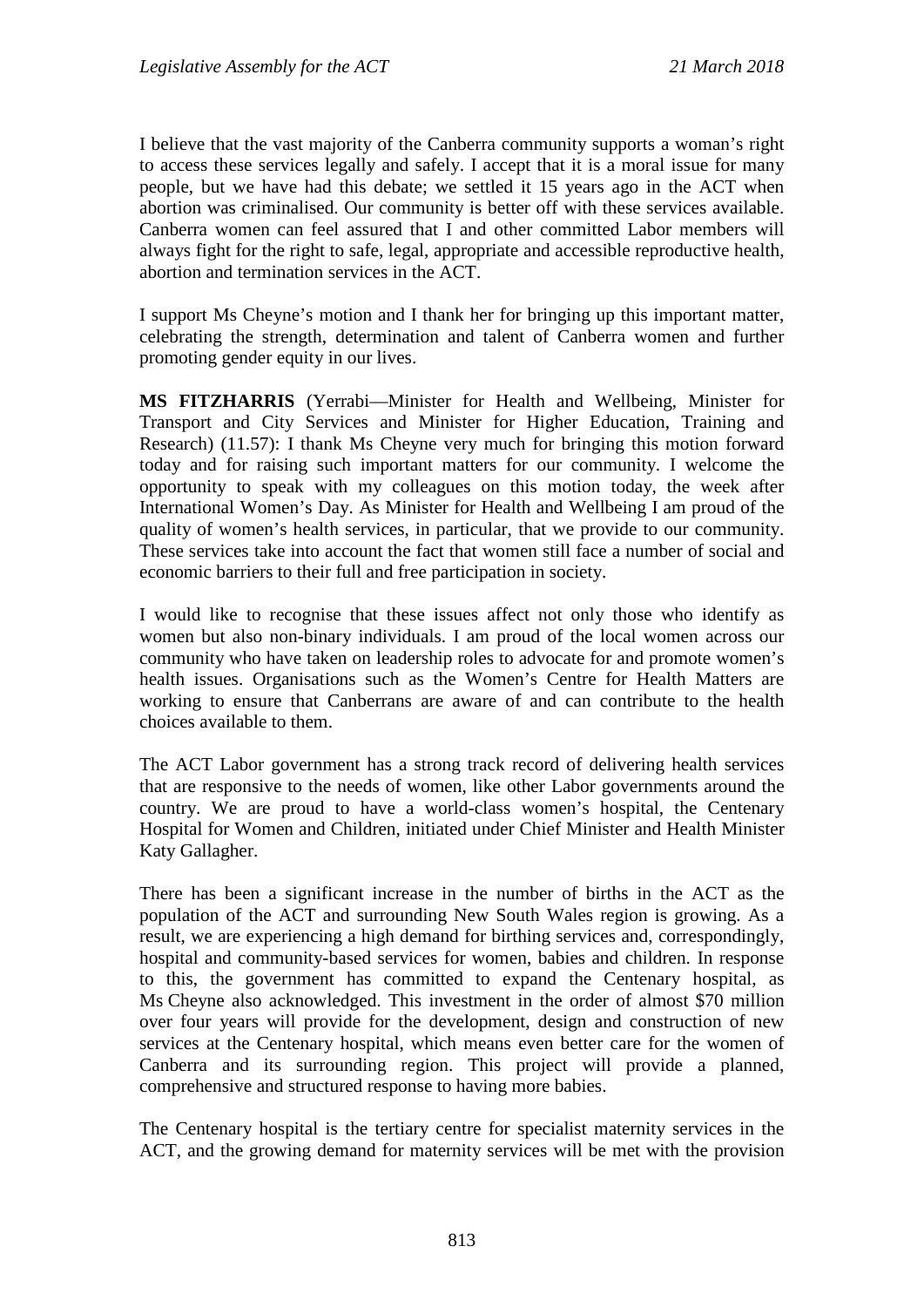I believe that the vast majority of the Canberra community supports a woman's right to access these services legally and safely. I accept that it is a moral issue for many people, but we have had this debate; we settled it 15 years ago in the ACT when abortion was criminalised. Our community is better off with these services available. Canberra women can feel assured that I and other committed Labor members will always fight for the right to safe, legal, appropriate and accessible reproductive health, abortion and termination services in the ACT.

I support Ms Cheyne's motion and I thank her for bringing up this important matter, celebrating the strength, determination and talent of Canberra women and further promoting gender equity in our lives.

**MS FITZHARRIS** (Yerrabi—Minister for Health and Wellbeing, Minister for Transport and City Services and Minister for Higher Education, Training and Research) (11.57): I thank Ms Cheyne very much for bringing this motion forward today and for raising such important matters for our community. I welcome the opportunity to speak with my colleagues on this motion today, the week after International Women's Day. As Minister for Health and Wellbeing I am proud of the quality of women's health services, in particular, that we provide to our community. These services take into account the fact that women still face a number of social and economic barriers to their full and free participation in society.

I would like to recognise that these issues affect not only those who identify as women but also non-binary individuals. I am proud of the local women across our community who have taken on leadership roles to advocate for and promote women's health issues. Organisations such as the Women's Centre for Health Matters are working to ensure that Canberrans are aware of and can contribute to the health choices available to them.

The ACT Labor government has a strong track record of delivering health services that are responsive to the needs of women, like other Labor governments around the country. We are proud to have a world-class women's hospital, the Centenary Hospital for Women and Children, initiated under Chief Minister and Health Minister Katy Gallagher.

There has been a significant increase in the number of births in the ACT as the population of the ACT and surrounding New South Wales region is growing. As a result, we are experiencing a high demand for birthing services and, correspondingly, hospital and community-based services for women, babies and children. In response to this, the government has committed to expand the Centenary hospital, as Ms Cheyne also acknowledged. This investment in the order of almost $70 million over four years will provide for the development, design and construction of new services at the Centenary hospital, which means even better care for the women of Canberra and its surrounding region. This project will provide a planned, comprehensive and structured response to having more babies.

The Centenary hospital is the tertiary centre for specialist maternity services in the ACT, and the growing demand for maternity services will be met with the provision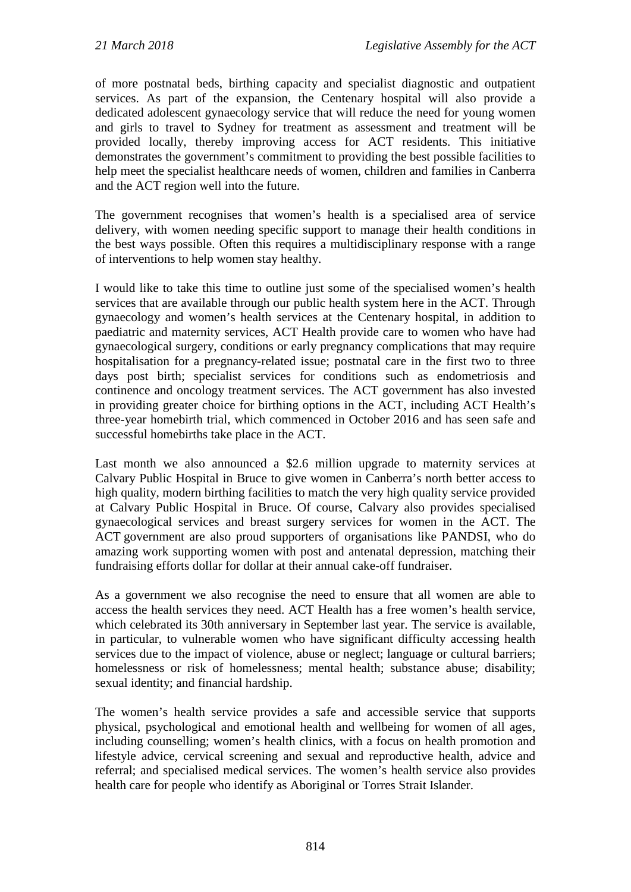of more postnatal beds, birthing capacity and specialist diagnostic and outpatient services. As part of the expansion, the Centenary hospital will also provide a dedicated adolescent gynaecology service that will reduce the need for young women and girls to travel to Sydney for treatment as assessment and treatment will be provided locally, thereby improving access for ACT residents. This initiative demonstrates the government's commitment to providing the best possible facilities to help meet the specialist healthcare needs of women, children and families in Canberra and the ACT region well into the future.

The government recognises that women's health is a specialised area of service delivery, with women needing specific support to manage their health conditions in the best ways possible. Often this requires a multidisciplinary response with a range of interventions to help women stay healthy.

I would like to take this time to outline just some of the specialised women's health services that are available through our public health system here in the ACT. Through gynaecology and women's health services at the Centenary hospital, in addition to paediatric and maternity services, ACT Health provide care to women who have had gynaecological surgery, conditions or early pregnancy complications that may require hospitalisation for a pregnancy-related issue; postnatal care in the first two to three days post birth; specialist services for conditions such as endometriosis and continence and oncology treatment services. The ACT government has also invested in providing greater choice for birthing options in the ACT, including ACT Health's three-year homebirth trial, which commenced in October 2016 and has seen safe and successful homebirths take place in the ACT.

Last month we also announced a $2.6 million upgrade to maternity services at Calvary Public Hospital in Bruce to give women in Canberra's north better access to high quality, modern birthing facilities to match the very high quality service provided at Calvary Public Hospital in Bruce. Of course, Calvary also provides specialised gynaecological services and breast surgery services for women in the ACT. The ACT government are also proud supporters of organisations like PANDSI, who do amazing work supporting women with post and antenatal depression, matching their fundraising efforts dollar for dollar at their annual cake-off fundraiser.

As a government we also recognise the need to ensure that all women are able to access the health services they need. ACT Health has a free women's health service, which celebrated its 30th anniversary in September last year. The service is available, in particular, to vulnerable women who have significant difficulty accessing health services due to the impact of violence, abuse or neglect; language or cultural barriers; homelessness or risk of homelessness; mental health; substance abuse; disability; sexual identity; and financial hardship.

The women's health service provides a safe and accessible service that supports physical, psychological and emotional health and wellbeing for women of all ages, including counselling; women's health clinics, with a focus on health promotion and lifestyle advice, cervical screening and sexual and reproductive health, advice and referral; and specialised medical services. The women's health service also provides health care for people who identify as Aboriginal or Torres Strait Islander.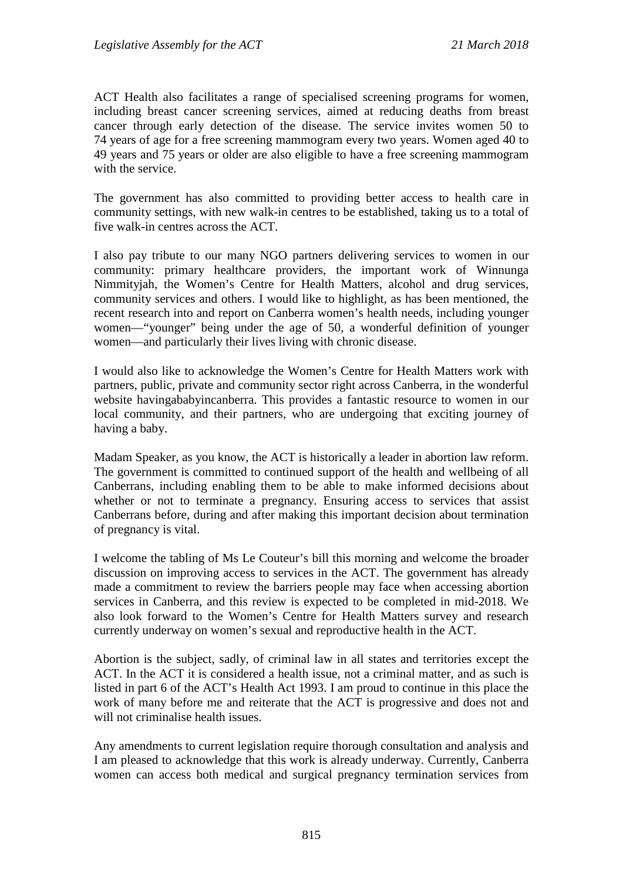ACT Health also facilitates a range of specialised screening programs for women, including breast cancer screening services, aimed at reducing deaths from breast cancer through early detection of the disease. The service invites women 50 to 74 years of age for a free screening mammogram every two years. Women aged 40 to 49 years and 75 years or older are also eligible to have a free screening mammogram with the service.

The government has also committed to providing better access to health care in community settings, with new walk-in centres to be established, taking us to a total of five walk-in centres across the ACT.

I also pay tribute to our many NGO partners delivering services to women in our community: primary healthcare providers, the important work of Winnunga Nimmityjah, the Women's Centre for Health Matters, alcohol and drug services, community services and others. I would like to highlight, as has been mentioned, the recent research into and report on Canberra women's health needs, including younger women—"younger" being under the age of 50, a wonderful definition of younger women—and particularly their lives living with chronic disease.

I would also like to acknowledge the Women's Centre for Health Matters work with partners, public, private and community sector right across Canberra, in the wonderful website havingababyincanberra. This provides a fantastic resource to women in our local community, and their partners, who are undergoing that exciting journey of having a baby.

Madam Speaker, as you know, the ACT is historically a leader in abortion law reform. The government is committed to continued support of the health and wellbeing of all Canberrans, including enabling them to be able to make informed decisions about whether or not to terminate a pregnancy. Ensuring access to services that assist Canberrans before, during and after making this important decision about termination of pregnancy is vital.

I welcome the tabling of Ms Le Couteur's bill this morning and welcome the broader discussion on improving access to services in the ACT. The government has already made a commitment to review the barriers people may face when accessing abortion services in Canberra, and this review is expected to be completed in mid-2018. We also look forward to the Women's Centre for Health Matters survey and research currently underway on women's sexual and reproductive health in the ACT.

Abortion is the subject, sadly, of criminal law in all states and territories except the ACT. In the ACT it is considered a health issue, not a criminal matter, and as such is listed in part 6 of the ACT's Health Act 1993. I am proud to continue in this place the work of many before me and reiterate that the ACT is progressive and does not and will not criminalise health issues.

Any amendments to current legislation require thorough consultation and analysis and I am pleased to acknowledge that this work is already underway. Currently, Canberra women can access both medical and surgical pregnancy termination services from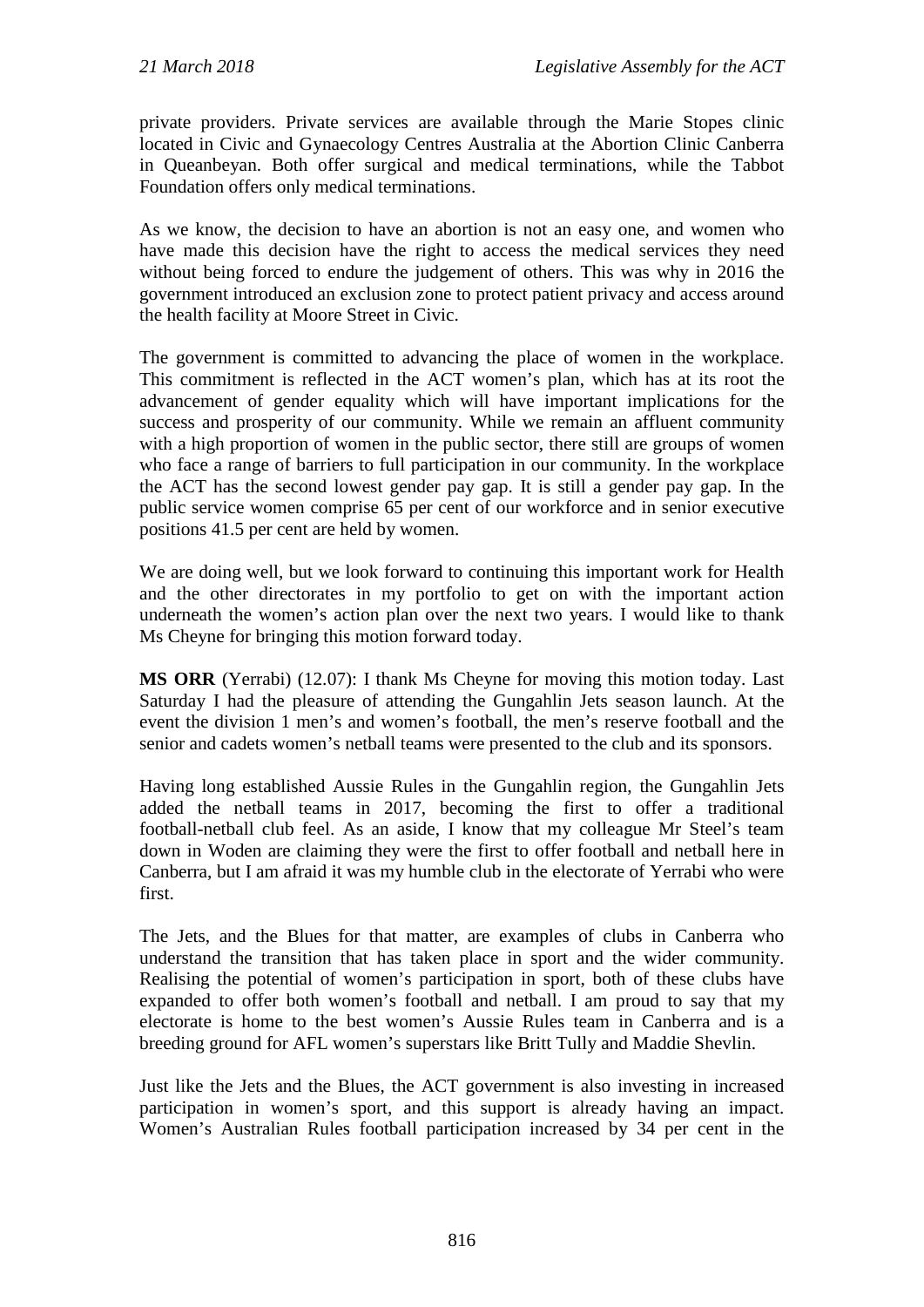private providers. Private services are available through the Marie Stopes clinic located in Civic and Gynaecology Centres Australia at the Abortion Clinic Canberra in Queanbeyan. Both offer surgical and medical terminations, while the Tabbot Foundation offers only medical terminations.

As we know, the decision to have an abortion is not an easy one, and women who have made this decision have the right to access the medical services they need without being forced to endure the judgement of others. This was why in 2016 the government introduced an exclusion zone to protect patient privacy and access around the health facility at Moore Street in Civic.

The government is committed to advancing the place of women in the workplace. This commitment is reflected in the ACT women's plan, which has at its root the advancement of gender equality which will have important implications for the success and prosperity of our community. While we remain an affluent community with a high proportion of women in the public sector, there still are groups of women who face a range of barriers to full participation in our community. In the workplace the ACT has the second lowest gender pay gap. It is still a gender pay gap. In the public service women comprise 65 per cent of our workforce and in senior executive positions 41.5 per cent are held by women.

We are doing well, but we look forward to continuing this important work for Health and the other directorates in my portfolio to get on with the important action underneath the women's action plan over the next two years. I would like to thank Ms Cheyne for bringing this motion forward today.

**MS ORR** (Yerrabi) (12.07): I thank Ms Cheyne for moving this motion today. Last Saturday I had the pleasure of attending the Gungahlin Jets season launch. At the event the division 1 men's and women's football, the men's reserve football and the senior and cadets women's netball teams were presented to the club and its sponsors.

Having long established Aussie Rules in the Gungahlin region, the Gungahlin Jets added the netball teams in 2017, becoming the first to offer a traditional football-netball club feel. As an aside, I know that my colleague Mr Steel's team down in Woden are claiming they were the first to offer football and netball here in Canberra, but I am afraid it was my humble club in the electorate of Yerrabi who were first.

The Jets, and the Blues for that matter, are examples of clubs in Canberra who understand the transition that has taken place in sport and the wider community. Realising the potential of women's participation in sport, both of these clubs have expanded to offer both women's football and netball. I am proud to say that my electorate is home to the best women's Aussie Rules team in Canberra and is a breeding ground for AFL women's superstars like Britt Tully and Maddie Shevlin.

Just like the Jets and the Blues, the ACT government is also investing in increased participation in women's sport, and this support is already having an impact. Women's Australian Rules football participation increased by 34 per cent in the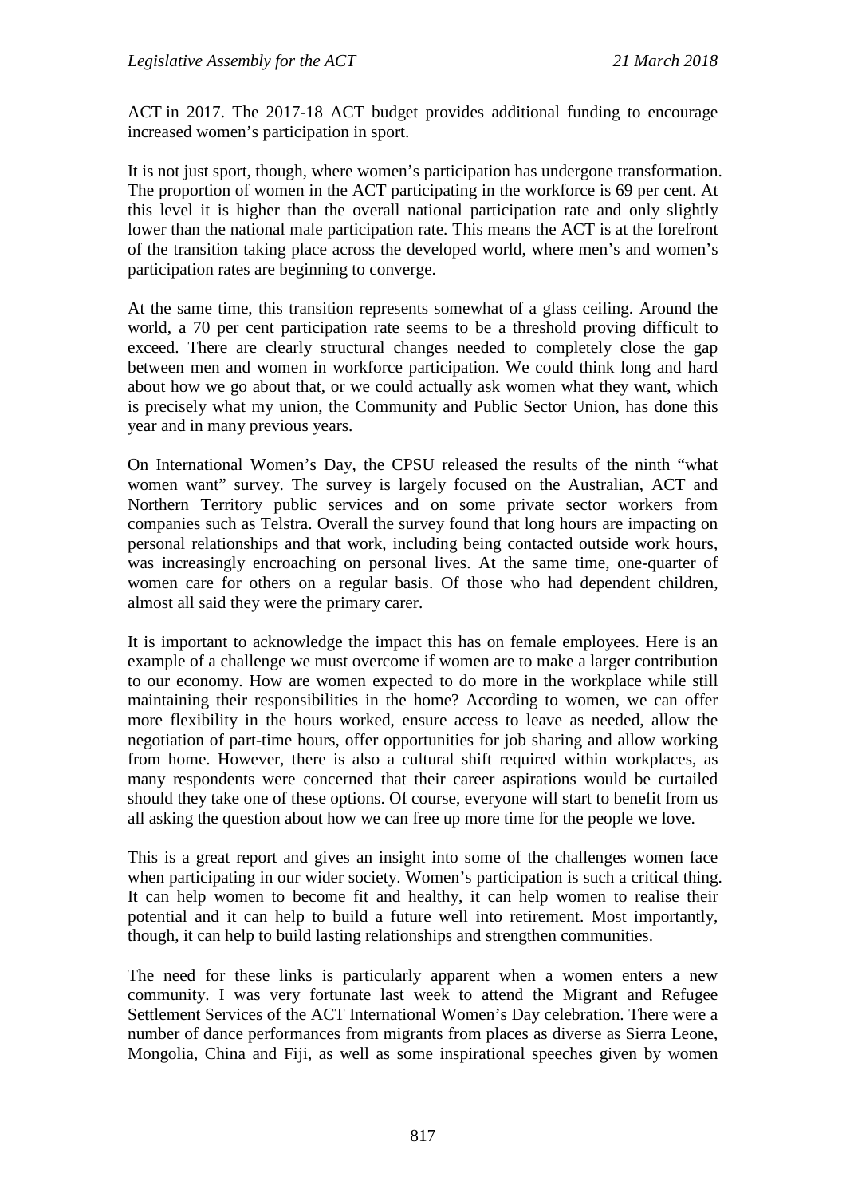ACT in 2017. The 2017-18 ACT budget provides additional funding to encourage increased women's participation in sport.

It is not just sport, though, where women's participation has undergone transformation. The proportion of women in the ACT participating in the workforce is 69 per cent. At this level it is higher than the overall national participation rate and only slightly lower than the national male participation rate. This means the ACT is at the forefront of the transition taking place across the developed world, where men's and women's participation rates are beginning to converge.

At the same time, this transition represents somewhat of a glass ceiling. Around the world, a 70 per cent participation rate seems to be a threshold proving difficult to exceed. There are clearly structural changes needed to completely close the gap between men and women in workforce participation. We could think long and hard about how we go about that, or we could actually ask women what they want, which is precisely what my union, the Community and Public Sector Union, has done this year and in many previous years.

On International Women's Day, the CPSU released the results of the ninth "what women want" survey. The survey is largely focused on the Australian, ACT and Northern Territory public services and on some private sector workers from companies such as Telstra. Overall the survey found that long hours are impacting on personal relationships and that work, including being contacted outside work hours, was increasingly encroaching on personal lives. At the same time, one-quarter of women care for others on a regular basis. Of those who had dependent children, almost all said they were the primary carer.

It is important to acknowledge the impact this has on female employees. Here is an example of a challenge we must overcome if women are to make a larger contribution to our economy. How are women expected to do more in the workplace while still maintaining their responsibilities in the home? According to women, we can offer more flexibility in the hours worked, ensure access to leave as needed, allow the negotiation of part-time hours, offer opportunities for job sharing and allow working from home. However, there is also a cultural shift required within workplaces, as many respondents were concerned that their career aspirations would be curtailed should they take one of these options. Of course, everyone will start to benefit from us all asking the question about how we can free up more time for the people we love.

This is a great report and gives an insight into some of the challenges women face when participating in our wider society. Women's participation is such a critical thing. It can help women to become fit and healthy, it can help women to realise their potential and it can help to build a future well into retirement. Most importantly, though, it can help to build lasting relationships and strengthen communities.

The need for these links is particularly apparent when a women enters a new community. I was very fortunate last week to attend the Migrant and Refugee Settlement Services of the ACT International Women's Day celebration. There were a number of dance performances from migrants from places as diverse as Sierra Leone, Mongolia, China and Fiji, as well as some inspirational speeches given by women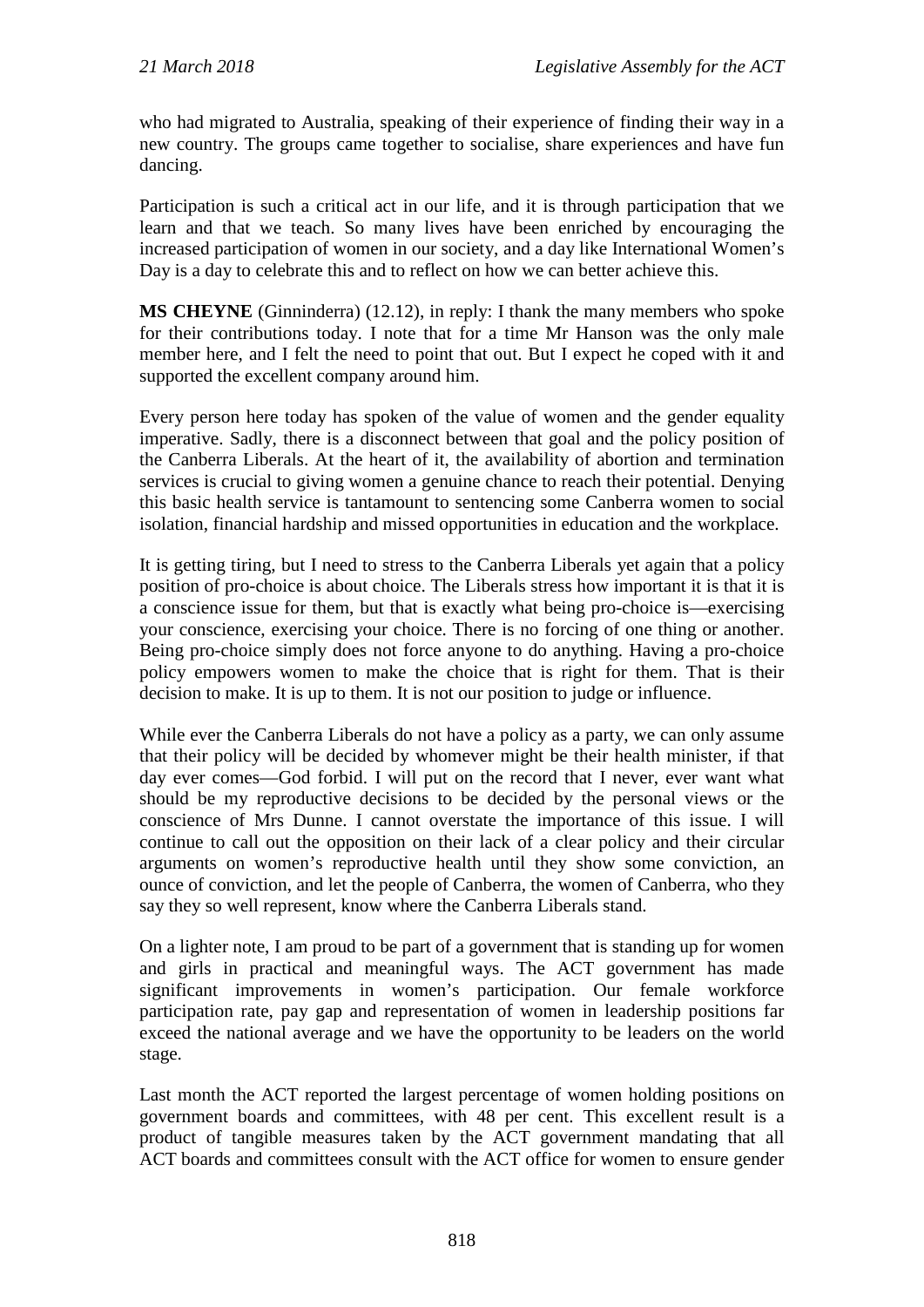who had migrated to Australia, speaking of their experience of finding their way in a new country. The groups came together to socialise, share experiences and have fun dancing.

Participation is such a critical act in our life, and it is through participation that we learn and that we teach. So many lives have been enriched by encouraging the increased participation of women in our society, and a day like International Women's Day is a day to celebrate this and to reflect on how we can better achieve this.

**MS CHEYNE** (Ginninderra) (12.12), in reply: I thank the many members who spoke for their contributions today. I note that for a time Mr Hanson was the only male member here, and I felt the need to point that out. But I expect he coped with it and supported the excellent company around him.

Every person here today has spoken of the value of women and the gender equality imperative. Sadly, there is a disconnect between that goal and the policy position of the Canberra Liberals. At the heart of it, the availability of abortion and termination services is crucial to giving women a genuine chance to reach their potential. Denying this basic health service is tantamount to sentencing some Canberra women to social isolation, financial hardship and missed opportunities in education and the workplace.

It is getting tiring, but I need to stress to the Canberra Liberals yet again that a policy position of pro-choice is about choice. The Liberals stress how important it is that it is a conscience issue for them, but that is exactly what being pro-choice is—exercising your conscience, exercising your choice. There is no forcing of one thing or another. Being pro-choice simply does not force anyone to do anything. Having a pro-choice policy empowers women to make the choice that is right for them. That is their decision to make. It is up to them. It is not our position to judge or influence.

While ever the Canberra Liberals do not have a policy as a party, we can only assume that their policy will be decided by whomever might be their health minister, if that day ever comes—God forbid. I will put on the record that I never, ever want what should be my reproductive decisions to be decided by the personal views or the conscience of Mrs Dunne. I cannot overstate the importance of this issue. I will continue to call out the opposition on their lack of a clear policy and their circular arguments on women's reproductive health until they show some conviction, an ounce of conviction, and let the people of Canberra, the women of Canberra, who they say they so well represent, know where the Canberra Liberals stand.

On a lighter note, I am proud to be part of a government that is standing up for women and girls in practical and meaningful ways. The ACT government has made significant improvements in women's participation. Our female workforce participation rate, pay gap and representation of women in leadership positions far exceed the national average and we have the opportunity to be leaders on the world stage.

Last month the ACT reported the largest percentage of women holding positions on government boards and committees, with 48 per cent. This excellent result is a product of tangible measures taken by the ACT government mandating that all ACT boards and committees consult with the ACT office for women to ensure gender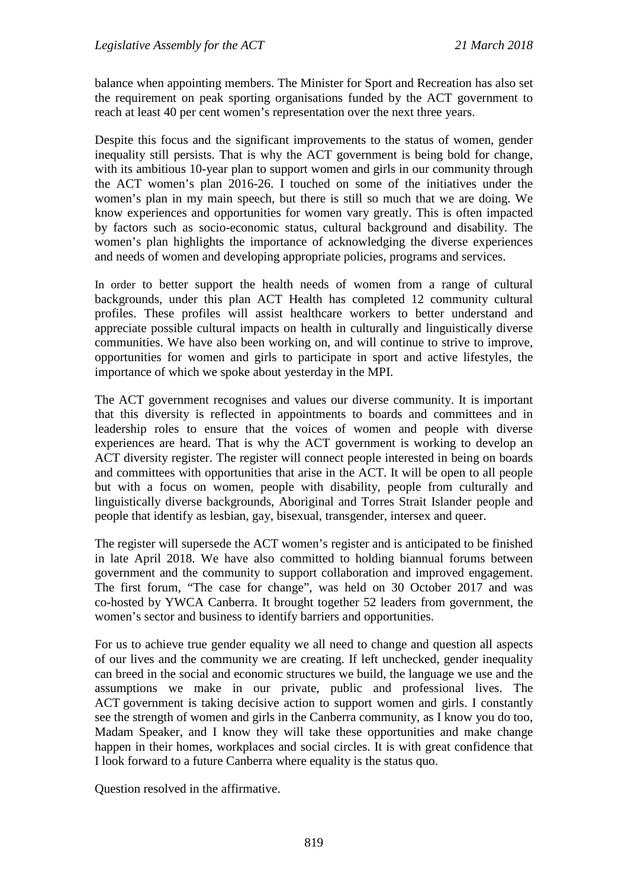balance when appointing members. The Minister for Sport and Recreation has also set the requirement on peak sporting organisations funded by the ACT government to reach at least 40 per cent women's representation over the next three years.

Despite this focus and the significant improvements to the status of women, gender inequality still persists. That is why the ACT government is being bold for change, with its ambitious 10-year plan to support women and girls in our community through the ACT women's plan 2016-26. I touched on some of the initiatives under the women's plan in my main speech, but there is still so much that we are doing. We know experiences and opportunities for women vary greatly. This is often impacted by factors such as socio-economic status, cultural background and disability. The women's plan highlights the importance of acknowledging the diverse experiences and needs of women and developing appropriate policies, programs and services.

In order to better support the health needs of women from a range of cultural backgrounds, under this plan ACT Health has completed 12 community cultural profiles. These profiles will assist healthcare workers to better understand and appreciate possible cultural impacts on health in culturally and linguistically diverse communities. We have also been working on, and will continue to strive to improve, opportunities for women and girls to participate in sport and active lifestyles, the importance of which we spoke about yesterday in the MPI.

The ACT government recognises and values our diverse community. It is important that this diversity is reflected in appointments to boards and committees and in leadership roles to ensure that the voices of women and people with diverse experiences are heard. That is why the ACT government is working to develop an ACT diversity register. The register will connect people interested in being on boards and committees with opportunities that arise in the ACT. It will be open to all people but with a focus on women, people with disability, people from culturally and linguistically diverse backgrounds, Aboriginal and Torres Strait Islander people and people that identify as lesbian, gay, bisexual, transgender, intersex and queer.

The register will supersede the ACT women's register and is anticipated to be finished in late April 2018. We have also committed to holding biannual forums between government and the community to support collaboration and improved engagement. The first forum, "The case for change", was held on 30 October 2017 and was co-hosted by YWCA Canberra. It brought together 52 leaders from government, the women's sector and business to identify barriers and opportunities.

For us to achieve true gender equality we all need to change and question all aspects of our lives and the community we are creating. If left unchecked, gender inequality can breed in the social and economic structures we build, the language we use and the assumptions we make in our private, public and professional lives. The ACT government is taking decisive action to support women and girls. I constantly see the strength of women and girls in the Canberra community, as I know you do too, Madam Speaker, and I know they will take these opportunities and make change happen in their homes, workplaces and social circles. It is with great confidence that I look forward to a future Canberra where equality is the status quo.

Question resolved in the affirmative.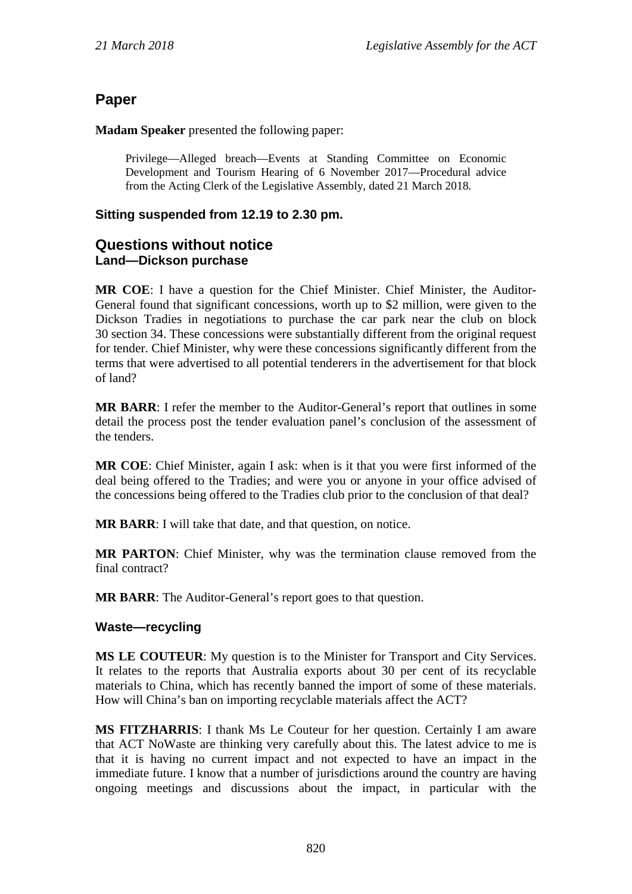## Paper

**Madam Speaker** presented the following paper:

> Privilege—Alleged breach—Events at Standing Committee on Economic Development and Tourism Hearing of 6 November 2017—Procedural advice from the Acting Clerk of the Legislative Assembly, dated 21 March 2018.

**Sitting suspended from 12.19 to 2.30 pm.**

## Questions without notice

### Land—Dickson purchase

**MR COE**: I have a question for the Chief Minister. Chief Minister, the Auditor-General found that significant concessions, worth up to $2 million, were given to the Dickson Tradies in negotiations to purchase the car park near the club on block 30 section 34. These concessions were substantially different from the original request for tender. Chief Minister, why were these concessions significantly different from the terms that were advertised to all potential tenderers in the advertisement for that block of land?

**MR BARR**: I refer the member to the Auditor-General's report that outlines in some detail the process post the tender evaluation panel's conclusion of the assessment of the tenders.

**MR COE**: Chief Minister, again I ask: when is it that you were first informed of the deal being offered to the Tradies; and were you or anyone in your office advised of the concessions being offered to the Tradies club prior to the conclusion of that deal?

**MR BARR**: I will take that date, and that question, on notice.

**MR PARTON**: Chief Minister, why was the termination clause removed from the final contract?

**MR BARR**: The Auditor-General's report goes to that question.

### Waste—recycling

**MS LE COUTEUR**: My question is to the Minister for Transport and City Services. It relates to the reports that Australia exports about 30 per cent of its recyclable materials to China, which has recently banned the import of some of these materials. How will China's ban on importing recyclable materials affect the ACT?

**MS FITZHARRIS**: I thank Ms Le Couteur for her question. Certainly I am aware that ACT NoWaste are thinking very carefully about this. The latest advice to me is that it is having no current impact and not expected to have an impact in the immediate future. I know that a number of jurisdictions around the country are having ongoing meetings and discussions about the impact, in particular with the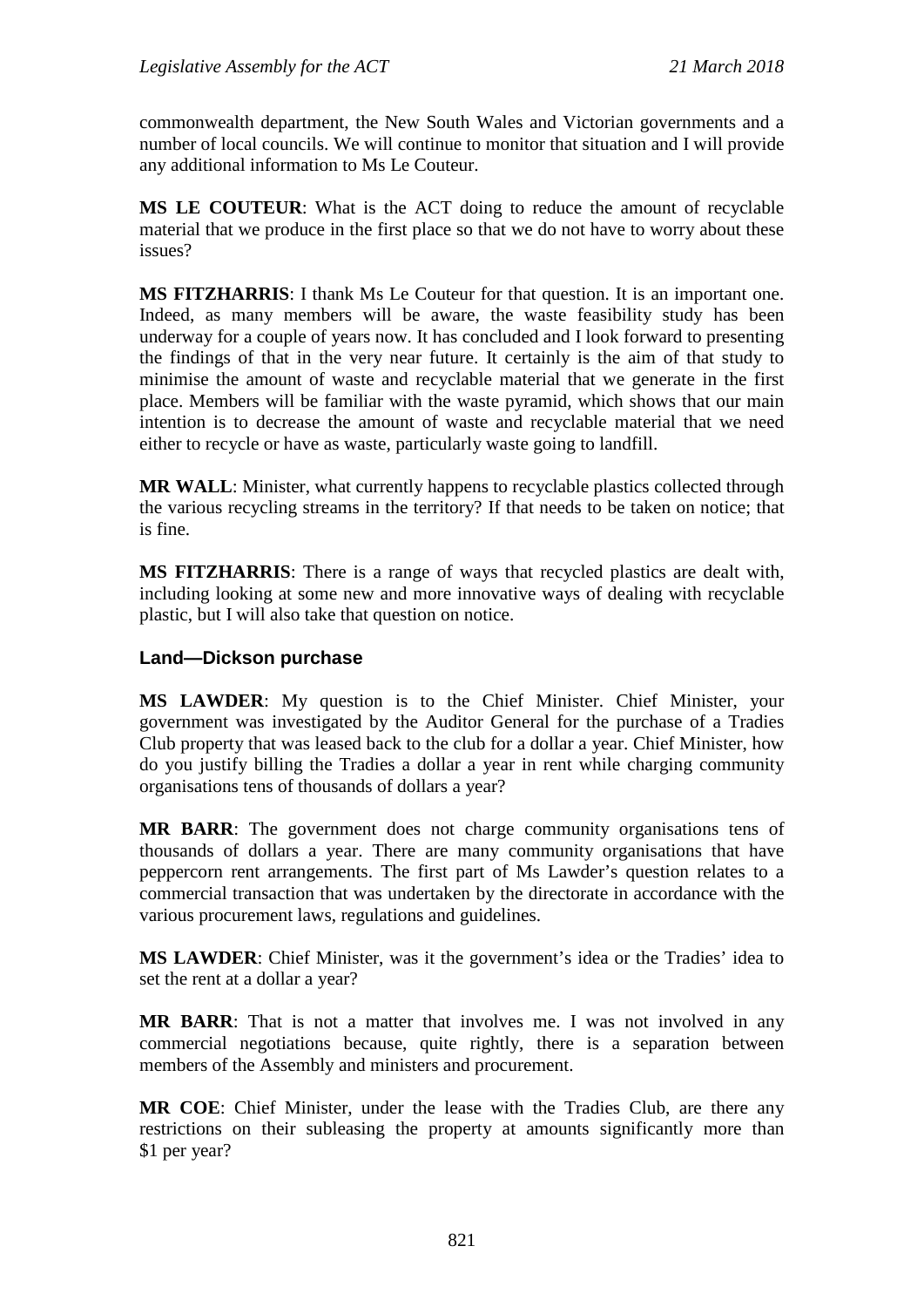commonwealth department, the New South Wales and Victorian governments and a number of local councils. We will continue to monitor that situation and I will provide any additional information to Ms Le Couteur.

**MS LE COUTEUR**: What is the ACT doing to reduce the amount of recyclable material that we produce in the first place so that we do not have to worry about these issues?

**MS FITZHARRIS**: I thank Ms Le Couteur for that question. It is an important one. Indeed, as many members will be aware, the waste feasibility study has been underway for a couple of years now. It has concluded and I look forward to presenting the findings of that in the very near future. It certainly is the aim of that study to minimise the amount of waste and recyclable material that we generate in the first place. Members will be familiar with the waste pyramid, which shows that our main intention is to decrease the amount of waste and recyclable material that we need either to recycle or have as waste, particularly waste going to landfill.

**MR WALL**: Minister, what currently happens to recyclable plastics collected through the various recycling streams in the territory? If that needs to be taken on notice; that is fine.

**MS FITZHARRIS**: There is a range of ways that recycled plastics are dealt with, including looking at some new and more innovative ways of dealing with recyclable plastic, but I will also take that question on notice.

### Land—Dickson purchase

**MS LAWDER**: My question is to the Chief Minister. Chief Minister, your government was investigated by the Auditor General for the purchase of a Tradies Club property that was leased back to the club for a dollar a year. Chief Minister, how do you justify billing the Tradies a dollar a year in rent while charging community organisations tens of thousands of dollars a year?

**MR BARR**: The government does not charge community organisations tens of thousands of dollars a year. There are many community organisations that have peppercorn rent arrangements. The first part of Ms Lawder's question relates to a commercial transaction that was undertaken by the directorate in accordance with the various procurement laws, regulations and guidelines.

**MS LAWDER**: Chief Minister, was it the government's idea or the Tradies' idea to set the rent at a dollar a year?

**MR BARR**: That is not a matter that involves me. I was not involved in any commercial negotiations because, quite rightly, there is a separation between members of the Assembly and ministers and procurement.

**MR COE**: Chief Minister, under the lease with the Tradies Club, are there any restrictions on their subleasing the property at amounts significantly more than $1 per year?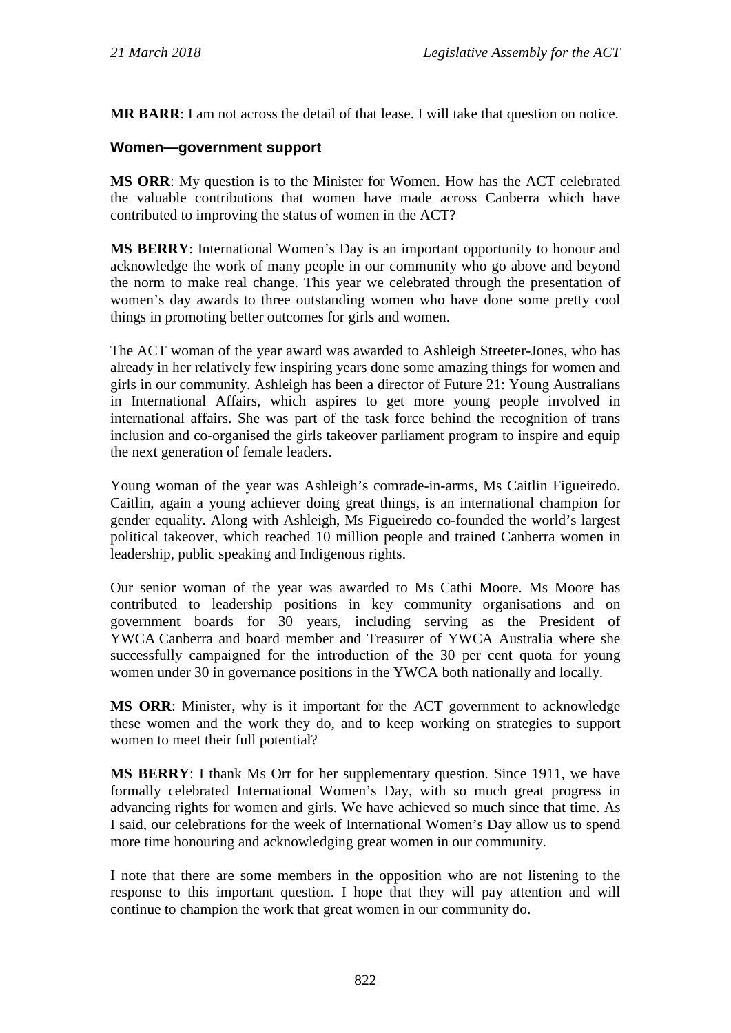**MR BARR**: I am not across the detail of that lease. I will take that question on notice.

### Women—government support

**MS ORR**: My question is to the Minister for Women. How has the ACT celebrated the valuable contributions that women have made across Canberra which have contributed to improving the status of women in the ACT?

**MS BERRY**: International Women's Day is an important opportunity to honour and acknowledge the work of many people in our community who go above and beyond the norm to make real change. This year we celebrated through the presentation of women's day awards to three outstanding women who have done some pretty cool things in promoting better outcomes for girls and women.

The ACT woman of the year award was awarded to Ashleigh Streeter-Jones, who has already in her relatively few inspiring years done some amazing things for women and girls in our community. Ashleigh has been a director of Future 21: Young Australians in International Affairs, which aspires to get more young people involved in international affairs. She was part of the task force behind the recognition of trans inclusion and co-organised the girls takeover parliament program to inspire and equip the next generation of female leaders.

Young woman of the year was Ashleigh's comrade-in-arms, Ms Caitlin Figueiredo. Caitlin, again a young achiever doing great things, is an international champion for gender equality. Along with Ashleigh, Ms Figueiredo co-founded the world's largest political takeover, which reached 10 million people and trained Canberra women in leadership, public speaking and Indigenous rights.

Our senior woman of the year was awarded to Ms Cathi Moore. Ms Moore has contributed to leadership positions in key community organisations and on government boards for 30 years, including serving as the President of YWCA Canberra and board member and Treasurer of YWCA Australia where she successfully campaigned for the introduction of the 30 per cent quota for young women under 30 in governance positions in the YWCA both nationally and locally.

**MS ORR**: Minister, why is it important for the ACT government to acknowledge these women and the work they do, and to keep working on strategies to support women to meet their full potential?

**MS BERRY**: I thank Ms Orr for her supplementary question. Since 1911, we have formally celebrated International Women's Day, with so much great progress in advancing rights for women and girls. We have achieved so much since that time. As I said, our celebrations for the week of International Women's Day allow us to spend more time honouring and acknowledging great women in our community.

I note that there are some members in the opposition who are not listening to the response to this important question. I hope that they will pay attention and will continue to champion the work that great women in our community do.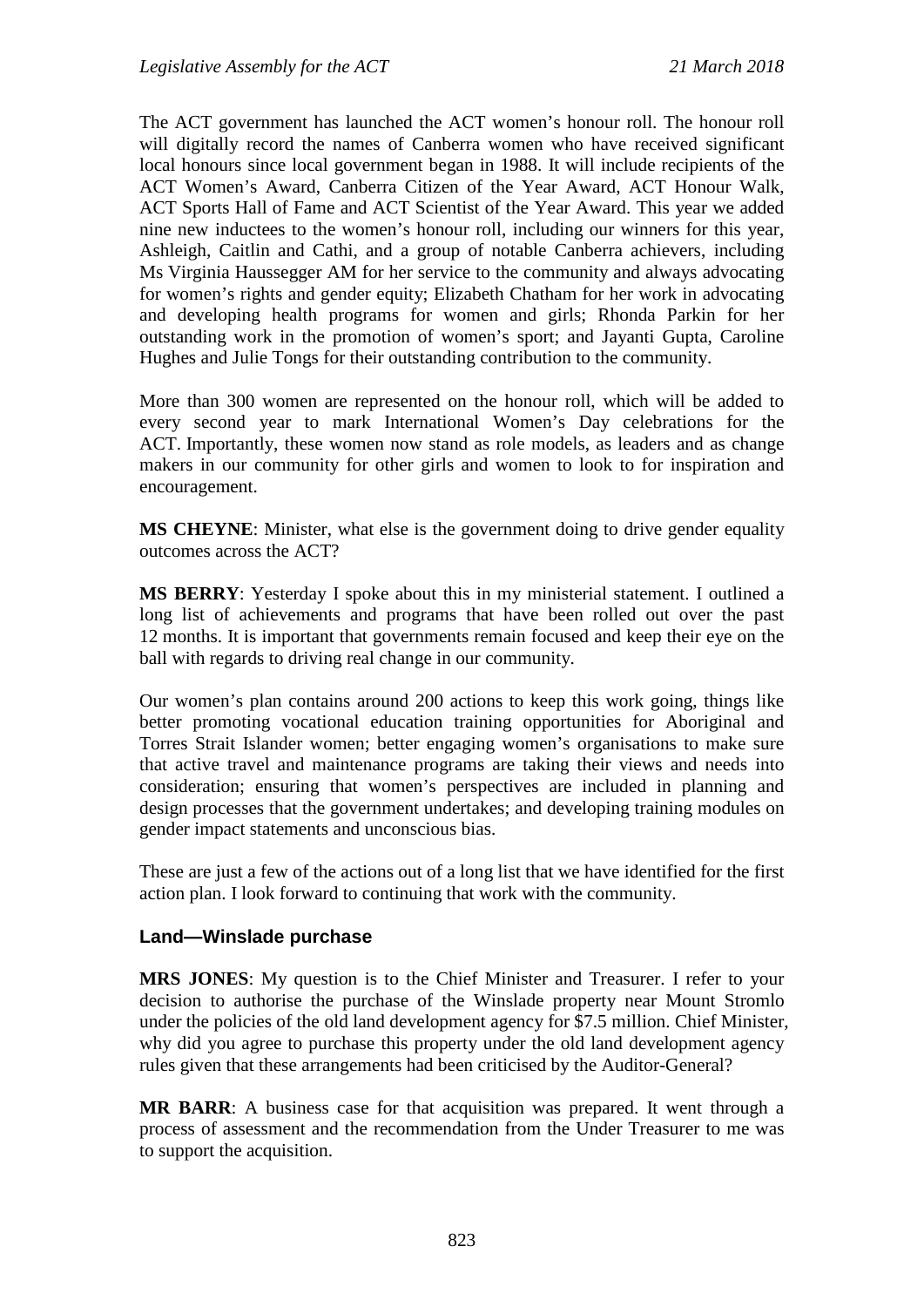The ACT government has launched the ACT women's honour roll. The honour roll will digitally record the names of Canberra women who have received significant local honours since local government began in 1988. It will include recipients of the ACT Women's Award, Canberra Citizen of the Year Award, ACT Honour Walk, ACT Sports Hall of Fame and ACT Scientist of the Year Award. This year we added nine new inductees to the women's honour roll, including our winners for this year, Ashleigh, Caitlin and Cathi, and a group of notable Canberra achievers, including Ms Virginia Haussegger AM for her service to the community and always advocating for women's rights and gender equity; Elizabeth Chatham for her work in advocating and developing health programs for women and girls; Rhonda Parkin for her outstanding work in the promotion of women's sport; and Jayanti Gupta, Caroline Hughes and Julie Tongs for their outstanding contribution to the community.

More than 300 women are represented on the honour roll, which will be added to every second year to mark International Women's Day celebrations for the ACT. Importantly, these women now stand as role models, as leaders and as change makers in our community for other girls and women to look to for inspiration and encouragement.

**MS CHEYNE**: Minister, what else is the government doing to drive gender equality outcomes across the ACT?

**MS BERRY**: Yesterday I spoke about this in my ministerial statement. I outlined a long list of achievements and programs that have been rolled out over the past 12 months. It is important that governments remain focused and keep their eye on the ball with regards to driving real change in our community.

Our women's plan contains around 200 actions to keep this work going, things like better promoting vocational education training opportunities for Aboriginal and Torres Strait Islander women; better engaging women's organisations to make sure that active travel and maintenance programs are taking their views and needs into consideration; ensuring that women's perspectives are included in planning and design processes that the government undertakes; and developing training modules on gender impact statements and unconscious bias.

These are just a few of the actions out of a long list that we have identified for the first action plan. I look forward to continuing that work with the community.

### Land—Winslade purchase

**MRS JONES**: My question is to the Chief Minister and Treasurer. I refer to your decision to authorise the purchase of the Winslade property near Mount Stromlo under the policies of the old land development agency for $7.5 million. Chief Minister, why did you agree to purchase this property under the old land development agency rules given that these arrangements had been criticised by the Auditor-General?

**MR BARR**: A business case for that acquisition was prepared. It went through a process of assessment and the recommendation from the Under Treasurer to me was to support the acquisition.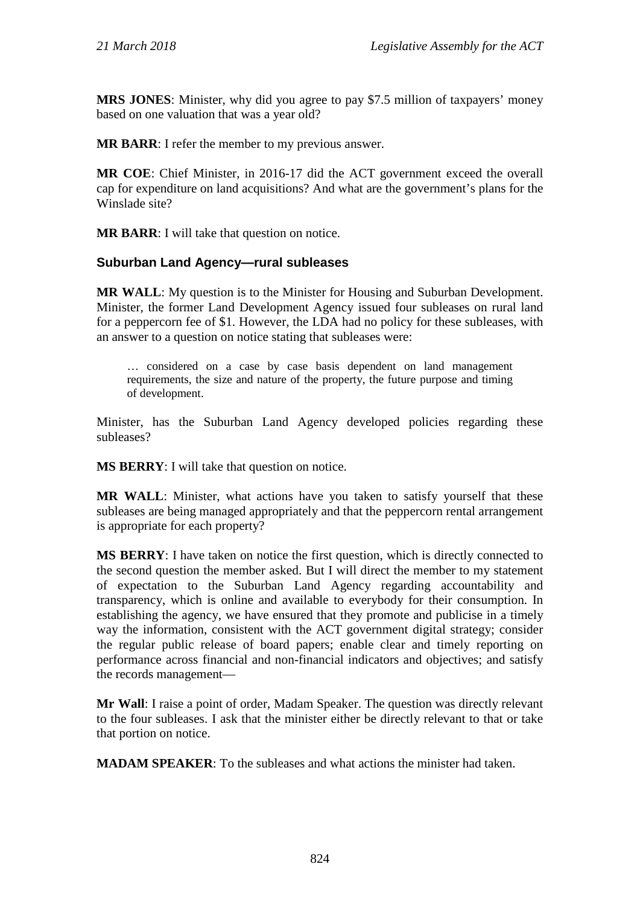**MRS JONES**: Minister, why did you agree to pay $7.5 million of taxpayers' money based on one valuation that was a year old?

**MR BARR**: I refer the member to my previous answer.

**MR COE**: Chief Minister, in 2016-17 did the ACT government exceed the overall cap for expenditure on land acquisitions? And what are the government's plans for the Winslade site?

**MR BARR**: I will take that question on notice.

### Suburban Land Agency—rural subleases

**MR WALL**: My question is to the Minister for Housing and Suburban Development. Minister, the former Land Development Agency issued four subleases on rural land for a peppercorn fee of $1. However, the LDA had no policy for these subleases, with an answer to a question on notice stating that subleases were:

> … considered on a case by case basis dependent on land management requirements, the size and nature of the property, the future purpose and timing of development.

Minister, has the Suburban Land Agency developed policies regarding these subleases?

**MS BERRY**: I will take that question on notice.

**MR WALL**: Minister, what actions have you taken to satisfy yourself that these subleases are being managed appropriately and that the peppercorn rental arrangement is appropriate for each property?

**MS BERRY**: I have taken on notice the first question, which is directly connected to the second question the member asked. But I will direct the member to my statement of expectation to the Suburban Land Agency regarding accountability and transparency, which is online and available to everybody for their consumption. In establishing the agency, we have ensured that they promote and publicise in a timely way the information, consistent with the ACT government digital strategy; consider the regular public release of board papers; enable clear and timely reporting on performance across financial and non-financial indicators and objectives; and satisfy the records management—

**Mr Wall**: I raise a point of order, Madam Speaker. The question was directly relevant to the four subleases. I ask that the minister either be directly relevant to that or take that portion on notice.

**MADAM SPEAKER**: To the subleases and what actions the minister had taken.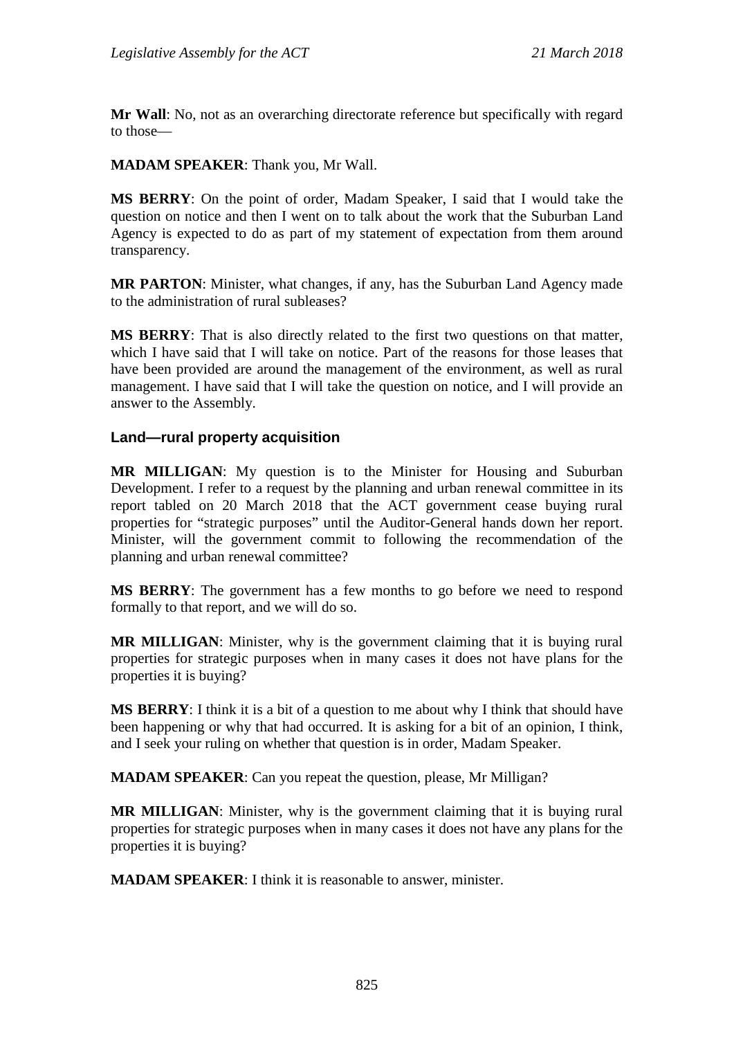**Mr Wall**: No, not as an overarching directorate reference but specifically with regard to those—

**MADAM SPEAKER**: Thank you, Mr Wall.

**MS BERRY**: On the point of order, Madam Speaker, I said that I would take the question on notice and then I went on to talk about the work that the Suburban Land Agency is expected to do as part of my statement of expectation from them around transparency.

**MR PARTON**: Minister, what changes, if any, has the Suburban Land Agency made to the administration of rural subleases?

**MS BERRY**: That is also directly related to the first two questions on that matter, which I have said that I will take on notice. Part of the reasons for those leases that have been provided are around the management of the environment, as well as rural management. I have said that I will take the question on notice, and I will provide an answer to the Assembly.

### Land—rural property acquisition

**MR MILLIGAN**: My question is to the Minister for Housing and Suburban Development. I refer to a request by the planning and urban renewal committee in its report tabled on 20 March 2018 that the ACT government cease buying rural properties for "strategic purposes" until the Auditor-General hands down her report. Minister, will the government commit to following the recommendation of the planning and urban renewal committee?

**MS BERRY**: The government has a few months to go before we need to respond formally to that report, and we will do so.

**MR MILLIGAN**: Minister, why is the government claiming that it is buying rural properties for strategic purposes when in many cases it does not have plans for the properties it is buying?

**MS BERRY**: I think it is a bit of a question to me about why I think that should have been happening or why that had occurred. It is asking for a bit of an opinion, I think, and I seek your ruling on whether that question is in order, Madam Speaker.

**MADAM SPEAKER**: Can you repeat the question, please, Mr Milligan?

**MR MILLIGAN**: Minister, why is the government claiming that it is buying rural properties for strategic purposes when in many cases it does not have any plans for the properties it is buying?

**MADAM SPEAKER**: I think it is reasonable to answer, minister.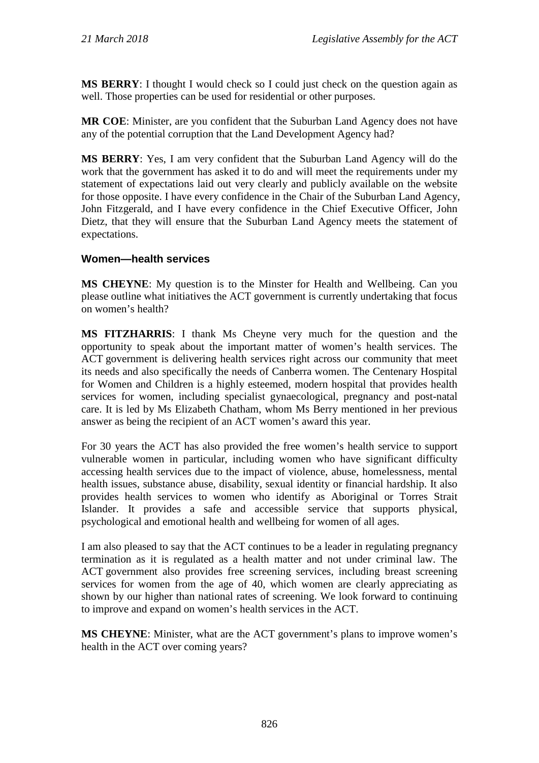**MS BERRY**: I thought I would check so I could just check on the question again as well. Those properties can be used for residential or other purposes.

**MR COE**: Minister, are you confident that the Suburban Land Agency does not have any of the potential corruption that the Land Development Agency had?

**MS BERRY**: Yes, I am very confident that the Suburban Land Agency will do the work that the government has asked it to do and will meet the requirements under my statement of expectations laid out very clearly and publicly available on the website for those opposite. I have every confidence in the Chair of the Suburban Land Agency, John Fitzgerald, and I have every confidence in the Chief Executive Officer, John Dietz, that they will ensure that the Suburban Land Agency meets the statement of expectations.

### Women—health services

**MS CHEYNE**: My question is to the Minster for Health and Wellbeing. Can you please outline what initiatives the ACT government is currently undertaking that focus on women's health?

**MS FITZHARRIS**: I thank Ms Cheyne very much for the question and the opportunity to speak about the important matter of women's health services. The ACT government is delivering health services right across our community that meet its needs and also specifically the needs of Canberra women. The Centenary Hospital for Women and Children is a highly esteemed, modern hospital that provides health services for women, including specialist gynaecological, pregnancy and post-natal care. It is led by Ms Elizabeth Chatham, whom Ms Berry mentioned in her previous answer as being the recipient of an ACT women's award this year.

For 30 years the ACT has also provided the free women's health service to support vulnerable women in particular, including women who have significant difficulty accessing health services due to the impact of violence, abuse, homelessness, mental health issues, substance abuse, disability, sexual identity or financial hardship. It also provides health services to women who identify as Aboriginal or Torres Strait Islander. It provides a safe and accessible service that supports physical, psychological and emotional health and wellbeing for women of all ages.

I am also pleased to say that the ACT continues to be a leader in regulating pregnancy termination as it is regulated as a health matter and not under criminal law. The ACT government also provides free screening services, including breast screening services for women from the age of 40, which women are clearly appreciating as shown by our higher than national rates of screening. We look forward to continuing to improve and expand on women's health services in the ACT.

**MS CHEYNE**: Minister, what are the ACT government's plans to improve women's health in the ACT over coming years?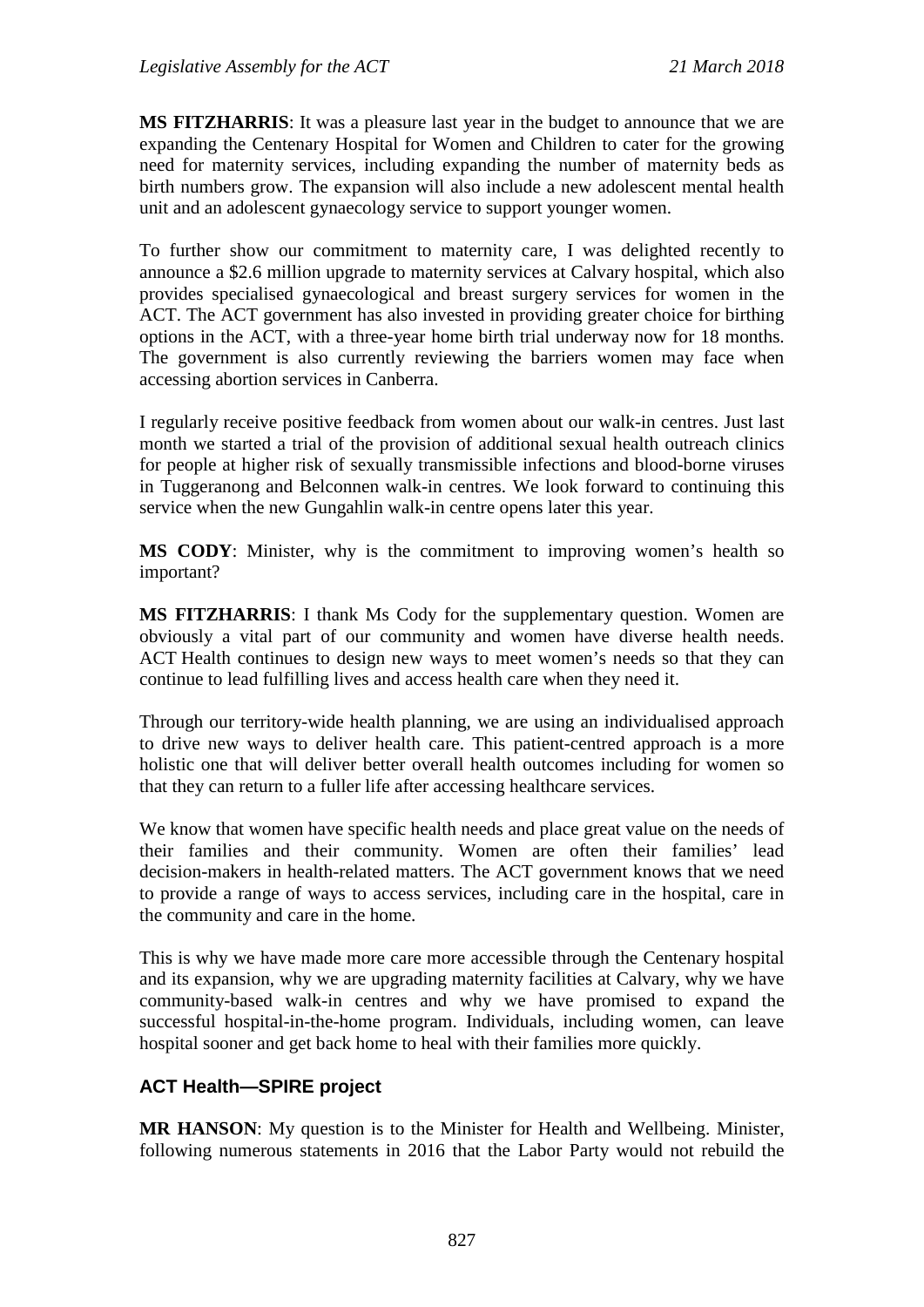**MS FITZHARRIS**: It was a pleasure last year in the budget to announce that we are expanding the Centenary Hospital for Women and Children to cater for the growing need for maternity services, including expanding the number of maternity beds as birth numbers grow. The expansion will also include a new adolescent mental health unit and an adolescent gynaecology service to support younger women.

To further show our commitment to maternity care, I was delighted recently to announce a $2.6 million upgrade to maternity services at Calvary hospital, which also provides specialised gynaecological and breast surgery services for women in the ACT. The ACT government has also invested in providing greater choice for birthing options in the ACT, with a three-year home birth trial underway now for 18 months. The government is also currently reviewing the barriers women may face when accessing abortion services in Canberra.

I regularly receive positive feedback from women about our walk-in centres. Just last month we started a trial of the provision of additional sexual health outreach clinics for people at higher risk of sexually transmissible infections and blood-borne viruses in Tuggeranong and Belconnen walk-in centres. We look forward to continuing this service when the new Gungahlin walk-in centre opens later this year.

**MS CODY**: Minister, why is the commitment to improving women's health so important?

**MS FITZHARRIS**: I thank Ms Cody for the supplementary question. Women are obviously a vital part of our community and women have diverse health needs. ACT Health continues to design new ways to meet women's needs so that they can continue to lead fulfilling lives and access health care when they need it.

Through our territory-wide health planning, we are using an individualised approach to drive new ways to deliver health care. This patient-centred approach is a more holistic one that will deliver better overall health outcomes including for women so that they can return to a fuller life after accessing healthcare services.

We know that women have specific health needs and place great value on the needs of their families and their community. Women are often their families' lead decision-makers in health-related matters. The ACT government knows that we need to provide a range of ways to access services, including care in the hospital, care in the community and care in the home.

This is why we have made more care more accessible through the Centenary hospital and its expansion, why we are upgrading maternity facilities at Calvary, why we have community-based walk-in centres and why we have promised to expand the successful hospital-in-the-home program. Individuals, including women, can leave hospital sooner and get back home to heal with their families more quickly.

## ACT Health—SPIRE project

**MR HANSON**: My question is to the Minister for Health and Wellbeing. Minister, following numerous statements in 2016 that the Labor Party would not rebuild the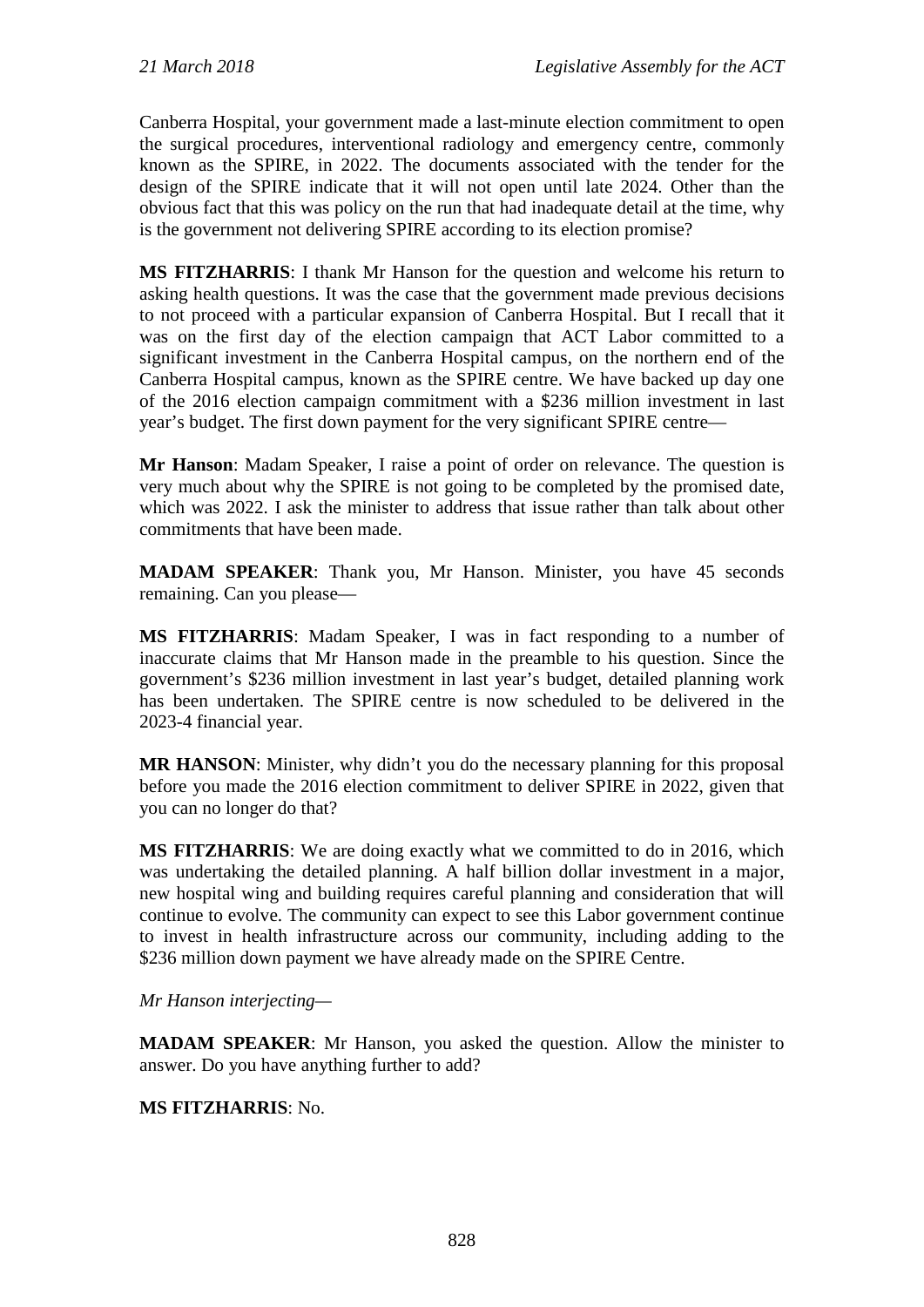Canberra Hospital, your government made a last-minute election commitment to open the surgical procedures, interventional radiology and emergency centre, commonly known as the SPIRE, in 2022. The documents associated with the tender for the design of the SPIRE indicate that it will not open until late 2024. Other than the obvious fact that this was policy on the run that had inadequate detail at the time, why is the government not delivering SPIRE according to its election promise?

**MS FITZHARRIS**: I thank Mr Hanson for the question and welcome his return to asking health questions. It was the case that the government made previous decisions to not proceed with a particular expansion of Canberra Hospital. But I recall that it was on the first day of the election campaign that ACT Labor committed to a significant investment in the Canberra Hospital campus, on the northern end of the Canberra Hospital campus, known as the SPIRE centre. We have backed up day one of the 2016 election campaign commitment with a $236 million investment in last year's budget. The first down payment for the very significant SPIRE centre—

**Mr Hanson**: Madam Speaker, I raise a point of order on relevance. The question is very much about why the SPIRE is not going to be completed by the promised date, which was 2022. I ask the minister to address that issue rather than talk about other commitments that have been made.

**MADAM SPEAKER**: Thank you, Mr Hanson. Minister, you have 45 seconds remaining. Can you please—

**MS FITZHARRIS**: Madam Speaker, I was in fact responding to a number of inaccurate claims that Mr Hanson made in the preamble to his question. Since the government's $236 million investment in last year's budget, detailed planning work has been undertaken. The SPIRE centre is now scheduled to be delivered in the 2023-4 financial year.

**MR HANSON**: Minister, why didn't you do the necessary planning for this proposal before you made the 2016 election commitment to deliver SPIRE in 2022, given that you can no longer do that?

**MS FITZHARRIS**: We are doing exactly what we committed to do in 2016, which was undertaking the detailed planning. A half billion dollar investment in a major, new hospital wing and building requires careful planning and consideration that will continue to evolve. The community can expect to see this Labor government continue to invest in health infrastructure across our community, including adding to the $236 million down payment we have already made on the SPIRE Centre.

*Mr Hanson interjecting*—

**MADAM SPEAKER**: Mr Hanson, you asked the question. Allow the minister to answer. Do you have anything further to add?

**MS FITZHARRIS**: No.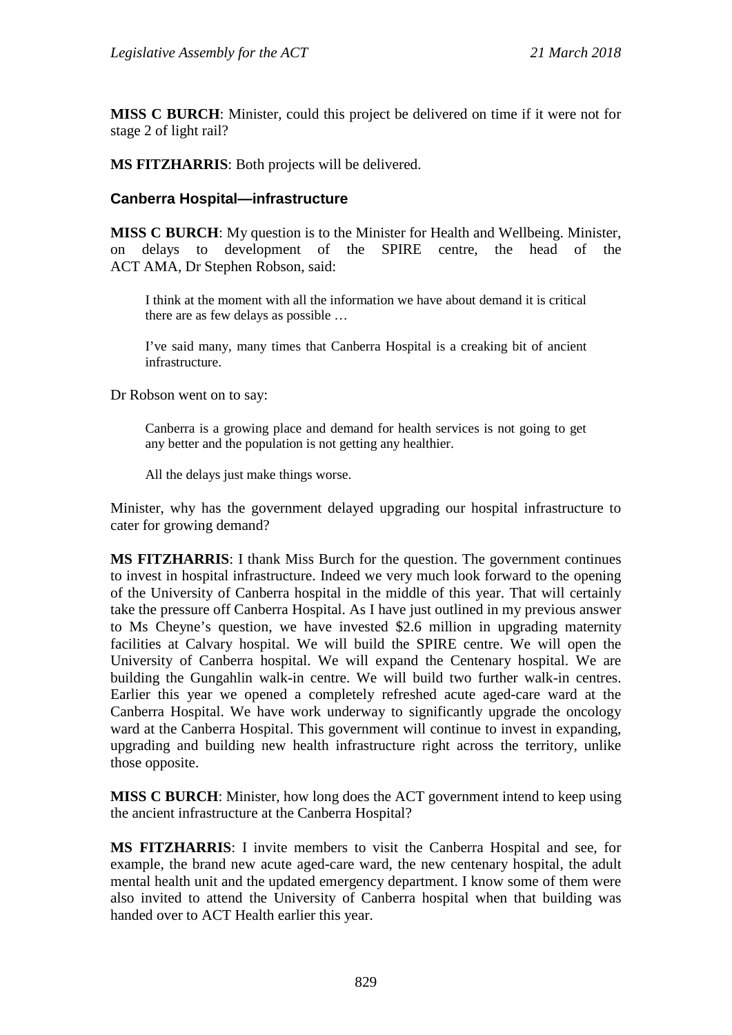**MISS C BURCH**: Minister, could this project be delivered on time if it were not for stage 2 of light rail?

**MS FITZHARRIS**: Both projects will be delivered.

### Canberra Hospital—infrastructure

**MISS C BURCH**: My question is to the Minister for Health and Wellbeing. Minister, on delays to development of the SPIRE centre, the head of the ACT AMA, Dr Stephen Robson, said:

> I think at the moment with all the information we have about demand it is critical there are as few delays as possible …
>
> I've said many, many times that Canberra Hospital is a creaking bit of ancient infrastructure.

Dr Robson went on to say:

> Canberra is a growing place and demand for health services is not going to get any better and the population is not getting any healthier.
>
> All the delays just make things worse.

Minister, why has the government delayed upgrading our hospital infrastructure to cater for growing demand?

**MS FITZHARRIS**: I thank Miss Burch for the question. The government continues to invest in hospital infrastructure. Indeed we very much look forward to the opening of the University of Canberra hospital in the middle of this year. That will certainly take the pressure off Canberra Hospital. As I have just outlined in my previous answer to Ms Cheyne's question, we have invested $2.6 million in upgrading maternity facilities at Calvary hospital. We will build the SPIRE centre. We will open the University of Canberra hospital. We will expand the Centenary hospital. We are building the Gungahlin walk-in centre. We will build two further walk-in centres. Earlier this year we opened a completely refreshed acute aged-care ward at the Canberra Hospital. We have work underway to significantly upgrade the oncology ward at the Canberra Hospital. This government will continue to invest in expanding, upgrading and building new health infrastructure right across the territory, unlike those opposite.

**MISS C BURCH**: Minister, how long does the ACT government intend to keep using the ancient infrastructure at the Canberra Hospital?

**MS FITZHARRIS**: I invite members to visit the Canberra Hospital and see, for example, the brand new acute aged-care ward, the new centenary hospital, the adult mental health unit and the updated emergency department. I know some of them were also invited to attend the University of Canberra hospital when that building was handed over to ACT Health earlier this year.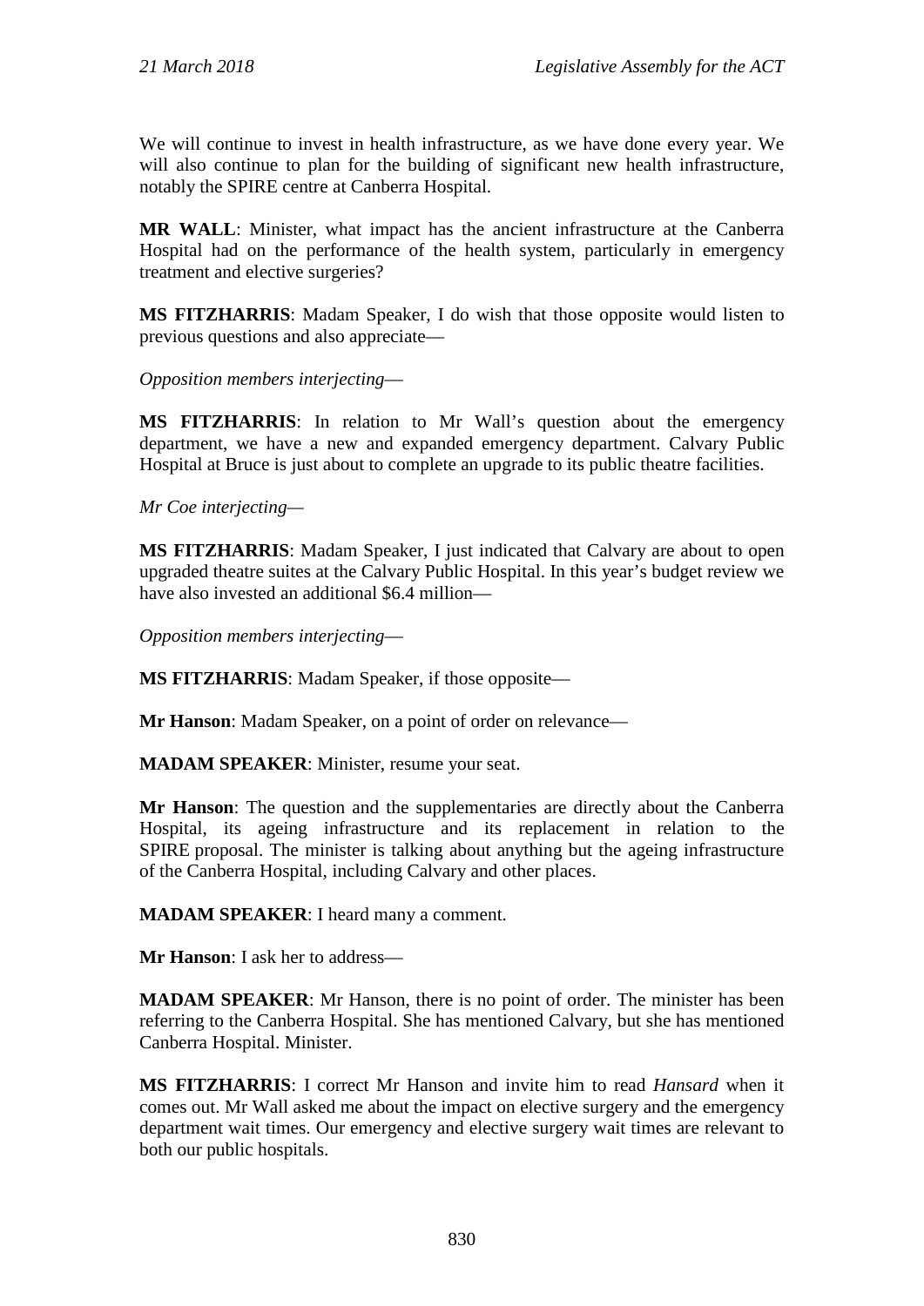We will continue to invest in health infrastructure, as we have done every year. We will also continue to plan for the building of significant new health infrastructure, notably the SPIRE centre at Canberra Hospital.

**MR WALL**: Minister, what impact has the ancient infrastructure at the Canberra Hospital had on the performance of the health system, particularly in emergency treatment and elective surgeries?

**MS FITZHARRIS**: Madam Speaker, I do wish that those opposite would listen to previous questions and also appreciate—

*Opposition members interjecting*—

**MS FITZHARRIS**: In relation to Mr Wall's question about the emergency department, we have a new and expanded emergency department. Calvary Public Hospital at Bruce is just about to complete an upgrade to its public theatre facilities.

*Mr Coe interjecting*—

**MS FITZHARRIS**: Madam Speaker, I just indicated that Calvary are about to open upgraded theatre suites at the Calvary Public Hospital. In this year's budget review we have also invested an additional $6.4 million—

*Opposition members interjecting*—

**MS FITZHARRIS**: Madam Speaker, if those opposite—

**Mr Hanson**: Madam Speaker, on a point of order on relevance—

**MADAM SPEAKER**: Minister, resume your seat.

**Mr Hanson**: The question and the supplementaries are directly about the Canberra Hospital, its ageing infrastructure and its replacement in relation to the SPIRE proposal. The minister is talking about anything but the ageing infrastructure of the Canberra Hospital, including Calvary and other places.

**MADAM SPEAKER**: I heard many a comment.

**Mr Hanson**: I ask her to address—

**MADAM SPEAKER**: Mr Hanson, there is no point of order. The minister has been referring to the Canberra Hospital. She has mentioned Calvary, but she has mentioned Canberra Hospital. Minister.

**MS FITZHARRIS**: I correct Mr Hanson and invite him to read *Hansard* when it comes out. Mr Wall asked me about the impact on elective surgery and the emergency department wait times. Our emergency and elective surgery wait times are relevant to both our public hospitals.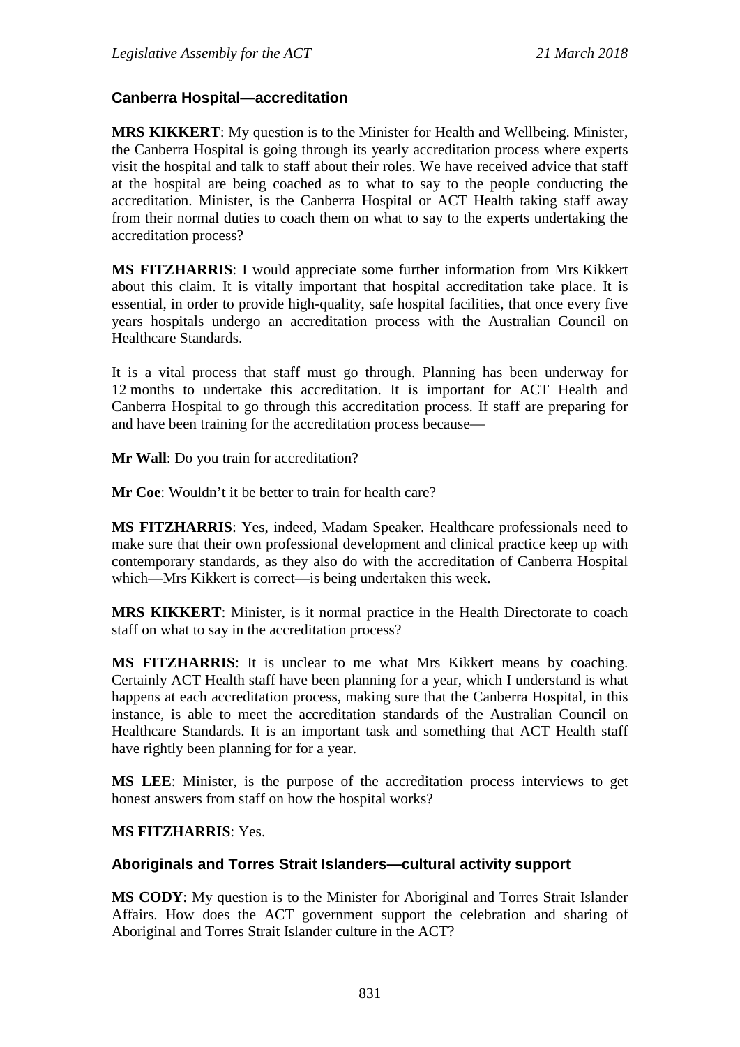### Canberra Hospital—accreditation

**MRS KIKKERT**: My question is to the Minister for Health and Wellbeing. Minister, the Canberra Hospital is going through its yearly accreditation process where experts visit the hospital and talk to staff about their roles. We have received advice that staff at the hospital are being coached as to what to say to the people conducting the accreditation. Minister, is the Canberra Hospital or ACT Health taking staff away from their normal duties to coach them on what to say to the experts undertaking the accreditation process?

**MS FITZHARRIS**: I would appreciate some further information from Mrs Kikkert about this claim. It is vitally important that hospital accreditation take place. It is essential, in order to provide high-quality, safe hospital facilities, that once every five years hospitals undergo an accreditation process with the Australian Council on Healthcare Standards.

It is a vital process that staff must go through. Planning has been underway for 12 months to undertake this accreditation. It is important for ACT Health and Canberra Hospital to go through this accreditation process. If staff are preparing for and have been training for the accreditation process because—

**Mr Wall**: Do you train for accreditation?

**Mr Coe**: Wouldn't it be better to train for health care?

**MS FITZHARRIS**: Yes, indeed, Madam Speaker. Healthcare professionals need to make sure that their own professional development and clinical practice keep up with contemporary standards, as they also do with the accreditation of Canberra Hospital which—Mrs Kikkert is correct—is being undertaken this week.

**MRS KIKKERT**: Minister, is it normal practice in the Health Directorate to coach staff on what to say in the accreditation process?

**MS FITZHARRIS**: It is unclear to me what Mrs Kikkert means by coaching. Certainly ACT Health staff have been planning for a year, which I understand is what happens at each accreditation process, making sure that the Canberra Hospital, in this instance, is able to meet the accreditation standards of the Australian Council on Healthcare Standards. It is an important task and something that ACT Health staff have rightly been planning for for a year.

**MS LEE**: Minister, is the purpose of the accreditation process interviews to get honest answers from staff on how the hospital works?

**MS FITZHARRIS**: Yes.

### Aboriginals and Torres Strait Islanders—cultural activity support

**MS CODY**: My question is to the Minister for Aboriginal and Torres Strait Islander Affairs. How does the ACT government support the celebration and sharing of Aboriginal and Torres Strait Islander culture in the ACT?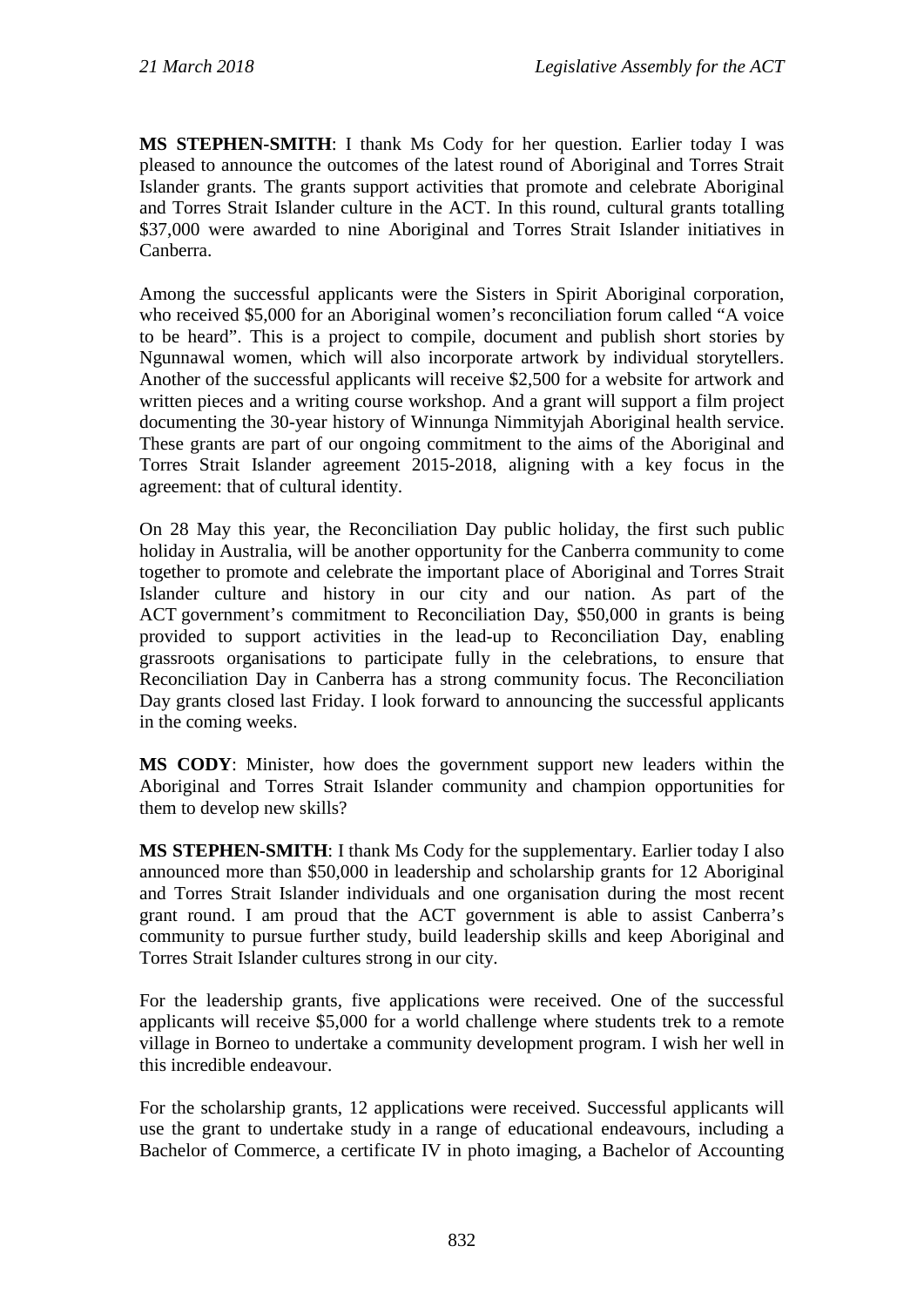**MS STEPHEN-SMITH**: I thank Ms Cody for her question. Earlier today I was pleased to announce the outcomes of the latest round of Aboriginal and Torres Strait Islander grants. The grants support activities that promote and celebrate Aboriginal and Torres Strait Islander culture in the ACT. In this round, cultural grants totalling $37,000 were awarded to nine Aboriginal and Torres Strait Islander initiatives in Canberra.

Among the successful applicants were the Sisters in Spirit Aboriginal corporation, who received $5,000 for an Aboriginal women's reconciliation forum called "A voice to be heard". This is a project to compile, document and publish short stories by Ngunnawal women, which will also incorporate artwork by individual storytellers. Another of the successful applicants will receive $2,500 for a website for artwork and written pieces and a writing course workshop. And a grant will support a film project documenting the 30-year history of Winnunga Nimmityjah Aboriginal health service. These grants are part of our ongoing commitment to the aims of the Aboriginal and Torres Strait Islander agreement 2015-2018, aligning with a key focus in the agreement: that of cultural identity.

On 28 May this year, the Reconciliation Day public holiday, the first such public holiday in Australia, will be another opportunity for the Canberra community to come together to promote and celebrate the important place of Aboriginal and Torres Strait Islander culture and history in our city and our nation. As part of the ACT government's commitment to Reconciliation Day, $50,000 in grants is being provided to support activities in the lead-up to Reconciliation Day, enabling grassroots organisations to participate fully in the celebrations, to ensure that Reconciliation Day in Canberra has a strong community focus. The Reconciliation Day grants closed last Friday. I look forward to announcing the successful applicants in the coming weeks.

**MS CODY**: Minister, how does the government support new leaders within the Aboriginal and Torres Strait Islander community and champion opportunities for them to develop new skills?

**MS STEPHEN-SMITH**: I thank Ms Cody for the supplementary. Earlier today I also announced more than $50,000 in leadership and scholarship grants for 12 Aboriginal and Torres Strait Islander individuals and one organisation during the most recent grant round. I am proud that the ACT government is able to assist Canberra's community to pursue further study, build leadership skills and keep Aboriginal and Torres Strait Islander cultures strong in our city.

For the leadership grants, five applications were received. One of the successful applicants will receive $5,000 for a world challenge where students trek to a remote village in Borneo to undertake a community development program. I wish her well in this incredible endeavour.

For the scholarship grants, 12 applications were received. Successful applicants will use the grant to undertake study in a range of educational endeavours, including a Bachelor of Commerce, a certificate IV in photo imaging, a Bachelor of Accounting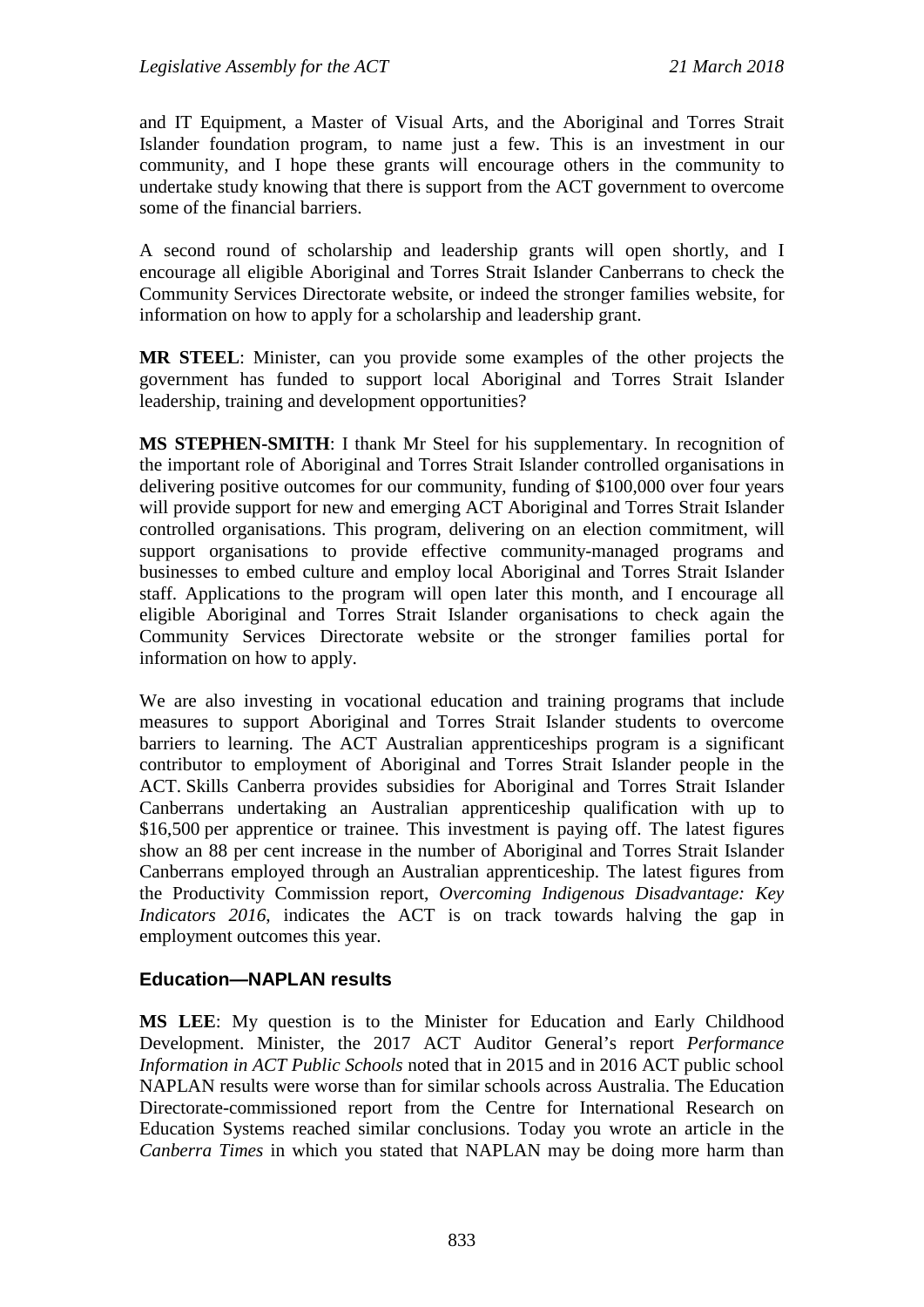and IT Equipment, a Master of Visual Arts, and the Aboriginal and Torres Strait Islander foundation program, to name just a few. This is an investment in our community, and I hope these grants will encourage others in the community to undertake study knowing that there is support from the ACT government to overcome some of the financial barriers.

A second round of scholarship and leadership grants will open shortly, and I encourage all eligible Aboriginal and Torres Strait Islander Canberrans to check the Community Services Directorate website, or indeed the stronger families website, for information on how to apply for a scholarship and leadership grant.

**MR STEEL**: Minister, can you provide some examples of the other projects the government has funded to support local Aboriginal and Torres Strait Islander leadership, training and development opportunities?

**MS STEPHEN-SMITH**: I thank Mr Steel for his supplementary. In recognition of the important role of Aboriginal and Torres Strait Islander controlled organisations in delivering positive outcomes for our community, funding of $100,000 over four years will provide support for new and emerging ACT Aboriginal and Torres Strait Islander controlled organisations. This program, delivering on an election commitment, will support organisations to provide effective community-managed programs and businesses to embed culture and employ local Aboriginal and Torres Strait Islander staff. Applications to the program will open later this month, and I encourage all eligible Aboriginal and Torres Strait Islander organisations to check again the Community Services Directorate website or the stronger families portal for information on how to apply.

We are also investing in vocational education and training programs that include measures to support Aboriginal and Torres Strait Islander students to overcome barriers to learning. The ACT Australian apprenticeships program is a significant contributor to employment of Aboriginal and Torres Strait Islander people in the ACT. Skills Canberra provides subsidies for Aboriginal and Torres Strait Islander Canberrans undertaking an Australian apprenticeship qualification with up to $16,500 per apprentice or trainee. This investment is paying off. The latest figures show an 88 per cent increase in the number of Aboriginal and Torres Strait Islander Canberrans employed through an Australian apprenticeship. The latest figures from the Productivity Commission report, *Overcoming Indigenous Disadvantage: Key Indicators 2016*, indicates the ACT is on track towards halving the gap in employment outcomes this year.

## Education—NAPLAN results

**MS LEE**: My question is to the Minister for Education and Early Childhood Development. Minister, the 2017 ACT Auditor General's report *Performance Information in ACT Public Schools* noted that in 2015 and in 2016 ACT public school NAPLAN results were worse than for similar schools across Australia. The Education Directorate-commissioned report from the Centre for International Research on Education Systems reached similar conclusions. Today you wrote an article in the *Canberra Times* in which you stated that NAPLAN may be doing more harm than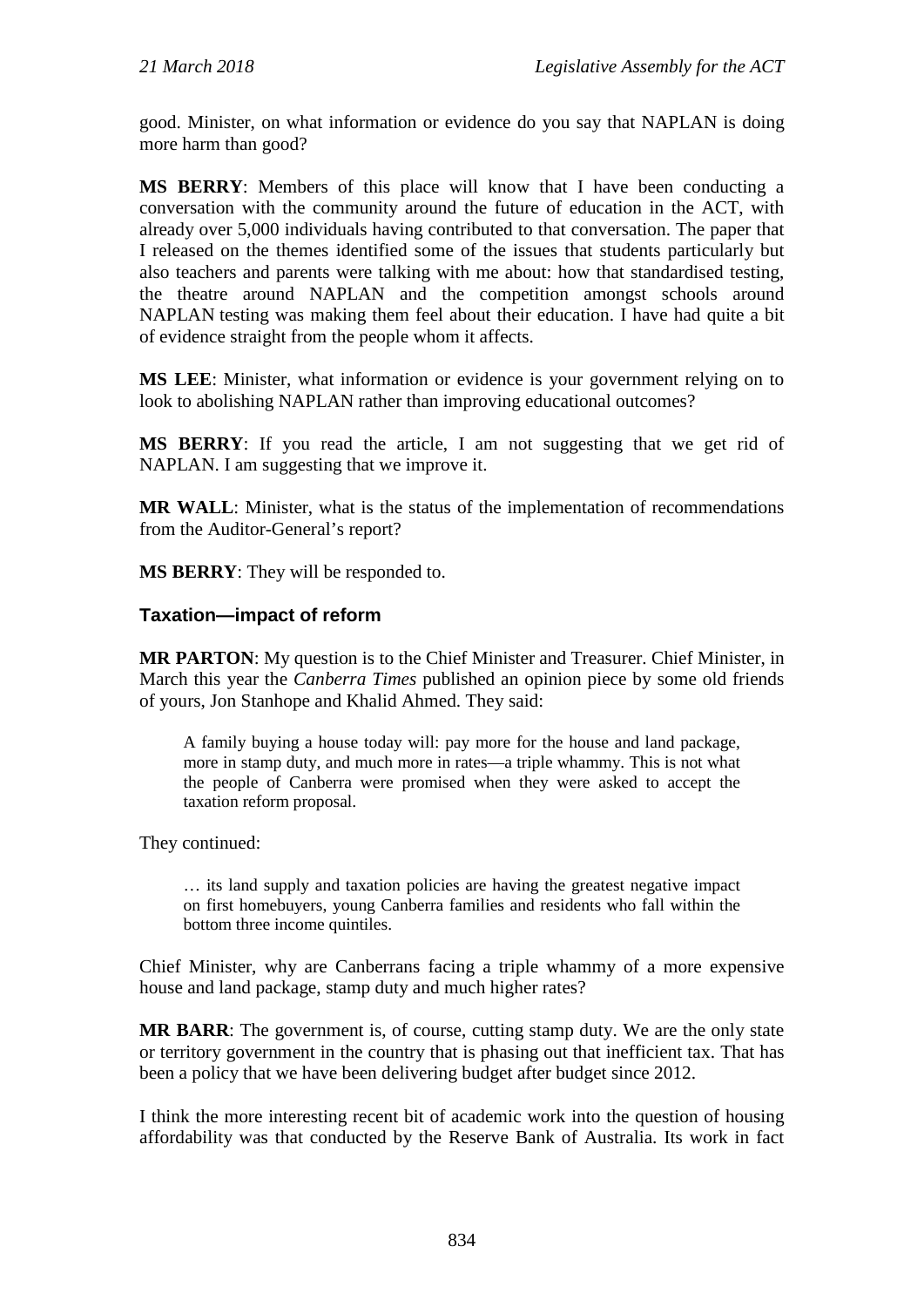good. Minister, on what information or evidence do you say that NAPLAN is doing more harm than good?

**MS BERRY**: Members of this place will know that I have been conducting a conversation with the community around the future of education in the ACT, with already over 5,000 individuals having contributed to that conversation. The paper that I released on the themes identified some of the issues that students particularly but also teachers and parents were talking with me about: how that standardised testing, the theatre around NAPLAN and the competition amongst schools around NAPLAN testing was making them feel about their education. I have had quite a bit of evidence straight from the people whom it affects.

**MS LEE**: Minister, what information or evidence is your government relying on to look to abolishing NAPLAN rather than improving educational outcomes?

**MS BERRY**: If you read the article, I am not suggesting that we get rid of NAPLAN. I am suggesting that we improve it.

**MR WALL**: Minister, what is the status of the implementation of recommendations from the Auditor-General's report?

**MS BERRY**: They will be responded to.

### Taxation—impact of reform

**MR PARTON**: My question is to the Chief Minister and Treasurer. Chief Minister, in March this year the *Canberra Times* published an opinion piece by some old friends of yours, Jon Stanhope and Khalid Ahmed. They said:

> A family buying a house today will: pay more for the house and land package, more in stamp duty, and much more in rates—a triple whammy. This is not what the people of Canberra were promised when they were asked to accept the taxation reform proposal.

They continued:

> … its land supply and taxation policies are having the greatest negative impact on first homebuyers, young Canberra families and residents who fall within the bottom three income quintiles.

Chief Minister, why are Canberrans facing a triple whammy of a more expensive house and land package, stamp duty and much higher rates?

**MR BARR**: The government is, of course, cutting stamp duty. We are the only state or territory government in the country that is phasing out that inefficient tax. That has been a policy that we have been delivering budget after budget since 2012.

I think the more interesting recent bit of academic work into the question of housing affordability was that conducted by the Reserve Bank of Australia. Its work in fact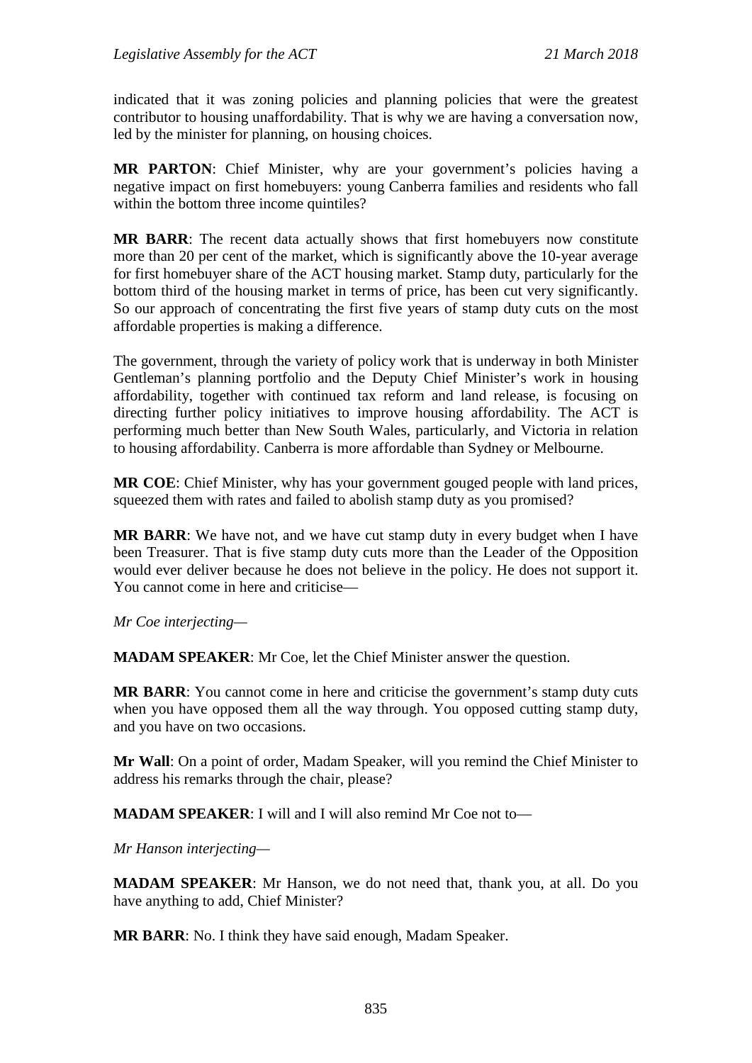indicated that it was zoning policies and planning policies that were the greatest contributor to housing unaffordability. That is why we are having a conversation now, led by the minister for planning, on housing choices.

**MR PARTON**: Chief Minister, why are your government's policies having a negative impact on first homebuyers: young Canberra families and residents who fall within the bottom three income quintiles?

**MR BARR**: The recent data actually shows that first homebuyers now constitute more than 20 per cent of the market, which is significantly above the 10-year average for first homebuyer share of the ACT housing market. Stamp duty, particularly for the bottom third of the housing market in terms of price, has been cut very significantly. So our approach of concentrating the first five years of stamp duty cuts on the most affordable properties is making a difference.

The government, through the variety of policy work that is underway in both Minister Gentleman's planning portfolio and the Deputy Chief Minister's work in housing affordability, together with continued tax reform and land release, is focusing on directing further policy initiatives to improve housing affordability. The ACT is performing much better than New South Wales, particularly, and Victoria in relation to housing affordability. Canberra is more affordable than Sydney or Melbourne.

**MR COE**: Chief Minister, why has your government gouged people with land prices, squeezed them with rates and failed to abolish stamp duty as you promised?

**MR BARR**: We have not, and we have cut stamp duty in every budget when I have been Treasurer. That is five stamp duty cuts more than the Leader of the Opposition would ever deliver because he does not believe in the policy. He does not support it. You cannot come in here and criticise—

*Mr Coe interjecting—*

**MADAM SPEAKER**: Mr Coe, let the Chief Minister answer the question.

**MR BARR**: You cannot come in here and criticise the government's stamp duty cuts when you have opposed them all the way through. You opposed cutting stamp duty, and you have on two occasions.

**Mr Wall**: On a point of order, Madam Speaker, will you remind the Chief Minister to address his remarks through the chair, please?

**MADAM SPEAKER**: I will and I will also remind Mr Coe not to—

*Mr Hanson interjecting—*

**MADAM SPEAKER**: Mr Hanson, we do not need that, thank you, at all. Do you have anything to add, Chief Minister?

**MR BARR**: No. I think they have said enough, Madam Speaker.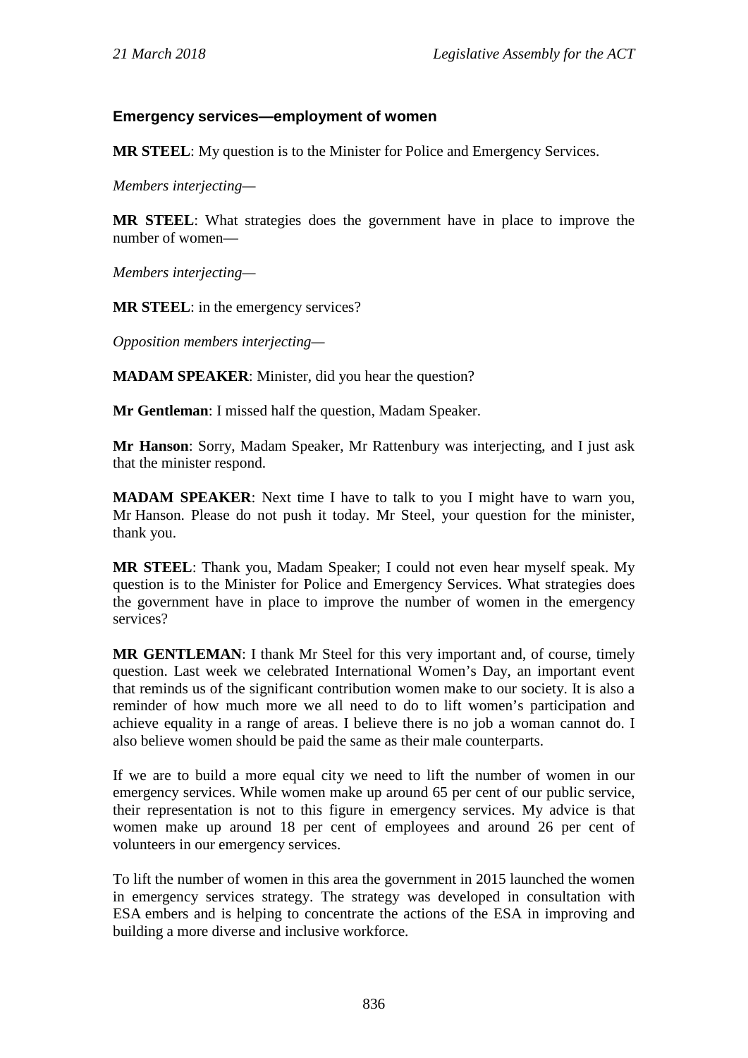### Emergency services—employment of women

**MR STEEL**: My question is to the Minister for Police and Emergency Services.

*Members interjecting*—

**MR STEEL**: What strategies does the government have in place to improve the number of women—

*Members interjecting*—

**MR STEEL**: in the emergency services?

*Opposition members interjecting*—

**MADAM SPEAKER**: Minister, did you hear the question?

**Mr Gentleman**: I missed half the question, Madam Speaker.

**Mr Hanson**: Sorry, Madam Speaker, Mr Rattenbury was interjecting, and I just ask that the minister respond.

**MADAM SPEAKER**: Next time I have to talk to you I might have to warn you, Mr Hanson. Please do not push it today. Mr Steel, your question for the minister, thank you.

**MR STEEL**: Thank you, Madam Speaker; I could not even hear myself speak. My question is to the Minister for Police and Emergency Services. What strategies does the government have in place to improve the number of women in the emergency services?

**MR GENTLEMAN**: I thank Mr Steel for this very important and, of course, timely question. Last week we celebrated International Women's Day, an important event that reminds us of the significant contribution women make to our society. It is also a reminder of how much more we all need to do to lift women's participation and achieve equality in a range of areas. I believe there is no job a woman cannot do. I also believe women should be paid the same as their male counterparts.

If we are to build a more equal city we need to lift the number of women in our emergency services. While women make up around 65 per cent of our public service, their representation is not to this figure in emergency services. My advice is that women make up around 18 per cent of employees and around 26 per cent of volunteers in our emergency services.

To lift the number of women in this area the government in 2015 launched the women in emergency services strategy. The strategy was developed in consultation with ESA embers and is helping to concentrate the actions of the ESA in improving and building a more diverse and inclusive workforce.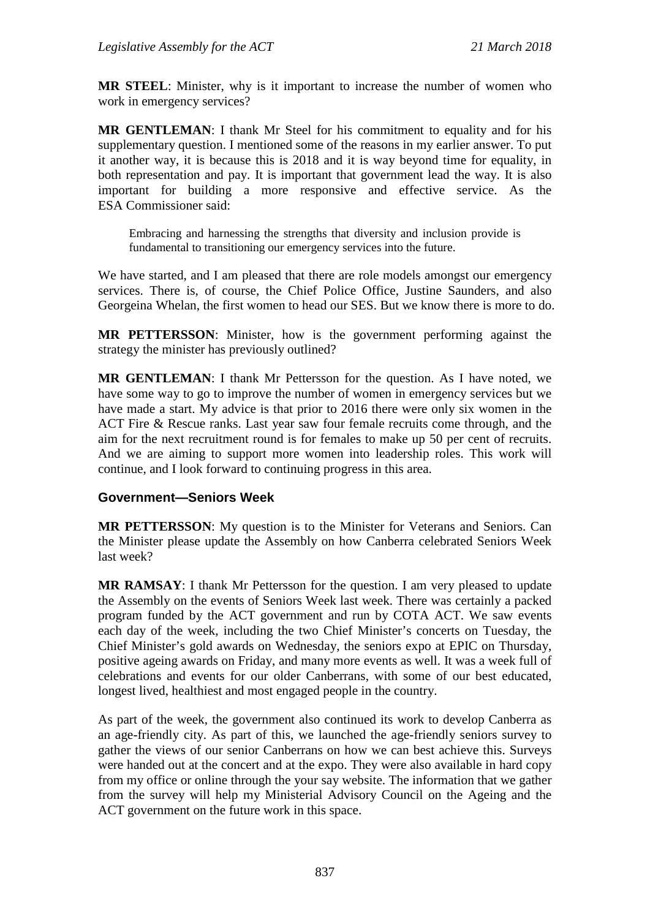**MR STEEL**: Minister, why is it important to increase the number of women who work in emergency services?

**MR GENTLEMAN**: I thank Mr Steel for his commitment to equality and for his supplementary question. I mentioned some of the reasons in my earlier answer. To put it another way, it is because this is 2018 and it is way beyond time for equality, in both representation and pay. It is important that government lead the way. It is also important for building a more responsive and effective service. As the ESA Commissioner said:

> Embracing and harnessing the strengths that diversity and inclusion provide is fundamental to transitioning our emergency services into the future.

We have started, and I am pleased that there are role models amongst our emergency services. There is, of course, the Chief Police Office, Justine Saunders, and also Georgeina Whelan, the first women to head our SES. But we know there is more to do.

**MR PETTERSSON**: Minister, how is the government performing against the strategy the minister has previously outlined?

**MR GENTLEMAN**: I thank Mr Pettersson for the question. As I have noted, we have some way to go to improve the number of women in emergency services but we have made a start. My advice is that prior to 2016 there were only six women in the ACT Fire & Rescue ranks. Last year saw four female recruits come through, and the aim for the next recruitment round is for females to make up 50 per cent of recruits. And we are aiming to support more women into leadership roles. This work will continue, and I look forward to continuing progress in this area.

### Government—Seniors Week

**MR PETTERSSON**: My question is to the Minister for Veterans and Seniors. Can the Minister please update the Assembly on how Canberra celebrated Seniors Week last week?

**MR RAMSAY**: I thank Mr Pettersson for the question. I am very pleased to update the Assembly on the events of Seniors Week last week. There was certainly a packed program funded by the ACT government and run by COTA ACT. We saw events each day of the week, including the two Chief Minister's concerts on Tuesday, the Chief Minister's gold awards on Wednesday, the seniors expo at EPIC on Thursday, positive ageing awards on Friday, and many more events as well. It was a week full of celebrations and events for our older Canberrans, with some of our best educated, longest lived, healthiest and most engaged people in the country.

As part of the week, the government also continued its work to develop Canberra as an age-friendly city. As part of this, we launched the age-friendly seniors survey to gather the views of our senior Canberrans on how we can best achieve this. Surveys were handed out at the concert and at the expo. They were also available in hard copy from my office or online through the your say website. The information that we gather from the survey will help my Ministerial Advisory Council on the Ageing and the ACT government on the future work in this space.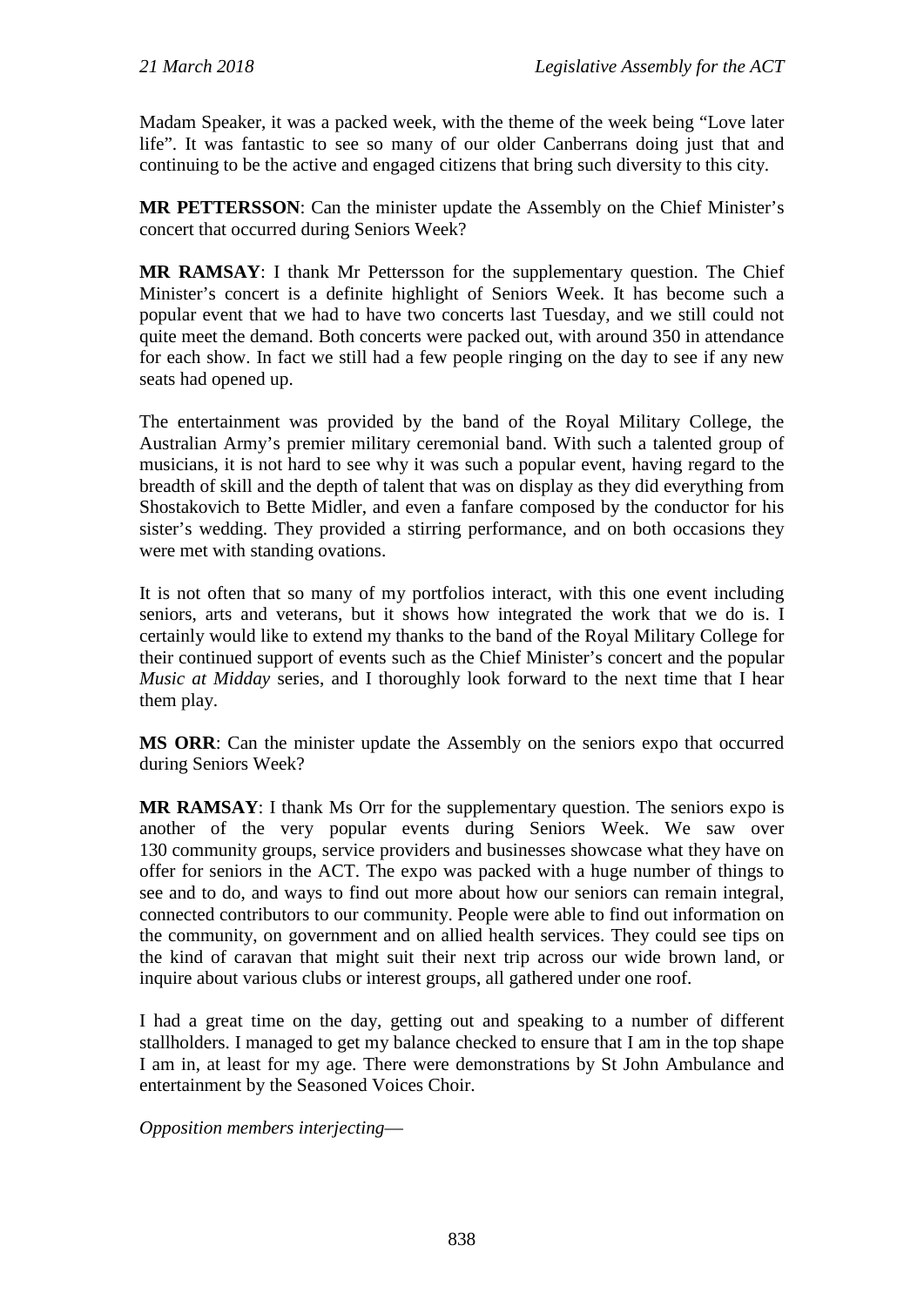Madam Speaker, it was a packed week, with the theme of the week being "Love later life". It was fantastic to see so many of our older Canberrans doing just that and continuing to be the active and engaged citizens that bring such diversity to this city.

**MR PETTERSSON**: Can the minister update the Assembly on the Chief Minister's concert that occurred during Seniors Week?

**MR RAMSAY**: I thank Mr Pettersson for the supplementary question. The Chief Minister's concert is a definite highlight of Seniors Week. It has become such a popular event that we had to have two concerts last Tuesday, and we still could not quite meet the demand. Both concerts were packed out, with around 350 in attendance for each show. In fact we still had a few people ringing on the day to see if any new seats had opened up.

The entertainment was provided by the band of the Royal Military College, the Australian Army's premier military ceremonial band. With such a talented group of musicians, it is not hard to see why it was such a popular event, having regard to the breadth of skill and the depth of talent that was on display as they did everything from Shostakovich to Bette Midler, and even a fanfare composed by the conductor for his sister's wedding. They provided a stirring performance, and on both occasions they were met with standing ovations.

It is not often that so many of my portfolios interact, with this one event including seniors, arts and veterans, but it shows how integrated the work that we do is. I certainly would like to extend my thanks to the band of the Royal Military College for their continued support of events such as the Chief Minister's concert and the popular *Music at Midday* series, and I thoroughly look forward to the next time that I hear them play.

**MS ORR**: Can the minister update the Assembly on the seniors expo that occurred during Seniors Week?

**MR RAMSAY**: I thank Ms Orr for the supplementary question. The seniors expo is another of the very popular events during Seniors Week. We saw over 130 community groups, service providers and businesses showcase what they have on offer for seniors in the ACT. The expo was packed with a huge number of things to see and to do, and ways to find out more about how our seniors can remain integral, connected contributors to our community. People were able to find out information on the community, on government and on allied health services. They could see tips on the kind of caravan that might suit their next trip across our wide brown land, or inquire about various clubs or interest groups, all gathered under one roof.

I had a great time on the day, getting out and speaking to a number of different stallholders. I managed to get my balance checked to ensure that I am in the top shape I am in, at least for my age. There were demonstrations by St John Ambulance and entertainment by the Seasoned Voices Choir.

*Opposition members interjecting*—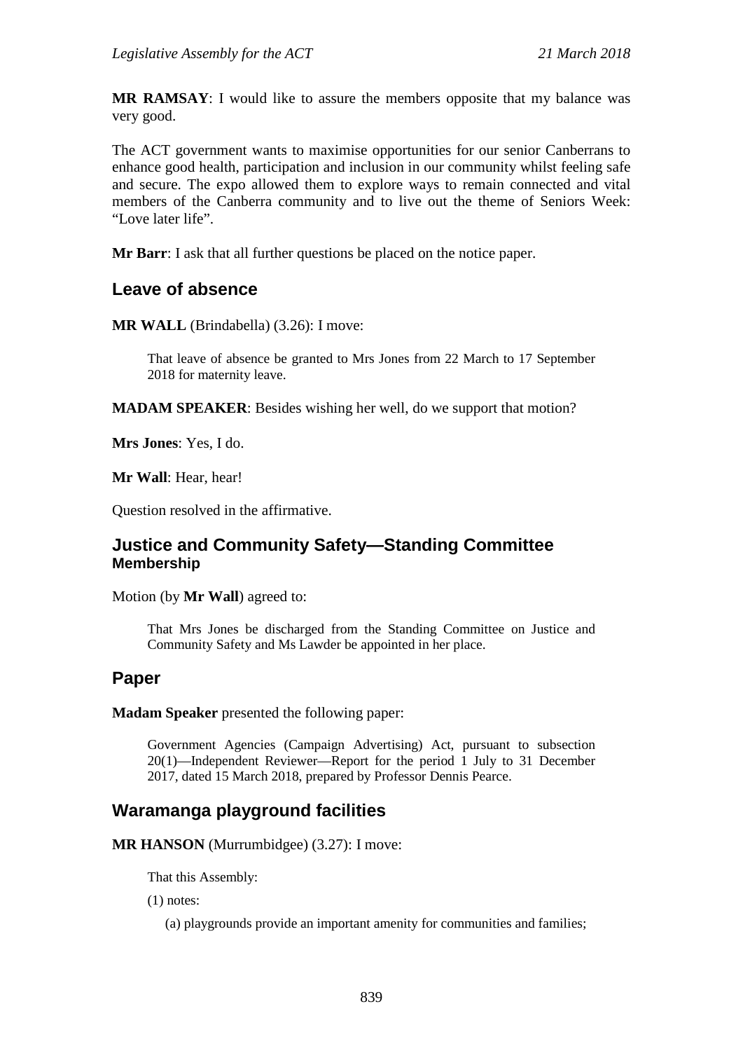**MR RAMSAY**: I would like to assure the members opposite that my balance was very good.

The ACT government wants to maximise opportunities for our senior Canberrans to enhance good health, participation and inclusion in our community whilst feeling safe and secure. The expo allowed them to explore ways to remain connected and vital members of the Canberra community and to live out the theme of Seniors Week: "Love later life".

**Mr Barr**: I ask that all further questions be placed on the notice paper.

## Leave of absence

**MR WALL** (Brindabella) (3.26): I move:

> That leave of absence be granted to Mrs Jones from 22 March to 17 September 2018 for maternity leave.

**MADAM SPEAKER**: Besides wishing her well, do we support that motion?

**Mrs Jones**: Yes, I do.

**Mr Wall**: Hear, hear!

Question resolved in the affirmative.

## Justice and Community Safety—Standing Committee
### Membership

Motion (by **Mr Wall**) agreed to:

> That Mrs Jones be discharged from the Standing Committee on Justice and Community Safety and Ms Lawder be appointed in her place.

## Paper

**Madam Speaker** presented the following paper:

> Government Agencies (Campaign Advertising) Act, pursuant to subsection 20(1)—Independent Reviewer—Report for the period 1 July to 31 December 2017, dated 15 March 2018, prepared by Professor Dennis Pearce.

## Waramanga playground facilities

**MR HANSON** (Murrumbidgee) (3.27): I move:

> That this Assembly:
>
> (1) notes:
>
> (a) playgrounds provide an important amenity for communities and families;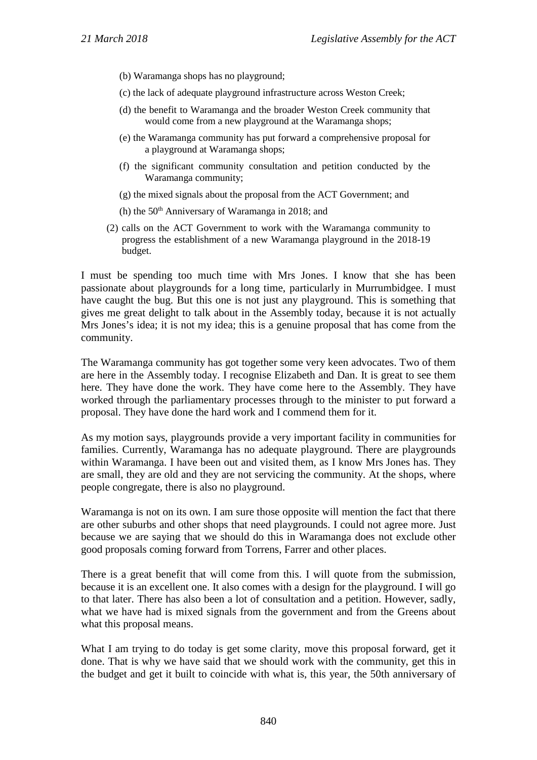(b) Waramanga shops has no playground;

(c) the lack of adequate playground infrastructure across Weston Creek;

(d) the benefit to Waramanga and the broader Weston Creek community that would come from a new playground at the Waramanga shops;

(e) the Waramanga community has put forward a comprehensive proposal for a playground at Waramanga shops;

(f) the significant community consultation and petition conducted by the Waramanga community;

(g) the mixed signals about the proposal from the ACT Government; and

(h) the 50th Anniversary of Waramanga in 2018; and

(2) calls on the ACT Government to work with the Waramanga community to progress the establishment of a new Waramanga playground in the 2018-19 budget.

I must be spending too much time with Mrs Jones. I know that she has been passionate about playgrounds for a long time, particularly in Murrumbidgee. I must have caught the bug. But this one is not just any playground. This is something that gives me great delight to talk about in the Assembly today, because it is not actually Mrs Jones's idea; it is not my idea; this is a genuine proposal that has come from the community.

The Waramanga community has got together some very keen advocates. Two of them are here in the Assembly today. I recognise Elizabeth and Dan. It is great to see them here. They have done the work. They have come here to the Assembly. They have worked through the parliamentary processes through to the minister to put forward a proposal. They have done the hard work and I commend them for it.

As my motion says, playgrounds provide a very important facility in communities for families. Currently, Waramanga has no adequate playground. There are playgrounds within Waramanga. I have been out and visited them, as I know Mrs Jones has. They are small, they are old and they are not servicing the community. At the shops, where people congregate, there is also no playground.

Waramanga is not on its own. I am sure those opposite will mention the fact that there are other suburbs and other shops that need playgrounds. I could not agree more. Just because we are saying that we should do this in Waramanga does not exclude other good proposals coming forward from Torrens, Farrer and other places.

There is a great benefit that will come from this. I will quote from the submission, because it is an excellent one. It also comes with a design for the playground. I will go to that later. There has also been a lot of consultation and a petition. However, sadly, what we have had is mixed signals from the government and from the Greens about what this proposal means.

What I am trying to do today is get some clarity, move this proposal forward, get it done. That is why we have said that we should work with the community, get this in the budget and get it built to coincide with what is, this year, the 50th anniversary of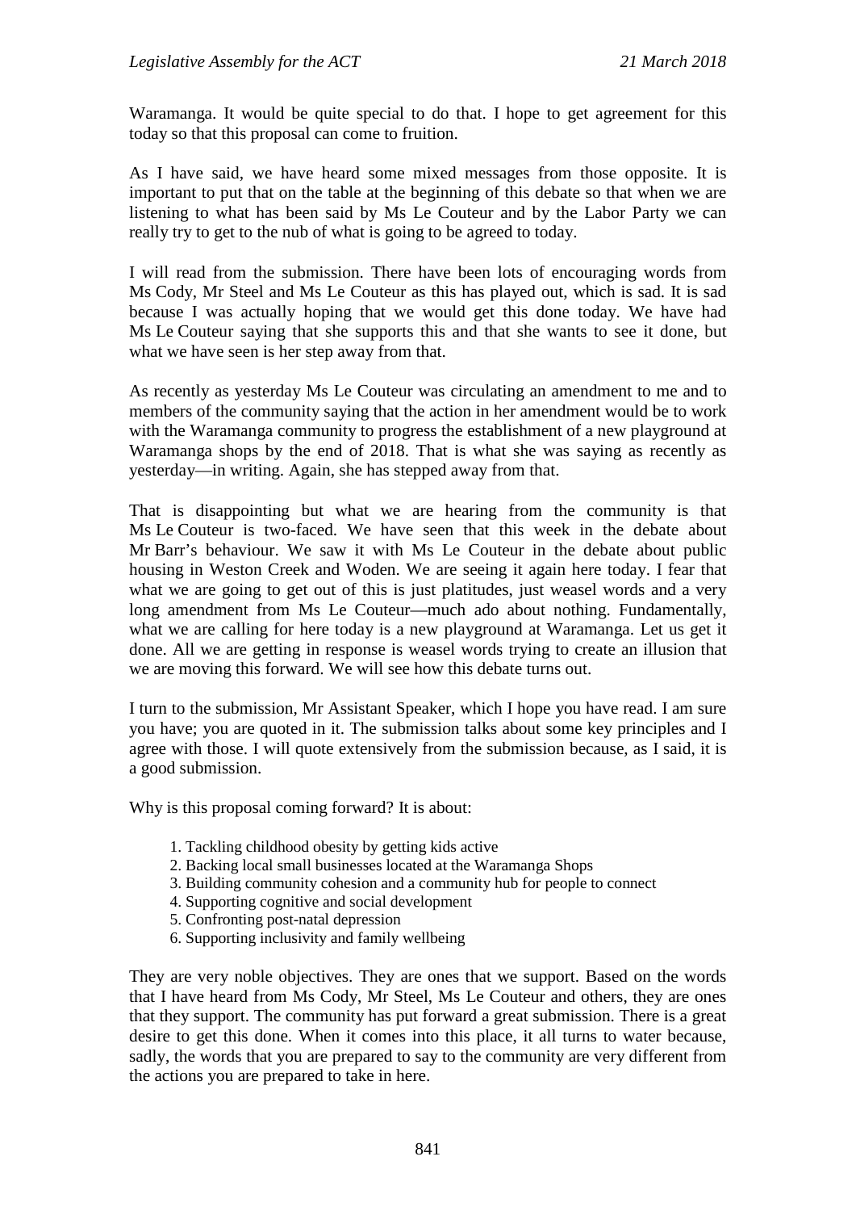Waramanga. It would be quite special to do that. I hope to get agreement for this today so that this proposal can come to fruition.

As I have said, we have heard some mixed messages from those opposite. It is important to put that on the table at the beginning of this debate so that when we are listening to what has been said by Ms Le Couteur and by the Labor Party we can really try to get to the nub of what is going to be agreed to today.

I will read from the submission. There have been lots of encouraging words from Ms Cody, Mr Steel and Ms Le Couteur as this has played out, which is sad. It is sad because I was actually hoping that we would get this done today. We have had Ms Le Couteur saying that she supports this and that she wants to see it done, but what we have seen is her step away from that.

As recently as yesterday Ms Le Couteur was circulating an amendment to me and to members of the community saying that the action in her amendment would be to work with the Waramanga community to progress the establishment of a new playground at Waramanga shops by the end of 2018. That is what she was saying as recently as yesterday—in writing. Again, she has stepped away from that.

That is disappointing but what we are hearing from the community is that Ms Le Couteur is two-faced. We have seen that this week in the debate about Mr Barr's behaviour. We saw it with Ms Le Couteur in the debate about public housing in Weston Creek and Woden. We are seeing it again here today. I fear that what we are going to get out of this is just platitudes, just weasel words and a very long amendment from Ms Le Couteur—much ado about nothing. Fundamentally, what we are calling for here today is a new playground at Waramanga. Let us get it done. All we are getting in response is weasel words trying to create an illusion that we are moving this forward. We will see how this debate turns out.

I turn to the submission, Mr Assistant Speaker, which I hope you have read. I am sure you have; you are quoted in it. The submission talks about some key principles and I agree with those. I will quote extensively from the submission because, as I said, it is a good submission.

Why is this proposal coming forward? It is about:

1. Tackling childhood obesity by getting kids active
2. Backing local small businesses located at the Waramanga Shops
3. Building community cohesion and a community hub for people to connect
4. Supporting cognitive and social development
5. Confronting post-natal depression
6. Supporting inclusivity and family wellbeing

They are very noble objectives. They are ones that we support. Based on the words that I have heard from Ms Cody, Mr Steel, Ms Le Couteur and others, they are ones that they support. The community has put forward a great submission. There is a great desire to get this done. When it comes into this place, it all turns to water because, sadly, the words that you are prepared to say to the community are very different from the actions you are prepared to take in here.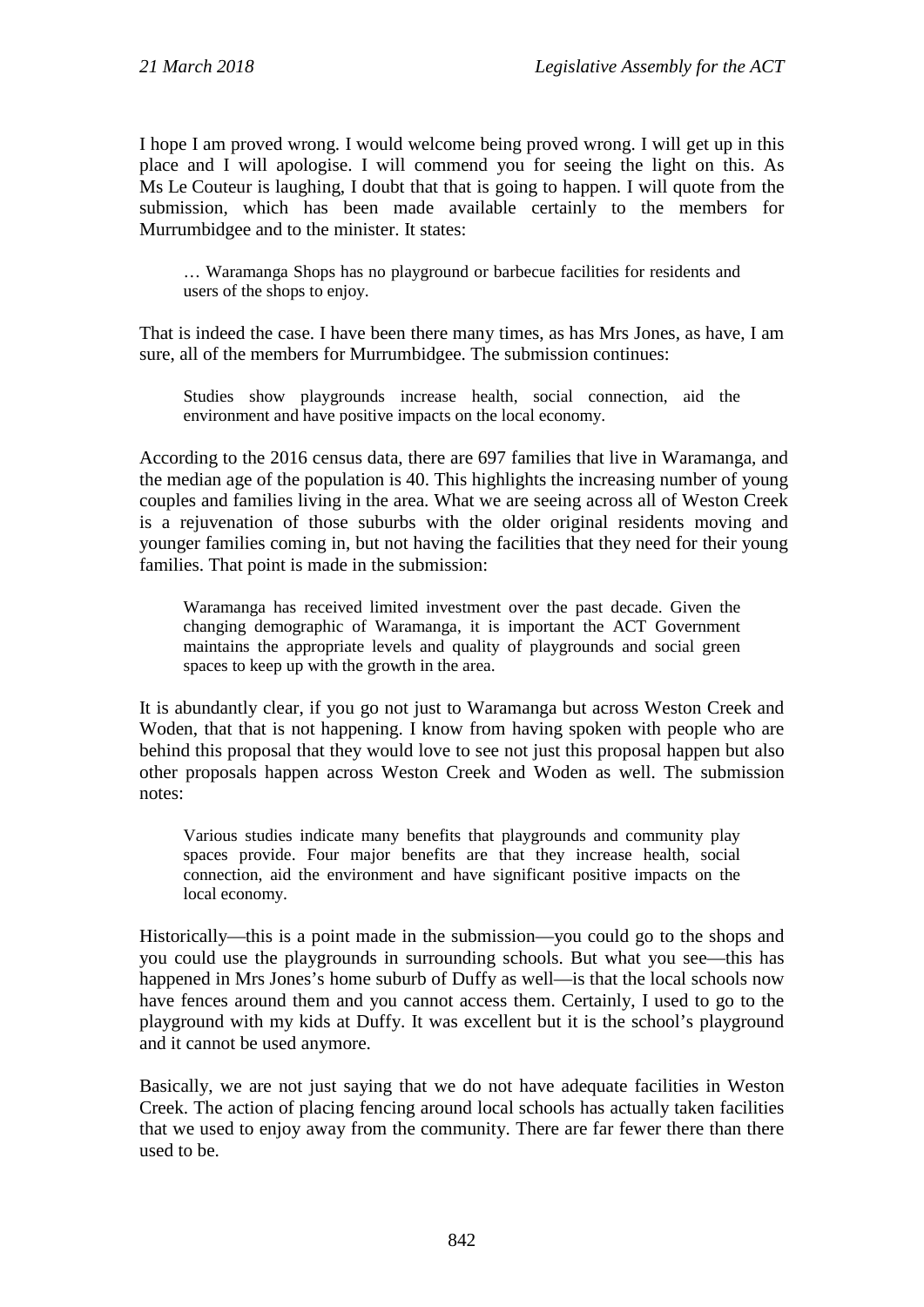I hope I am proved wrong. I would welcome being proved wrong. I will get up in this place and I will apologise. I will commend you for seeing the light on this. As Ms Le Couteur is laughing, I doubt that that is going to happen. I will quote from the submission, which has been made available certainly to the members for Murrumbidgee and to the minister. It states:

> … Waramanga Shops has no playground or barbecue facilities for residents and users of the shops to enjoy.

That is indeed the case. I have been there many times, as has Mrs Jones, as have, I am sure, all of the members for Murrumbidgee. The submission continues:

> Studies show playgrounds increase health, social connection, aid the environment and have positive impacts on the local economy.

According to the 2016 census data, there are 697 families that live in Waramanga, and the median age of the population is 40. This highlights the increasing number of young couples and families living in the area. What we are seeing across all of Weston Creek is a rejuvenation of those suburbs with the older original residents moving and younger families coming in, but not having the facilities that they need for their young families. That point is made in the submission:

> Waramanga has received limited investment over the past decade. Given the changing demographic of Waramanga, it is important the ACT Government maintains the appropriate levels and quality of playgrounds and social green spaces to keep up with the growth in the area.

It is abundantly clear, if you go not just to Waramanga but across Weston Creek and Woden, that that is not happening. I know from having spoken with people who are behind this proposal that they would love to see not just this proposal happen but also other proposals happen across Weston Creek and Woden as well. The submission notes:

> Various studies indicate many benefits that playgrounds and community play spaces provide. Four major benefits are that they increase health, social connection, aid the environment and have significant positive impacts on the local economy.

Historically—this is a point made in the submission—you could go to the shops and you could use the playgrounds in surrounding schools. But what you see—this has happened in Mrs Jones's home suburb of Duffy as well—is that the local schools now have fences around them and you cannot access them. Certainly, I used to go to the playground with my kids at Duffy. It was excellent but it is the school's playground and it cannot be used anymore.

Basically, we are not just saying that we do not have adequate facilities in Weston Creek. The action of placing fencing around local schools has actually taken facilities that we used to enjoy away from the community. There are far fewer there than there used to be.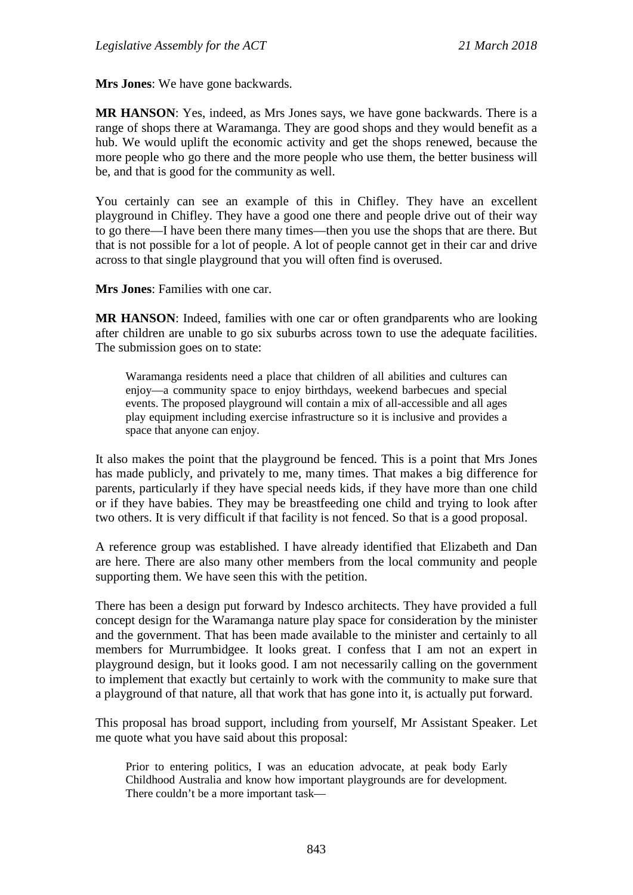**Mrs Jones**: We have gone backwards.

**MR HANSON**: Yes, indeed, as Mrs Jones says, we have gone backwards. There is a range of shops there at Waramanga. They are good shops and they would benefit as a hub. We would uplift the economic activity and get the shops renewed, because the more people who go there and the more people who use them, the better business will be, and that is good for the community as well.

You certainly can see an example of this in Chifley. They have an excellent playground in Chifley. They have a good one there and people drive out of their way to go there—I have been there many times—then you use the shops that are there. But that is not possible for a lot of people. A lot of people cannot get in their car and drive across to that single playground that you will often find is overused.

**Mrs Jones**: Families with one car.

**MR HANSON**: Indeed, families with one car or often grandparents who are looking after children are unable to go six suburbs across town to use the adequate facilities. The submission goes on to state:

> Waramanga residents need a place that children of all abilities and cultures can enjoy—a community space to enjoy birthdays, weekend barbecues and special events. The proposed playground will contain a mix of all-accessible and all ages play equipment including exercise infrastructure so it is inclusive and provides a space that anyone can enjoy.

It also makes the point that the playground be fenced. This is a point that Mrs Jones has made publicly, and privately to me, many times. That makes a big difference for parents, particularly if they have special needs kids, if they have more than one child or if they have babies. They may be breastfeeding one child and trying to look after two others. It is very difficult if that facility is not fenced. So that is a good proposal.

A reference group was established. I have already identified that Elizabeth and Dan are here. There are also many other members from the local community and people supporting them. We have seen this with the petition.

There has been a design put forward by Indesco architects. They have provided a full concept design for the Waramanga nature play space for consideration by the minister and the government. That has been made available to the minister and certainly to all members for Murrumbidgee. It looks great. I confess that I am not an expert in playground design, but it looks good. I am not necessarily calling on the government to implement that exactly but certainly to work with the community to make sure that a playground of that nature, all that work that has gone into it, is actually put forward.

This proposal has broad support, including from yourself, Mr Assistant Speaker. Let me quote what you have said about this proposal:

> Prior to entering politics, I was an education advocate, at peak body Early Childhood Australia and know how important playgrounds are for development. There couldn't be a more important task—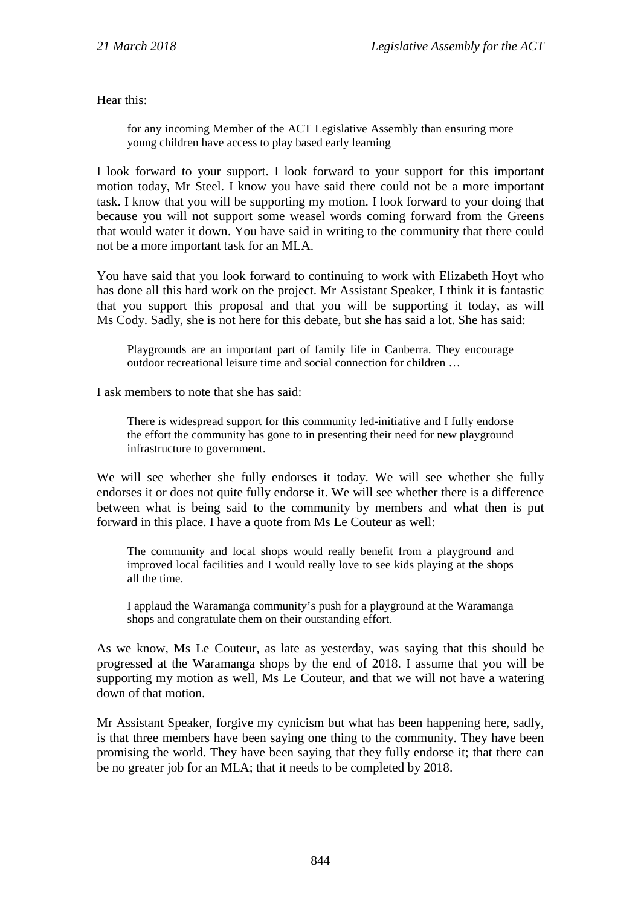Hear this:

> for any incoming Member of the ACT Legislative Assembly than ensuring more young children have access to play based early learning

I look forward to your support. I look forward to your support for this important motion today, Mr Steel. I know you have said there could not be a more important task. I know that you will be supporting my motion. I look forward to your doing that because you will not support some weasel words coming forward from the Greens that would water it down. You have said in writing to the community that there could not be a more important task for an MLA.

You have said that you look forward to continuing to work with Elizabeth Hoyt who has done all this hard work on the project. Mr Assistant Speaker, I think it is fantastic that you support this proposal and that you will be supporting it today, as will Ms Cody. Sadly, she is not here for this debate, but she has said a lot. She has said:

> Playgrounds are an important part of family life in Canberra. They encourage outdoor recreational leisure time and social connection for children …

I ask members to note that she has said:

> There is widespread support for this community led-initiative and I fully endorse the effort the community has gone to in presenting their need for new playground infrastructure to government.

We will see whether she fully endorses it today. We will see whether she fully endorses it or does not quite fully endorse it. We will see whether there is a difference between what is being said to the community by members and what then is put forward in this place. I have a quote from Ms Le Couteur as well:

> The community and local shops would really benefit from a playground and improved local facilities and I would really love to see kids playing at the shops all the time.
>
> I applaud the Waramanga community's push for a playground at the Waramanga shops and congratulate them on their outstanding effort.

As we know, Ms Le Couteur, as late as yesterday, was saying that this should be progressed at the Waramanga shops by the end of 2018. I assume that you will be supporting my motion as well, Ms Le Couteur, and that we will not have a watering down of that motion.

Mr Assistant Speaker, forgive my cynicism but what has been happening here, sadly, is that three members have been saying one thing to the community. They have been promising the world. They have been saying that they fully endorse it; that there can be no greater job for an MLA; that it needs to be completed by 2018.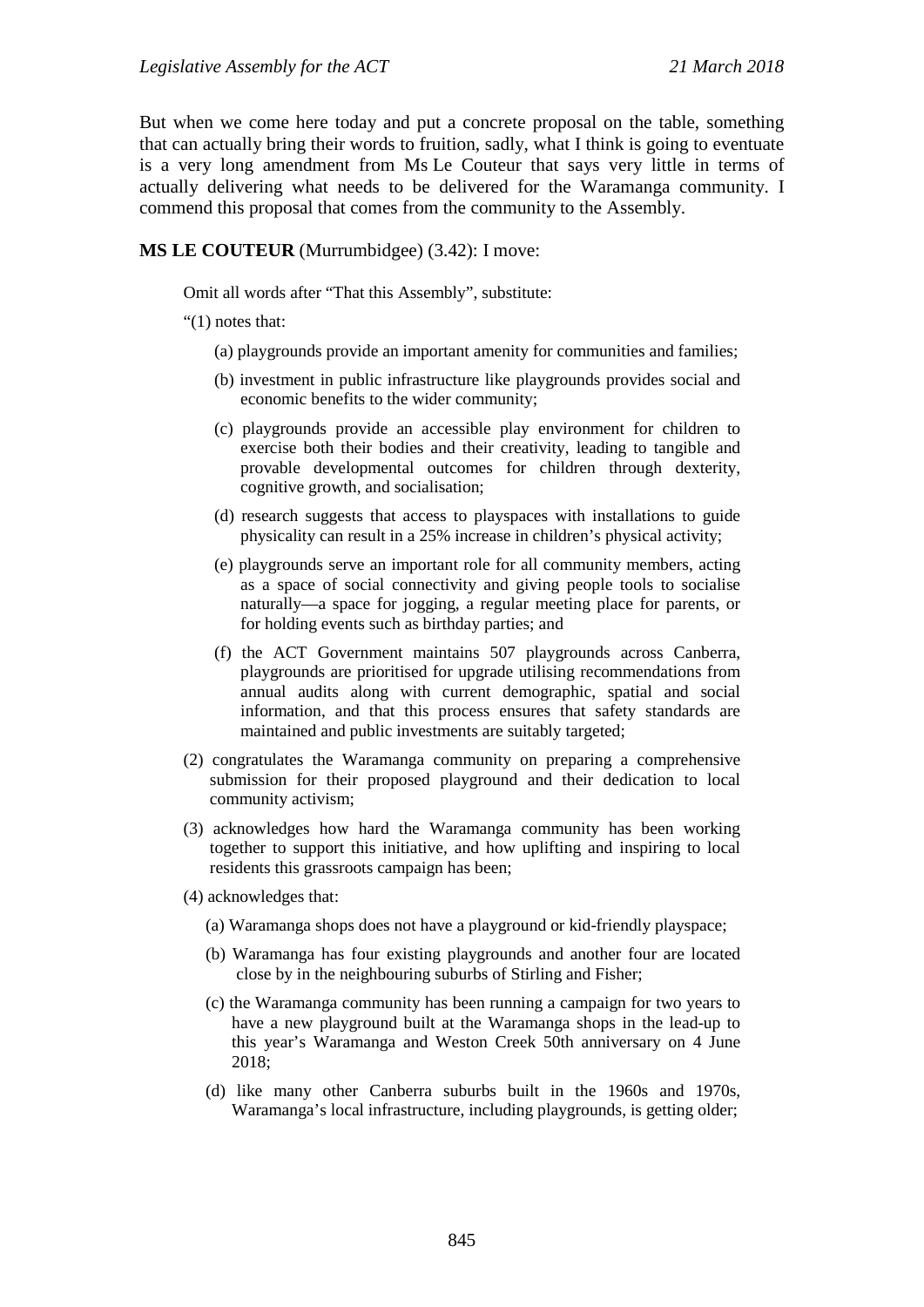But when we come here today and put a concrete proposal on the table, something that can actually bring their words to fruition, sadly, what I think is going to eventuate is a very long amendment from Ms Le Couteur that says very little in terms of actually delivering what needs to be delivered for the Waramanga community. I commend this proposal that comes from the community to the Assembly.

**MS LE COUTEUR** (Murrumbidgee) (3.42): I move:

Omit all words after "That this Assembly", substitute:

"(1) notes that:

(a) playgrounds provide an important amenity for communities and families;

(b) investment in public infrastructure like playgrounds provides social and economic benefits to the wider community;

(c) playgrounds provide an accessible play environment for children to exercise both their bodies and their creativity, leading to tangible and provable developmental outcomes for children through dexterity, cognitive growth, and socialisation;

(d) research suggests that access to playspaces with installations to guide physicality can result in a 25% increase in children's physical activity;

(e) playgrounds serve an important role for all community members, acting as a space of social connectivity and giving people tools to socialise naturally—a space for jogging, a regular meeting place for parents, or for holding events such as birthday parties; and

(f) the ACT Government maintains 507 playgrounds across Canberra, playgrounds are prioritised for upgrade utilising recommendations from annual audits along with current demographic, spatial and social information, and that this process ensures that safety standards are maintained and public investments are suitably targeted;

(2) congratulates the Waramanga community on preparing a comprehensive submission for their proposed playground and their dedication to local community activism;

(3) acknowledges how hard the Waramanga community has been working together to support this initiative, and how uplifting and inspiring to local residents this grassroots campaign has been;

(4) acknowledges that:

(a) Waramanga shops does not have a playground or kid-friendly playspace;

(b) Waramanga has four existing playgrounds and another four are located close by in the neighbouring suburbs of Stirling and Fisher;

(c) the Waramanga community has been running a campaign for two years to have a new playground built at the Waramanga shops in the lead-up to this year's Waramanga and Weston Creek 50th anniversary on 4 June 2018;

(d) like many other Canberra suburbs built in the 1960s and 1970s, Waramanga's local infrastructure, including playgrounds, is getting older;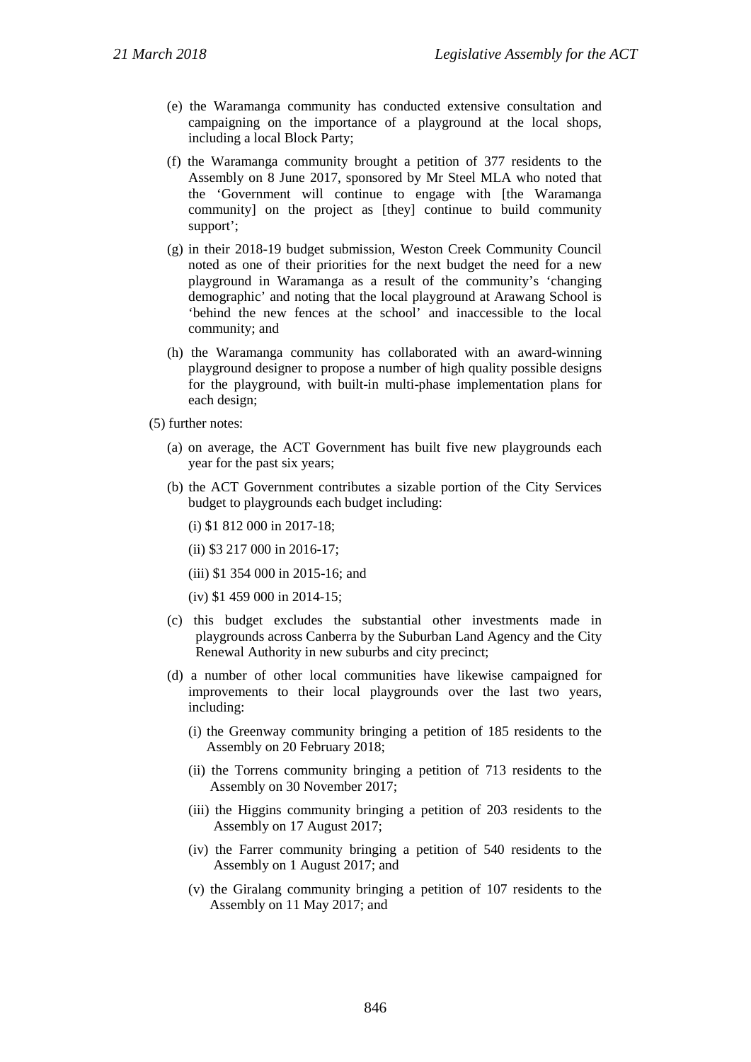(e) the Waramanga community has conducted extensive consultation and campaigning on the importance of a playground at the local shops, including a local Block Party;

(f) the Waramanga community brought a petition of 377 residents to the Assembly on 8 June 2017, sponsored by Mr Steel MLA who noted that the 'Government will continue to engage with [the Waramanga community] on the project as [they] continue to build community support';

(g) in their 2018-19 budget submission, Weston Creek Community Council noted as one of their priorities for the next budget the need for a new playground in Waramanga as a result of the community's 'changing demographic' and noting that the local playground at Arawang School is 'behind the new fences at the school' and inaccessible to the local community; and

(h) the Waramanga community has collaborated with an award-winning playground designer to propose a number of high quality possible designs for the playground, with built-in multi-phase implementation plans for each design;

(5) further notes:

(a) on average, the ACT Government has built five new playgrounds each year for the past six years;

(b) the ACT Government contributes a sizable portion of the City Services budget to playgrounds each budget including:

(i) $1 812 000 in 2017-18;

(ii) $3 217 000 in 2016-17;

(iii) $1 354 000 in 2015-16; and

(iv) $1 459 000 in 2014-15;

(c) this budget excludes the substantial other investments made in playgrounds across Canberra by the Suburban Land Agency and the City Renewal Authority in new suburbs and city precinct;

(d) a number of other local communities have likewise campaigned for improvements to their local playgrounds over the last two years, including:

(i) the Greenway community bringing a petition of 185 residents to the Assembly on 20 February 2018;

(ii) the Torrens community bringing a petition of 713 residents to the Assembly on 30 November 2017;

(iii) the Higgins community bringing a petition of 203 residents to the Assembly on 17 August 2017;

(iv) the Farrer community bringing a petition of 540 residents to the Assembly on 1 August 2017; and

(v) the Giralang community bringing a petition of 107 residents to the Assembly on 11 May 2017; and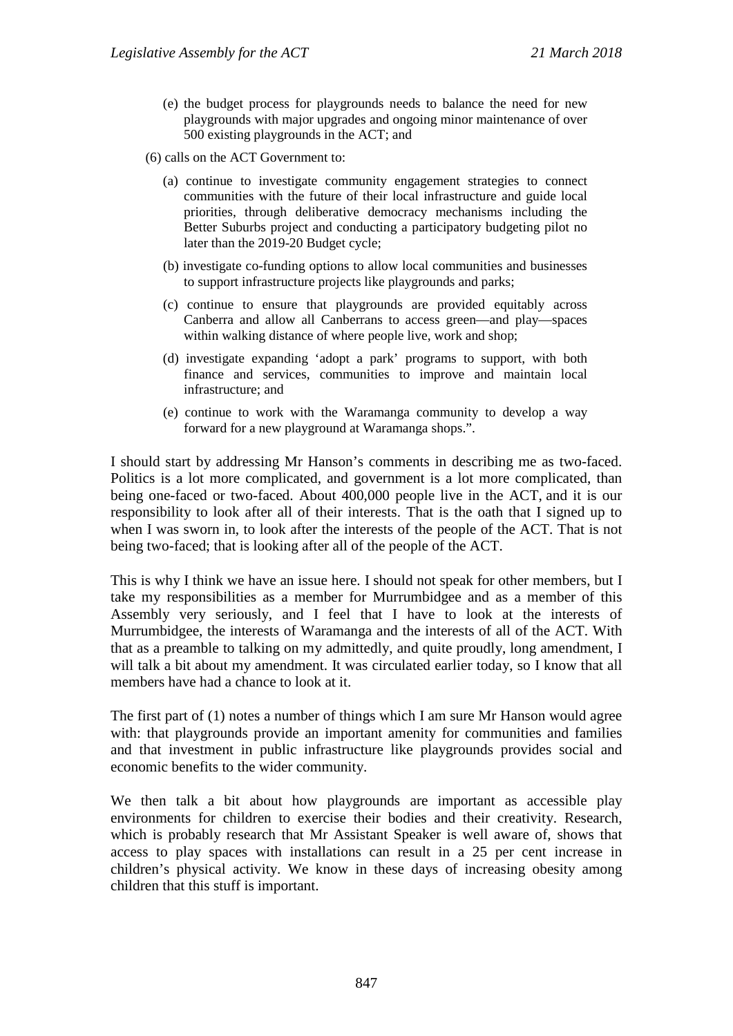(e) the budget process for playgrounds needs to balance the need for new playgrounds with major upgrades and ongoing minor maintenance of over 500 existing playgrounds in the ACT; and

(6) calls on the ACT Government to:

(a) continue to investigate community engagement strategies to connect communities with the future of their local infrastructure and guide local priorities, through deliberative democracy mechanisms including the Better Suburbs project and conducting a participatory budgeting pilot no later than the 2019-20 Budget cycle;

(b) investigate co-funding options to allow local communities and businesses to support infrastructure projects like playgrounds and parks;

(c) continue to ensure that playgrounds are provided equitably across Canberra and allow all Canberrans to access green—and play—spaces within walking distance of where people live, work and shop;

(d) investigate expanding 'adopt a park' programs to support, with both finance and services, communities to improve and maintain local infrastructure; and

(e) continue to work with the Waramanga community to develop a way forward for a new playground at Waramanga shops.".

I should start by addressing Mr Hanson's comments in describing me as two-faced. Politics is a lot more complicated, and government is a lot more complicated, than being one-faced or two-faced. About 400,000 people live in the ACT, and it is our responsibility to look after all of their interests. That is the oath that I signed up to when I was sworn in, to look after the interests of the people of the ACT. That is not being two-faced; that is looking after all of the people of the ACT.

This is why I think we have an issue here. I should not speak for other members, but I take my responsibilities as a member for Murrumbidgee and as a member of this Assembly very seriously, and I feel that I have to look at the interests of Murrumbidgee, the interests of Waramanga and the interests of all of the ACT. With that as a preamble to talking on my admittedly, and quite proudly, long amendment, I will talk a bit about my amendment. It was circulated earlier today, so I know that all members have had a chance to look at it.

The first part of (1) notes a number of things which I am sure Mr Hanson would agree with: that playgrounds provide an important amenity for communities and families and that investment in public infrastructure like playgrounds provides social and economic benefits to the wider community.

We then talk a bit about how playgrounds are important as accessible play environments for children to exercise their bodies and their creativity. Research, which is probably research that Mr Assistant Speaker is well aware of, shows that access to play spaces with installations can result in a 25 per cent increase in children's physical activity. We know in these days of increasing obesity among children that this stuff is important.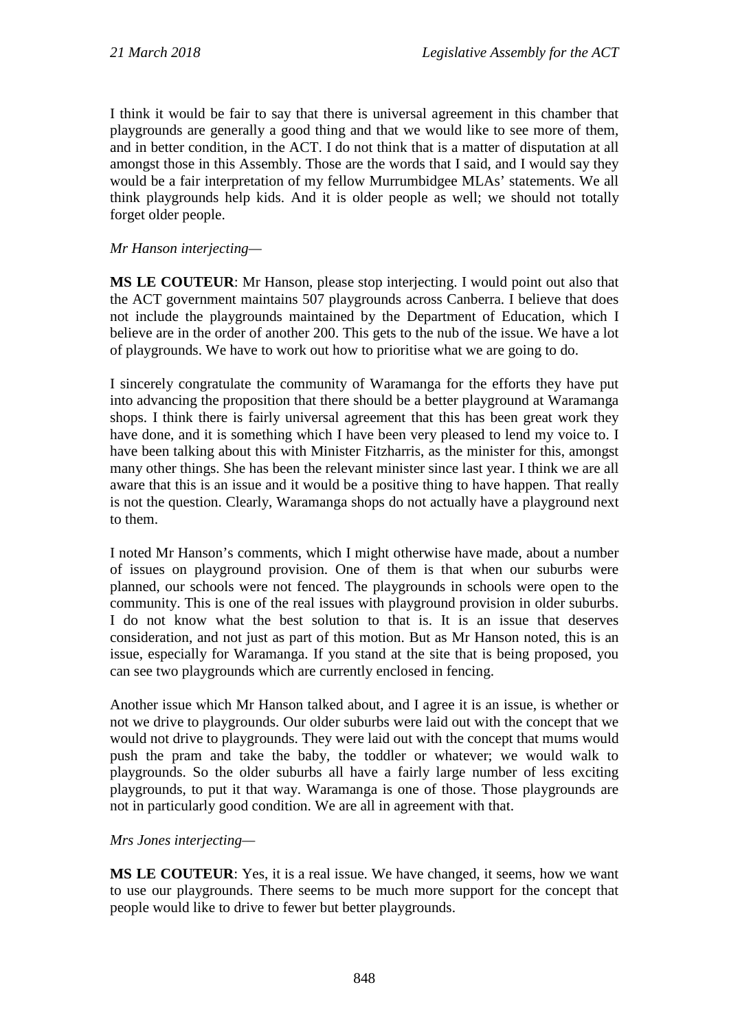I think it would be fair to say that there is universal agreement in this chamber that playgrounds are generally a good thing and that we would like to see more of them, and in better condition, in the ACT. I do not think that is a matter of disputation at all amongst those in this Assembly. Those are the words that I said, and I would say they would be a fair interpretation of my fellow Murrumbidgee MLAs' statements. We all think playgrounds help kids. And it is older people as well; we should not totally forget older people.

*Mr Hanson interjecting*—

**MS LE COUTEUR**: Mr Hanson, please stop interjecting. I would point out also that the ACT government maintains 507 playgrounds across Canberra. I believe that does not include the playgrounds maintained by the Department of Education, which I believe are in the order of another 200. This gets to the nub of the issue. We have a lot of playgrounds. We have to work out how to prioritise what we are going to do.

I sincerely congratulate the community of Waramanga for the efforts they have put into advancing the proposition that there should be a better playground at Waramanga shops. I think there is fairly universal agreement that this has been great work they have done, and it is something which I have been very pleased to lend my voice to. I have been talking about this with Minister Fitzharris, as the minister for this, amongst many other things. She has been the relevant minister since last year. I think we are all aware that this is an issue and it would be a positive thing to have happen. That really is not the question. Clearly, Waramanga shops do not actually have a playground next to them.

I noted Mr Hanson's comments, which I might otherwise have made, about a number of issues on playground provision. One of them is that when our suburbs were planned, our schools were not fenced. The playgrounds in schools were open to the community. This is one of the real issues with playground provision in older suburbs. I do not know what the best solution to that is. It is an issue that deserves consideration, and not just as part of this motion. But as Mr Hanson noted, this is an issue, especially for Waramanga. If you stand at the site that is being proposed, you can see two playgrounds which are currently enclosed in fencing.

Another issue which Mr Hanson talked about, and I agree it is an issue, is whether or not we drive to playgrounds. Our older suburbs were laid out with the concept that we would not drive to playgrounds. They were laid out with the concept that mums would push the pram and take the baby, the toddler or whatever; we would walk to playgrounds. So the older suburbs all have a fairly large number of less exciting playgrounds, to put it that way. Waramanga is one of those. Those playgrounds are not in particularly good condition. We are all in agreement with that.

*Mrs Jones interjecting*—

**MS LE COUTEUR**: Yes, it is a real issue. We have changed, it seems, how we want to use our playgrounds. There seems to be much more support for the concept that people would like to drive to fewer but better playgrounds.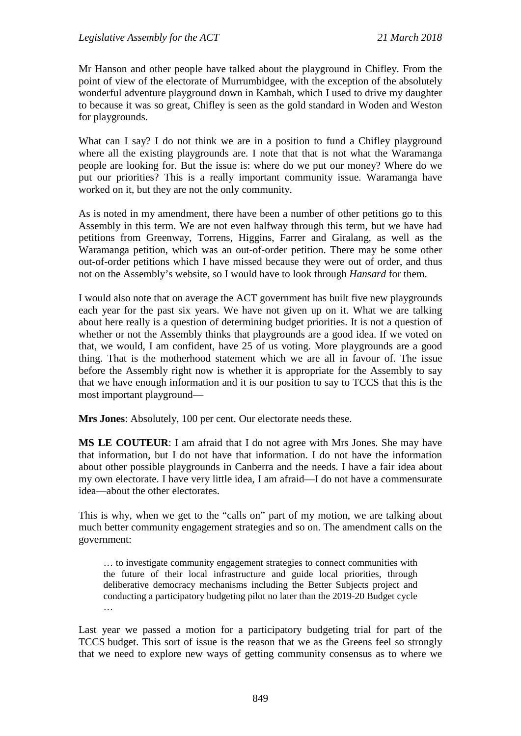Mr Hanson and other people have talked about the playground in Chifley. From the point of view of the electorate of Murrumbidgee, with the exception of the absolutely wonderful adventure playground down in Kambah, which I used to drive my daughter to because it was so great, Chifley is seen as the gold standard in Woden and Weston for playgrounds.

What can I say? I do not think we are in a position to fund a Chifley playground where all the existing playgrounds are. I note that that is not what the Waramanga people are looking for. But the issue is: where do we put our money? Where do we put our priorities? This is a really important community issue. Waramanga have worked on it, but they are not the only community.

As is noted in my amendment, there have been a number of other petitions go to this Assembly in this term. We are not even halfway through this term, but we have had petitions from Greenway, Torrens, Higgins, Farrer and Giralang, as well as the Waramanga petition, which was an out-of-order petition. There may be some other out-of-order petitions which I have missed because they were out of order, and thus not on the Assembly's website, so I would have to look through *Hansard* for them.

I would also note that on average the ACT government has built five new playgrounds each year for the past six years. We have not given up on it. What we are talking about here really is a question of determining budget priorities. It is not a question of whether or not the Assembly thinks that playgrounds are a good idea. If we voted on that, we would, I am confident, have 25 of us voting. More playgrounds are a good thing. That is the motherhood statement which we are all in favour of. The issue before the Assembly right now is whether it is appropriate for the Assembly to say that we have enough information and it is our position to say to TCCS that this is the most important playground—

**Mrs Jones**: Absolutely, 100 per cent. Our electorate needs these.

**MS LE COUTEUR**: I am afraid that I do not agree with Mrs Jones. She may have that information, but I do not have that information. I do not have the information about other possible playgrounds in Canberra and the needs. I have a fair idea about my own electorate. I have very little idea, I am afraid—I do not have a commensurate idea—about the other electorates.

This is why, when we get to the "calls on" part of my motion, we are talking about much better community engagement strategies and so on. The amendment calls on the government:

> … to investigate community engagement strategies to connect communities with the future of their local infrastructure and guide local priorities, through deliberative democracy mechanisms including the Better Subjects project and conducting a participatory budgeting pilot no later than the 2019-20 Budget cycle …

Last year we passed a motion for a participatory budgeting trial for part of the TCCS budget. This sort of issue is the reason that we as the Greens feel so strongly that we need to explore new ways of getting community consensus as to where we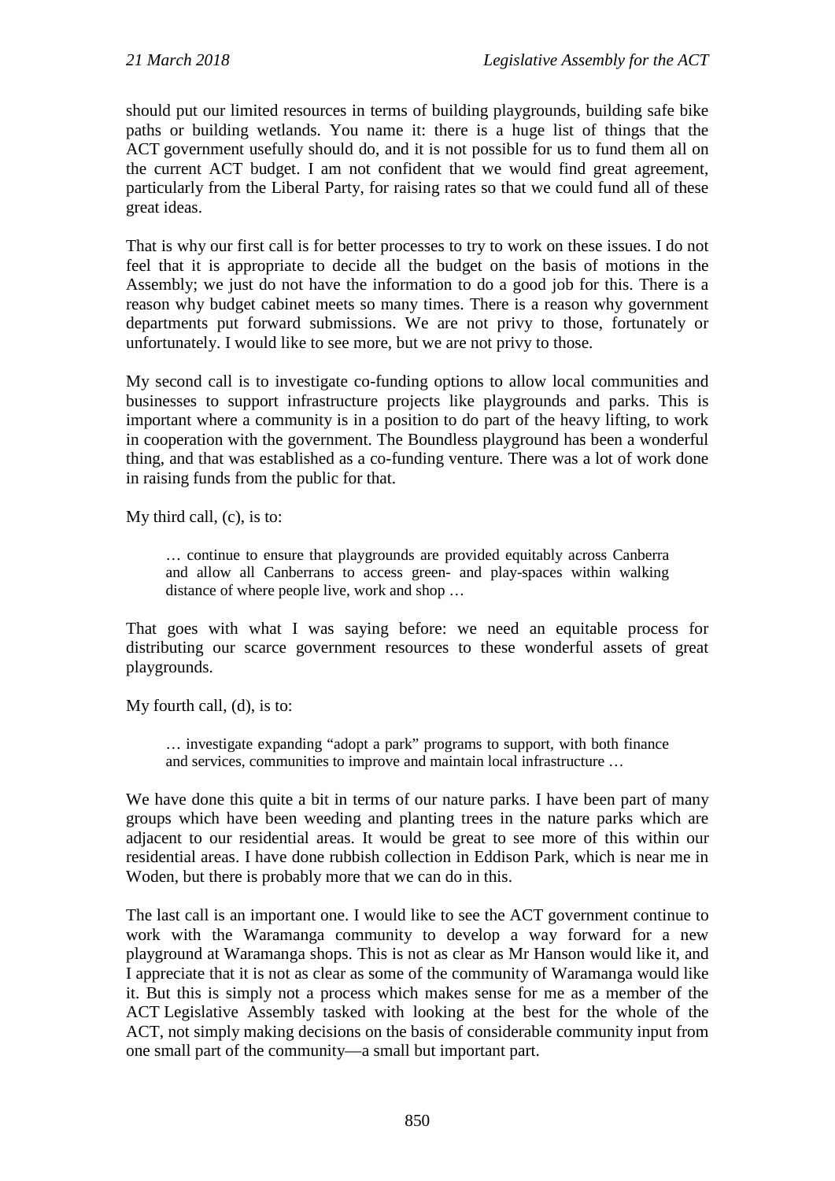should put our limited resources in terms of building playgrounds, building safe bike paths or building wetlands. You name it: there is a huge list of things that the ACT government usefully should do, and it is not possible for us to fund them all on the current ACT budget. I am not confident that we would find great agreement, particularly from the Liberal Party, for raising rates so that we could fund all of these great ideas.

That is why our first call is for better processes to try to work on these issues. I do not feel that it is appropriate to decide all the budget on the basis of motions in the Assembly; we just do not have the information to do a good job for this. There is a reason why budget cabinet meets so many times. There is a reason why government departments put forward submissions. We are not privy to those, fortunately or unfortunately. I would like to see more, but we are not privy to those.

My second call is to investigate co-funding options to allow local communities and businesses to support infrastructure projects like playgrounds and parks. This is important where a community is in a position to do part of the heavy lifting, to work in cooperation with the government. The Boundless playground has been a wonderful thing, and that was established as a co-funding venture. There was a lot of work done in raising funds from the public for that.

My third call, (c), is to:

> … continue to ensure that playgrounds are provided equitably across Canberra and allow all Canberrans to access green- and play-spaces within walking distance of where people live, work and shop …

That goes with what I was saying before: we need an equitable process for distributing our scarce government resources to these wonderful assets of great playgrounds.

My fourth call, (d), is to:

> … investigate expanding "adopt a park" programs to support, with both finance and services, communities to improve and maintain local infrastructure …

We have done this quite a bit in terms of our nature parks. I have been part of many groups which have been weeding and planting trees in the nature parks which are adjacent to our residential areas. It would be great to see more of this within our residential areas. I have done rubbish collection in Eddison Park, which is near me in Woden, but there is probably more that we can do in this.

The last call is an important one. I would like to see the ACT government continue to work with the Waramanga community to develop a way forward for a new playground at Waramanga shops. This is not as clear as Mr Hanson would like it, and I appreciate that it is not as clear as some of the community of Waramanga would like it. But this is simply not a process which makes sense for me as a member of the ACT Legislative Assembly tasked with looking at the best for the whole of the ACT, not simply making decisions on the basis of considerable community input from one small part of the community—a small but important part.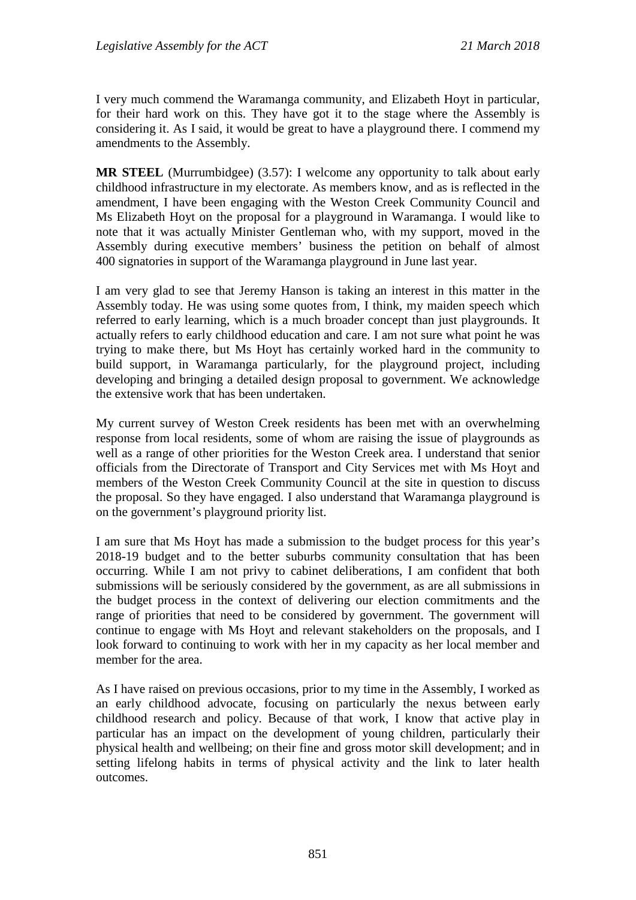I very much commend the Waramanga community, and Elizabeth Hoyt in particular, for their hard work on this. They have got it to the stage where the Assembly is considering it. As I said, it would be great to have a playground there. I commend my amendments to the Assembly.

**MR STEEL** (Murrumbidgee) (3.57): I welcome any opportunity to talk about early childhood infrastructure in my electorate. As members know, and as is reflected in the amendment, I have been engaging with the Weston Creek Community Council and Ms Elizabeth Hoyt on the proposal for a playground in Waramanga. I would like to note that it was actually Minister Gentleman who, with my support, moved in the Assembly during executive members' business the petition on behalf of almost 400 signatories in support of the Waramanga playground in June last year.

I am very glad to see that Jeremy Hanson is taking an interest in this matter in the Assembly today. He was using some quotes from, I think, my maiden speech which referred to early learning, which is a much broader concept than just playgrounds. It actually refers to early childhood education and care. I am not sure what point he was trying to make there, but Ms Hoyt has certainly worked hard in the community to build support, in Waramanga particularly, for the playground project, including developing and bringing a detailed design proposal to government. We acknowledge the extensive work that has been undertaken.

My current survey of Weston Creek residents has been met with an overwhelming response from local residents, some of whom are raising the issue of playgrounds as well as a range of other priorities for the Weston Creek area. I understand that senior officials from the Directorate of Transport and City Services met with Ms Hoyt and members of the Weston Creek Community Council at the site in question to discuss the proposal. So they have engaged. I also understand that Waramanga playground is on the government's playground priority list.

I am sure that Ms Hoyt has made a submission to the budget process for this year's 2018-19 budget and to the better suburbs community consultation that has been occurring. While I am not privy to cabinet deliberations, I am confident that both submissions will be seriously considered by the government, as are all submissions in the budget process in the context of delivering our election commitments and the range of priorities that need to be considered by government. The government will continue to engage with Ms Hoyt and relevant stakeholders on the proposals, and I look forward to continuing to work with her in my capacity as her local member and member for the area.

As I have raised on previous occasions, prior to my time in the Assembly, I worked as an early childhood advocate, focusing on particularly the nexus between early childhood research and policy. Because of that work, I know that active play in particular has an impact on the development of young children, particularly their physical health and wellbeing; on their fine and gross motor skill development; and in setting lifelong habits in terms of physical activity and the link to later health outcomes.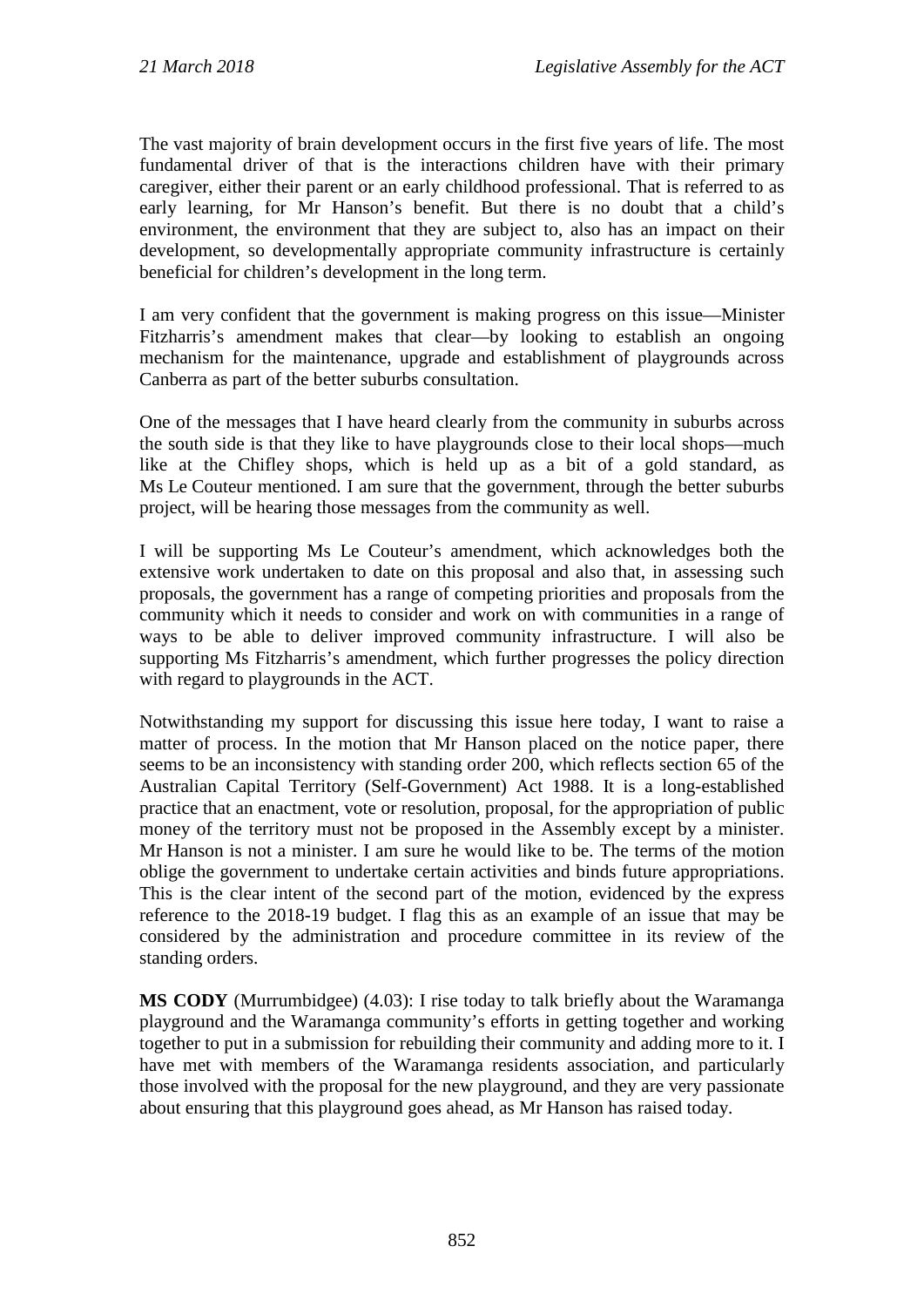The vast majority of brain development occurs in the first five years of life. The most fundamental driver of that is the interactions children have with their primary caregiver, either their parent or an early childhood professional. That is referred to as early learning, for Mr Hanson's benefit. But there is no doubt that a child's environment, the environment that they are subject to, also has an impact on their development, so developmentally appropriate community infrastructure is certainly beneficial for children's development in the long term.

I am very confident that the government is making progress on this issue—Minister Fitzharris's amendment makes that clear—by looking to establish an ongoing mechanism for the maintenance, upgrade and establishment of playgrounds across Canberra as part of the better suburbs consultation.

One of the messages that I have heard clearly from the community in suburbs across the south side is that they like to have playgrounds close to their local shops—much like at the Chifley shops, which is held up as a bit of a gold standard, as Ms Le Couteur mentioned. I am sure that the government, through the better suburbs project, will be hearing those messages from the community as well.

I will be supporting Ms Le Couteur's amendment, which acknowledges both the extensive work undertaken to date on this proposal and also that, in assessing such proposals, the government has a range of competing priorities and proposals from the community which it needs to consider and work on with communities in a range of ways to be able to deliver improved community infrastructure. I will also be supporting Ms Fitzharris's amendment, which further progresses the policy direction with regard to playgrounds in the ACT.

Notwithstanding my support for discussing this issue here today, I want to raise a matter of process. In the motion that Mr Hanson placed on the notice paper, there seems to be an inconsistency with standing order 200, which reflects section 65 of the Australian Capital Territory (Self-Government) Act 1988. It is a long-established practice that an enactment, vote or resolution, proposal, for the appropriation of public money of the territory must not be proposed in the Assembly except by a minister. Mr Hanson is not a minister. I am sure he would like to be. The terms of the motion oblige the government to undertake certain activities and binds future appropriations. This is the clear intent of the second part of the motion, evidenced by the express reference to the 2018-19 budget. I flag this as an example of an issue that may be considered by the administration and procedure committee in its review of the standing orders.

**MS CODY** (Murrumbidgee) (4.03): I rise today to talk briefly about the Waramanga playground and the Waramanga community's efforts in getting together and working together to put in a submission for rebuilding their community and adding more to it. I have met with members of the Waramanga residents association, and particularly those involved with the proposal for the new playground, and they are very passionate about ensuring that this playground goes ahead, as Mr Hanson has raised today.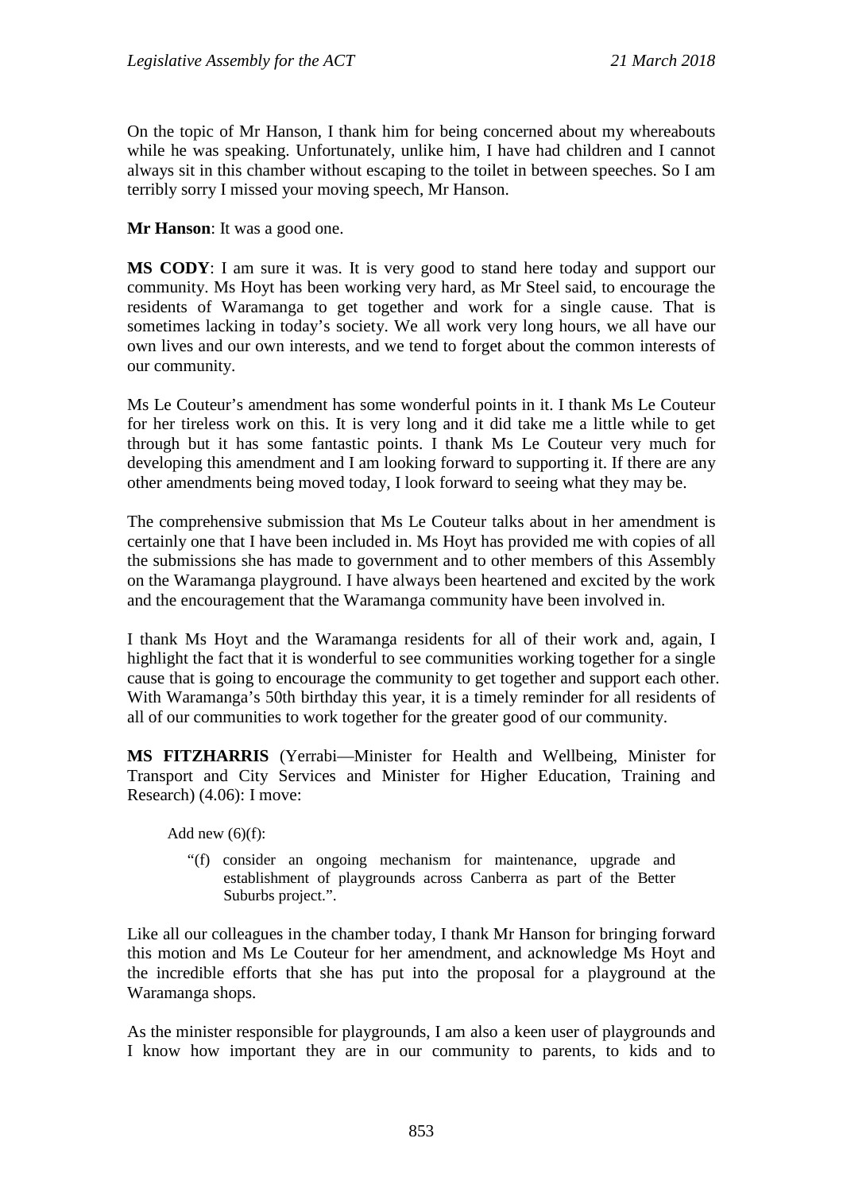On the topic of Mr Hanson, I thank him for being concerned about my whereabouts while he was speaking. Unfortunately, unlike him, I have had children and I cannot always sit in this chamber without escaping to the toilet in between speeches. So I am terribly sorry I missed your moving speech, Mr Hanson.

**Mr Hanson**: It was a good one.

**MS CODY**: I am sure it was. It is very good to stand here today and support our community. Ms Hoyt has been working very hard, as Mr Steel said, to encourage the residents of Waramanga to get together and work for a single cause. That is sometimes lacking in today's society. We all work very long hours, we all have our own lives and our own interests, and we tend to forget about the common interests of our community.

Ms Le Couteur's amendment has some wonderful points in it. I thank Ms Le Couteur for her tireless work on this. It is very long and it did take me a little while to get through but it has some fantastic points. I thank Ms Le Couteur very much for developing this amendment and I am looking forward to supporting it. If there are any other amendments being moved today, I look forward to seeing what they may be.

The comprehensive submission that Ms Le Couteur talks about in her amendment is certainly one that I have been included in. Ms Hoyt has provided me with copies of all the submissions she has made to government and to other members of this Assembly on the Waramanga playground. I have always been heartened and excited by the work and the encouragement that the Waramanga community have been involved in.

I thank Ms Hoyt and the Waramanga residents for all of their work and, again, I highlight the fact that it is wonderful to see communities working together for a single cause that is going to encourage the community to get together and support each other. With Waramanga's 50th birthday this year, it is a timely reminder for all residents of all of our communities to work together for the greater good of our community.

**MS FITZHARRIS** (Yerrabi—Minister for Health and Wellbeing, Minister for Transport and City Services and Minister for Higher Education, Training and Research) (4.06): I move:

> Add new (6)(f):
>
> "(f) consider an ongoing mechanism for maintenance, upgrade and establishment of playgrounds across Canberra as part of the Better Suburbs project.".

Like all our colleagues in the chamber today, I thank Mr Hanson for bringing forward this motion and Ms Le Couteur for her amendment, and acknowledge Ms Hoyt and the incredible efforts that she has put into the proposal for a playground at the Waramanga shops.

As the minister responsible for playgrounds, I am also a keen user of playgrounds and I know how important they are in our community to parents, to kids and to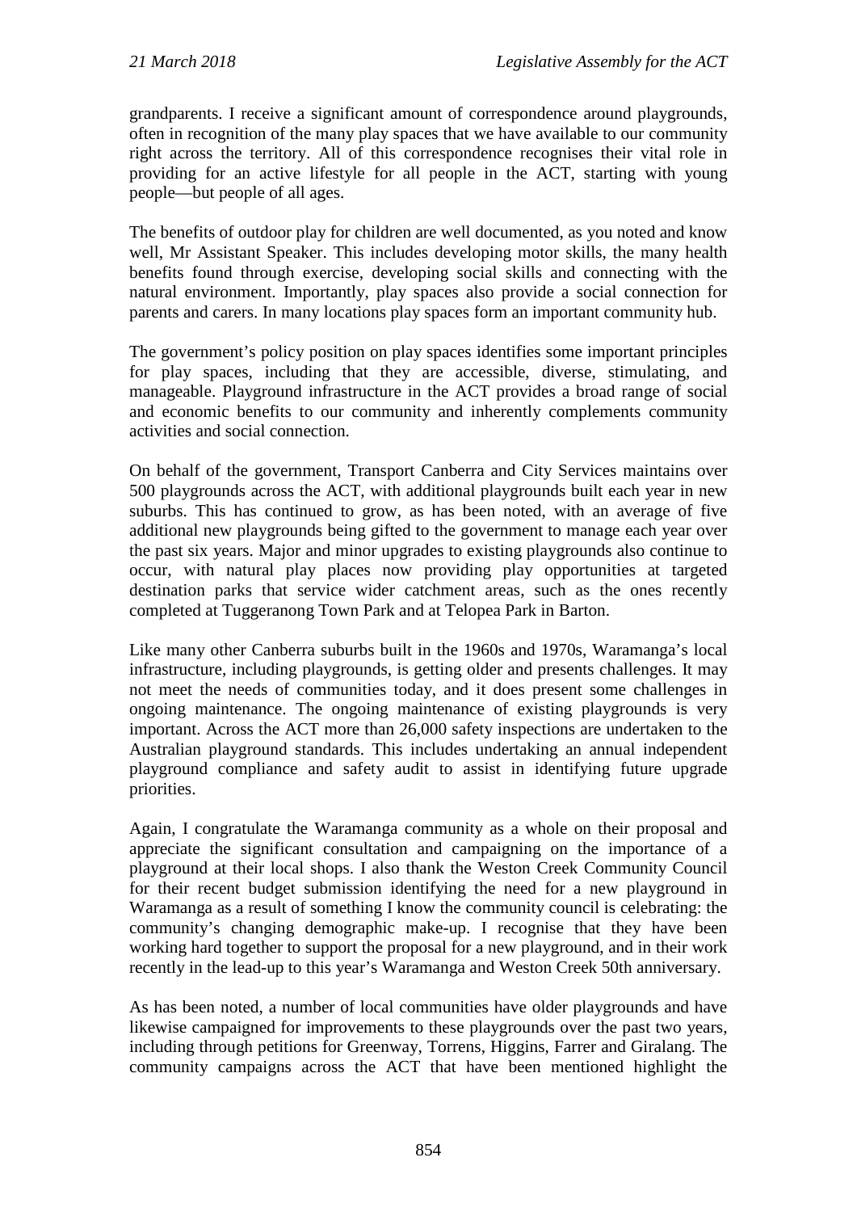grandparents. I receive a significant amount of correspondence around playgrounds, often in recognition of the many play spaces that we have available to our community right across the territory. All of this correspondence recognises their vital role in providing for an active lifestyle for all people in the ACT, starting with young people—but people of all ages.

The benefits of outdoor play for children are well documented, as you noted and know well, Mr Assistant Speaker. This includes developing motor skills, the many health benefits found through exercise, developing social skills and connecting with the natural environment. Importantly, play spaces also provide a social connection for parents and carers. In many locations play spaces form an important community hub.

The government's policy position on play spaces identifies some important principles for play spaces, including that they are accessible, diverse, stimulating, and manageable. Playground infrastructure in the ACT provides a broad range of social and economic benefits to our community and inherently complements community activities and social connection.

On behalf of the government, Transport Canberra and City Services maintains over 500 playgrounds across the ACT, with additional playgrounds built each year in new suburbs. This has continued to grow, as has been noted, with an average of five additional new playgrounds being gifted to the government to manage each year over the past six years. Major and minor upgrades to existing playgrounds also continue to occur, with natural play places now providing play opportunities at targeted destination parks that service wider catchment areas, such as the ones recently completed at Tuggeranong Town Park and at Telopea Park in Barton.

Like many other Canberra suburbs built in the 1960s and 1970s, Waramanga's local infrastructure, including playgrounds, is getting older and presents challenges. It may not meet the needs of communities today, and it does present some challenges in ongoing maintenance. The ongoing maintenance of existing playgrounds is very important. Across the ACT more than 26,000 safety inspections are undertaken to the Australian playground standards. This includes undertaking an annual independent playground compliance and safety audit to assist in identifying future upgrade priorities.

Again, I congratulate the Waramanga community as a whole on their proposal and appreciate the significant consultation and campaigning on the importance of a playground at their local shops. I also thank the Weston Creek Community Council for their recent budget submission identifying the need for a new playground in Waramanga as a result of something I know the community council is celebrating: the community's changing demographic make-up. I recognise that they have been working hard together to support the proposal for a new playground, and in their work recently in the lead-up to this year's Waramanga and Weston Creek 50th anniversary.

As has been noted, a number of local communities have older playgrounds and have likewise campaigned for improvements to these playgrounds over the past two years, including through petitions for Greenway, Torrens, Higgins, Farrer and Giralang. The community campaigns across the ACT that have been mentioned highlight the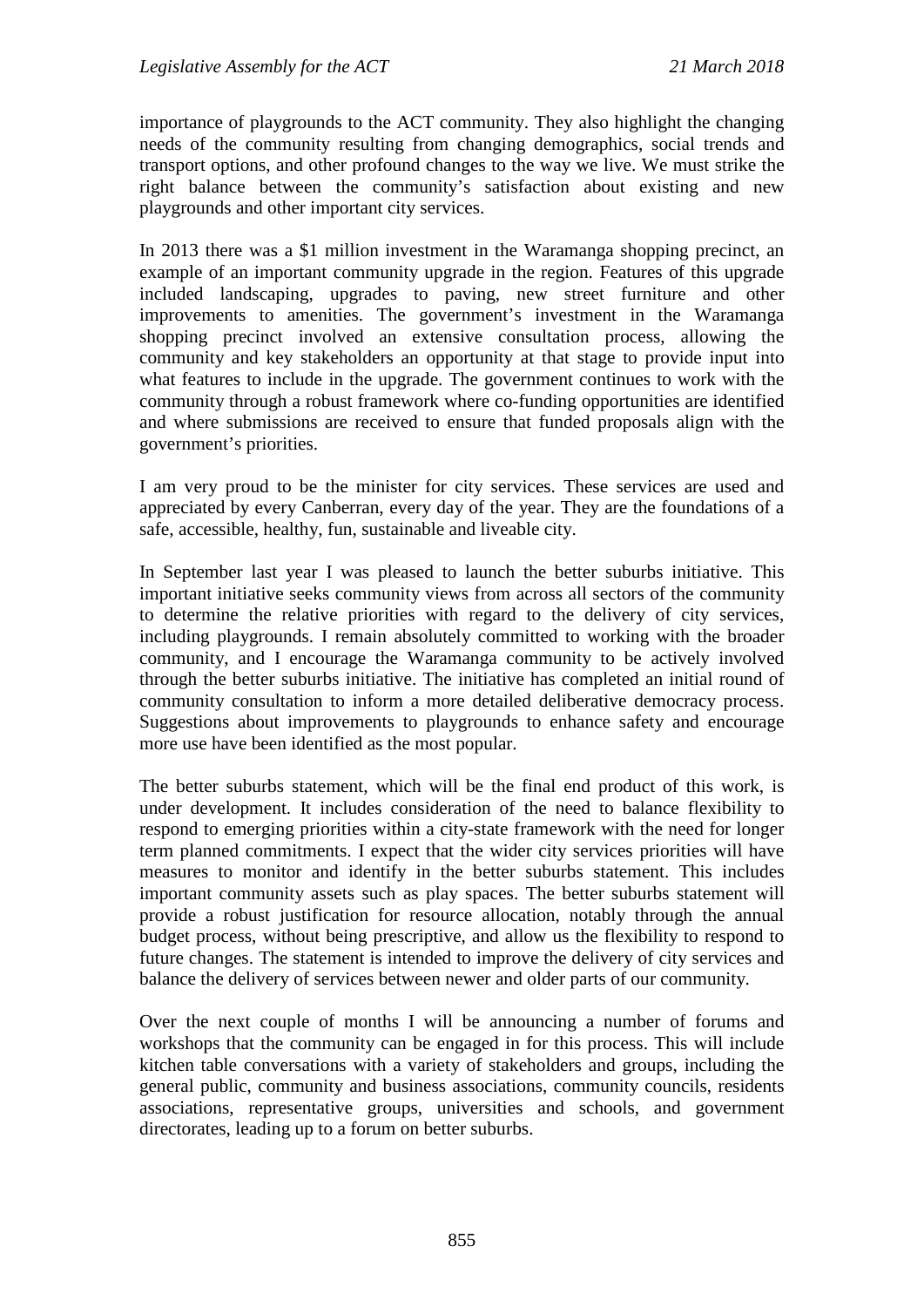importance of playgrounds to the ACT community. They also highlight the changing needs of the community resulting from changing demographics, social trends and transport options, and other profound changes to the way we live. We must strike the right balance between the community's satisfaction about existing and new playgrounds and other important city services.

In 2013 there was a $1 million investment in the Waramanga shopping precinct, an example of an important community upgrade in the region. Features of this upgrade included landscaping, upgrades to paving, new street furniture and other improvements to amenities. The government's investment in the Waramanga shopping precinct involved an extensive consultation process, allowing the community and key stakeholders an opportunity at that stage to provide input into what features to include in the upgrade. The government continues to work with the community through a robust framework where co-funding opportunities are identified and where submissions are received to ensure that funded proposals align with the government's priorities.

I am very proud to be the minister for city services. These services are used and appreciated by every Canberran, every day of the year. They are the foundations of a safe, accessible, healthy, fun, sustainable and liveable city.

In September last year I was pleased to launch the better suburbs initiative. This important initiative seeks community views from across all sectors of the community to determine the relative priorities with regard to the delivery of city services, including playgrounds. I remain absolutely committed to working with the broader community, and I encourage the Waramanga community to be actively involved through the better suburbs initiative. The initiative has completed an initial round of community consultation to inform a more detailed deliberative democracy process. Suggestions about improvements to playgrounds to enhance safety and encourage more use have been identified as the most popular.

The better suburbs statement, which will be the final end product of this work, is under development. It includes consideration of the need to balance flexibility to respond to emerging priorities within a city-state framework with the need for longer term planned commitments. I expect that the wider city services priorities will have measures to monitor and identify in the better suburbs statement. This includes important community assets such as play spaces. The better suburbs statement will provide a robust justification for resource allocation, notably through the annual budget process, without being prescriptive, and allow us the flexibility to respond to future changes. The statement is intended to improve the delivery of city services and balance the delivery of services between newer and older parts of our community.

Over the next couple of months I will be announcing a number of forums and workshops that the community can be engaged in for this process. This will include kitchen table conversations with a variety of stakeholders and groups, including the general public, community and business associations, community councils, residents associations, representative groups, universities and schools, and government directorates, leading up to a forum on better suburbs.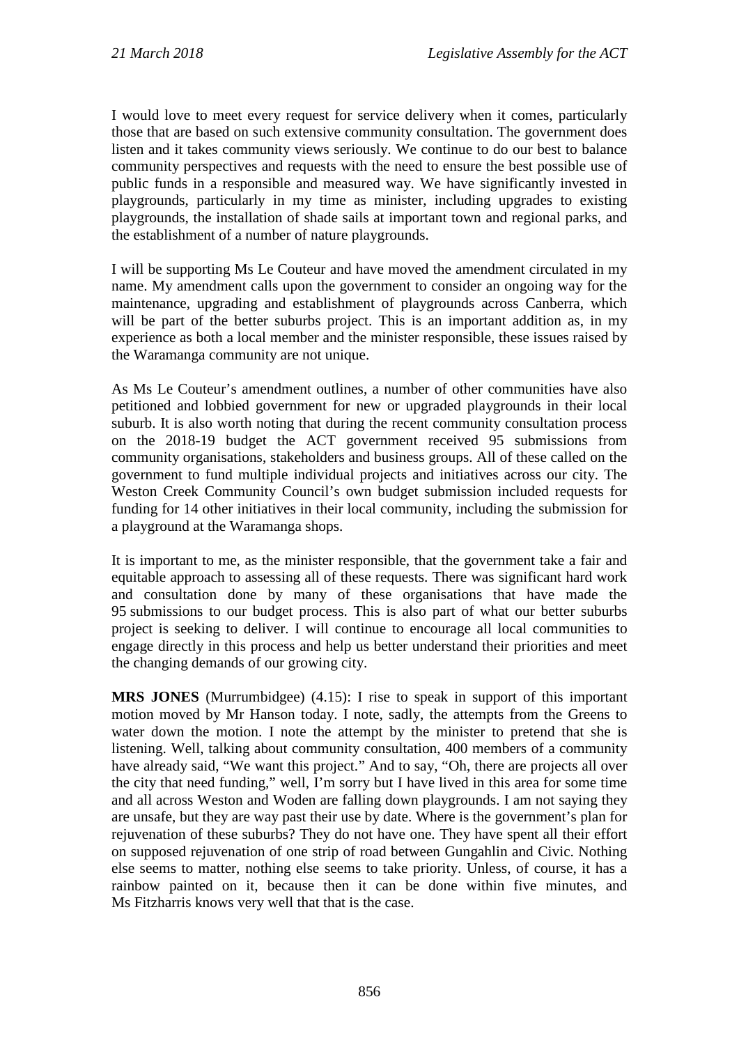I would love to meet every request for service delivery when it comes, particularly those that are based on such extensive community consultation. The government does listen and it takes community views seriously. We continue to do our best to balance community perspectives and requests with the need to ensure the best possible use of public funds in a responsible and measured way. We have significantly invested in playgrounds, particularly in my time as minister, including upgrades to existing playgrounds, the installation of shade sails at important town and regional parks, and the establishment of a number of nature playgrounds.

I will be supporting Ms Le Couteur and have moved the amendment circulated in my name. My amendment calls upon the government to consider an ongoing way for the maintenance, upgrading and establishment of playgrounds across Canberra, which will be part of the better suburbs project. This is an important addition as, in my experience as both a local member and the minister responsible, these issues raised by the Waramanga community are not unique.

As Ms Le Couteur's amendment outlines, a number of other communities have also petitioned and lobbied government for new or upgraded playgrounds in their local suburb. It is also worth noting that during the recent community consultation process on the 2018-19 budget the ACT government received 95 submissions from community organisations, stakeholders and business groups. All of these called on the government to fund multiple individual projects and initiatives across our city. The Weston Creek Community Council's own budget submission included requests for funding for 14 other initiatives in their local community, including the submission for a playground at the Waramanga shops.

It is important to me, as the minister responsible, that the government take a fair and equitable approach to assessing all of these requests. There was significant hard work and consultation done by many of these organisations that have made the 95 submissions to our budget process. This is also part of what our better suburbs project is seeking to deliver. I will continue to encourage all local communities to engage directly in this process and help us better understand their priorities and meet the changing demands of our growing city.

**MRS JONES** (Murrumbidgee) (4.15): I rise to speak in support of this important motion moved by Mr Hanson today. I note, sadly, the attempts from the Greens to water down the motion. I note the attempt by the minister to pretend that she is listening. Well, talking about community consultation, 400 members of a community have already said, "We want this project." And to say, "Oh, there are projects all over the city that need funding," well, I'm sorry but I have lived in this area for some time and all across Weston and Woden are falling down playgrounds. I am not saying they are unsafe, but they are way past their use by date. Where is the government's plan for rejuvenation of these suburbs? They do not have one. They have spent all their effort on supposed rejuvenation of one strip of road between Gungahlin and Civic. Nothing else seems to matter, nothing else seems to take priority. Unless, of course, it has a rainbow painted on it, because then it can be done within five minutes, and Ms Fitzharris knows very well that that is the case.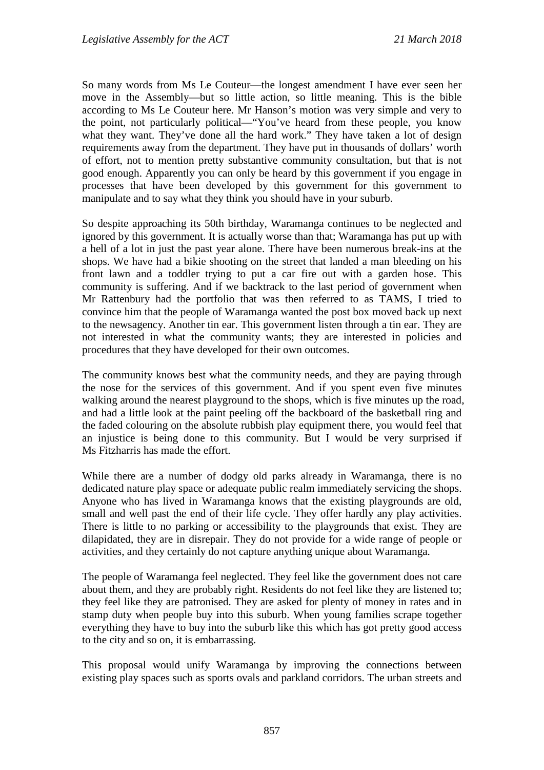So many words from Ms Le Couteur—the longest amendment I have ever seen her move in the Assembly—but so little action, so little meaning. This is the bible according to Ms Le Couteur here. Mr Hanson's motion was very simple and very to the point, not particularly political—"You've heard from these people, you know what they want. They've done all the hard work." They have taken a lot of design requirements away from the department. They have put in thousands of dollars' worth of effort, not to mention pretty substantive community consultation, but that is not good enough. Apparently you can only be heard by this government if you engage in processes that have been developed by this government for this government to manipulate and to say what they think you should have in your suburb.

So despite approaching its 50th birthday, Waramanga continues to be neglected and ignored by this government. It is actually worse than that; Waramanga has put up with a hell of a lot in just the past year alone. There have been numerous break-ins at the shops. We have had a bikie shooting on the street that landed a man bleeding on his front lawn and a toddler trying to put a car fire out with a garden hose. This community is suffering. And if we backtrack to the last period of government when Mr Rattenbury had the portfolio that was then referred to as TAMS, I tried to convince him that the people of Waramanga wanted the post box moved back up next to the newsagency. Another tin ear. This government listen through a tin ear. They are not interested in what the community wants; they are interested in policies and procedures that they have developed for their own outcomes.

The community knows best what the community needs, and they are paying through the nose for the services of this government. And if you spent even five minutes walking around the nearest playground to the shops, which is five minutes up the road, and had a little look at the paint peeling off the backboard of the basketball ring and the faded colouring on the absolute rubbish play equipment there, you would feel that an injustice is being done to this community. But I would be very surprised if Ms Fitzharris has made the effort.

While there are a number of dodgy old parks already in Waramanga, there is no dedicated nature play space or adequate public realm immediately servicing the shops. Anyone who has lived in Waramanga knows that the existing playgrounds are old, small and well past the end of their life cycle. They offer hardly any play activities. There is little to no parking or accessibility to the playgrounds that exist. They are dilapidated, they are in disrepair. They do not provide for a wide range of people or activities, and they certainly do not capture anything unique about Waramanga.

The people of Waramanga feel neglected. They feel like the government does not care about them, and they are probably right. Residents do not feel like they are listened to; they feel like they are patronised. They are asked for plenty of money in rates and in stamp duty when people buy into this suburb. When young families scrape together everything they have to buy into the suburb like this which has got pretty good access to the city and so on, it is embarrassing.

This proposal would unify Waramanga by improving the connections between existing play spaces such as sports ovals and parkland corridors. The urban streets and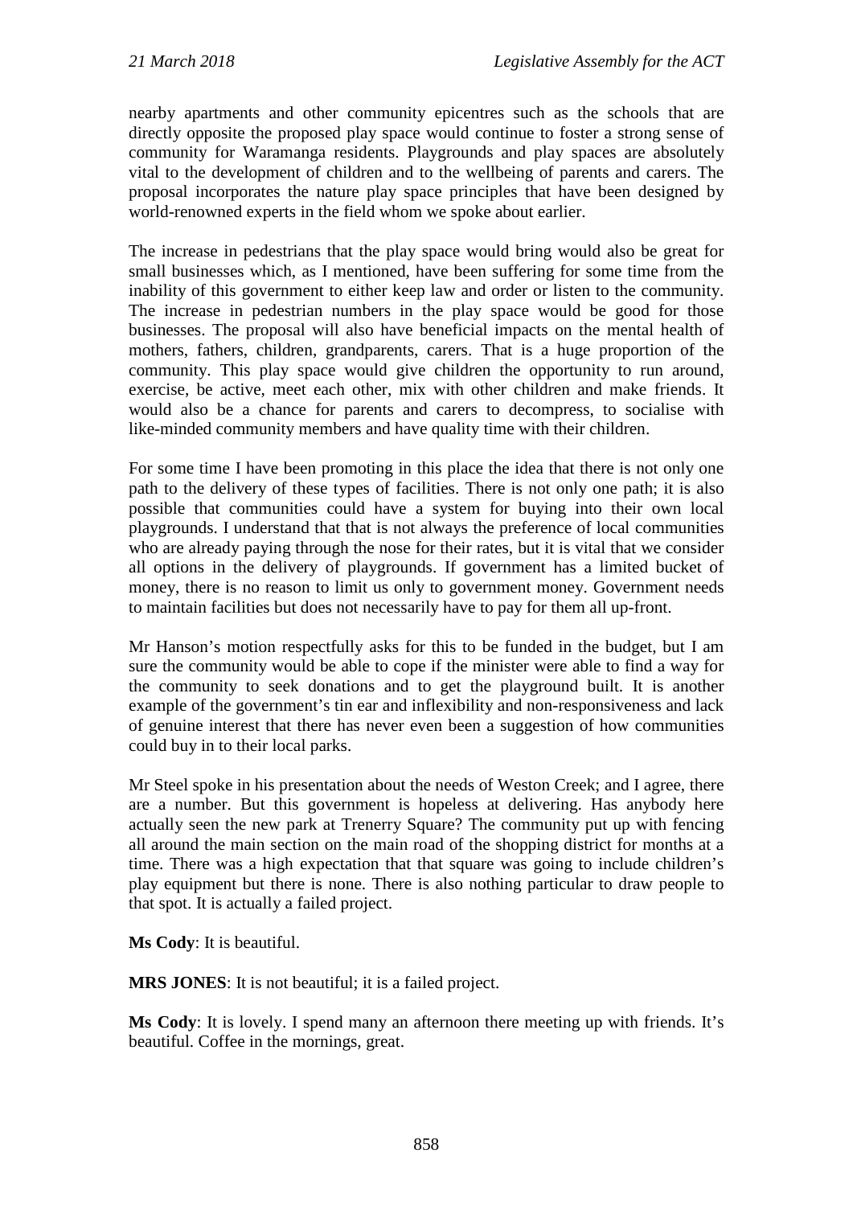nearby apartments and other community epicentres such as the schools that are directly opposite the proposed play space would continue to foster a strong sense of community for Waramanga residents. Playgrounds and play spaces are absolutely vital to the development of children and to the wellbeing of parents and carers. The proposal incorporates the nature play space principles that have been designed by world-renowned experts in the field whom we spoke about earlier.

The increase in pedestrians that the play space would bring would also be great for small businesses which, as I mentioned, have been suffering for some time from the inability of this government to either keep law and order or listen to the community. The increase in pedestrian numbers in the play space would be good for those businesses. The proposal will also have beneficial impacts on the mental health of mothers, fathers, children, grandparents, carers. That is a huge proportion of the community. This play space would give children the opportunity to run around, exercise, be active, meet each other, mix with other children and make friends. It would also be a chance for parents and carers to decompress, to socialise with like-minded community members and have quality time with their children.

For some time I have been promoting in this place the idea that there is not only one path to the delivery of these types of facilities. There is not only one path; it is also possible that communities could have a system for buying into their own local playgrounds. I understand that that is not always the preference of local communities who are already paying through the nose for their rates, but it is vital that we consider all options in the delivery of playgrounds. If government has a limited bucket of money, there is no reason to limit us only to government money. Government needs to maintain facilities but does not necessarily have to pay for them all up-front.

Mr Hanson's motion respectfully asks for this to be funded in the budget, but I am sure the community would be able to cope if the minister were able to find a way for the community to seek donations and to get the playground built. It is another example of the government's tin ear and inflexibility and non-responsiveness and lack of genuine interest that there has never even been a suggestion of how communities could buy in to their local parks.

Mr Steel spoke in his presentation about the needs of Weston Creek; and I agree, there are a number. But this government is hopeless at delivering. Has anybody here actually seen the new park at Trenerry Square? The community put up with fencing all around the main section on the main road of the shopping district for months at a time. There was a high expectation that that square was going to include children's play equipment but there is none. There is also nothing particular to draw people to that spot. It is actually a failed project.

**Ms Cody**: It is beautiful.

**MRS JONES**: It is not beautiful; it is a failed project.

**Ms Cody**: It is lovely. I spend many an afternoon there meeting up with friends. It's beautiful. Coffee in the mornings, great.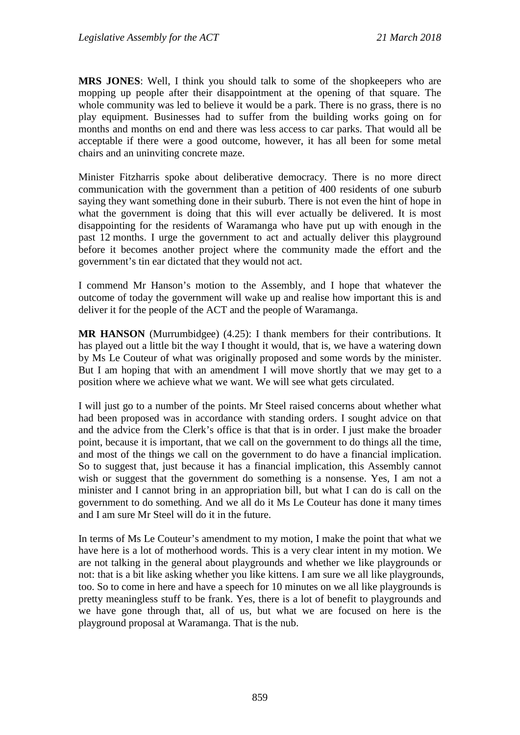**MRS JONES**: Well, I think you should talk to some of the shopkeepers who are mopping up people after their disappointment at the opening of that square. The whole community was led to believe it would be a park. There is no grass, there is no play equipment. Businesses had to suffer from the building works going on for months and months on end and there was less access to car parks. That would all be acceptable if there were a good outcome, however, it has all been for some metal chairs and an uninviting concrete maze.

Minister Fitzharris spoke about deliberative democracy. There is no more direct communication with the government than a petition of 400 residents of one suburb saying they want something done in their suburb. There is not even the hint of hope in what the government is doing that this will ever actually be delivered. It is most disappointing for the residents of Waramanga who have put up with enough in the past 12 months. I urge the government to act and actually deliver this playground before it becomes another project where the community made the effort and the government's tin ear dictated that they would not act.

I commend Mr Hanson's motion to the Assembly, and I hope that whatever the outcome of today the government will wake up and realise how important this is and deliver it for the people of the ACT and the people of Waramanga.

**MR HANSON** (Murrumbidgee) (4.25): I thank members for their contributions. It has played out a little bit the way I thought it would, that is, we have a watering down by Ms Le Couteur of what was originally proposed and some words by the minister. But I am hoping that with an amendment I will move shortly that we may get to a position where we achieve what we want. We will see what gets circulated.

I will just go to a number of the points. Mr Steel raised concerns about whether what had been proposed was in accordance with standing orders. I sought advice on that and the advice from the Clerk's office is that that is in order. I just make the broader point, because it is important, that we call on the government to do things all the time, and most of the things we call on the government to do have a financial implication. So to suggest that, just because it has a financial implication, this Assembly cannot wish or suggest that the government do something is a nonsense. Yes, I am not a minister and I cannot bring in an appropriation bill, but what I can do is call on the government to do something. And we all do it Ms Le Couteur has done it many times and I am sure Mr Steel will do it in the future.

In terms of Ms Le Couteur's amendment to my motion, I make the point that what we have here is a lot of motherhood words. This is a very clear intent in my motion. We are not talking in the general about playgrounds and whether we like playgrounds or not: that is a bit like asking whether you like kittens. I am sure we all like playgrounds, too. So to come in here and have a speech for 10 minutes on we all like playgrounds is pretty meaningless stuff to be frank. Yes, there is a lot of benefit to playgrounds and we have gone through that, all of us, but what we are focused on here is the playground proposal at Waramanga. That is the nub.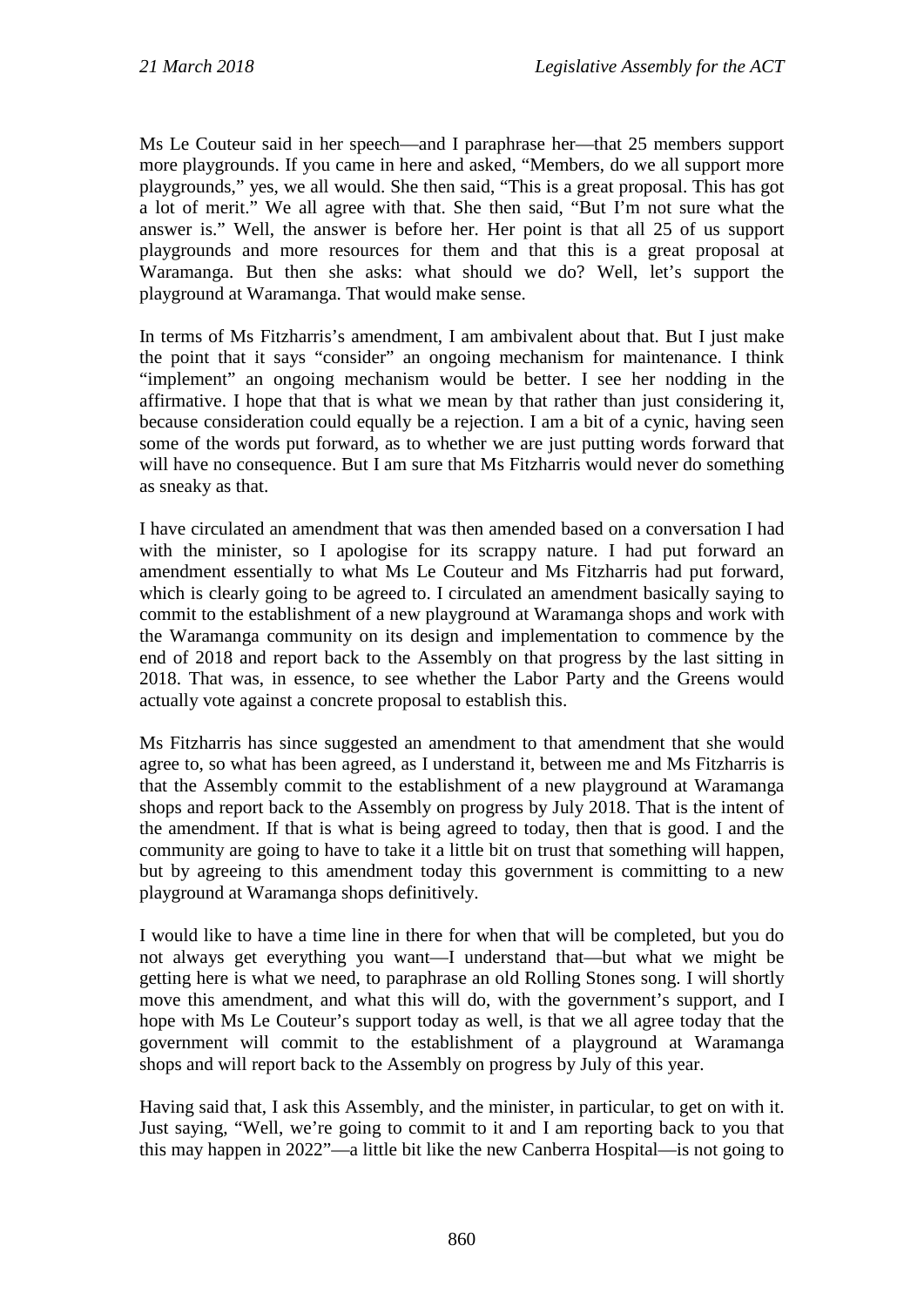Ms Le Couteur said in her speech—and I paraphrase her—that 25 members support more playgrounds. If you came in here and asked, "Members, do we all support more playgrounds," yes, we all would. She then said, "This is a great proposal. This has got a lot of merit." We all agree with that. She then said, "But I'm not sure what the answer is." Well, the answer is before her. Her point is that all 25 of us support playgrounds and more resources for them and that this is a great proposal at Waramanga. But then she asks: what should we do? Well, let's support the playground at Waramanga. That would make sense.

In terms of Ms Fitzharris's amendment, I am ambivalent about that. But I just make the point that it says "consider" an ongoing mechanism for maintenance. I think "implement" an ongoing mechanism would be better. I see her nodding in the affirmative. I hope that that is what we mean by that rather than just considering it, because consideration could equally be a rejection. I am a bit of a cynic, having seen some of the words put forward, as to whether we are just putting words forward that will have no consequence. But I am sure that Ms Fitzharris would never do something as sneaky as that.

I have circulated an amendment that was then amended based on a conversation I had with the minister, so I apologise for its scrappy nature. I had put forward an amendment essentially to what Ms Le Couteur and Ms Fitzharris had put forward, which is clearly going to be agreed to. I circulated an amendment basically saying to commit to the establishment of a new playground at Waramanga shops and work with the Waramanga community on its design and implementation to commence by the end of 2018 and report back to the Assembly on that progress by the last sitting in 2018. That was, in essence, to see whether the Labor Party and the Greens would actually vote against a concrete proposal to establish this.

Ms Fitzharris has since suggested an amendment to that amendment that she would agree to, so what has been agreed, as I understand it, between me and Ms Fitzharris is that the Assembly commit to the establishment of a new playground at Waramanga shops and report back to the Assembly on progress by July 2018. That is the intent of the amendment. If that is what is being agreed to today, then that is good. I and the community are going to have to take it a little bit on trust that something will happen, but by agreeing to this amendment today this government is committing to a new playground at Waramanga shops definitively.

I would like to have a time line in there for when that will be completed, but you do not always get everything you want—I understand that—but what we might be getting here is what we need, to paraphrase an old Rolling Stones song. I will shortly move this amendment, and what this will do, with the government's support, and I hope with Ms Le Couteur's support today as well, is that we all agree today that the government will commit to the establishment of a playground at Waramanga shops and will report back to the Assembly on progress by July of this year.

Having said that, I ask this Assembly, and the minister, in particular, to get on with it. Just saying, "Well, we're going to commit to it and I am reporting back to you that this may happen in 2022"—a little bit like the new Canberra Hospital—is not going to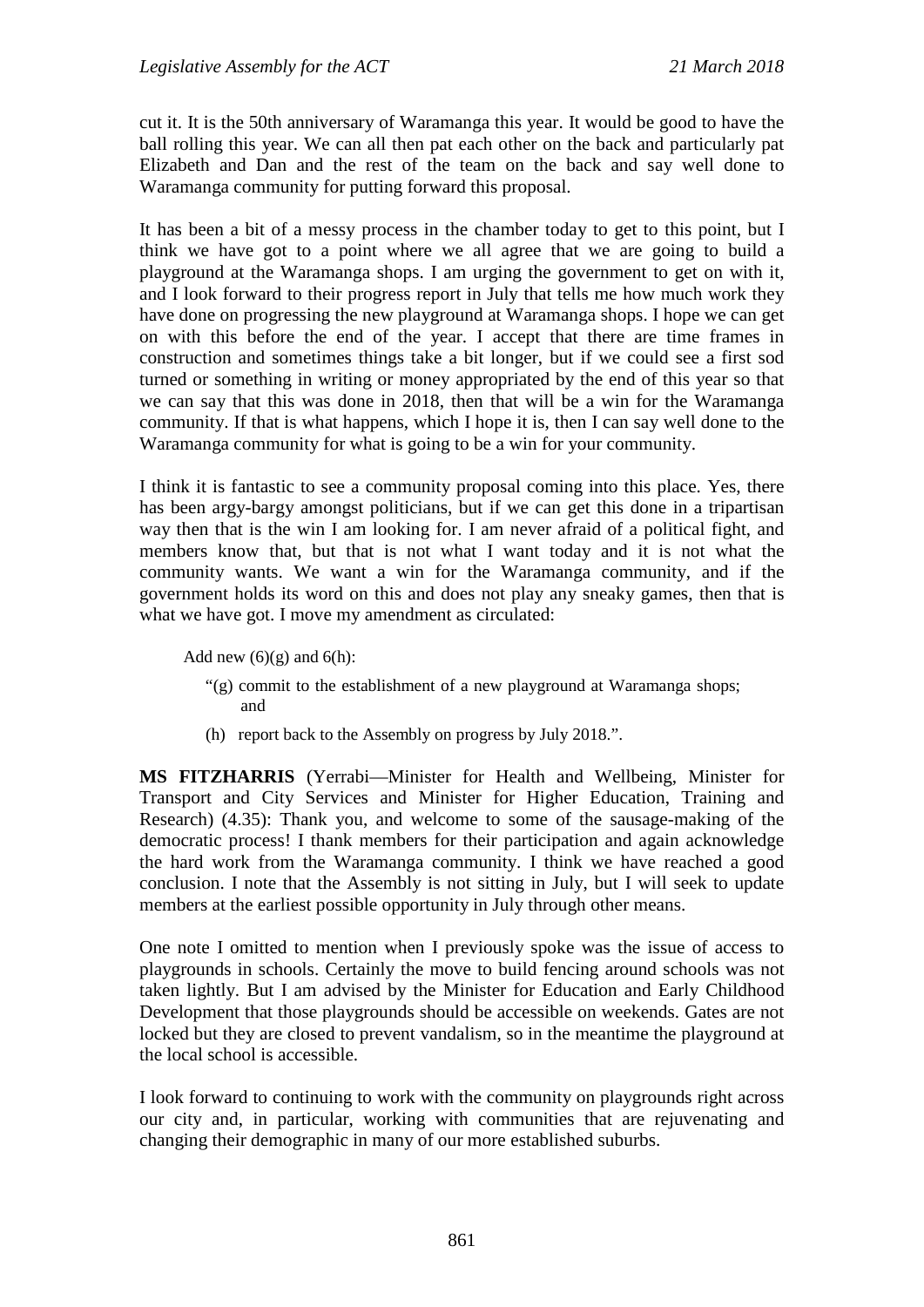cut it. It is the 50th anniversary of Waramanga this year. It would be good to have the ball rolling this year. We can all then pat each other on the back and particularly pat Elizabeth and Dan and the rest of the team on the back and say well done to Waramanga community for putting forward this proposal.

It has been a bit of a messy process in the chamber today to get to this point, but I think we have got to a point where we all agree that we are going to build a playground at the Waramanga shops. I am urging the government to get on with it, and I look forward to their progress report in July that tells me how much work they have done on progressing the new playground at Waramanga shops. I hope we can get on with this before the end of the year. I accept that there are time frames in construction and sometimes things take a bit longer, but if we could see a first sod turned or something in writing or money appropriated by the end of this year so that we can say that this was done in 2018, then that will be a win for the Waramanga community. If that is what happens, which I hope it is, then I can say well done to the Waramanga community for what is going to be a win for your community.

I think it is fantastic to see a community proposal coming into this place. Yes, there has been argy-bargy amongst politicians, but if we can get this done in a tripartisan way then that is the win I am looking for. I am never afraid of a political fight, and members know that, but that is not what I want today and it is not what the community wants. We want a win for the Waramanga community, and if the government holds its word on this and does not play any sneaky games, then that is what we have got. I move my amendment as circulated:

> Add new (6)(g) and 6(h):
>
> "(g) commit to the establishment of a new playground at Waramanga shops; and
>
> (h) report back to the Assembly on progress by July 2018.".

**MS FITZHARRIS** (Yerrabi—Minister for Health and Wellbeing, Minister for Transport and City Services and Minister for Higher Education, Training and Research) (4.35): Thank you, and welcome to some of the sausage-making of the democratic process! I thank members for their participation and again acknowledge the hard work from the Waramanga community. I think we have reached a good conclusion. I note that the Assembly is not sitting in July, but I will seek to update members at the earliest possible opportunity in July through other means.

One note I omitted to mention when I previously spoke was the issue of access to playgrounds in schools. Certainly the move to build fencing around schools was not taken lightly. But I am advised by the Minister for Education and Early Childhood Development that those playgrounds should be accessible on weekends. Gates are not locked but they are closed to prevent vandalism, so in the meantime the playground at the local school is accessible.

I look forward to continuing to work with the community on playgrounds right across our city and, in particular, working with communities that are rejuvenating and changing their demographic in many of our more established suburbs.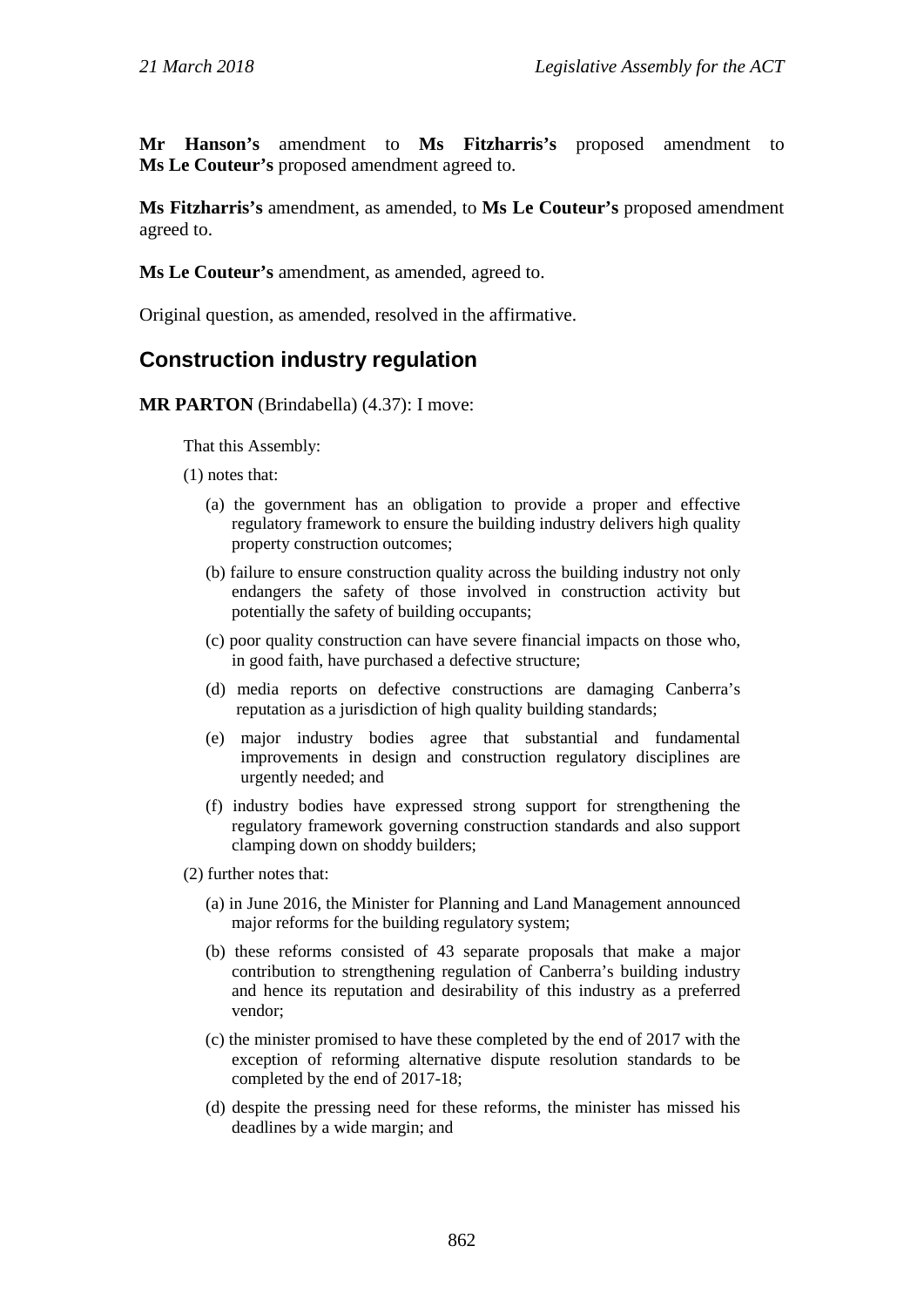**Mr Hanson's** amendment to **Ms Fitzharris's** proposed amendment to **Ms Le Couteur's** proposed amendment agreed to.

**Ms Fitzharris's** amendment, as amended, to **Ms Le Couteur's** proposed amendment agreed to.

**Ms Le Couteur's** amendment, as amended, agreed to.

Original question, as amended, resolved in the affirmative.

## Construction industry regulation

**MR PARTON** (Brindabella) (4.37): I move:

> That this Assembly:
>
> (1) notes that:
>
> (a) the government has an obligation to provide a proper and effective regulatory framework to ensure the building industry delivers high quality property construction outcomes;
>
> (b) failure to ensure construction quality across the building industry not only endangers the safety of those involved in construction activity but potentially the safety of building occupants;
>
> (c) poor quality construction can have severe financial impacts on those who, in good faith, have purchased a defective structure;
>
> (d) media reports on defective constructions are damaging Canberra's reputation as a jurisdiction of high quality building standards;
>
> (e) major industry bodies agree that substantial and fundamental improvements in design and construction regulatory disciplines are urgently needed; and
>
> (f) industry bodies have expressed strong support for strengthening the regulatory framework governing construction standards and also support clamping down on shoddy builders;
>
> (2) further notes that:
>
> (a) in June 2016, the Minister for Planning and Land Management announced major reforms for the building regulatory system;
>
> (b) these reforms consisted of 43 separate proposals that make a major contribution to strengthening regulation of Canberra's building industry and hence its reputation and desirability of this industry as a preferred vendor;
>
> (c) the minister promised to have these completed by the end of 2017 with the exception of reforming alternative dispute resolution standards to be completed by the end of 2017-18;
>
> (d) despite the pressing need for these reforms, the minister has missed his deadlines by a wide margin; and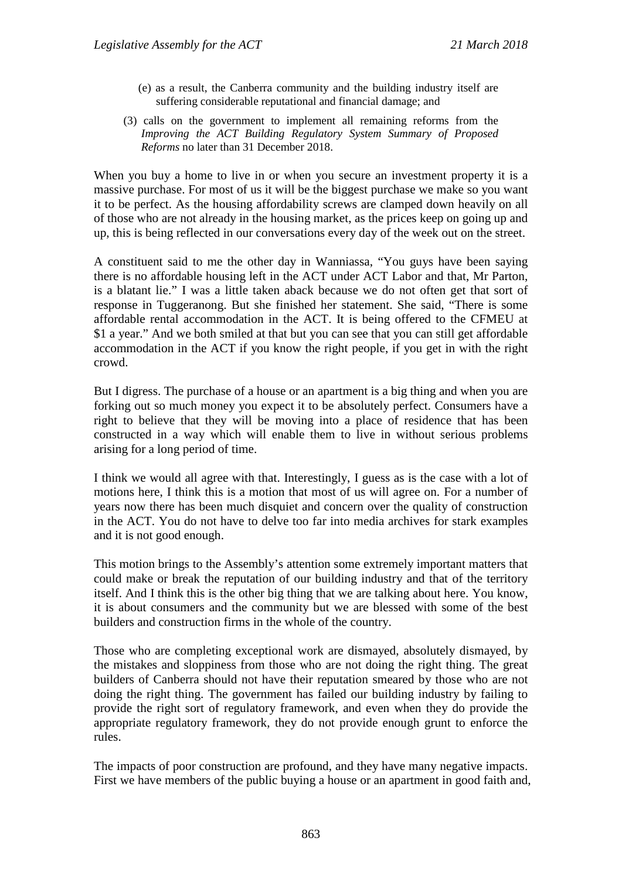(e) as a result, the Canberra community and the building industry itself are suffering considerable reputational and financial damage; and

(3) calls on the government to implement all remaining reforms from the *Improving the ACT Building Regulatory System Summary of Proposed Reforms* no later than 31 December 2018.

When you buy a home to live in or when you secure an investment property it is a massive purchase. For most of us it will be the biggest purchase we make so you want it to be perfect. As the housing affordability screws are clamped down heavily on all of those who are not already in the housing market, as the prices keep on going up and up, this is being reflected in our conversations every day of the week out on the street.

A constituent said to me the other day in Wanniassa, "You guys have been saying there is no affordable housing left in the ACT under ACT Labor and that, Mr Parton, is a blatant lie." I was a little taken aback because we do not often get that sort of response in Tuggeranong. But she finished her statement. She said, "There is some affordable rental accommodation in the ACT. It is being offered to the CFMEU at $1 a year." And we both smiled at that but you can see that you can still get affordable accommodation in the ACT if you know the right people, if you get in with the right crowd.

But I digress. The purchase of a house or an apartment is a big thing and when you are forking out so much money you expect it to be absolutely perfect. Consumers have a right to believe that they will be moving into a place of residence that has been constructed in a way which will enable them to live in without serious problems arising for a long period of time.

I think we would all agree with that. Interestingly, I guess as is the case with a lot of motions here, I think this is a motion that most of us will agree on. For a number of years now there has been much disquiet and concern over the quality of construction in the ACT. You do not have to delve too far into media archives for stark examples and it is not good enough.

This motion brings to the Assembly's attention some extremely important matters that could make or break the reputation of our building industry and that of the territory itself. And I think this is the other big thing that we are talking about here. You know, it is about consumers and the community but we are blessed with some of the best builders and construction firms in the whole of the country.

Those who are completing exceptional work are dismayed, absolutely dismayed, by the mistakes and sloppiness from those who are not doing the right thing. The great builders of Canberra should not have their reputation smeared by those who are not doing the right thing. The government has failed our building industry by failing to provide the right sort of regulatory framework, and even when they do provide the appropriate regulatory framework, they do not provide enough grunt to enforce the rules.

The impacts of poor construction are profound, and they have many negative impacts. First we have members of the public buying a house or an apartment in good faith and,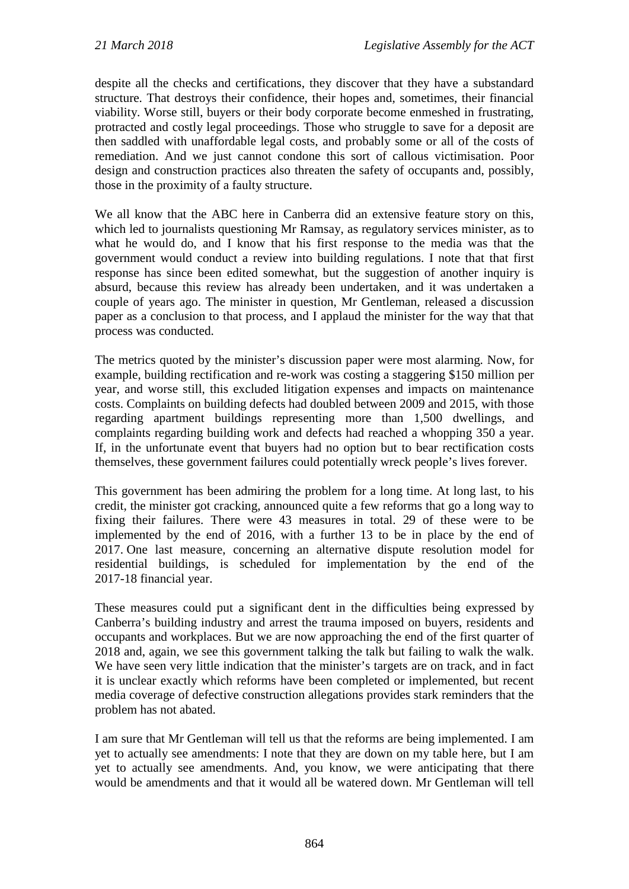despite all the checks and certifications, they discover that they have a substandard structure. That destroys their confidence, their hopes and, sometimes, their financial viability. Worse still, buyers or their body corporate become enmeshed in frustrating, protracted and costly legal proceedings. Those who struggle to save for a deposit are then saddled with unaffordable legal costs, and probably some or all of the costs of remediation. And we just cannot condone this sort of callous victimisation. Poor design and construction practices also threaten the safety of occupants and, possibly, those in the proximity of a faulty structure.

We all know that the ABC here in Canberra did an extensive feature story on this, which led to journalists questioning Mr Ramsay, as regulatory services minister, as to what he would do, and I know that his first response to the media was that the government would conduct a review into building regulations. I note that that first response has since been edited somewhat, but the suggestion of another inquiry is absurd, because this review has already been undertaken, and it was undertaken a couple of years ago. The minister in question, Mr Gentleman, released a discussion paper as a conclusion to that process, and I applaud the minister for the way that that process was conducted.

The metrics quoted by the minister's discussion paper were most alarming. Now, for example, building rectification and re-work was costing a staggering $150 million per year, and worse still, this excluded litigation expenses and impacts on maintenance costs. Complaints on building defects had doubled between 2009 and 2015, with those regarding apartment buildings representing more than 1,500 dwellings, and complaints regarding building work and defects had reached a whopping 350 a year. If, in the unfortunate event that buyers had no option but to bear rectification costs themselves, these government failures could potentially wreck people's lives forever.

This government has been admiring the problem for a long time. At long last, to his credit, the minister got cracking, announced quite a few reforms that go a long way to fixing their failures. There were 43 measures in total. 29 of these were to be implemented by the end of 2016, with a further 13 to be in place by the end of 2017. One last measure, concerning an alternative dispute resolution model for residential buildings, is scheduled for implementation by the end of the 2017-18 financial year.

These measures could put a significant dent in the difficulties being expressed by Canberra's building industry and arrest the trauma imposed on buyers, residents and occupants and workplaces. But we are now approaching the end of the first quarter of 2018 and, again, we see this government talking the talk but failing to walk the walk. We have seen very little indication that the minister's targets are on track, and in fact it is unclear exactly which reforms have been completed or implemented, but recent media coverage of defective construction allegations provides stark reminders that the problem has not abated.

I am sure that Mr Gentleman will tell us that the reforms are being implemented. I am yet to actually see amendments: I note that they are down on my table here, but I am yet to actually see amendments. And, you know, we were anticipating that there would be amendments and that it would all be watered down. Mr Gentleman will tell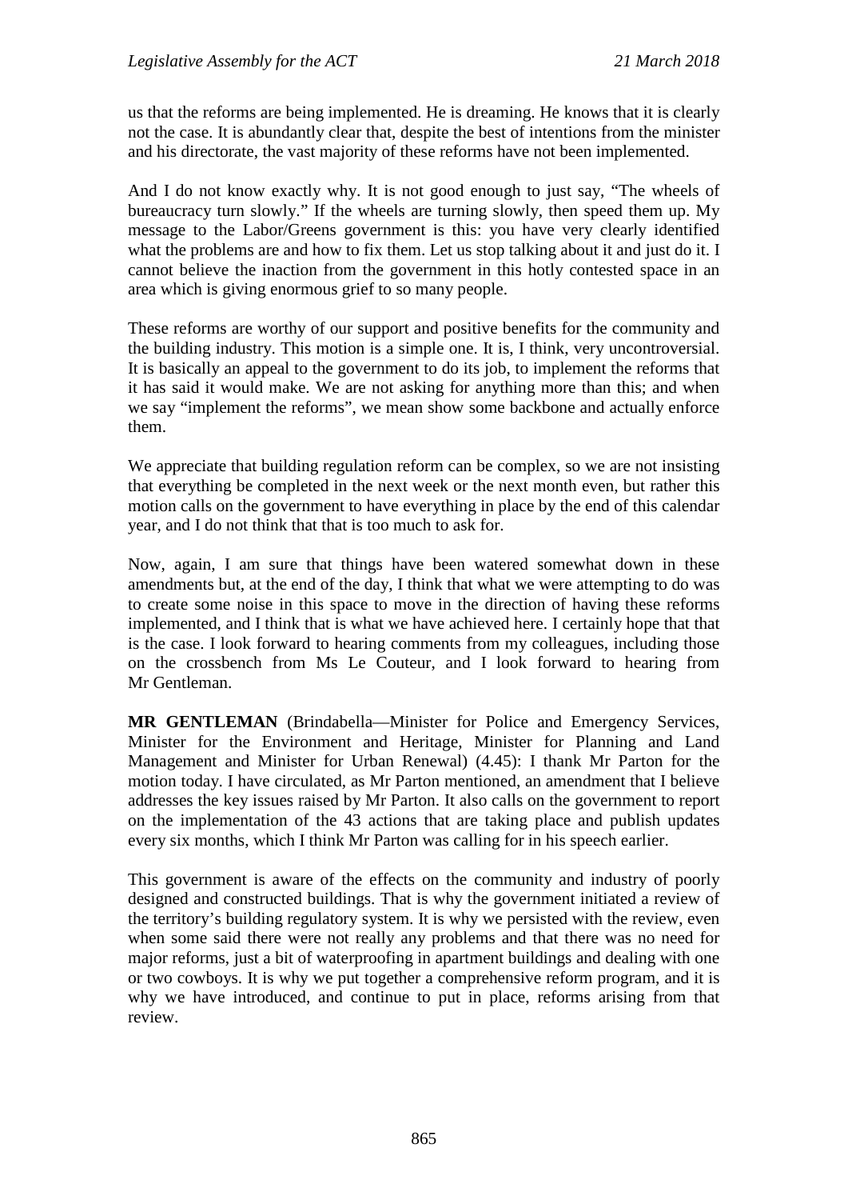us that the reforms are being implemented. He is dreaming. He knows that it is clearly not the case. It is abundantly clear that, despite the best of intentions from the minister and his directorate, the vast majority of these reforms have not been implemented.

And I do not know exactly why. It is not good enough to just say, “The wheels of bureaucracy turn slowly.” If the wheels are turning slowly, then speed them up. My message to the Labor/Greens government is this: you have very clearly identified what the problems are and how to fix them. Let us stop talking about it and just do it. I cannot believe the inaction from the government in this hotly contested space in an area which is giving enormous grief to so many people.

These reforms are worthy of our support and positive benefits for the community and the building industry. This motion is a simple one. It is, I think, very uncontroversial. It is basically an appeal to the government to do its job, to implement the reforms that it has said it would make. We are not asking for anything more than this; and when we say “implement the reforms”, we mean show some backbone and actually enforce them.

We appreciate that building regulation reform can be complex, so we are not insisting that everything be completed in the next week or the next month even, but rather this motion calls on the government to have everything in place by the end of this calendar year, and I do not think that that is too much to ask for.

Now, again, I am sure that things have been watered somewhat down in these amendments but, at the end of the day, I think that what we were attempting to do was to create some noise in this space to move in the direction of having these reforms implemented, and I think that is what we have achieved here. I certainly hope that that is the case. I look forward to hearing comments from my colleagues, including those on the crossbench from Ms Le Couteur, and I look forward to hearing from Mr Gentleman.

**MR GENTLEMAN** (Brindabella—Minister for Police and Emergency Services, Minister for the Environment and Heritage, Minister for Planning and Land Management and Minister for Urban Renewal) (4.45): I thank Mr Parton for the motion today. I have circulated, as Mr Parton mentioned, an amendment that I believe addresses the key issues raised by Mr Parton. It also calls on the government to report on the implementation of the 43 actions that are taking place and publish updates every six months, which I think Mr Parton was calling for in his speech earlier.

This government is aware of the effects on the community and industry of poorly designed and constructed buildings. That is why the government initiated a review of the territory’s building regulatory system. It is why we persisted with the review, even when some said there were not really any problems and that there was no need for major reforms, just a bit of waterproofing in apartment buildings and dealing with one or two cowboys. It is why we put together a comprehensive reform program, and it is why we have introduced, and continue to put in place, reforms arising from that review.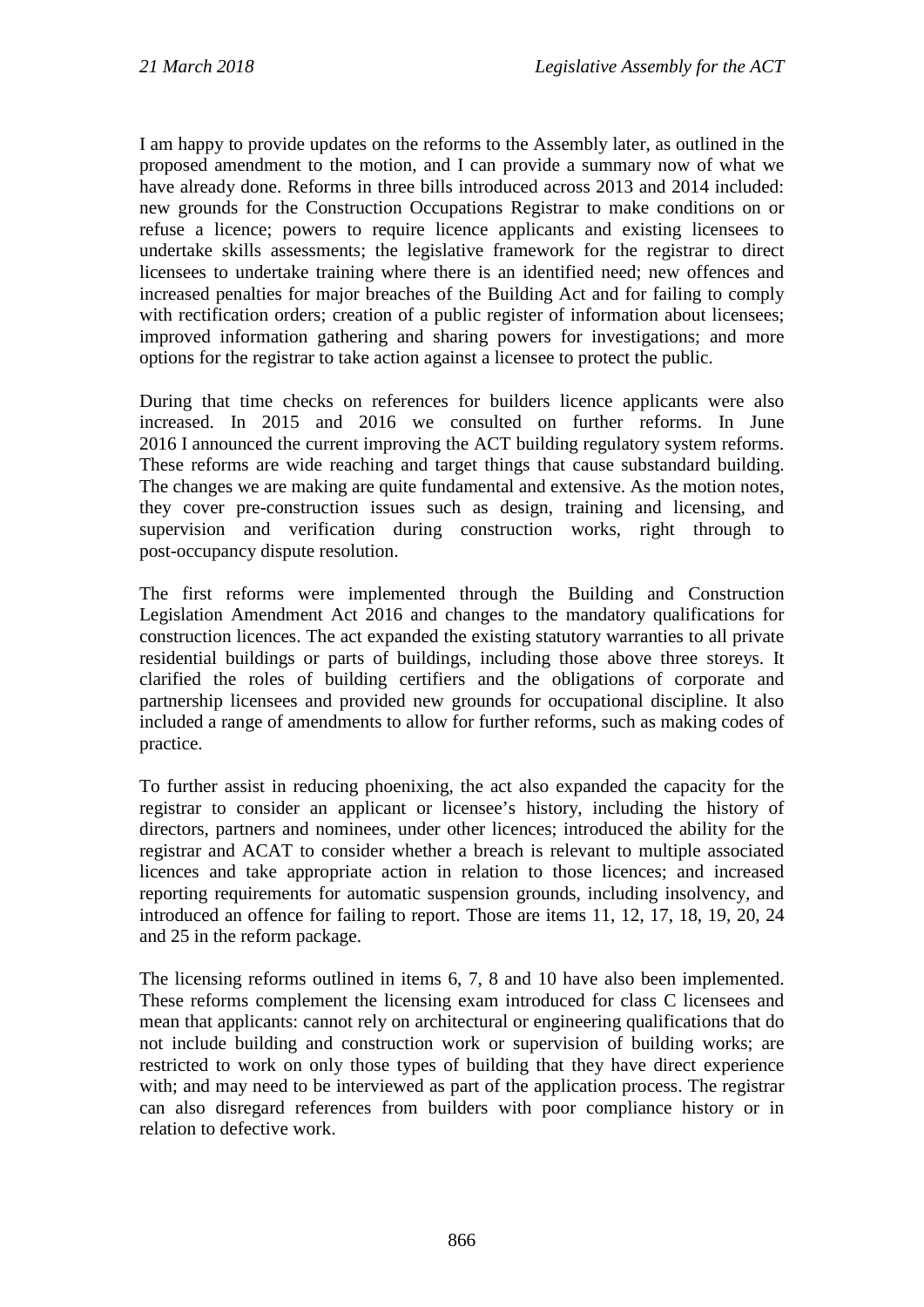I am happy to provide updates on the reforms to the Assembly later, as outlined in the proposed amendment to the motion, and I can provide a summary now of what we have already done. Reforms in three bills introduced across 2013 and 2014 included: new grounds for the Construction Occupations Registrar to make conditions on or refuse a licence; powers to require licence applicants and existing licensees to undertake skills assessments; the legislative framework for the registrar to direct licensees to undertake training where there is an identified need; new offences and increased penalties for major breaches of the Building Act and for failing to comply with rectification orders; creation of a public register of information about licensees; improved information gathering and sharing powers for investigations; and more options for the registrar to take action against a licensee to protect the public.

During that time checks on references for builders licence applicants were also increased. In 2015 and 2016 we consulted on further reforms. In June 2016 I announced the current improving the ACT building regulatory system reforms. These reforms are wide reaching and target things that cause substandard building. The changes we are making are quite fundamental and extensive. As the motion notes, they cover pre-construction issues such as design, training and licensing, and supervision and verification during construction works, right through to post-occupancy dispute resolution.

The first reforms were implemented through the Building and Construction Legislation Amendment Act 2016 and changes to the mandatory qualifications for construction licences. The act expanded the existing statutory warranties to all private residential buildings or parts of buildings, including those above three storeys. It clarified the roles of building certifiers and the obligations of corporate and partnership licensees and provided new grounds for occupational discipline. It also included a range of amendments to allow for further reforms, such as making codes of practice.

To further assist in reducing phoenixing, the act also expanded the capacity for the registrar to consider an applicant or licensee's history, including the history of directors, partners and nominees, under other licences; introduced the ability for the registrar and ACAT to consider whether a breach is relevant to multiple associated licences and take appropriate action in relation to those licences; and increased reporting requirements for automatic suspension grounds, including insolvency, and introduced an offence for failing to report. Those are items 11, 12, 17, 18, 19, 20, 24 and 25 in the reform package.

The licensing reforms outlined in items 6, 7, 8 and 10 have also been implemented. These reforms complement the licensing exam introduced for class C licensees and mean that applicants: cannot rely on architectural or engineering qualifications that do not include building and construction work or supervision of building works; are restricted to work on only those types of building that they have direct experience with; and may need to be interviewed as part of the application process. The registrar can also disregard references from builders with poor compliance history or in relation to defective work.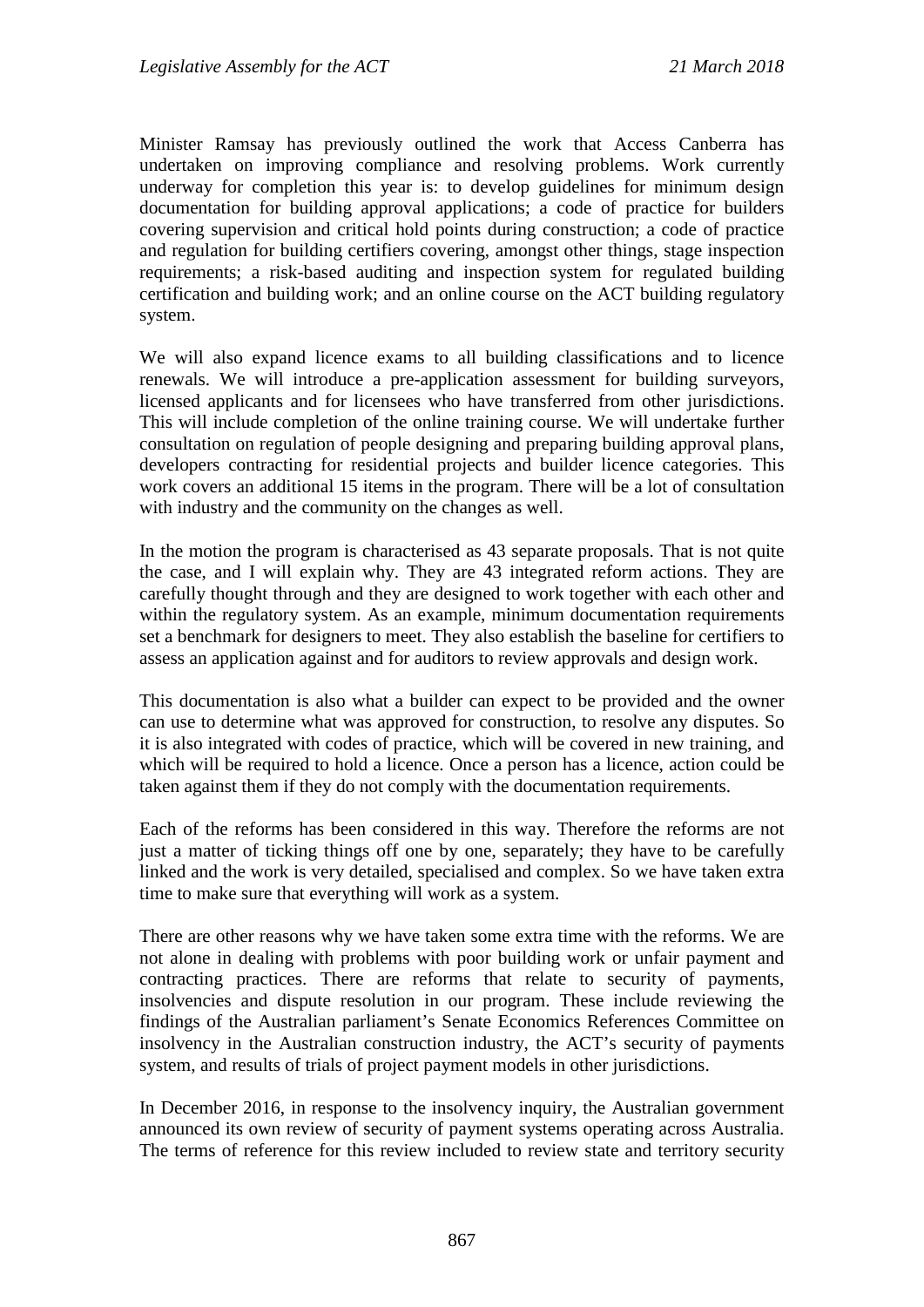Minister Ramsay has previously outlined the work that Access Canberra has undertaken on improving compliance and resolving problems. Work currently underway for completion this year is: to develop guidelines for minimum design documentation for building approval applications; a code of practice for builders covering supervision and critical hold points during construction; a code of practice and regulation for building certifiers covering, amongst other things, stage inspection requirements; a risk-based auditing and inspection system for regulated building certification and building work; and an online course on the ACT building regulatory system.

We will also expand licence exams to all building classifications and to licence renewals. We will introduce a pre-application assessment for building surveyors, licensed applicants and for licensees who have transferred from other jurisdictions. This will include completion of the online training course. We will undertake further consultation on regulation of people designing and preparing building approval plans, developers contracting for residential projects and builder licence categories. This work covers an additional 15 items in the program. There will be a lot of consultation with industry and the community on the changes as well.

In the motion the program is characterised as 43 separate proposals. That is not quite the case, and I will explain why. They are 43 integrated reform actions. They are carefully thought through and they are designed to work together with each other and within the regulatory system. As an example, minimum documentation requirements set a benchmark for designers to meet. They also establish the baseline for certifiers to assess an application against and for auditors to review approvals and design work.

This documentation is also what a builder can expect to be provided and the owner can use to determine what was approved for construction, to resolve any disputes. So it is also integrated with codes of practice, which will be covered in new training, and which will be required to hold a licence. Once a person has a licence, action could be taken against them if they do not comply with the documentation requirements.

Each of the reforms has been considered in this way. Therefore the reforms are not just a matter of ticking things off one by one, separately; they have to be carefully linked and the work is very detailed, specialised and complex. So we have taken extra time to make sure that everything will work as a system.

There are other reasons why we have taken some extra time with the reforms. We are not alone in dealing with problems with poor building work or unfair payment and contracting practices. There are reforms that relate to security of payments, insolvencies and dispute resolution in our program. These include reviewing the findings of the Australian parliament's Senate Economics References Committee on insolvency in the Australian construction industry, the ACT's security of payments system, and results of trials of project payment models in other jurisdictions.

In December 2016, in response to the insolvency inquiry, the Australian government announced its own review of security of payment systems operating across Australia. The terms of reference for this review included to review state and territory security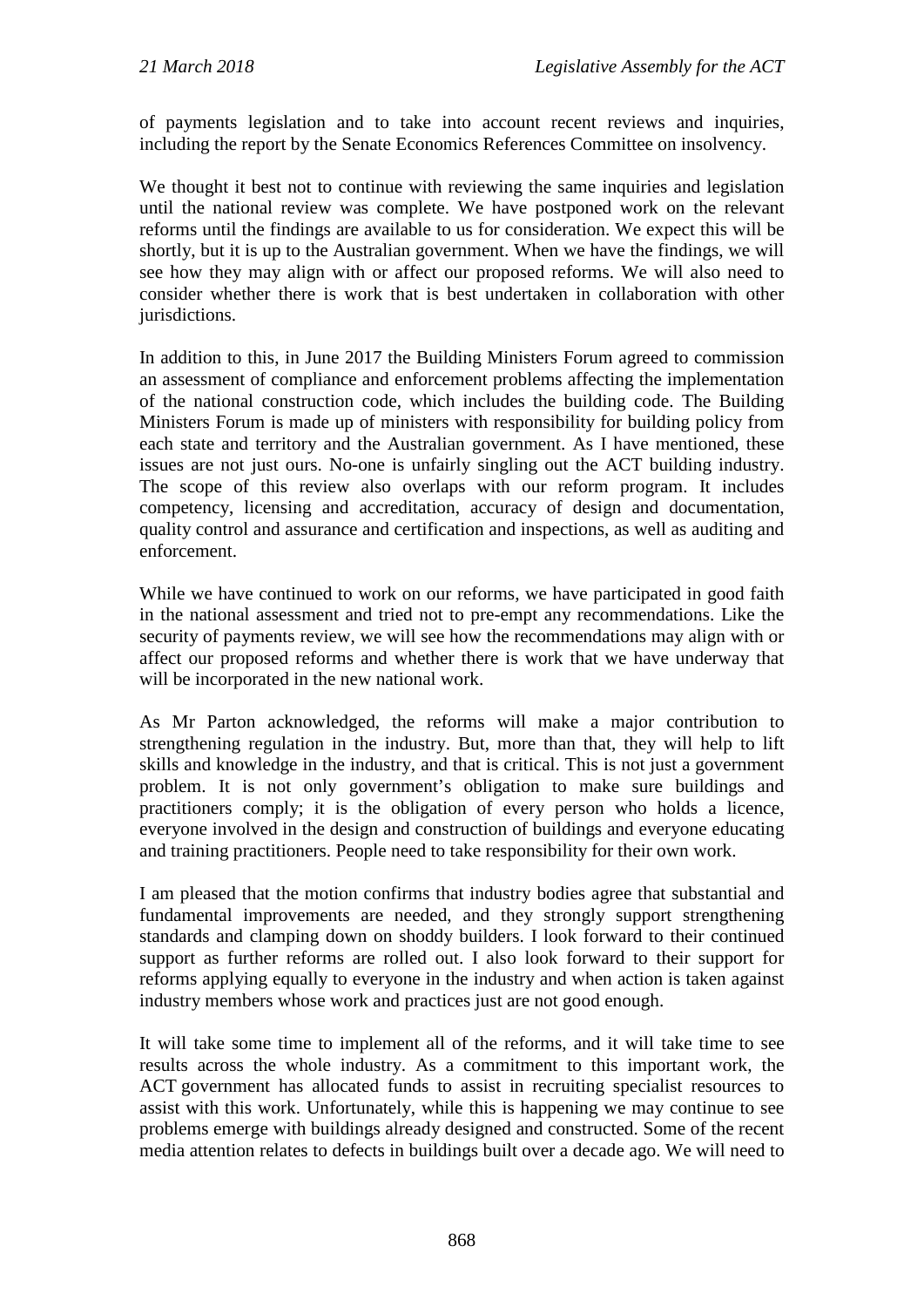of payments legislation and to take into account recent reviews and inquiries, including the report by the Senate Economics References Committee on insolvency.

We thought it best not to continue with reviewing the same inquiries and legislation until the national review was complete. We have postponed work on the relevant reforms until the findings are available to us for consideration. We expect this will be shortly, but it is up to the Australian government. When we have the findings, we will see how they may align with or affect our proposed reforms. We will also need to consider whether there is work that is best undertaken in collaboration with other jurisdictions.

In addition to this, in June 2017 the Building Ministers Forum agreed to commission an assessment of compliance and enforcement problems affecting the implementation of the national construction code, which includes the building code. The Building Ministers Forum is made up of ministers with responsibility for building policy from each state and territory and the Australian government. As I have mentioned, these issues are not just ours. No-one is unfairly singling out the ACT building industry. The scope of this review also overlaps with our reform program. It includes competency, licensing and accreditation, accuracy of design and documentation, quality control and assurance and certification and inspections, as well as auditing and enforcement.

While we have continued to work on our reforms, we have participated in good faith in the national assessment and tried not to pre-empt any recommendations. Like the security of payments review, we will see how the recommendations may align with or affect our proposed reforms and whether there is work that we have underway that will be incorporated in the new national work.

As Mr Parton acknowledged, the reforms will make a major contribution to strengthening regulation in the industry. But, more than that, they will help to lift skills and knowledge in the industry, and that is critical. This is not just a government problem. It is not only government's obligation to make sure buildings and practitioners comply; it is the obligation of every person who holds a licence, everyone involved in the design and construction of buildings and everyone educating and training practitioners. People need to take responsibility for their own work.

I am pleased that the motion confirms that industry bodies agree that substantial and fundamental improvements are needed, and they strongly support strengthening standards and clamping down on shoddy builders. I look forward to their continued support as further reforms are rolled out. I also look forward to their support for reforms applying equally to everyone in the industry and when action is taken against industry members whose work and practices just are not good enough.

It will take some time to implement all of the reforms, and it will take time to see results across the whole industry. As a commitment to this important work, the ACT government has allocated funds to assist in recruiting specialist resources to assist with this work. Unfortunately, while this is happening we may continue to see problems emerge with buildings already designed and constructed. Some of the recent media attention relates to defects in buildings built over a decade ago. We will need to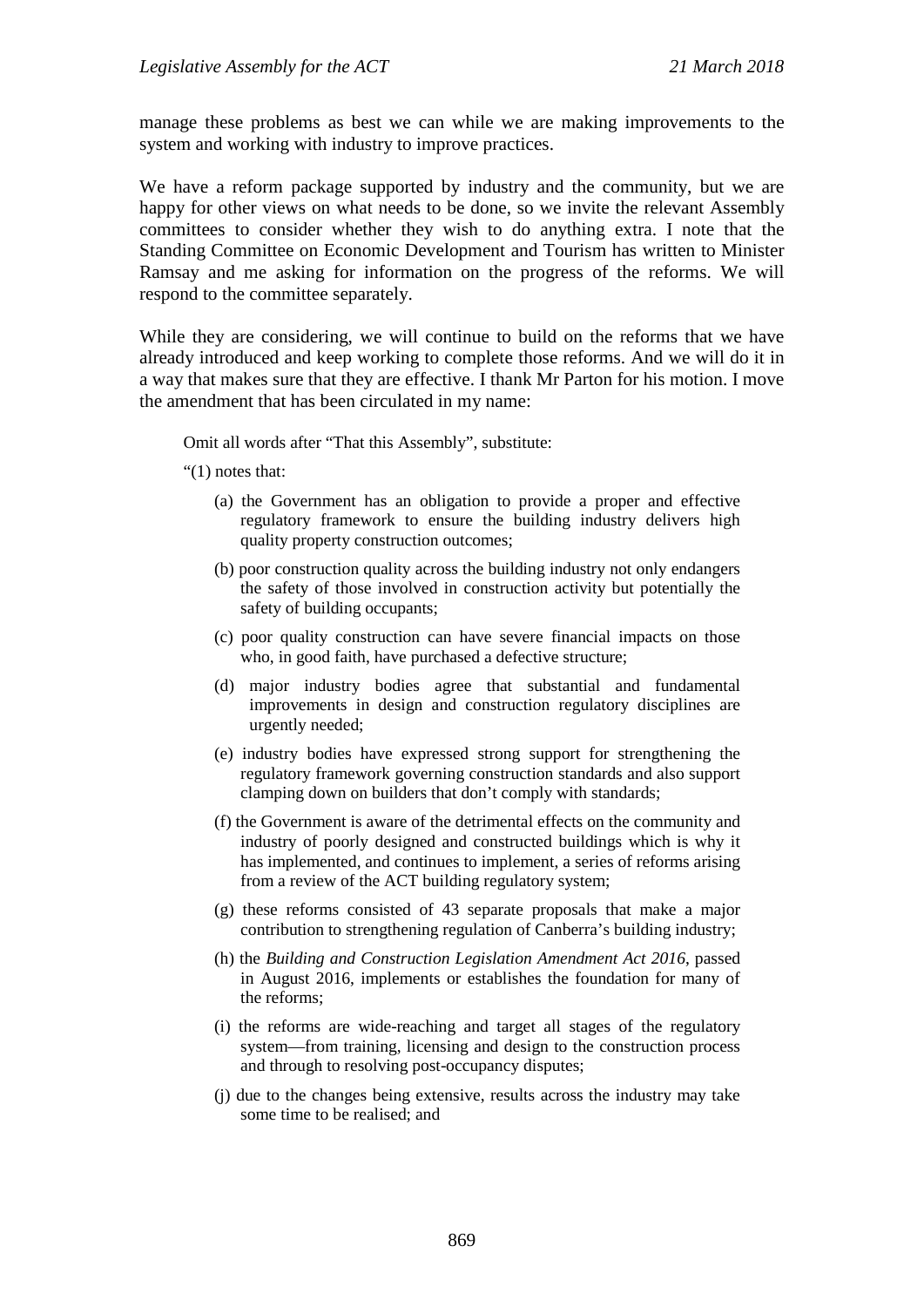manage these problems as best we can while we are making improvements to the system and working with industry to improve practices.

We have a reform package supported by industry and the community, but we are happy for other views on what needs to be done, so we invite the relevant Assembly committees to consider whether they wish to do anything extra. I note that the Standing Committee on Economic Development and Tourism has written to Minister Ramsay and me asking for information on the progress of the reforms. We will respond to the committee separately.

While they are considering, we will continue to build on the reforms that we have already introduced and keep working to complete those reforms. And we will do it in a way that makes sure that they are effective. I thank Mr Parton for his motion. I move the amendment that has been circulated in my name:

> Omit all words after "That this Assembly", substitute:
>
> "(1) notes that:
>
> (a) the Government has an obligation to provide a proper and effective regulatory framework to ensure the building industry delivers high quality property construction outcomes;
>
> (b) poor construction quality across the building industry not only endangers the safety of those involved in construction activity but potentially the safety of building occupants;
>
> (c) poor quality construction can have severe financial impacts on those who, in good faith, have purchased a defective structure;
>
> (d) major industry bodies agree that substantial and fundamental improvements in design and construction regulatory disciplines are urgently needed;
>
> (e) industry bodies have expressed strong support for strengthening the regulatory framework governing construction standards and also support clamping down on builders that don't comply with standards;
>
> (f) the Government is aware of the detrimental effects on the community and industry of poorly designed and constructed buildings which is why it has implemented, and continues to implement, a series of reforms arising from a review of the ACT building regulatory system;
>
> (g) these reforms consisted of 43 separate proposals that make a major contribution to strengthening regulation of Canberra's building industry;
>
> (h) the *Building and Construction Legislation Amendment Act 2016*, passed in August 2016, implements or establishes the foundation for many of the reforms;
>
> (i) the reforms are wide-reaching and target all stages of the regulatory system—from training, licensing and design to the construction process and through to resolving post-occupancy disputes;
>
> (j) due to the changes being extensive, results across the industry may take some time to be realised; and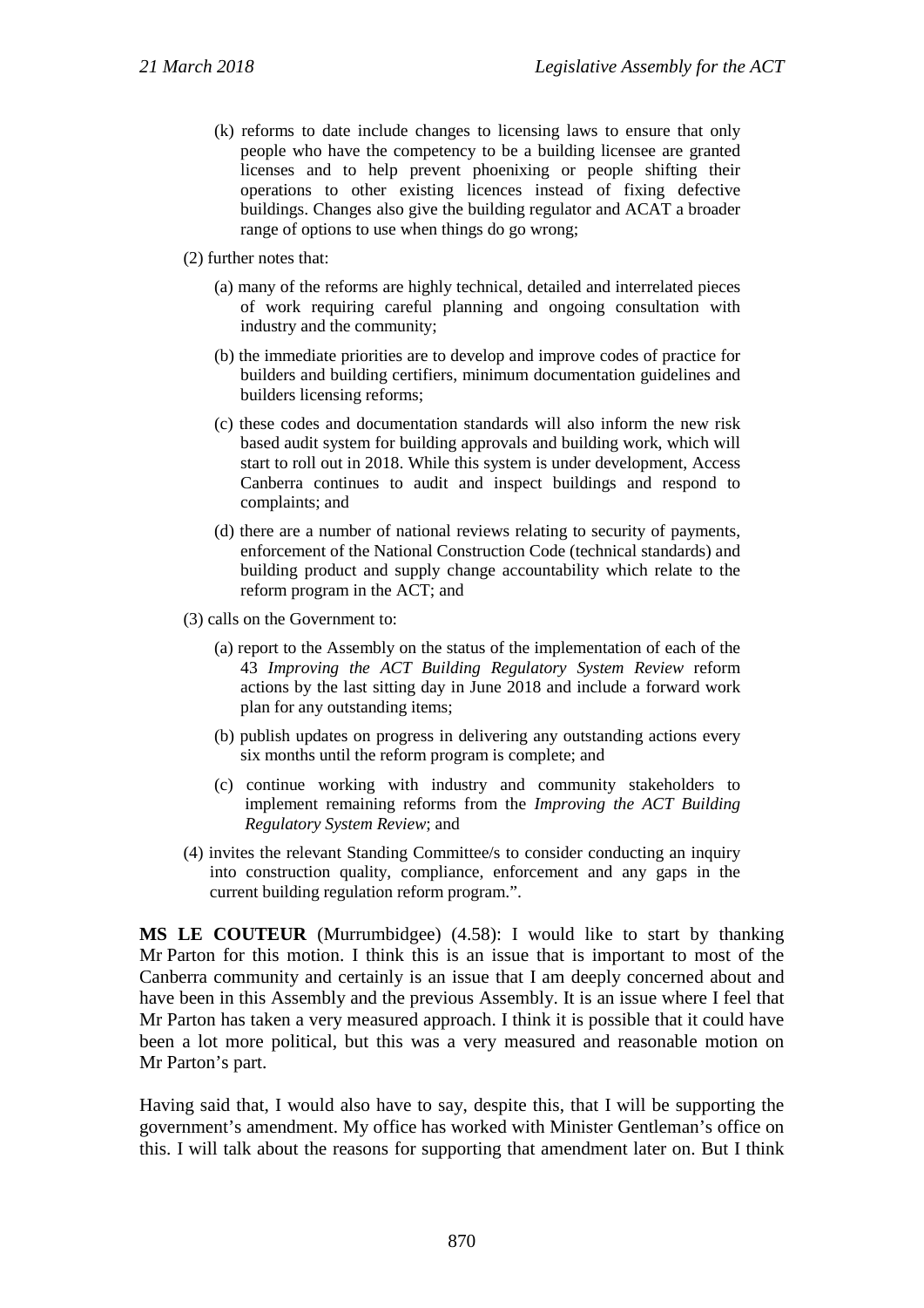(k) reforms to date include changes to licensing laws to ensure that only people who have the competency to be a building licensee are granted licenses and to help prevent phoenixing or people shifting their operations to other existing licences instead of fixing defective buildings. Changes also give the building regulator and ACAT a broader range of options to use when things do go wrong;

(2) further notes that:

(a) many of the reforms are highly technical, detailed and interrelated pieces of work requiring careful planning and ongoing consultation with industry and the community;

(b) the immediate priorities are to develop and improve codes of practice for builders and building certifiers, minimum documentation guidelines and builders licensing reforms;

(c) these codes and documentation standards will also inform the new risk based audit system for building approvals and building work, which will start to roll out in 2018. While this system is under development, Access Canberra continues to audit and inspect buildings and respond to complaints; and

(d) there are a number of national reviews relating to security of payments, enforcement of the National Construction Code (technical standards) and building product and supply change accountability which relate to the reform program in the ACT; and

(3) calls on the Government to:

(a) report to the Assembly on the status of the implementation of each of the 43 *Improving the ACT Building Regulatory System Review* reform actions by the last sitting day in June 2018 and include a forward work plan for any outstanding items;

(b) publish updates on progress in delivering any outstanding actions every six months until the reform program is complete; and

(c) continue working with industry and community stakeholders to implement remaining reforms from the *Improving the ACT Building Regulatory System Review*; and

(4) invites the relevant Standing Committee/s to consider conducting an inquiry into construction quality, compliance, enforcement and any gaps in the current building regulation reform program.".

**MS LE COUTEUR** (Murrumbidgee) (4.58): I would like to start by thanking Mr Parton for this motion. I think this is an issue that is important to most of the Canberra community and certainly is an issue that I am deeply concerned about and have been in this Assembly and the previous Assembly. It is an issue where I feel that Mr Parton has taken a very measured approach. I think it is possible that it could have been a lot more political, but this was a very measured and reasonable motion on Mr Parton's part.

Having said that, I would also have to say, despite this, that I will be supporting the government's amendment. My office has worked with Minister Gentleman's office on this. I will talk about the reasons for supporting that amendment later on. But I think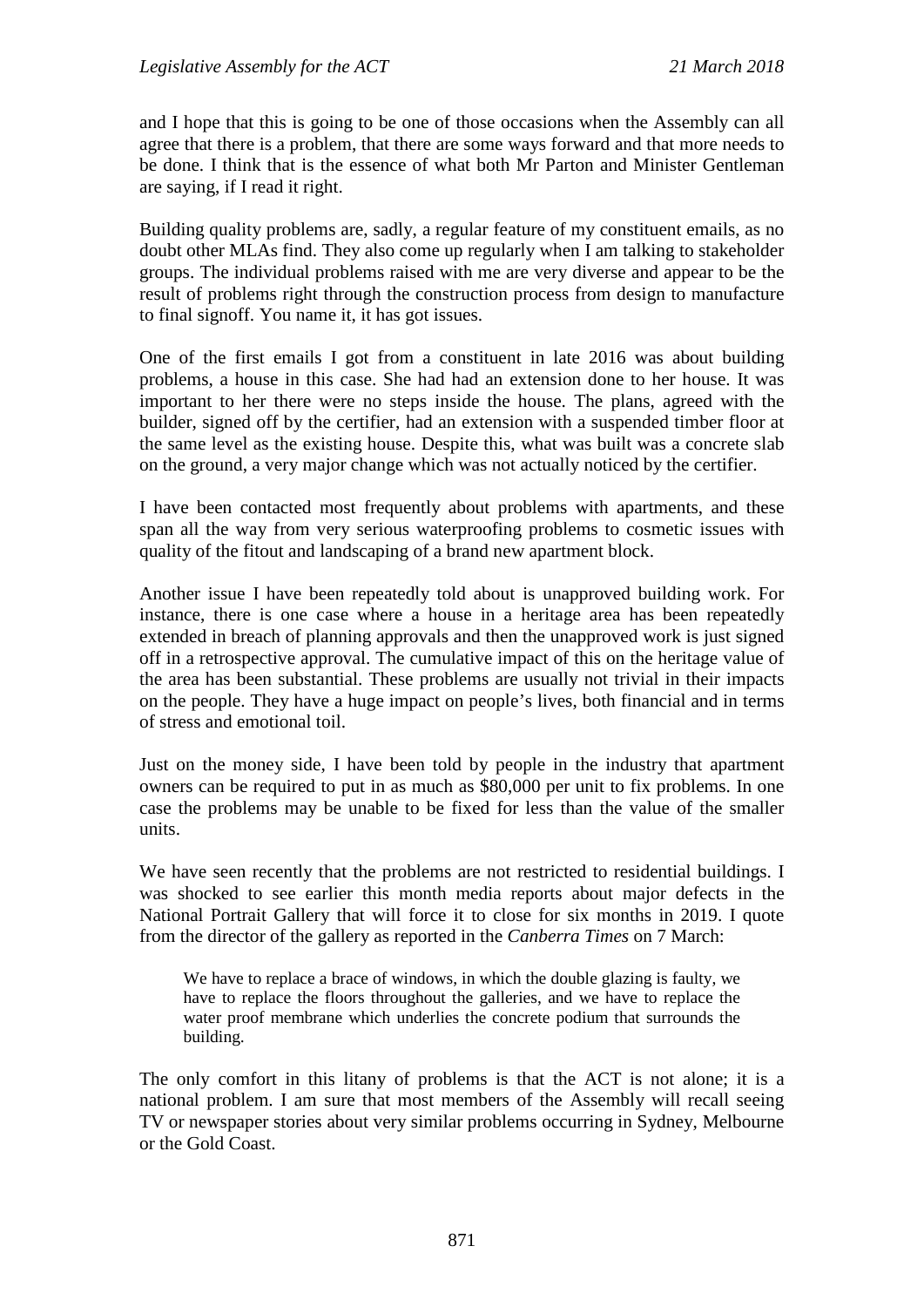and I hope that this is going to be one of those occasions when the Assembly can all agree that there is a problem, that there are some ways forward and that more needs to be done. I think that is the essence of what both Mr Parton and Minister Gentleman are saying, if I read it right.

Building quality problems are, sadly, a regular feature of my constituent emails, as no doubt other MLAs find. They also come up regularly when I am talking to stakeholder groups. The individual problems raised with me are very diverse and appear to be the result of problems right through the construction process from design to manufacture to final signoff. You name it, it has got issues.

One of the first emails I got from a constituent in late 2016 was about building problems, a house in this case. She had had an extension done to her house. It was important to her there were no steps inside the house. The plans, agreed with the builder, signed off by the certifier, had an extension with a suspended timber floor at the same level as the existing house. Despite this, what was built was a concrete slab on the ground, a very major change which was not actually noticed by the certifier.

I have been contacted most frequently about problems with apartments, and these span all the way from very serious waterproofing problems to cosmetic issues with quality of the fitout and landscaping of a brand new apartment block.

Another issue I have been repeatedly told about is unapproved building work. For instance, there is one case where a house in a heritage area has been repeatedly extended in breach of planning approvals and then the unapproved work is just signed off in a retrospective approval. The cumulative impact of this on the heritage value of the area has been substantial. These problems are usually not trivial in their impacts on the people. They have a huge impact on people's lives, both financial and in terms of stress and emotional toil.

Just on the money side, I have been told by people in the industry that apartment owners can be required to put in as much as $80,000 per unit to fix problems. In one case the problems may be unable to be fixed for less than the value of the smaller units.

We have seen recently that the problems are not restricted to residential buildings. I was shocked to see earlier this month media reports about major defects in the National Portrait Gallery that will force it to close for six months in 2019. I quote from the director of the gallery as reported in the *Canberra Times* on 7 March:

> We have to replace a brace of windows, in which the double glazing is faulty, we have to replace the floors throughout the galleries, and we have to replace the water proof membrane which underlies the concrete podium that surrounds the building.

The only comfort in this litany of problems is that the ACT is not alone; it is a national problem. I am sure that most members of the Assembly will recall seeing TV or newspaper stories about very similar problems occurring in Sydney, Melbourne or the Gold Coast.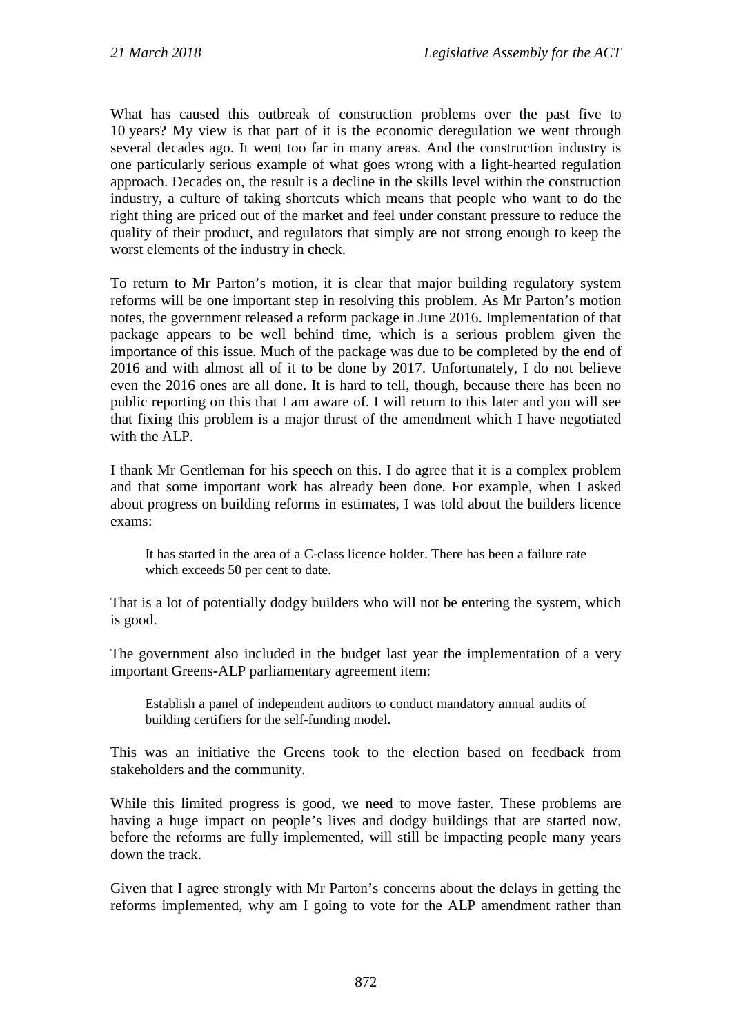What has caused this outbreak of construction problems over the past five to 10 years? My view is that part of it is the economic deregulation we went through several decades ago. It went too far in many areas. And the construction industry is one particularly serious example of what goes wrong with a light-hearted regulation approach. Decades on, the result is a decline in the skills level within the construction industry, a culture of taking shortcuts which means that people who want to do the right thing are priced out of the market and feel under constant pressure to reduce the quality of their product, and regulators that simply are not strong enough to keep the worst elements of the industry in check.

To return to Mr Parton's motion, it is clear that major building regulatory system reforms will be one important step in resolving this problem. As Mr Parton's motion notes, the government released a reform package in June 2016. Implementation of that package appears to be well behind time, which is a serious problem given the importance of this issue. Much of the package was due to be completed by the end of 2016 and with almost all of it to be done by 2017. Unfortunately, I do not believe even the 2016 ones are all done. It is hard to tell, though, because there has been no public reporting on this that I am aware of. I will return to this later and you will see that fixing this problem is a major thrust of the amendment which I have negotiated with the ALP.

I thank Mr Gentleman for his speech on this. I do agree that it is a complex problem and that some important work has already been done. For example, when I asked about progress on building reforms in estimates, I was told about the builders licence exams:

> It has started in the area of a C-class licence holder. There has been a failure rate which exceeds 50 per cent to date.

That is a lot of potentially dodgy builders who will not be entering the system, which is good.

The government also included in the budget last year the implementation of a very important Greens-ALP parliamentary agreement item:

> Establish a panel of independent auditors to conduct mandatory annual audits of building certifiers for the self-funding model.

This was an initiative the Greens took to the election based on feedback from stakeholders and the community.

While this limited progress is good, we need to move faster. These problems are having a huge impact on people's lives and dodgy buildings that are started now, before the reforms are fully implemented, will still be impacting people many years down the track.

Given that I agree strongly with Mr Parton's concerns about the delays in getting the reforms implemented, why am I going to vote for the ALP amendment rather than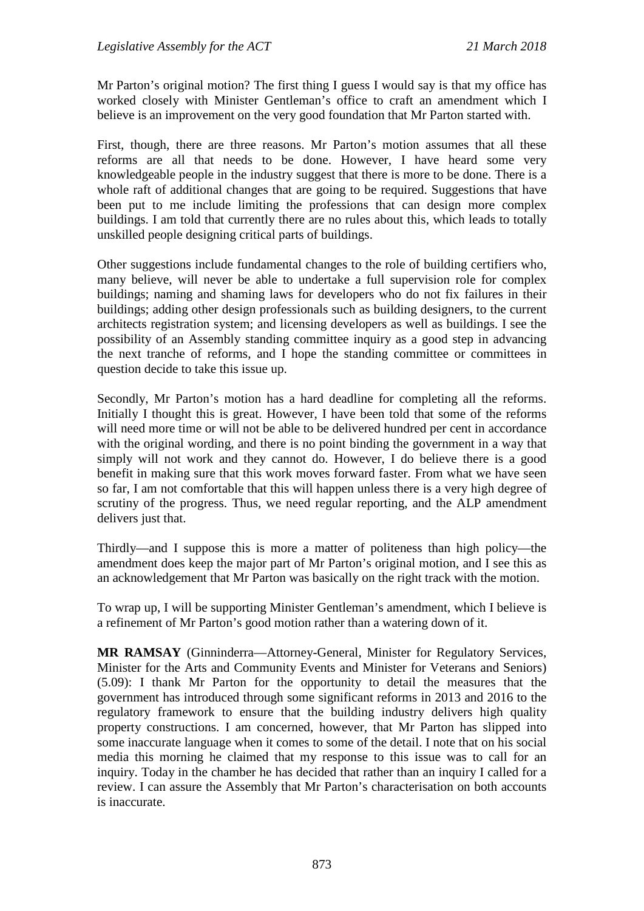Mr Parton's original motion? The first thing I guess I would say is that my office has worked closely with Minister Gentleman's office to craft an amendment which I believe is an improvement on the very good foundation that Mr Parton started with.

First, though, there are three reasons. Mr Parton's motion assumes that all these reforms are all that needs to be done. However, I have heard some very knowledgeable people in the industry suggest that there is more to be done. There is a whole raft of additional changes that are going to be required. Suggestions that have been put to me include limiting the professions that can design more complex buildings. I am told that currently there are no rules about this, which leads to totally unskilled people designing critical parts of buildings.

Other suggestions include fundamental changes to the role of building certifiers who, many believe, will never be able to undertake a full supervision role for complex buildings; naming and shaming laws for developers who do not fix failures in their buildings; adding other design professionals such as building designers, to the current architects registration system; and licensing developers as well as buildings. I see the possibility of an Assembly standing committee inquiry as a good step in advancing the next tranche of reforms, and I hope the standing committee or committees in question decide to take this issue up.

Secondly, Mr Parton's motion has a hard deadline for completing all the reforms. Initially I thought this is great. However, I have been told that some of the reforms will need more time or will not be able to be delivered hundred per cent in accordance with the original wording, and there is no point binding the government in a way that simply will not work and they cannot do. However, I do believe there is a good benefit in making sure that this work moves forward faster. From what we have seen so far, I am not comfortable that this will happen unless there is a very high degree of scrutiny of the progress. Thus, we need regular reporting, and the ALP amendment delivers just that.

Thirdly—and I suppose this is more a matter of politeness than high policy—the amendment does keep the major part of Mr Parton's original motion, and I see this as an acknowledgement that Mr Parton was basically on the right track with the motion.

To wrap up, I will be supporting Minister Gentleman's amendment, which I believe is a refinement of Mr Parton's good motion rather than a watering down of it.

**MR RAMSAY** (Ginninderra—Attorney-General, Minister for Regulatory Services, Minister for the Arts and Community Events and Minister for Veterans and Seniors) (5.09): I thank Mr Parton for the opportunity to detail the measures that the government has introduced through some significant reforms in 2013 and 2016 to the regulatory framework to ensure that the building industry delivers high quality property constructions. I am concerned, however, that Mr Parton has slipped into some inaccurate language when it comes to some of the detail. I note that on his social media this morning he claimed that my response to this issue was to call for an inquiry. Today in the chamber he has decided that rather than an inquiry I called for a review. I can assure the Assembly that Mr Parton's characterisation on both accounts is inaccurate.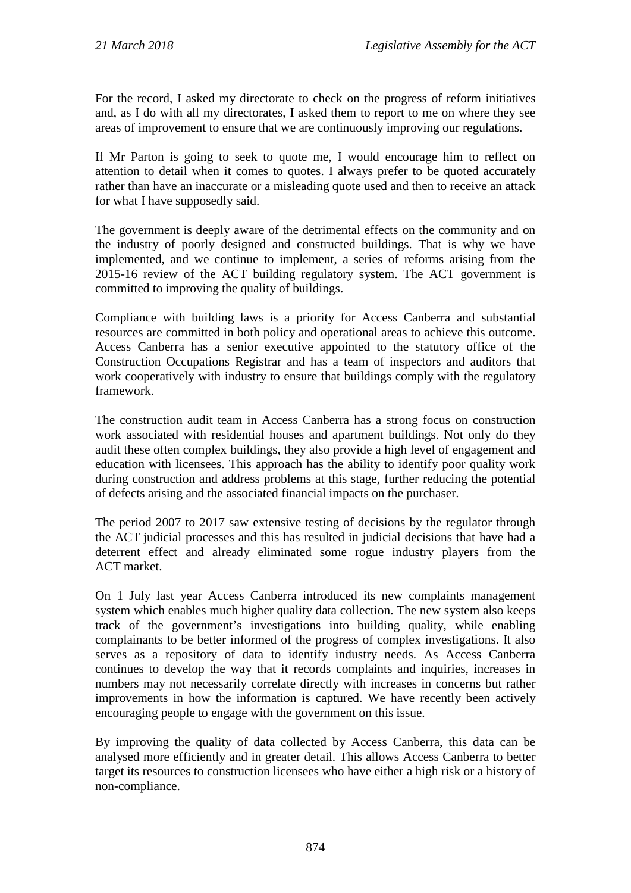For the record, I asked my directorate to check on the progress of reform initiatives and, as I do with all my directorates, I asked them to report to me on where they see areas of improvement to ensure that we are continuously improving our regulations.

If Mr Parton is going to seek to quote me, I would encourage him to reflect on attention to detail when it comes to quotes. I always prefer to be quoted accurately rather than have an inaccurate or a misleading quote used and then to receive an attack for what I have supposedly said.

The government is deeply aware of the detrimental effects on the community and on the industry of poorly designed and constructed buildings. That is why we have implemented, and we continue to implement, a series of reforms arising from the 2015-16 review of the ACT building regulatory system. The ACT government is committed to improving the quality of buildings.

Compliance with building laws is a priority for Access Canberra and substantial resources are committed in both policy and operational areas to achieve this outcome. Access Canberra has a senior executive appointed to the statutory office of the Construction Occupations Registrar and has a team of inspectors and auditors that work cooperatively with industry to ensure that buildings comply with the regulatory framework.

The construction audit team in Access Canberra has a strong focus on construction work associated with residential houses and apartment buildings. Not only do they audit these often complex buildings, they also provide a high level of engagement and education with licensees. This approach has the ability to identify poor quality work during construction and address problems at this stage, further reducing the potential of defects arising and the associated financial impacts on the purchaser.

The period 2007 to 2017 saw extensive testing of decisions by the regulator through the ACT judicial processes and this has resulted in judicial decisions that have had a deterrent effect and already eliminated some rogue industry players from the ACT market.

On 1 July last year Access Canberra introduced its new complaints management system which enables much higher quality data collection. The new system also keeps track of the government's investigations into building quality, while enabling complainants to be better informed of the progress of complex investigations. It also serves as a repository of data to identify industry needs. As Access Canberra continues to develop the way that it records complaints and inquiries, increases in numbers may not necessarily correlate directly with increases in concerns but rather improvements in how the information is captured. We have recently been actively encouraging people to engage with the government on this issue.

By improving the quality of data collected by Access Canberra, this data can be analysed more efficiently and in greater detail. This allows Access Canberra to better target its resources to construction licensees who have either a high risk or a history of non-compliance.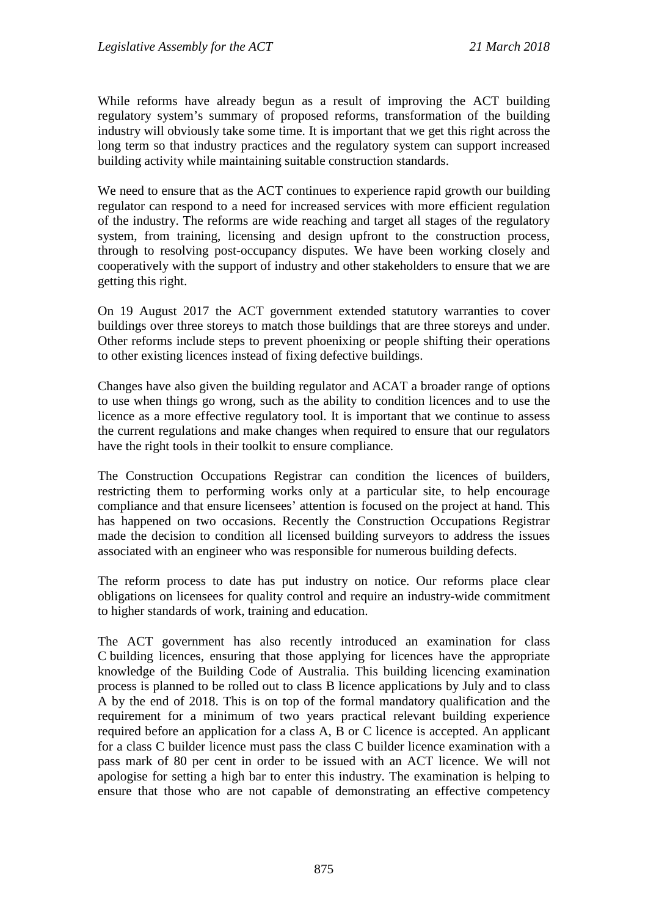While reforms have already begun as a result of improving the ACT building regulatory system's summary of proposed reforms, transformation of the building industry will obviously take some time. It is important that we get this right across the long term so that industry practices and the regulatory system can support increased building activity while maintaining suitable construction standards.

We need to ensure that as the ACT continues to experience rapid growth our building regulator can respond to a need for increased services with more efficient regulation of the industry. The reforms are wide reaching and target all stages of the regulatory system, from training, licensing and design upfront to the construction process, through to resolving post-occupancy disputes. We have been working closely and cooperatively with the support of industry and other stakeholders to ensure that we are getting this right.

On 19 August 2017 the ACT government extended statutory warranties to cover buildings over three storeys to match those buildings that are three storeys and under. Other reforms include steps to prevent phoenixing or people shifting their operations to other existing licences instead of fixing defective buildings.

Changes have also given the building regulator and ACAT a broader range of options to use when things go wrong, such as the ability to condition licences and to use the licence as a more effective regulatory tool. It is important that we continue to assess the current regulations and make changes when required to ensure that our regulators have the right tools in their toolkit to ensure compliance.

The Construction Occupations Registrar can condition the licences of builders, restricting them to performing works only at a particular site, to help encourage compliance and that ensure licensees' attention is focused on the project at hand. This has happened on two occasions. Recently the Construction Occupations Registrar made the decision to condition all licensed building surveyors to address the issues associated with an engineer who was responsible for numerous building defects.

The reform process to date has put industry on notice. Our reforms place clear obligations on licensees for quality control and require an industry-wide commitment to higher standards of work, training and education.

The ACT government has also recently introduced an examination for class C building licences, ensuring that those applying for licences have the appropriate knowledge of the Building Code of Australia. This building licencing examination process is planned to be rolled out to class B licence applications by July and to class A by the end of 2018. This is on top of the formal mandatory qualification and the requirement for a minimum of two years practical relevant building experience required before an application for a class A, B or C licence is accepted. An applicant for a class C builder licence must pass the class C builder licence examination with a pass mark of 80 per cent in order to be issued with an ACT licence. We will not apologise for setting a high bar to enter this industry. The examination is helping to ensure that those who are not capable of demonstrating an effective competency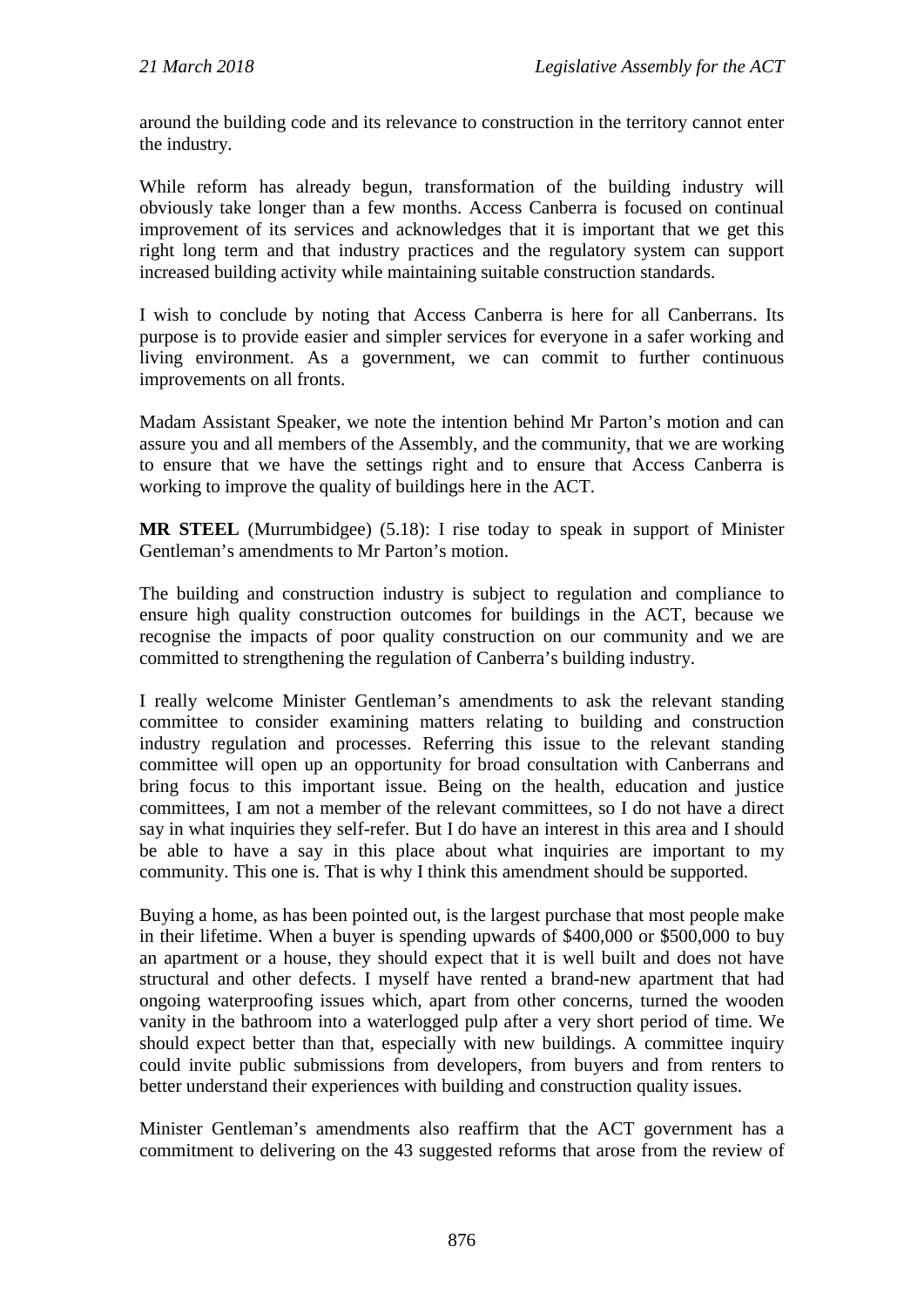around the building code and its relevance to construction in the territory cannot enter the industry.

While reform has already begun, transformation of the building industry will obviously take longer than a few months. Access Canberra is focused on continual improvement of its services and acknowledges that it is important that we get this right long term and that industry practices and the regulatory system can support increased building activity while maintaining suitable construction standards.

I wish to conclude by noting that Access Canberra is here for all Canberrans. Its purpose is to provide easier and simpler services for everyone in a safer working and living environment. As a government, we can commit to further continuous improvements on all fronts.

Madam Assistant Speaker, we note the intention behind Mr Parton's motion and can assure you and all members of the Assembly, and the community, that we are working to ensure that we have the settings right and to ensure that Access Canberra is working to improve the quality of buildings here in the ACT.

**MR STEEL** (Murrumbidgee) (5.18): I rise today to speak in support of Minister Gentleman's amendments to Mr Parton's motion.

The building and construction industry is subject to regulation and compliance to ensure high quality construction outcomes for buildings in the ACT, because we recognise the impacts of poor quality construction on our community and we are committed to strengthening the regulation of Canberra's building industry.

I really welcome Minister Gentleman's amendments to ask the relevant standing committee to consider examining matters relating to building and construction industry regulation and processes. Referring this issue to the relevant standing committee will open up an opportunity for broad consultation with Canberrans and bring focus to this important issue. Being on the health, education and justice committees, I am not a member of the relevant committees, so I do not have a direct say in what inquiries they self-refer. But I do have an interest in this area and I should be able to have a say in this place about what inquiries are important to my community. This one is. That is why I think this amendment should be supported.

Buying a home, as has been pointed out, is the largest purchase that most people make in their lifetime. When a buyer is spending upwards of $400,000 or $500,000 to buy an apartment or a house, they should expect that it is well built and does not have structural and other defects. I myself have rented a brand-new apartment that had ongoing waterproofing issues which, apart from other concerns, turned the wooden vanity in the bathroom into a waterlogged pulp after a very short period of time. We should expect better than that, especially with new buildings. A committee inquiry could invite public submissions from developers, from buyers and from renters to better understand their experiences with building and construction quality issues.

Minister Gentleman's amendments also reaffirm that the ACT government has a commitment to delivering on the 43 suggested reforms that arose from the review of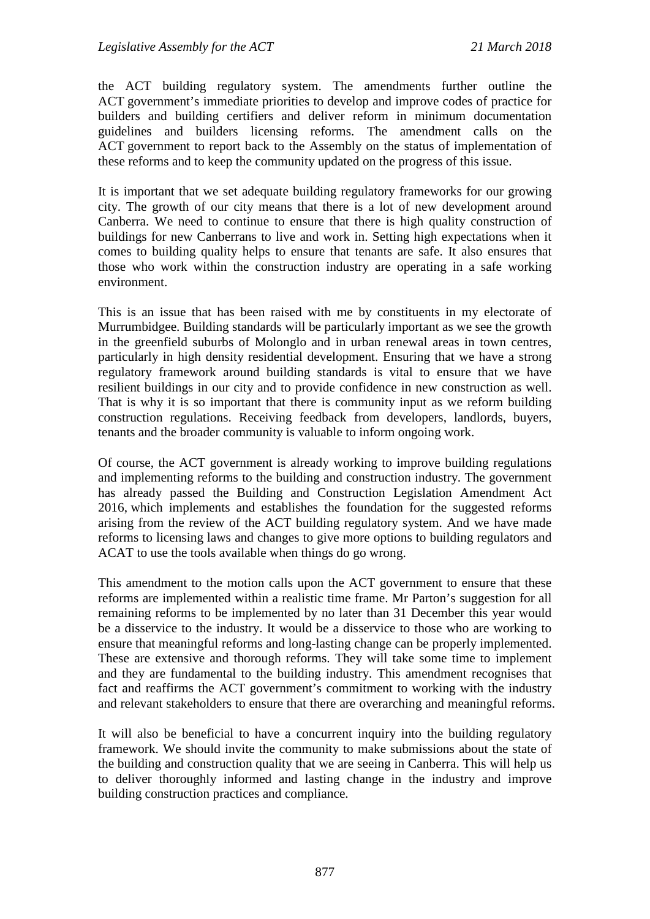the ACT building regulatory system. The amendments further outline the ACT government's immediate priorities to develop and improve codes of practice for builders and building certifiers and deliver reform in minimum documentation guidelines and builders licensing reforms. The amendment calls on the ACT government to report back to the Assembly on the status of implementation of these reforms and to keep the community updated on the progress of this issue.

It is important that we set adequate building regulatory frameworks for our growing city. The growth of our city means that there is a lot of new development around Canberra. We need to continue to ensure that there is high quality construction of buildings for new Canberrans to live and work in. Setting high expectations when it comes to building quality helps to ensure that tenants are safe. It also ensures that those who work within the construction industry are operating in a safe working environment.

This is an issue that has been raised with me by constituents in my electorate of Murrumbidgee. Building standards will be particularly important as we see the growth in the greenfield suburbs of Molonglo and in urban renewal areas in town centres, particularly in high density residential development. Ensuring that we have a strong regulatory framework around building standards is vital to ensure that we have resilient buildings in our city and to provide confidence in new construction as well. That is why it is so important that there is community input as we reform building construction regulations. Receiving feedback from developers, landlords, buyers, tenants and the broader community is valuable to inform ongoing work.

Of course, the ACT government is already working to improve building regulations and implementing reforms to the building and construction industry. The government has already passed the Building and Construction Legislation Amendment Act 2016, which implements and establishes the foundation for the suggested reforms arising from the review of the ACT building regulatory system. And we have made reforms to licensing laws and changes to give more options to building regulators and ACAT to use the tools available when things do go wrong.

This amendment to the motion calls upon the ACT government to ensure that these reforms are implemented within a realistic time frame. Mr Parton's suggestion for all remaining reforms to be implemented by no later than 31 December this year would be a disservice to the industry. It would be a disservice to those who are working to ensure that meaningful reforms and long-lasting change can be properly implemented. These are extensive and thorough reforms. They will take some time to implement and they are fundamental to the building industry. This amendment recognises that fact and reaffirms the ACT government's commitment to working with the industry and relevant stakeholders to ensure that there are overarching and meaningful reforms.

It will also be beneficial to have a concurrent inquiry into the building regulatory framework. We should invite the community to make submissions about the state of the building and construction quality that we are seeing in Canberra. This will help us to deliver thoroughly informed and lasting change in the industry and improve building construction practices and compliance.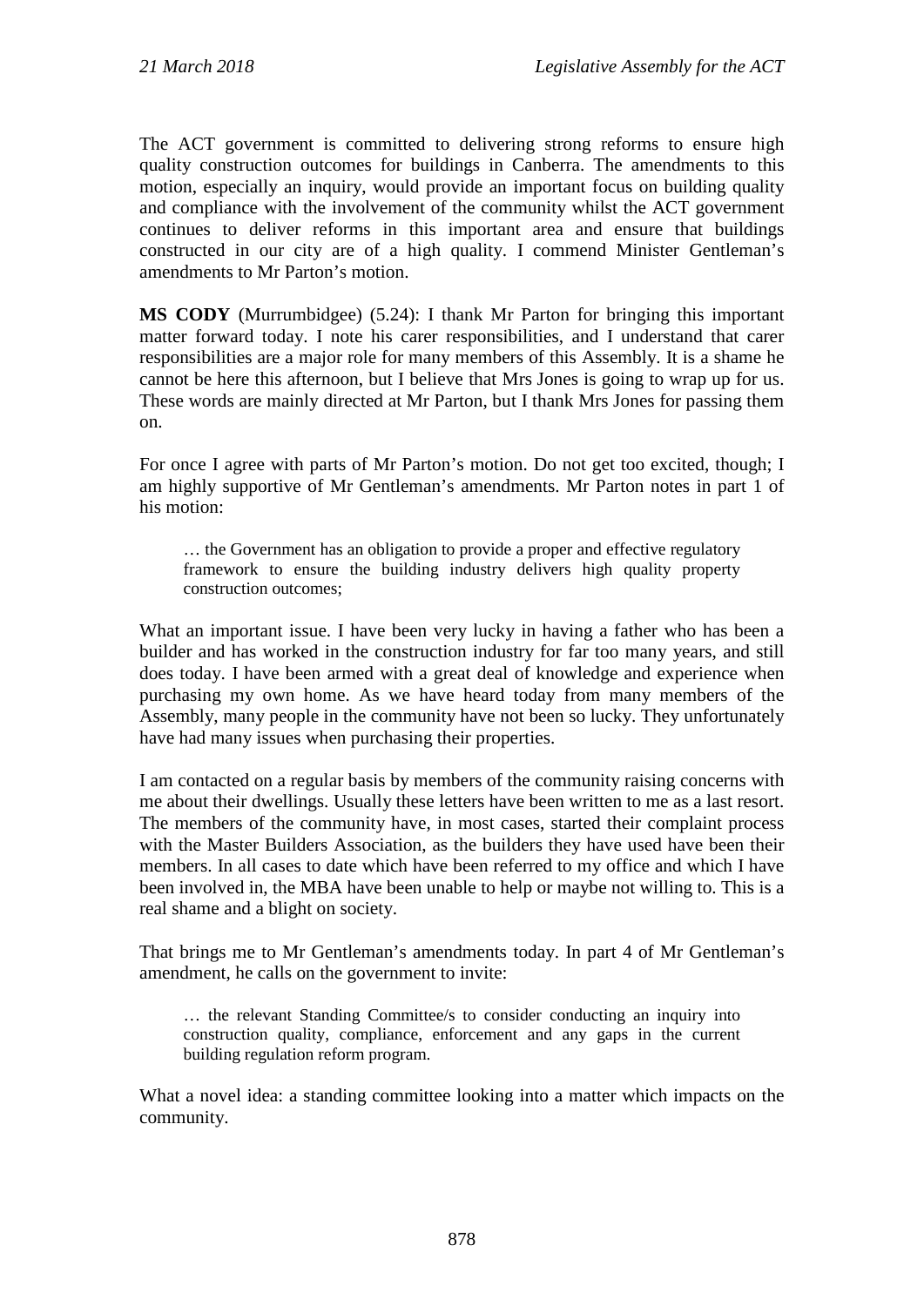The ACT government is committed to delivering strong reforms to ensure high quality construction outcomes for buildings in Canberra. The amendments to this motion, especially an inquiry, would provide an important focus on building quality and compliance with the involvement of the community whilst the ACT government continues to deliver reforms in this important area and ensure that buildings constructed in our city are of a high quality. I commend Minister Gentleman's amendments to Mr Parton's motion.

**MS CODY** (Murrumbidgee) (5.24): I thank Mr Parton for bringing this important matter forward today. I note his carer responsibilities, and I understand that carer responsibilities are a major role for many members of this Assembly. It is a shame he cannot be here this afternoon, but I believe that Mrs Jones is going to wrap up for us. These words are mainly directed at Mr Parton, but I thank Mrs Jones for passing them on.

For once I agree with parts of Mr Parton's motion. Do not get too excited, though; I am highly supportive of Mr Gentleman's amendments. Mr Parton notes in part 1 of his motion:

> … the Government has an obligation to provide a proper and effective regulatory framework to ensure the building industry delivers high quality property construction outcomes;

What an important issue. I have been very lucky in having a father who has been a builder and has worked in the construction industry for far too many years, and still does today. I have been armed with a great deal of knowledge and experience when purchasing my own home. As we have heard today from many members of the Assembly, many people in the community have not been so lucky. They unfortunately have had many issues when purchasing their properties.

I am contacted on a regular basis by members of the community raising concerns with me about their dwellings. Usually these letters have been written to me as a last resort. The members of the community have, in most cases, started their complaint process with the Master Builders Association, as the builders they have used have been their members. In all cases to date which have been referred to my office and which I have been involved in, the MBA have been unable to help or maybe not willing to. This is a real shame and a blight on society.

That brings me to Mr Gentleman's amendments today. In part 4 of Mr Gentleman's amendment, he calls on the government to invite:

> … the relevant Standing Committee/s to consider conducting an inquiry into construction quality, compliance, enforcement and any gaps in the current building regulation reform program.

What a novel idea: a standing committee looking into a matter which impacts on the community.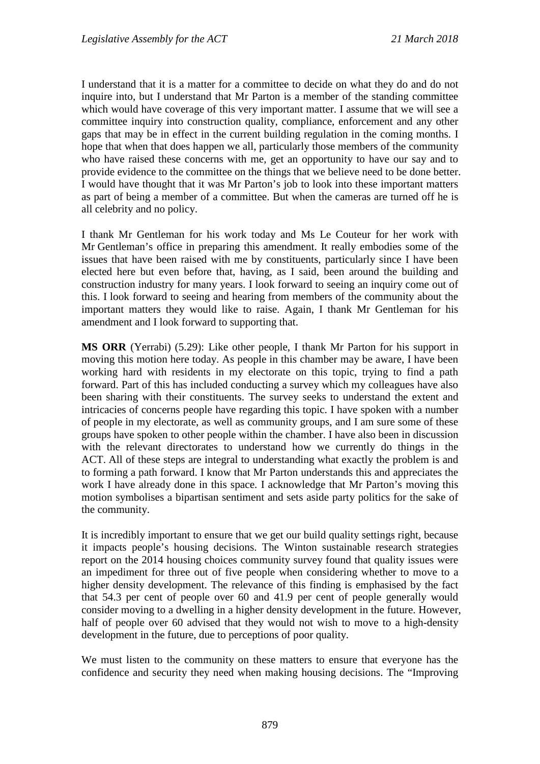I understand that it is a matter for a committee to decide on what they do and do not inquire into, but I understand that Mr Parton is a member of the standing committee which would have coverage of this very important matter. I assume that we will see a committee inquiry into construction quality, compliance, enforcement and any other gaps that may be in effect in the current building regulation in the coming months. I hope that when that does happen we all, particularly those members of the community who have raised these concerns with me, get an opportunity to have our say and to provide evidence to the committee on the things that we believe need to be done better. I would have thought that it was Mr Parton's job to look into these important matters as part of being a member of a committee. But when the cameras are turned off he is all celebrity and no policy.

I thank Mr Gentleman for his work today and Ms Le Couteur for her work with Mr Gentleman's office in preparing this amendment. It really embodies some of the issues that have been raised with me by constituents, particularly since I have been elected here but even before that, having, as I said, been around the building and construction industry for many years. I look forward to seeing an inquiry come out of this. I look forward to seeing and hearing from members of the community about the important matters they would like to raise. Again, I thank Mr Gentleman for his amendment and I look forward to supporting that.

**MS ORR** (Yerrabi) (5.29): Like other people, I thank Mr Parton for his support in moving this motion here today. As people in this chamber may be aware, I have been working hard with residents in my electorate on this topic, trying to find a path forward. Part of this has included conducting a survey which my colleagues have also been sharing with their constituents. The survey seeks to understand the extent and intricacies of concerns people have regarding this topic. I have spoken with a number of people in my electorate, as well as community groups, and I am sure some of these groups have spoken to other people within the chamber. I have also been in discussion with the relevant directorates to understand how we currently do things in the ACT. All of these steps are integral to understanding what exactly the problem is and to forming a path forward. I know that Mr Parton understands this and appreciates the work I have already done in this space. I acknowledge that Mr Parton's moving this motion symbolises a bipartisan sentiment and sets aside party politics for the sake of the community.

It is incredibly important to ensure that we get our build quality settings right, because it impacts people's housing decisions. The Winton sustainable research strategies report on the 2014 housing choices community survey found that quality issues were an impediment for three out of five people when considering whether to move to a higher density development. The relevance of this finding is emphasised by the fact that 54.3 per cent of people over 60 and 41.9 per cent of people generally would consider moving to a dwelling in a higher density development in the future. However, half of people over 60 advised that they would not wish to move to a high-density development in the future, due to perceptions of poor quality.

We must listen to the community on these matters to ensure that everyone has the confidence and security they need when making housing decisions. The "Improving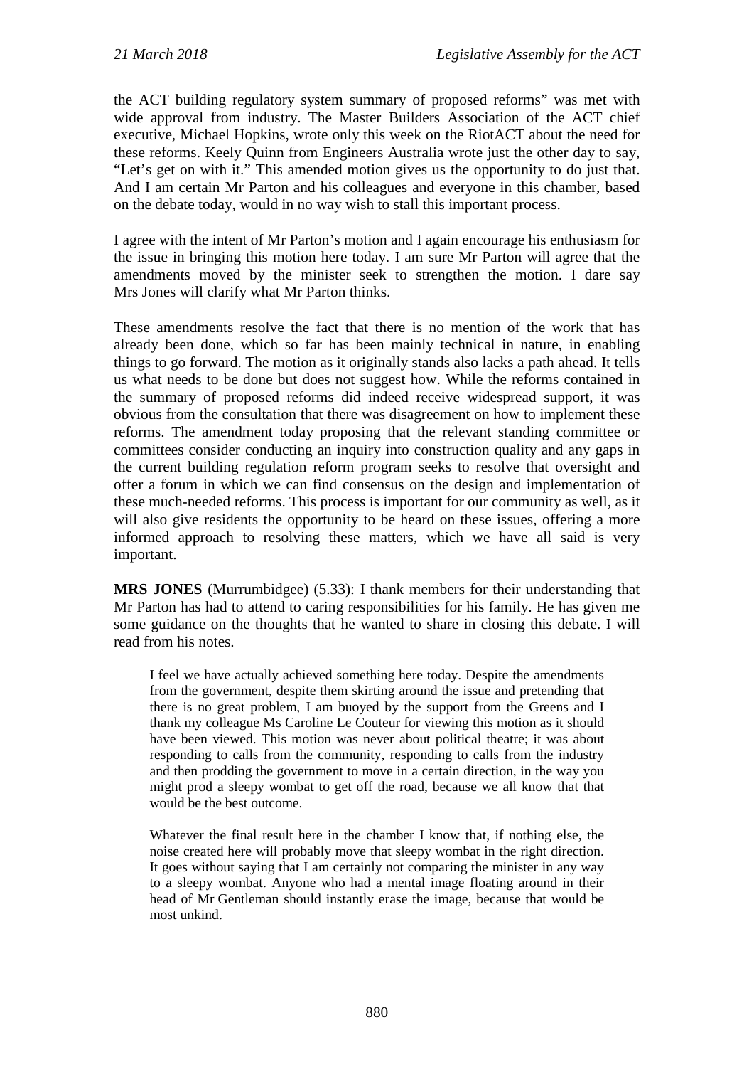the ACT building regulatory system summary of proposed reforms" was met with wide approval from industry. The Master Builders Association of the ACT chief executive, Michael Hopkins, wrote only this week on the RiotACT about the need for these reforms. Keely Quinn from Engineers Australia wrote just the other day to say, "Let's get on with it." This amended motion gives us the opportunity to do just that. And I am certain Mr Parton and his colleagues and everyone in this chamber, based on the debate today, would in no way wish to stall this important process.

I agree with the intent of Mr Parton's motion and I again encourage his enthusiasm for the issue in bringing this motion here today. I am sure Mr Parton will agree that the amendments moved by the minister seek to strengthen the motion. I dare say Mrs Jones will clarify what Mr Parton thinks.

These amendments resolve the fact that there is no mention of the work that has already been done, which so far has been mainly technical in nature, in enabling things to go forward. The motion as it originally stands also lacks a path ahead. It tells us what needs to be done but does not suggest how. While the reforms contained in the summary of proposed reforms did indeed receive widespread support, it was obvious from the consultation that there was disagreement on how to implement these reforms. The amendment today proposing that the relevant standing committee or committees consider conducting an inquiry into construction quality and any gaps in the current building regulation reform program seeks to resolve that oversight and offer a forum in which we can find consensus on the design and implementation of these much-needed reforms. This process is important for our community as well, as it will also give residents the opportunity to be heard on these issues, offering a more informed approach to resolving these matters, which we have all said is very important.

**MRS JONES** (Murrumbidgee) (5.33): I thank members for their understanding that Mr Parton has had to attend to caring responsibilities for his family. He has given me some guidance on the thoughts that he wanted to share in closing this debate. I will read from his notes.

> I feel we have actually achieved something here today. Despite the amendments from the government, despite them skirting around the issue and pretending that there is no great problem, I am buoyed by the support from the Greens and I thank my colleague Ms Caroline Le Couteur for viewing this motion as it should have been viewed. This motion was never about political theatre; it was about responding to calls from the community, responding to calls from the industry and then prodding the government to move in a certain direction, in the way you might prod a sleepy wombat to get off the road, because we all know that that would be the best outcome.
>
> Whatever the final result here in the chamber I know that, if nothing else, the noise created here will probably move that sleepy wombat in the right direction. It goes without saying that I am certainly not comparing the minister in any way to a sleepy wombat. Anyone who had a mental image floating around in their head of Mr Gentleman should instantly erase the image, because that would be most unkind.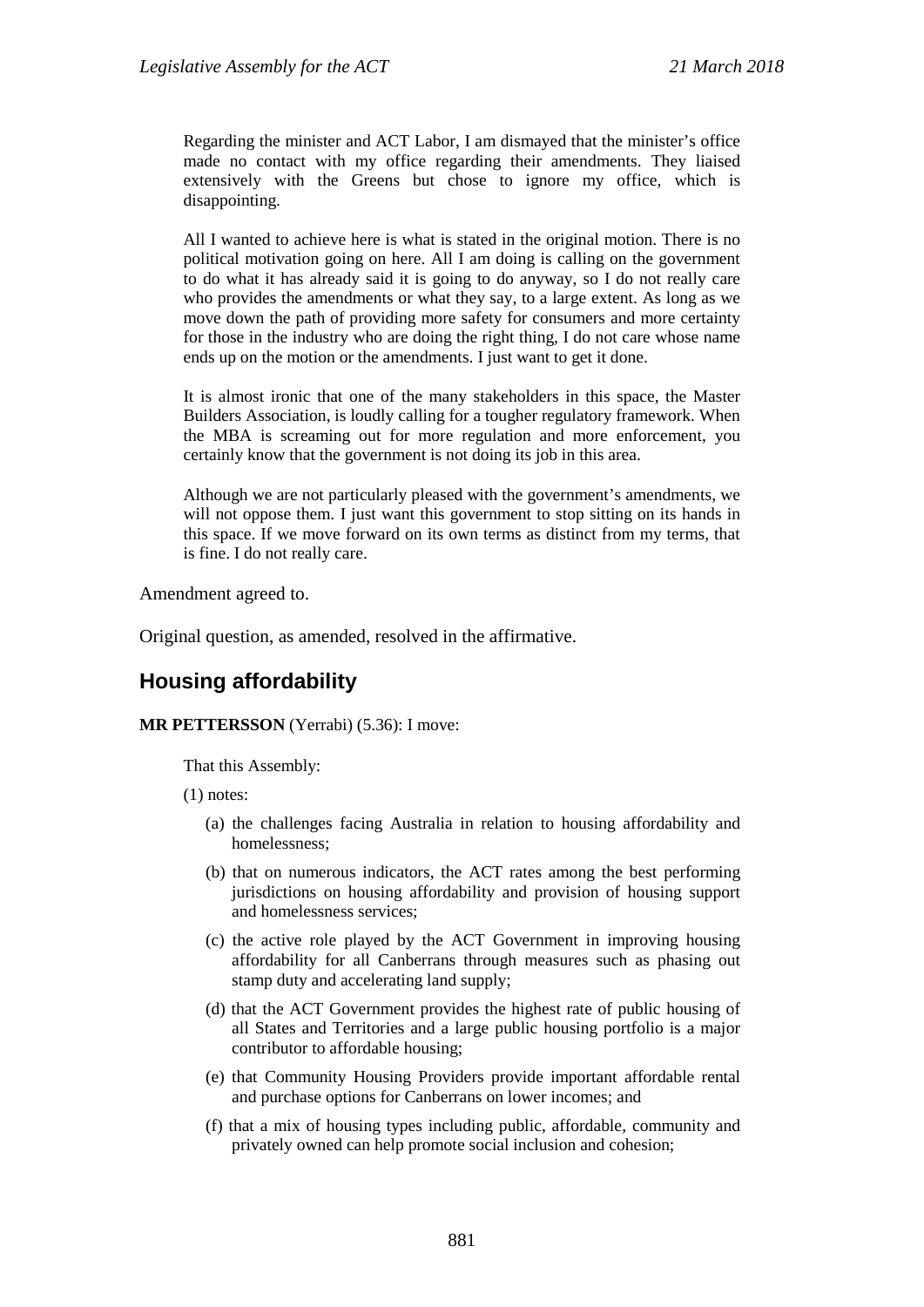Regarding the minister and ACT Labor, I am dismayed that the minister's office made no contact with my office regarding their amendments. They liaised extensively with the Greens but chose to ignore my office, which is disappointing.

All I wanted to achieve here is what is stated in the original motion. There is no political motivation going on here. All I am doing is calling on the government to do what it has already said it is going to do anyway, so I do not really care who provides the amendments or what they say, to a large extent. As long as we move down the path of providing more safety for consumers and more certainty for those in the industry who are doing the right thing, I do not care whose name ends up on the motion or the amendments. I just want to get it done.

It is almost ironic that one of the many stakeholders in this space, the Master Builders Association, is loudly calling for a tougher regulatory framework. When the MBA is screaming out for more regulation and more enforcement, you certainly know that the government is not doing its job in this area.

Although we are not particularly pleased with the government's amendments, we will not oppose them. I just want this government to stop sitting on its hands in this space. If we move forward on its own terms as distinct from my terms, that is fine. I do not really care.

Amendment agreed to.

Original question, as amended, resolved in the affirmative.

## Housing affordability

**MR PETTERSSON** (Yerrabi) (5.36): I move:

That this Assembly:

(1) notes:

(a) the challenges facing Australia in relation to housing affordability and homelessness;

(b) that on numerous indicators, the ACT rates among the best performing jurisdictions on housing affordability and provision of housing support and homelessness services;

(c) the active role played by the ACT Government in improving housing affordability for all Canberrans through measures such as phasing out stamp duty and accelerating land supply;

(d) that the ACT Government provides the highest rate of public housing of all States and Territories and a large public housing portfolio is a major contributor to affordable housing;

(e) that Community Housing Providers provide important affordable rental and purchase options for Canberrans on lower incomes; and

(f) that a mix of housing types including public, affordable, community and privately owned can help promote social inclusion and cohesion;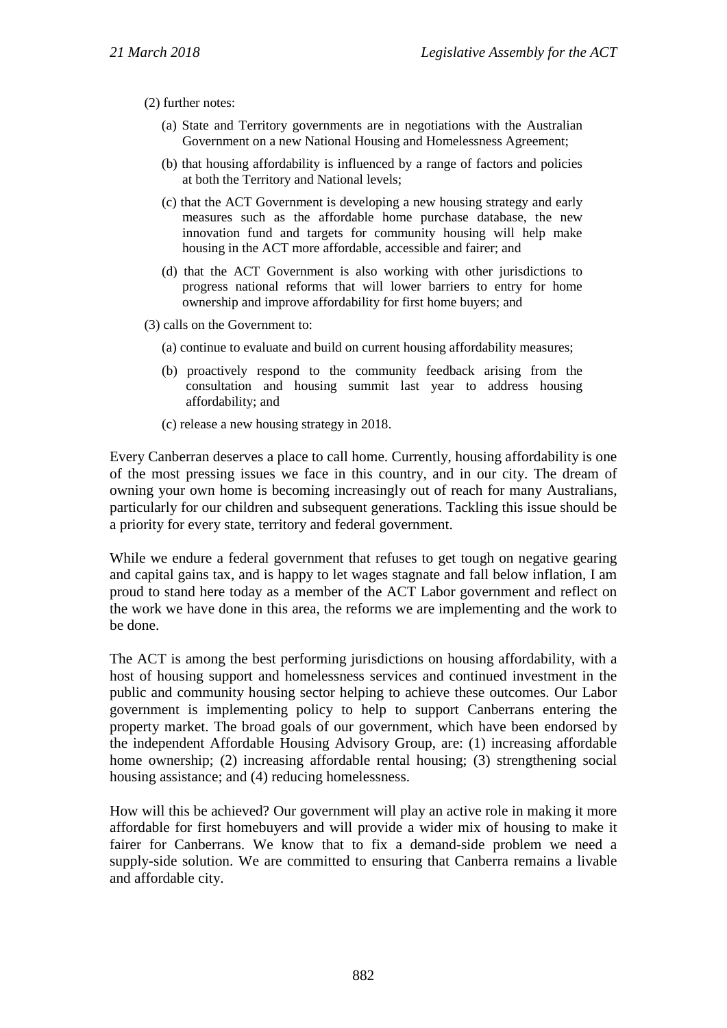(2) further notes:

(a) State and Territory governments are in negotiations with the Australian Government on a new National Housing and Homelessness Agreement;

(b) that housing affordability is influenced by a range of factors and policies at both the Territory and National levels;

(c) that the ACT Government is developing a new housing strategy and early measures such as the affordable home purchase database, the new innovation fund and targets for community housing will help make housing in the ACT more affordable, accessible and fairer; and

(d) that the ACT Government is also working with other jurisdictions to progress national reforms that will lower barriers to entry for home ownership and improve affordability for first home buyers; and

(3) calls on the Government to:

(a) continue to evaluate and build on current housing affordability measures;

(b) proactively respond to the community feedback arising from the consultation and housing summit last year to address housing affordability; and

(c) release a new housing strategy in 2018.

Every Canberran deserves a place to call home. Currently, housing affordability is one of the most pressing issues we face in this country, and in our city. The dream of owning your own home is becoming increasingly out of reach for many Australians, particularly for our children and subsequent generations. Tackling this issue should be a priority for every state, territory and federal government.

While we endure a federal government that refuses to get tough on negative gearing and capital gains tax, and is happy to let wages stagnate and fall below inflation, I am proud to stand here today as a member of the ACT Labor government and reflect on the work we have done in this area, the reforms we are implementing and the work to be done.

The ACT is among the best performing jurisdictions on housing affordability, with a host of housing support and homelessness services and continued investment in the public and community housing sector helping to achieve these outcomes. Our Labor government is implementing policy to help to support Canberrans entering the property market. The broad goals of our government, which have been endorsed by the independent Affordable Housing Advisory Group, are: (1) increasing affordable home ownership; (2) increasing affordable rental housing; (3) strengthening social housing assistance; and (4) reducing homelessness.

How will this be achieved? Our government will play an active role in making it more affordable for first homebuyers and will provide a wider mix of housing to make it fairer for Canberrans. We know that to fix a demand-side problem we need a supply-side solution. We are committed to ensuring that Canberra remains a livable and affordable city.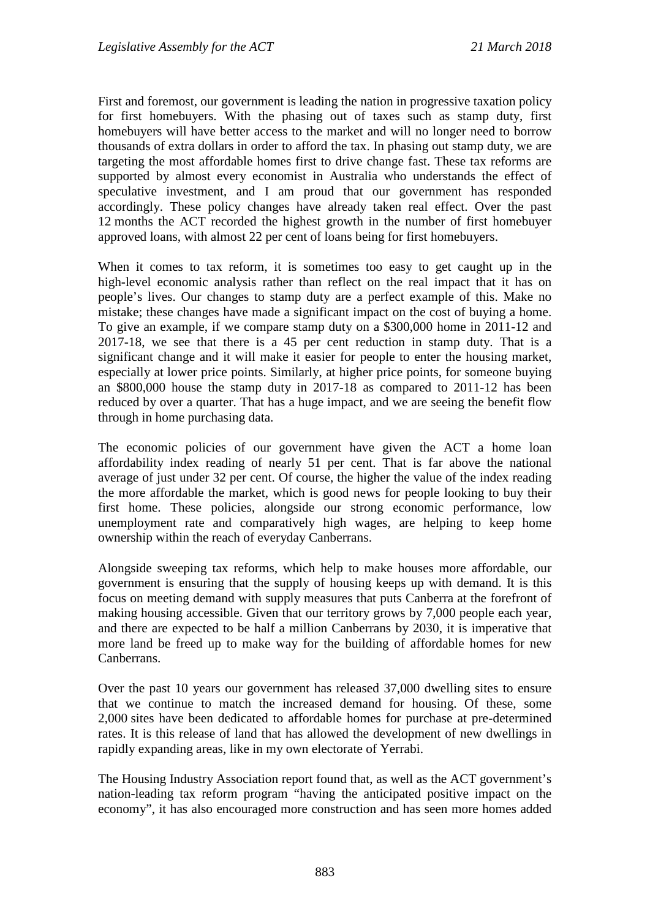First and foremost, our government is leading the nation in progressive taxation policy for first homebuyers. With the phasing out of taxes such as stamp duty, first homebuyers will have better access to the market and will no longer need to borrow thousands of extra dollars in order to afford the tax. In phasing out stamp duty, we are targeting the most affordable homes first to drive change fast. These tax reforms are supported by almost every economist in Australia who understands the effect of speculative investment, and I am proud that our government has responded accordingly. These policy changes have already taken real effect. Over the past 12 months the ACT recorded the highest growth in the number of first homebuyer approved loans, with almost 22 per cent of loans being for first homebuyers.

When it comes to tax reform, it is sometimes too easy to get caught up in the high-level economic analysis rather than reflect on the real impact that it has on people's lives. Our changes to stamp duty are a perfect example of this. Make no mistake; these changes have made a significant impact on the cost of buying a home. To give an example, if we compare stamp duty on a $300,000 home in 2011-12 and 2017-18, we see that there is a 45 per cent reduction in stamp duty. That is a significant change and it will make it easier for people to enter the housing market, especially at lower price points. Similarly, at higher price points, for someone buying an $800,000 house the stamp duty in 2017-18 as compared to 2011-12 has been reduced by over a quarter. That has a huge impact, and we are seeing the benefit flow through in home purchasing data.

The economic policies of our government have given the ACT a home loan affordability index reading of nearly 51 per cent. That is far above the national average of just under 32 per cent. Of course, the higher the value of the index reading the more affordable the market, which is good news for people looking to buy their first home. These policies, alongside our strong economic performance, low unemployment rate and comparatively high wages, are helping to keep home ownership within the reach of everyday Canberrans.

Alongside sweeping tax reforms, which help to make houses more affordable, our government is ensuring that the supply of housing keeps up with demand. It is this focus on meeting demand with supply measures that puts Canberra at the forefront of making housing accessible. Given that our territory grows by 7,000 people each year, and there are expected to be half a million Canberrans by 2030, it is imperative that more land be freed up to make way for the building of affordable homes for new Canberrans.

Over the past 10 years our government has released 37,000 dwelling sites to ensure that we continue to match the increased demand for housing. Of these, some 2,000 sites have been dedicated to affordable homes for purchase at pre-determined rates. It is this release of land that has allowed the development of new dwellings in rapidly expanding areas, like in my own electorate of Yerrabi.

The Housing Industry Association report found that, as well as the ACT government's nation-leading tax reform program "having the anticipated positive impact on the economy", it has also encouraged more construction and has seen more homes added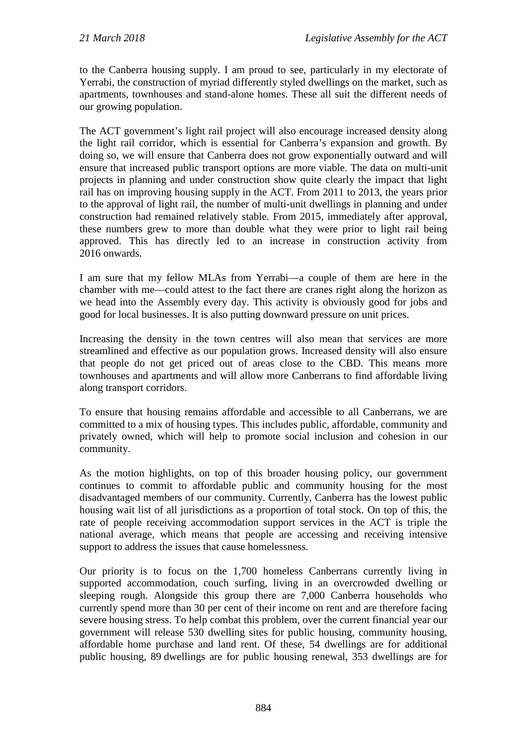to the Canberra housing supply. I am proud to see, particularly in my electorate of Yerrabi, the construction of myriad differently styled dwellings on the market, such as apartments, townhouses and stand-alone homes. These all suit the different needs of our growing population.

The ACT government's light rail project will also encourage increased density along the light rail corridor, which is essential for Canberra's expansion and growth. By doing so, we will ensure that Canberra does not grow exponentially outward and will ensure that increased public transport options are more viable. The data on multi-unit projects in planning and under construction show quite clearly the impact that light rail has on improving housing supply in the ACT. From 2011 to 2013, the years prior to the approval of light rail, the number of multi-unit dwellings in planning and under construction had remained relatively stable. From 2015, immediately after approval, these numbers grew to more than double what they were prior to light rail being approved. This has directly led to an increase in construction activity from 2016 onwards.

I am sure that my fellow MLAs from Yerrabi—a couple of them are here in the chamber with me—could attest to the fact there are cranes right along the horizon as we head into the Assembly every day. This activity is obviously good for jobs and good for local businesses. It is also putting downward pressure on unit prices.

Increasing the density in the town centres will also mean that services are more streamlined and effective as our population grows. Increased density will also ensure that people do not get priced out of areas close to the CBD. This means more townhouses and apartments and will allow more Canberrans to find affordable living along transport corridors.

To ensure that housing remains affordable and accessible to all Canberrans, we are committed to a mix of housing types. This includes public, affordable, community and privately owned, which will help to promote social inclusion and cohesion in our community.

As the motion highlights, on top of this broader housing policy, our government continues to commit to affordable public and community housing for the most disadvantaged members of our community. Currently, Canberra has the lowest public housing wait list of all jurisdictions as a proportion of total stock. On top of this, the rate of people receiving accommodation support services in the ACT is triple the national average, which means that people are accessing and receiving intensive support to address the issues that cause homelessness.

Our priority is to focus on the 1,700 homeless Canberrans currently living in supported accommodation, couch surfing, living in an overcrowded dwelling or sleeping rough. Alongside this group there are 7,000 Canberra households who currently spend more than 30 per cent of their income on rent and are therefore facing severe housing stress. To help combat this problem, over the current financial year our government will release 530 dwelling sites for public housing, community housing, affordable home purchase and land rent. Of these, 54 dwellings are for additional public housing, 89 dwellings are for public housing renewal, 353 dwellings are for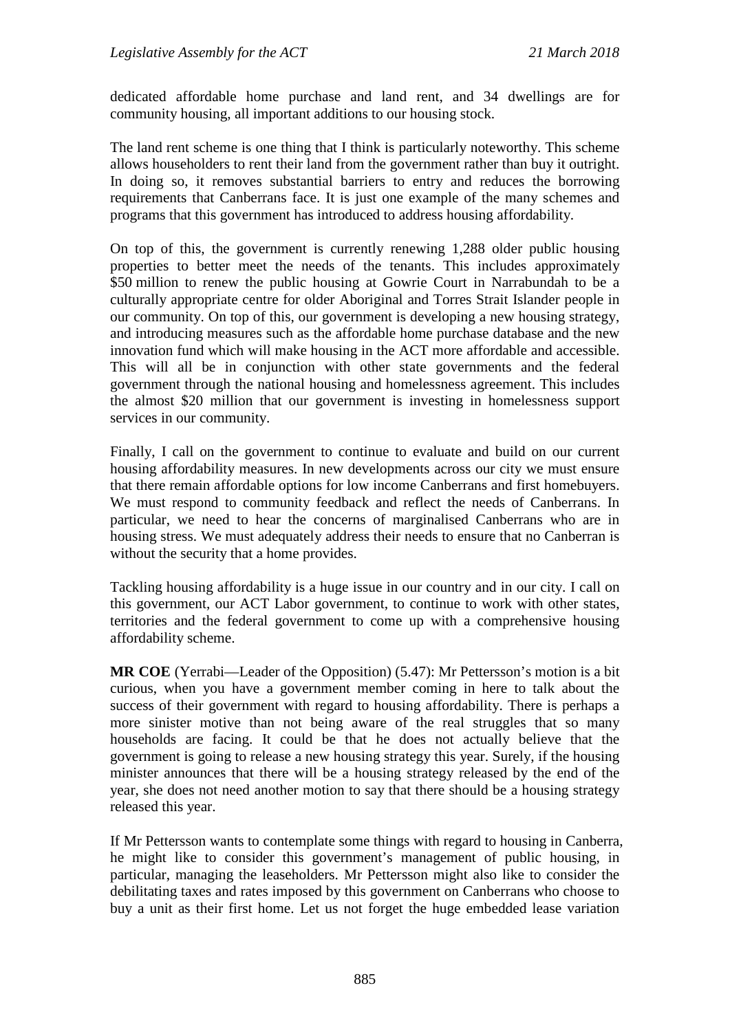dedicated affordable home purchase and land rent, and 34 dwellings are for community housing, all important additions to our housing stock.

The land rent scheme is one thing that I think is particularly noteworthy. This scheme allows householders to rent their land from the government rather than buy it outright. In doing so, it removes substantial barriers to entry and reduces the borrowing requirements that Canberrans face. It is just one example of the many schemes and programs that this government has introduced to address housing affordability.

On top of this, the government is currently renewing 1,288 older public housing properties to better meet the needs of the tenants. This includes approximately \$50 million to renew the public housing at Gowrie Court in Narrabundah to be a culturally appropriate centre for older Aboriginal and Torres Strait Islander people in our community. On top of this, our government is developing a new housing strategy, and introducing measures such as the affordable home purchase database and the new innovation fund which will make housing in the ACT more affordable and accessible. This will all be in conjunction with other state governments and the federal government through the national housing and homelessness agreement. This includes the almost \$20 million that our government is investing in homelessness support services in our community.

Finally, I call on the government to continue to evaluate and build on our current housing affordability measures. In new developments across our city we must ensure that there remain affordable options for low income Canberrans and first homebuyers. We must respond to community feedback and reflect the needs of Canberrans. In particular, we need to hear the concerns of marginalised Canberrans who are in housing stress. We must adequately address their needs to ensure that no Canberran is without the security that a home provides.

Tackling housing affordability is a huge issue in our country and in our city. I call on this government, our ACT Labor government, to continue to work with other states, territories and the federal government to come up with a comprehensive housing affordability scheme.

**MR COE** (Yerrabi—Leader of the Opposition) (5.47): Mr Pettersson's motion is a bit curious, when you have a government member coming in here to talk about the success of their government with regard to housing affordability. There is perhaps a more sinister motive than not being aware of the real struggles that so many households are facing. It could be that he does not actually believe that the government is going to release a new housing strategy this year. Surely, if the housing minister announces that there will be a housing strategy released by the end of the year, she does not need another motion to say that there should be a housing strategy released this year.

If Mr Pettersson wants to contemplate some things with regard to housing in Canberra, he might like to consider this government's management of public housing, in particular, managing the leaseholders. Mr Pettersson might also like to consider the debilitating taxes and rates imposed by this government on Canberrans who choose to buy a unit as their first home. Let us not forget the huge embedded lease variation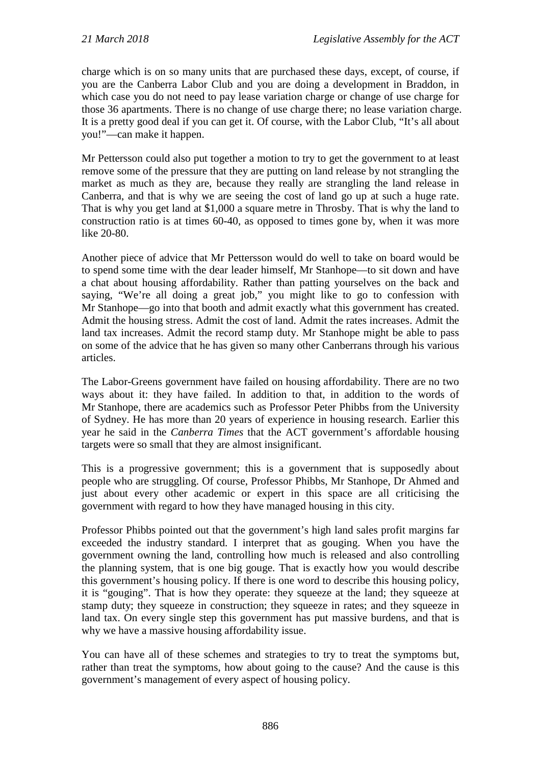charge which is on so many units that are purchased these days, except, of course, if you are the Canberra Labor Club and you are doing a development in Braddon, in which case you do not need to pay lease variation charge or change of use charge for those 36 apartments. There is no change of use charge there; no lease variation charge. It is a pretty good deal if you can get it. Of course, with the Labor Club, "It's all about you!"—can make it happen.

Mr Pettersson could also put together a motion to try to get the government to at least remove some of the pressure that they are putting on land release by not strangling the market as much as they are, because they really are strangling the land release in Canberra, and that is why we are seeing the cost of land go up at such a huge rate. That is why you get land at $1,000 a square metre in Throsby. That is why the land to construction ratio is at times 60-40, as opposed to times gone by, when it was more like 20-80.

Another piece of advice that Mr Pettersson would do well to take on board would be to spend some time with the dear leader himself, Mr Stanhope—to sit down and have a chat about housing affordability. Rather than patting yourselves on the back and saying, "We're all doing a great job," you might like to go to confession with Mr Stanhope—go into that booth and admit exactly what this government has created. Admit the housing stress. Admit the cost of land. Admit the rates increases. Admit the land tax increases. Admit the record stamp duty. Mr Stanhope might be able to pass on some of the advice that he has given so many other Canberrans through his various articles.

The Labor-Greens government have failed on housing affordability. There are no two ways about it: they have failed. In addition to that, in addition to the words of Mr Stanhope, there are academics such as Professor Peter Phibbs from the University of Sydney. He has more than 20 years of experience in housing research. Earlier this year he said in the *Canberra Times* that the ACT government's affordable housing targets were so small that they are almost insignificant.

This is a progressive government; this is a government that is supposedly about people who are struggling. Of course, Professor Phibbs, Mr Stanhope, Dr Ahmed and just about every other academic or expert in this space are all criticising the government with regard to how they have managed housing in this city.

Professor Phibbs pointed out that the government's high land sales profit margins far exceeded the industry standard. I interpret that as gouging. When you have the government owning the land, controlling how much is released and also controlling the planning system, that is one big gouge. That is exactly how you would describe this government's housing policy. If there is one word to describe this housing policy, it is "gouging". That is how they operate: they squeeze at the land; they squeeze at stamp duty; they squeeze in construction; they squeeze in rates; and they squeeze in land tax. On every single step this government has put massive burdens, and that is why we have a massive housing affordability issue.

You can have all of these schemes and strategies to try to treat the symptoms but, rather than treat the symptoms, how about going to the cause? And the cause is this government's management of every aspect of housing policy.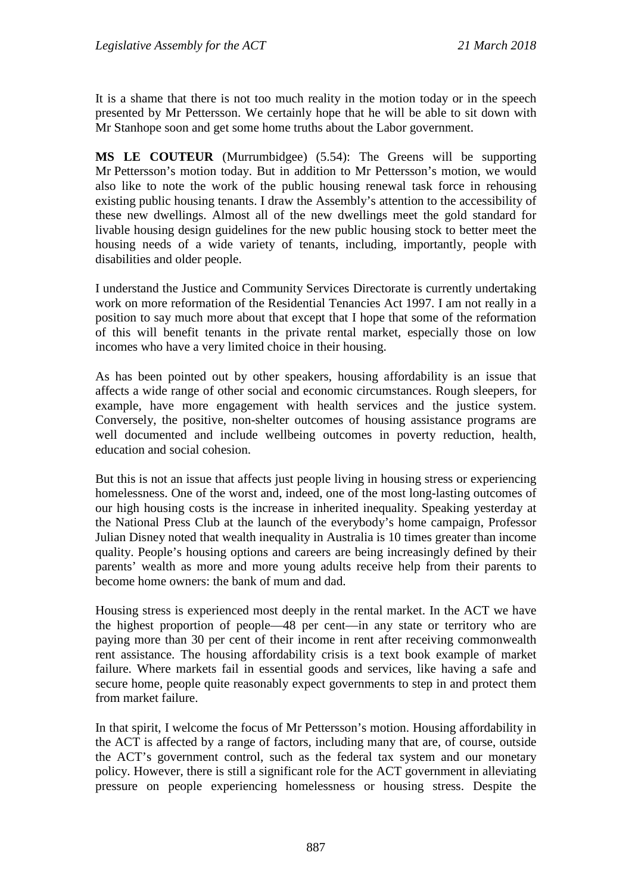It is a shame that there is not too much reality in the motion today or in the speech presented by Mr Pettersson. We certainly hope that he will be able to sit down with Mr Stanhope soon and get some home truths about the Labor government.

**MS LE COUTEUR** (Murrumbidgee) (5.54): The Greens will be supporting Mr Pettersson's motion today. But in addition to Mr Pettersson's motion, we would also like to note the work of the public housing renewal task force in rehousing existing public housing tenants. I draw the Assembly's attention to the accessibility of these new dwellings. Almost all of the new dwellings meet the gold standard for livable housing design guidelines for the new public housing stock to better meet the housing needs of a wide variety of tenants, including, importantly, people with disabilities and older people.

I understand the Justice and Community Services Directorate is currently undertaking work on more reformation of the Residential Tenancies Act 1997. I am not really in a position to say much more about that except that I hope that some of the reformation of this will benefit tenants in the private rental market, especially those on low incomes who have a very limited choice in their housing.

As has been pointed out by other speakers, housing affordability is an issue that affects a wide range of other social and economic circumstances. Rough sleepers, for example, have more engagement with health services and the justice system. Conversely, the positive, non-shelter outcomes of housing assistance programs are well documented and include wellbeing outcomes in poverty reduction, health, education and social cohesion.

But this is not an issue that affects just people living in housing stress or experiencing homelessness. One of the worst and, indeed, one of the most long-lasting outcomes of our high housing costs is the increase in inherited inequality. Speaking yesterday at the National Press Club at the launch of the everybody's home campaign, Professor Julian Disney noted that wealth inequality in Australia is 10 times greater than income quality. People's housing options and careers are being increasingly defined by their parents' wealth as more and more young adults receive help from their parents to become home owners: the bank of mum and dad.

Housing stress is experienced most deeply in the rental market. In the ACT we have the highest proportion of people—48 per cent—in any state or territory who are paying more than 30 per cent of their income in rent after receiving commonwealth rent assistance. The housing affordability crisis is a text book example of market failure. Where markets fail in essential goods and services, like having a safe and secure home, people quite reasonably expect governments to step in and protect them from market failure.

In that spirit, I welcome the focus of Mr Pettersson's motion. Housing affordability in the ACT is affected by a range of factors, including many that are, of course, outside the ACT's government control, such as the federal tax system and our monetary policy. However, there is still a significant role for the ACT government in alleviating pressure on people experiencing homelessness or housing stress. Despite the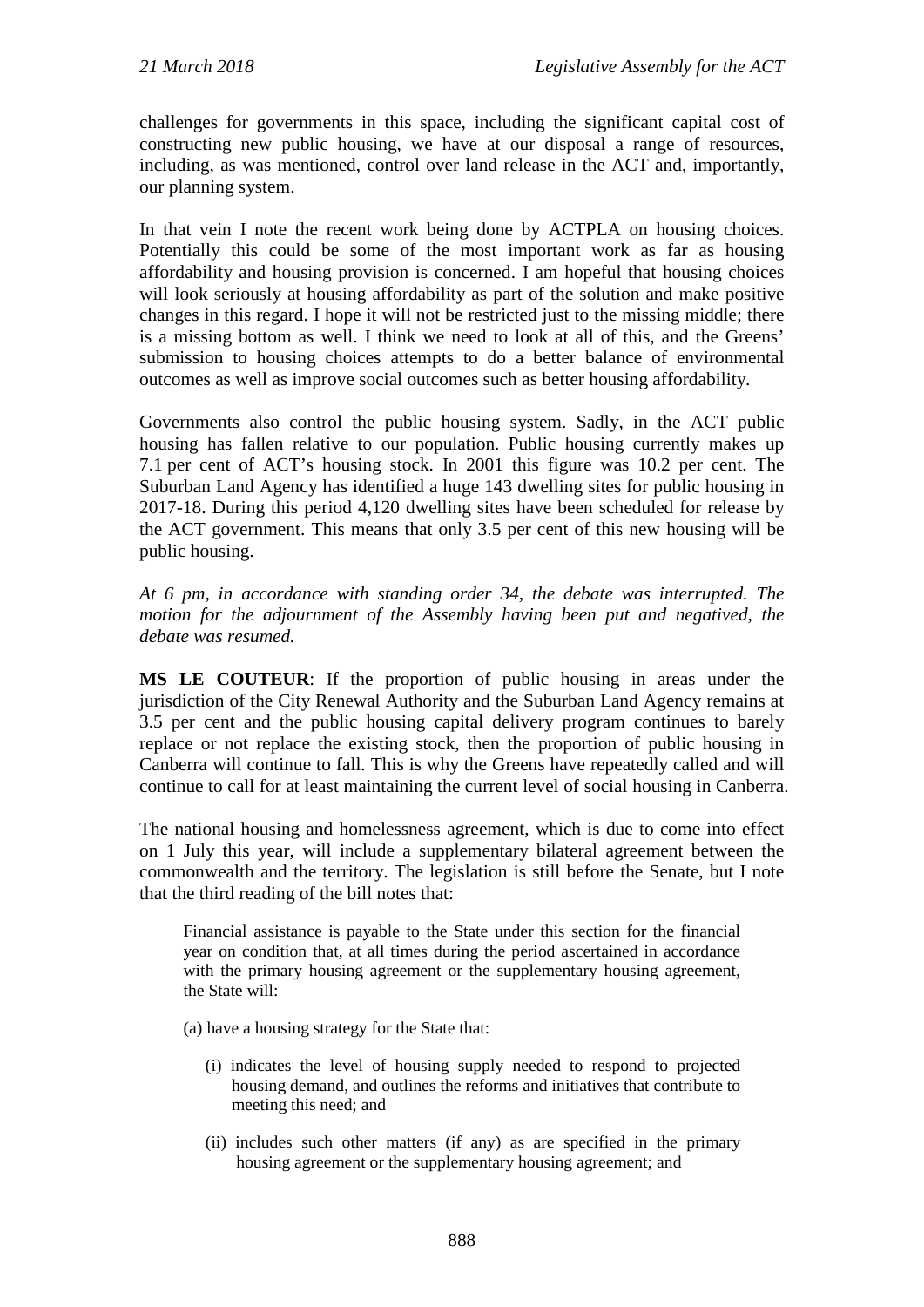challenges for governments in this space, including the significant capital cost of constructing new public housing, we have at our disposal a range of resources, including, as was mentioned, control over land release in the ACT and, importantly, our planning system.

In that vein I note the recent work being done by ACTPLA on housing choices. Potentially this could be some of the most important work as far as housing affordability and housing provision is concerned. I am hopeful that housing choices will look seriously at housing affordability as part of the solution and make positive changes in this regard. I hope it will not be restricted just to the missing middle; there is a missing bottom as well. I think we need to look at all of this, and the Greens' submission to housing choices attempts to do a better balance of environmental outcomes as well as improve social outcomes such as better housing affordability.

Governments also control the public housing system. Sadly, in the ACT public housing has fallen relative to our population. Public housing currently makes up 7.1 per cent of ACT's housing stock. In 2001 this figure was 10.2 per cent. The Suburban Land Agency has identified a huge 143 dwelling sites for public housing in 2017-18. During this period 4,120 dwelling sites have been scheduled for release by the ACT government. This means that only 3.5 per cent of this new housing will be public housing.

*At 6 pm, in accordance with standing order 34, the debate was interrupted. The motion for the adjournment of the Assembly having been put and negatived, the debate was resumed.*

**MS LE COUTEUR**: If the proportion of public housing in areas under the jurisdiction of the City Renewal Authority and the Suburban Land Agency remains at 3.5 per cent and the public housing capital delivery program continues to barely replace or not replace the existing stock, then the proportion of public housing in Canberra will continue to fall. This is why the Greens have repeatedly called and will continue to call for at least maintaining the current level of social housing in Canberra.

The national housing and homelessness agreement, which is due to come into effect on 1 July this year, will include a supplementary bilateral agreement between the commonwealth and the territory. The legislation is still before the Senate, but I note that the third reading of the bill notes that:

> Financial assistance is payable to the State under this section for the financial year on condition that, at all times during the period ascertained in accordance with the primary housing agreement or the supplementary housing agreement, the State will:
>
> (a) have a housing strategy for the State that:
>
> (i) indicates the level of housing supply needed to respond to projected housing demand, and outlines the reforms and initiatives that contribute to meeting this need; and
>
> (ii) includes such other matters (if any) as are specified in the primary housing agreement or the supplementary housing agreement; and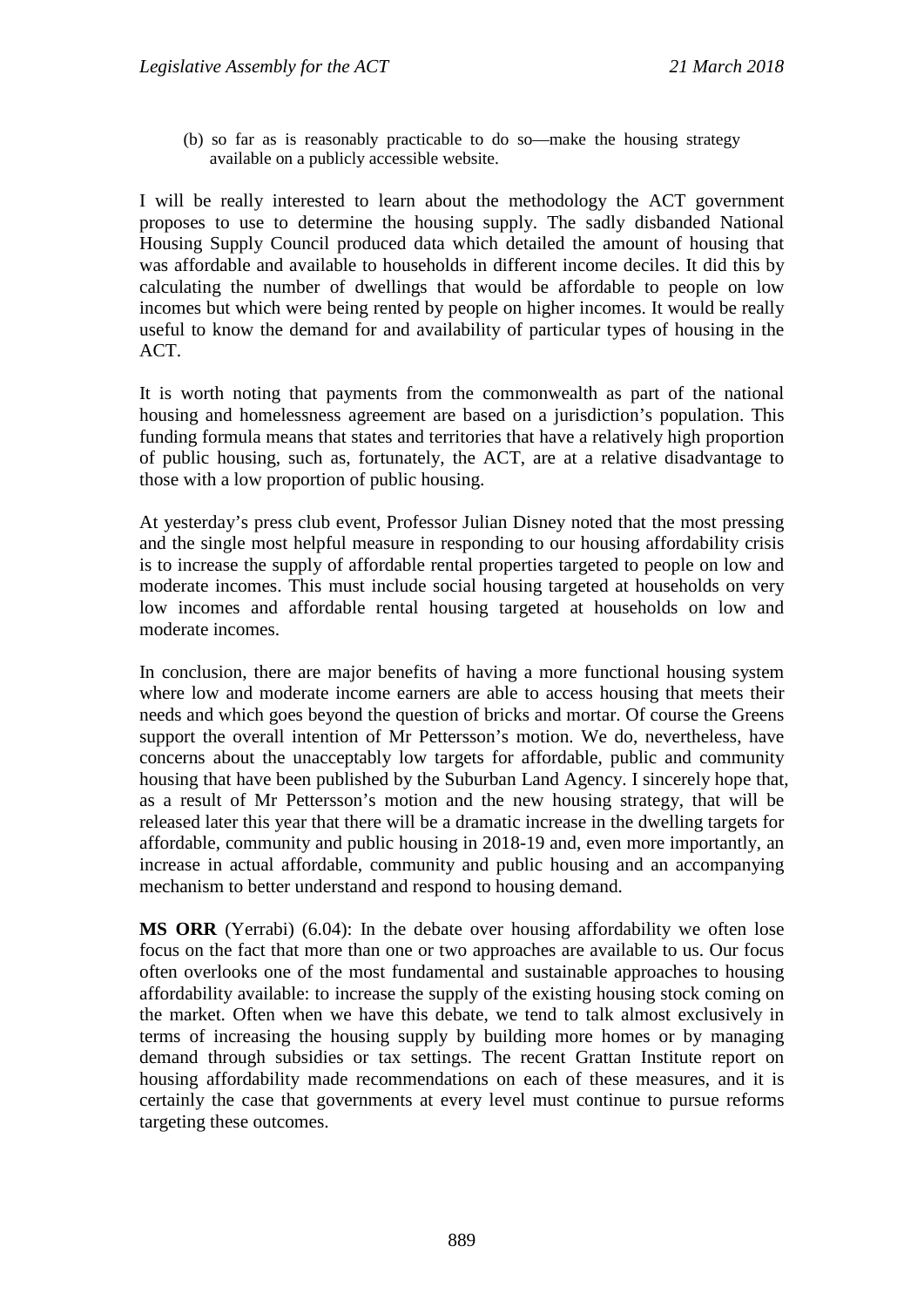(b) so far as is reasonably practicable to do so—make the housing strategy available on a publicly accessible website.

I will be really interested to learn about the methodology the ACT government proposes to use to determine the housing supply. The sadly disbanded National Housing Supply Council produced data which detailed the amount of housing that was affordable and available to households in different income deciles. It did this by calculating the number of dwellings that would be affordable to people on low incomes but which were being rented by people on higher incomes. It would be really useful to know the demand for and availability of particular types of housing in the ACT.

It is worth noting that payments from the commonwealth as part of the national housing and homelessness agreement are based on a jurisdiction's population. This funding formula means that states and territories that have a relatively high proportion of public housing, such as, fortunately, the ACT, are at a relative disadvantage to those with a low proportion of public housing.

At yesterday's press club event, Professor Julian Disney noted that the most pressing and the single most helpful measure in responding to our housing affordability crisis is to increase the supply of affordable rental properties targeted to people on low and moderate incomes. This must include social housing targeted at households on very low incomes and affordable rental housing targeted at households on low and moderate incomes.

In conclusion, there are major benefits of having a more functional housing system where low and moderate income earners are able to access housing that meets their needs and which goes beyond the question of bricks and mortar. Of course the Greens support the overall intention of Mr Pettersson's motion. We do, nevertheless, have concerns about the unacceptably low targets for affordable, public and community housing that have been published by the Suburban Land Agency. I sincerely hope that, as a result of Mr Pettersson's motion and the new housing strategy, that will be released later this year that there will be a dramatic increase in the dwelling targets for affordable, community and public housing in 2018-19 and, even more importantly, an increase in actual affordable, community and public housing and an accompanying mechanism to better understand and respond to housing demand.

**MS ORR** (Yerrabi) (6.04): In the debate over housing affordability we often lose focus on the fact that more than one or two approaches are available to us. Our focus often overlooks one of the most fundamental and sustainable approaches to housing affordability available: to increase the supply of the existing housing stock coming on the market. Often when we have this debate, we tend to talk almost exclusively in terms of increasing the housing supply by building more homes or by managing demand through subsidies or tax settings. The recent Grattan Institute report on housing affordability made recommendations on each of these measures, and it is certainly the case that governments at every level must continue to pursue reforms targeting these outcomes.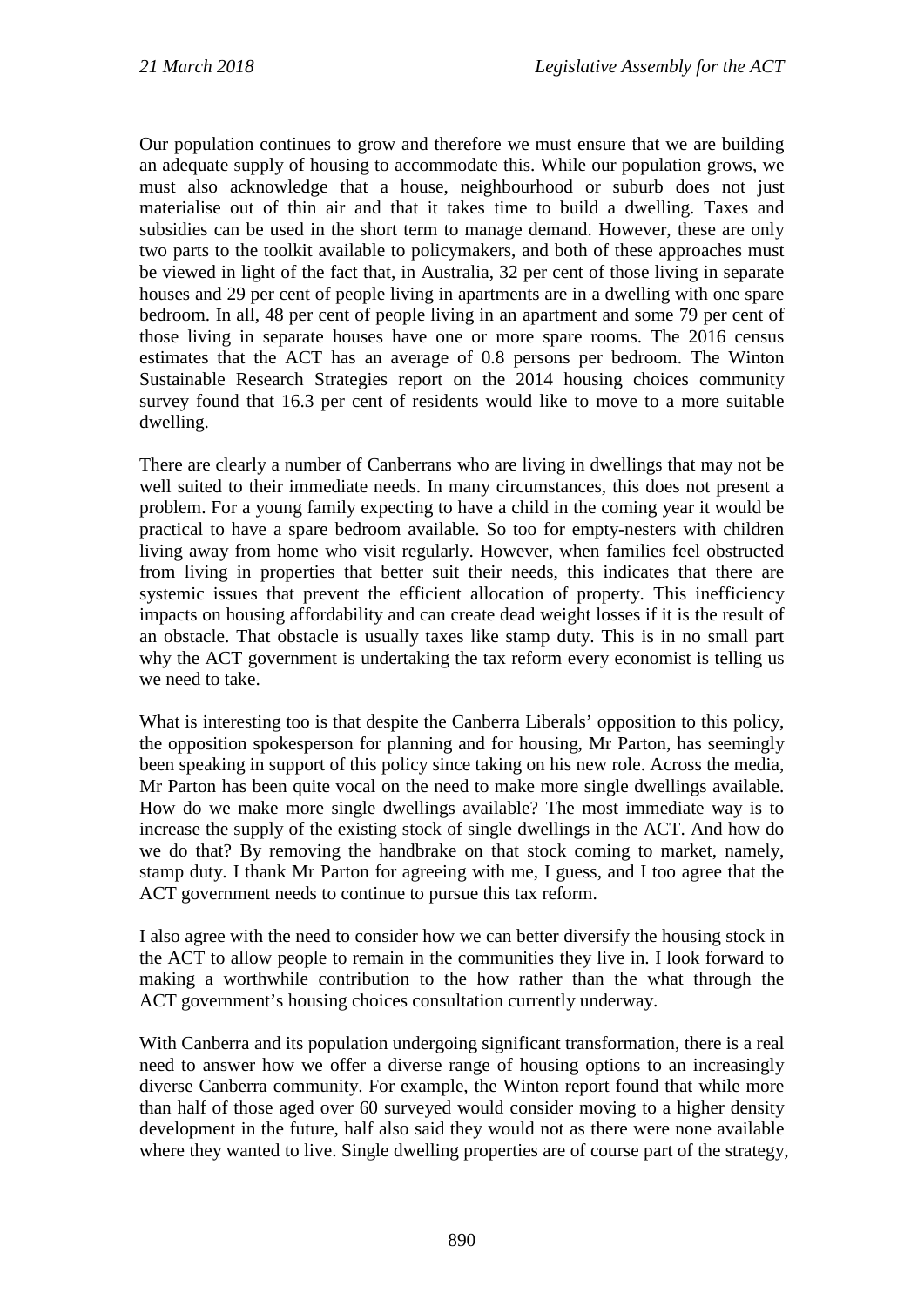Our population continues to grow and therefore we must ensure that we are building an adequate supply of housing to accommodate this. While our population grows, we must also acknowledge that a house, neighbourhood or suburb does not just materialise out of thin air and that it takes time to build a dwelling. Taxes and subsidies can be used in the short term to manage demand. However, these are only two parts to the toolkit available to policymakers, and both of these approaches must be viewed in light of the fact that, in Australia, 32 per cent of those living in separate houses and 29 per cent of people living in apartments are in a dwelling with one spare bedroom. In all, 48 per cent of people living in an apartment and some 79 per cent of those living in separate houses have one or more spare rooms. The 2016 census estimates that the ACT has an average of 0.8 persons per bedroom. The Winton Sustainable Research Strategies report on the 2014 housing choices community survey found that 16.3 per cent of residents would like to move to a more suitable dwelling.

There are clearly a number of Canberrans who are living in dwellings that may not be well suited to their immediate needs. In many circumstances, this does not present a problem. For a young family expecting to have a child in the coming year it would be practical to have a spare bedroom available. So too for empty-nesters with children living away from home who visit regularly. However, when families feel obstructed from living in properties that better suit their needs, this indicates that there are systemic issues that prevent the efficient allocation of property. This inefficiency impacts on housing affordability and can create dead weight losses if it is the result of an obstacle. That obstacle is usually taxes like stamp duty. This is in no small part why the ACT government is undertaking the tax reform every economist is telling us we need to take.

What is interesting too is that despite the Canberra Liberals' opposition to this policy, the opposition spokesperson for planning and for housing, Mr Parton, has seemingly been speaking in support of this policy since taking on his new role. Across the media, Mr Parton has been quite vocal on the need to make more single dwellings available. How do we make more single dwellings available? The most immediate way is to increase the supply of the existing stock of single dwellings in the ACT. And how do we do that? By removing the handbrake on that stock coming to market, namely, stamp duty. I thank Mr Parton for agreeing with me, I guess, and I too agree that the ACT government needs to continue to pursue this tax reform.

I also agree with the need to consider how we can better diversify the housing stock in the ACT to allow people to remain in the communities they live in. I look forward to making a worthwhile contribution to the how rather than the what through the ACT government's housing choices consultation currently underway.

With Canberra and its population undergoing significant transformation, there is a real need to answer how we offer a diverse range of housing options to an increasingly diverse Canberra community. For example, the Winton report found that while more than half of those aged over 60 surveyed would consider moving to a higher density development in the future, half also said they would not as there were none available where they wanted to live. Single dwelling properties are of course part of the strategy,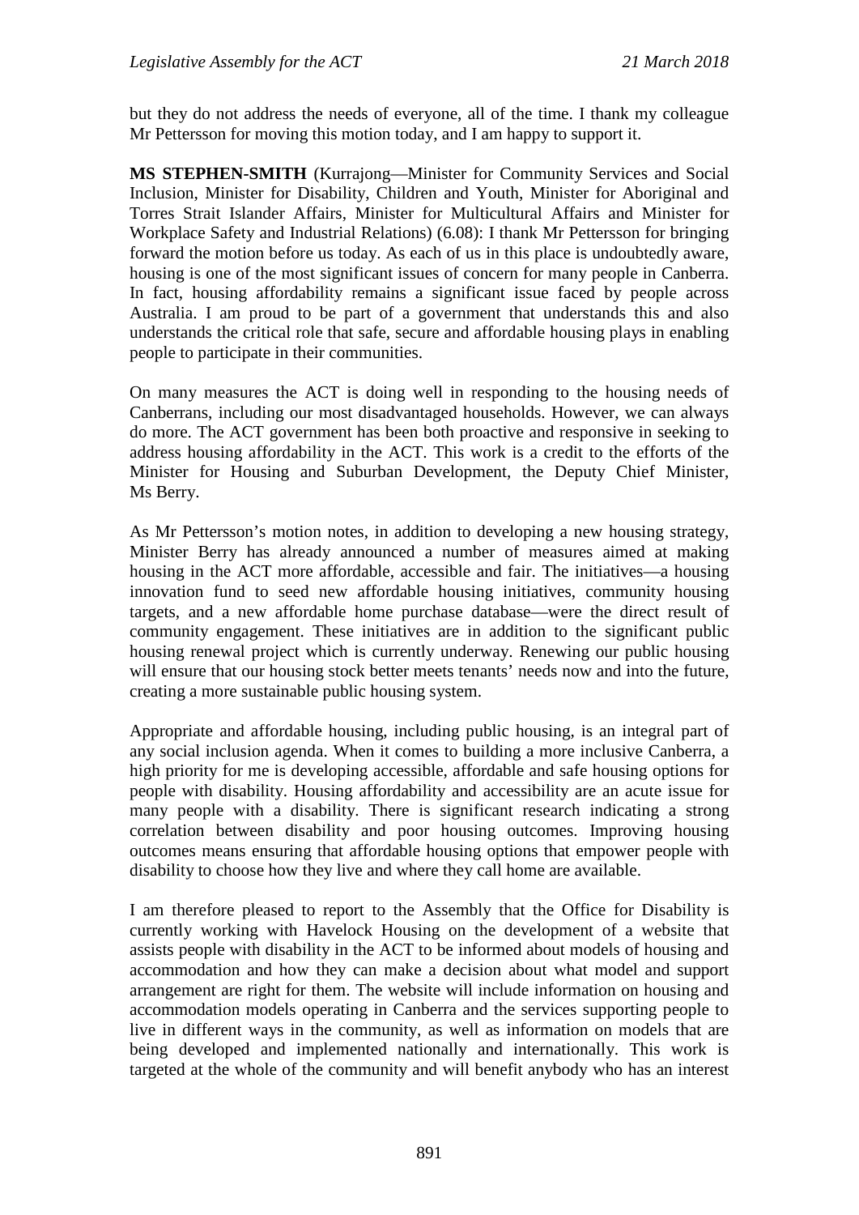but they do not address the needs of everyone, all of the time. I thank my colleague Mr Pettersson for moving this motion today, and I am happy to support it.

**MS STEPHEN-SMITH** (Kurrajong—Minister for Community Services and Social Inclusion, Minister for Disability, Children and Youth, Minister for Aboriginal and Torres Strait Islander Affairs, Minister for Multicultural Affairs and Minister for Workplace Safety and Industrial Relations) (6.08): I thank Mr Pettersson for bringing forward the motion before us today. As each of us in this place is undoubtedly aware, housing is one of the most significant issues of concern for many people in Canberra. In fact, housing affordability remains a significant issue faced by people across Australia. I am proud to be part of a government that understands this and also understands the critical role that safe, secure and affordable housing plays in enabling people to participate in their communities.

On many measures the ACT is doing well in responding to the housing needs of Canberrans, including our most disadvantaged households. However, we can always do more. The ACT government has been both proactive and responsive in seeking to address housing affordability in the ACT. This work is a credit to the efforts of the Minister for Housing and Suburban Development, the Deputy Chief Minister, Ms Berry.

As Mr Pettersson's motion notes, in addition to developing a new housing strategy, Minister Berry has already announced a number of measures aimed at making housing in the ACT more affordable, accessible and fair. The initiatives—a housing innovation fund to seed new affordable housing initiatives, community housing targets, and a new affordable home purchase database—were the direct result of community engagement. These initiatives are in addition to the significant public housing renewal project which is currently underway. Renewing our public housing will ensure that our housing stock better meets tenants' needs now and into the future, creating a more sustainable public housing system.

Appropriate and affordable housing, including public housing, is an integral part of any social inclusion agenda. When it comes to building a more inclusive Canberra, a high priority for me is developing accessible, affordable and safe housing options for people with disability. Housing affordability and accessibility are an acute issue for many people with a disability. There is significant research indicating a strong correlation between disability and poor housing outcomes. Improving housing outcomes means ensuring that affordable housing options that empower people with disability to choose how they live and where they call home are available.

I am therefore pleased to report to the Assembly that the Office for Disability is currently working with Havelock Housing on the development of a website that assists people with disability in the ACT to be informed about models of housing and accommodation and how they can make a decision about what model and support arrangement are right for them. The website will include information on housing and accommodation models operating in Canberra and the services supporting people to live in different ways in the community, as well as information on models that are being developed and implemented nationally and internationally. This work is targeted at the whole of the community and will benefit anybody who has an interest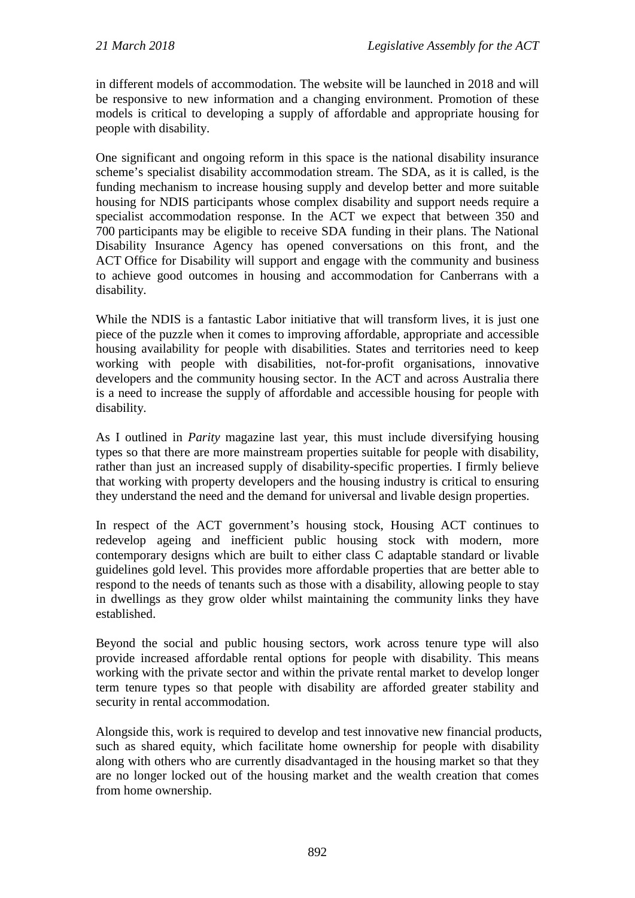in different models of accommodation. The website will be launched in 2018 and will be responsive to new information and a changing environment. Promotion of these models is critical to developing a supply of affordable and appropriate housing for people with disability.

One significant and ongoing reform in this space is the national disability insurance scheme's specialist disability accommodation stream. The SDA, as it is called, is the funding mechanism to increase housing supply and develop better and more suitable housing for NDIS participants whose complex disability and support needs require a specialist accommodation response. In the ACT we expect that between 350 and 700 participants may be eligible to receive SDA funding in their plans. The National Disability Insurance Agency has opened conversations on this front, and the ACT Office for Disability will support and engage with the community and business to achieve good outcomes in housing and accommodation for Canberrans with a disability.

While the NDIS is a fantastic Labor initiative that will transform lives, it is just one piece of the puzzle when it comes to improving affordable, appropriate and accessible housing availability for people with disabilities. States and territories need to keep working with people with disabilities, not-for-profit organisations, innovative developers and the community housing sector. In the ACT and across Australia there is a need to increase the supply of affordable and accessible housing for people with disability.

As I outlined in *Parity* magazine last year, this must include diversifying housing types so that there are more mainstream properties suitable for people with disability, rather than just an increased supply of disability-specific properties. I firmly believe that working with property developers and the housing industry is critical to ensuring they understand the need and the demand for universal and livable design properties.

In respect of the ACT government's housing stock, Housing ACT continues to redevelop ageing and inefficient public housing stock with modern, more contemporary designs which are built to either class C adaptable standard or livable guidelines gold level. This provides more affordable properties that are better able to respond to the needs of tenants such as those with a disability, allowing people to stay in dwellings as they grow older whilst maintaining the community links they have established.

Beyond the social and public housing sectors, work across tenure type will also provide increased affordable rental options for people with disability. This means working with the private sector and within the private rental market to develop longer term tenure types so that people with disability are afforded greater stability and security in rental accommodation.

Alongside this, work is required to develop and test innovative new financial products, such as shared equity, which facilitate home ownership for people with disability along with others who are currently disadvantaged in the housing market so that they are no longer locked out of the housing market and the wealth creation that comes from home ownership.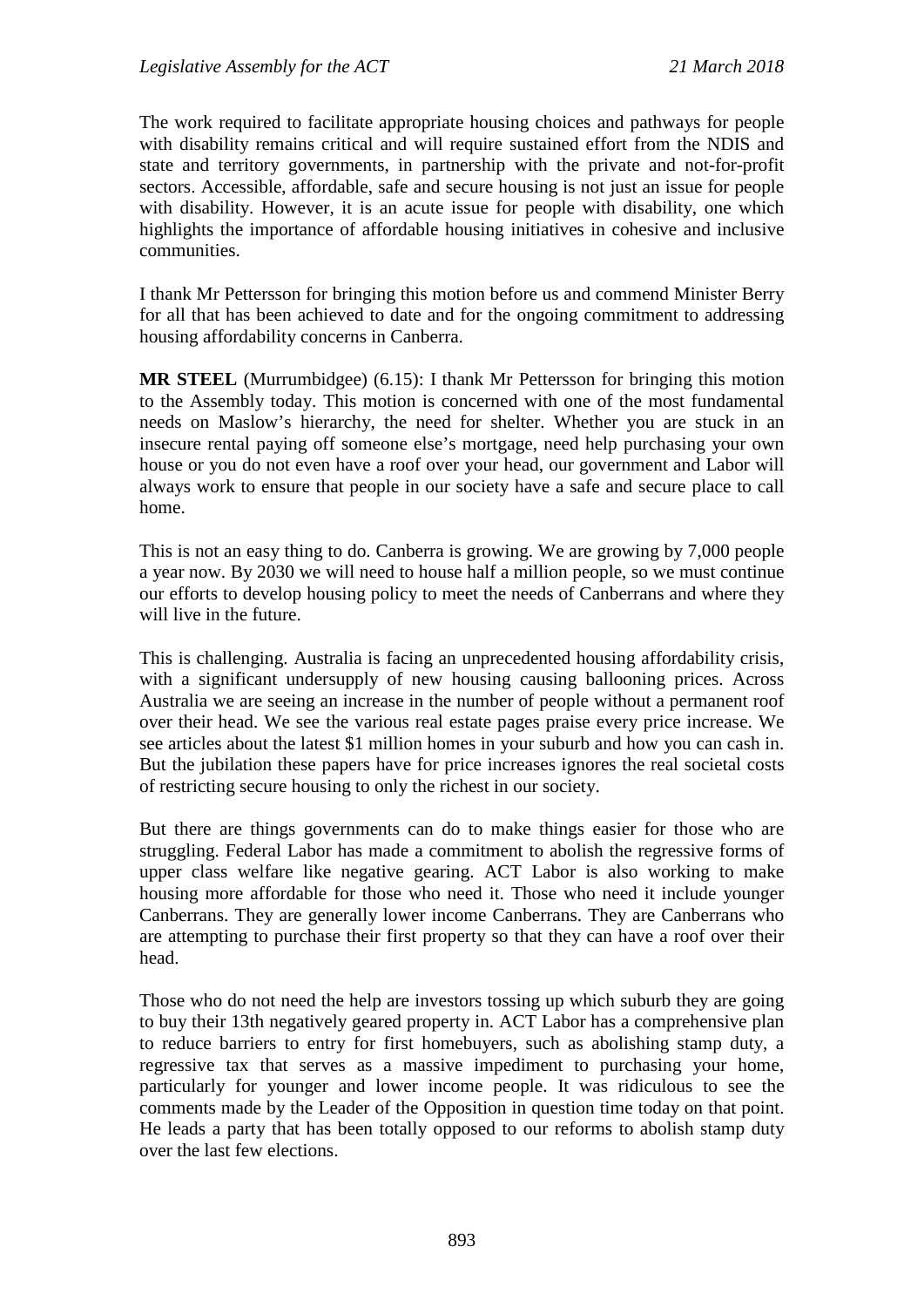The work required to facilitate appropriate housing choices and pathways for people with disability remains critical and will require sustained effort from the NDIS and state and territory governments, in partnership with the private and not-for-profit sectors. Accessible, affordable, safe and secure housing is not just an issue for people with disability. However, it is an acute issue for people with disability, one which highlights the importance of affordable housing initiatives in cohesive and inclusive communities.

I thank Mr Pettersson for bringing this motion before us and commend Minister Berry for all that has been achieved to date and for the ongoing commitment to addressing housing affordability concerns in Canberra.

**MR STEEL** (Murrumbidgee) (6.15): I thank Mr Pettersson for bringing this motion to the Assembly today. This motion is concerned with one of the most fundamental needs on Maslow's hierarchy, the need for shelter. Whether you are stuck in an insecure rental paying off someone else's mortgage, need help purchasing your own house or you do not even have a roof over your head, our government and Labor will always work to ensure that people in our society have a safe and secure place to call home.

This is not an easy thing to do. Canberra is growing. We are growing by 7,000 people a year now. By 2030 we will need to house half a million people, so we must continue our efforts to develop housing policy to meet the needs of Canberrans and where they will live in the future.

This is challenging. Australia is facing an unprecedented housing affordability crisis, with a significant undersupply of new housing causing ballooning prices. Across Australia we are seeing an increase in the number of people without a permanent roof over their head. We see the various real estate pages praise every price increase. We see articles about the latest $1 million homes in your suburb and how you can cash in. But the jubilation these papers have for price increases ignores the real societal costs of restricting secure housing to only the richest in our society.

But there are things governments can do to make things easier for those who are struggling. Federal Labor has made a commitment to abolish the regressive forms of upper class welfare like negative gearing. ACT Labor is also working to make housing more affordable for those who need it. Those who need it include younger Canberrans. They are generally lower income Canberrans. They are Canberrans who are attempting to purchase their first property so that they can have a roof over their head.

Those who do not need the help are investors tossing up which suburb they are going to buy their 13th negatively geared property in. ACT Labor has a comprehensive plan to reduce barriers to entry for first homebuyers, such as abolishing stamp duty, a regressive tax that serves as a massive impediment to purchasing your home, particularly for younger and lower income people. It was ridiculous to see the comments made by the Leader of the Opposition in question time today on that point. He leads a party that has been totally opposed to our reforms to abolish stamp duty over the last few elections.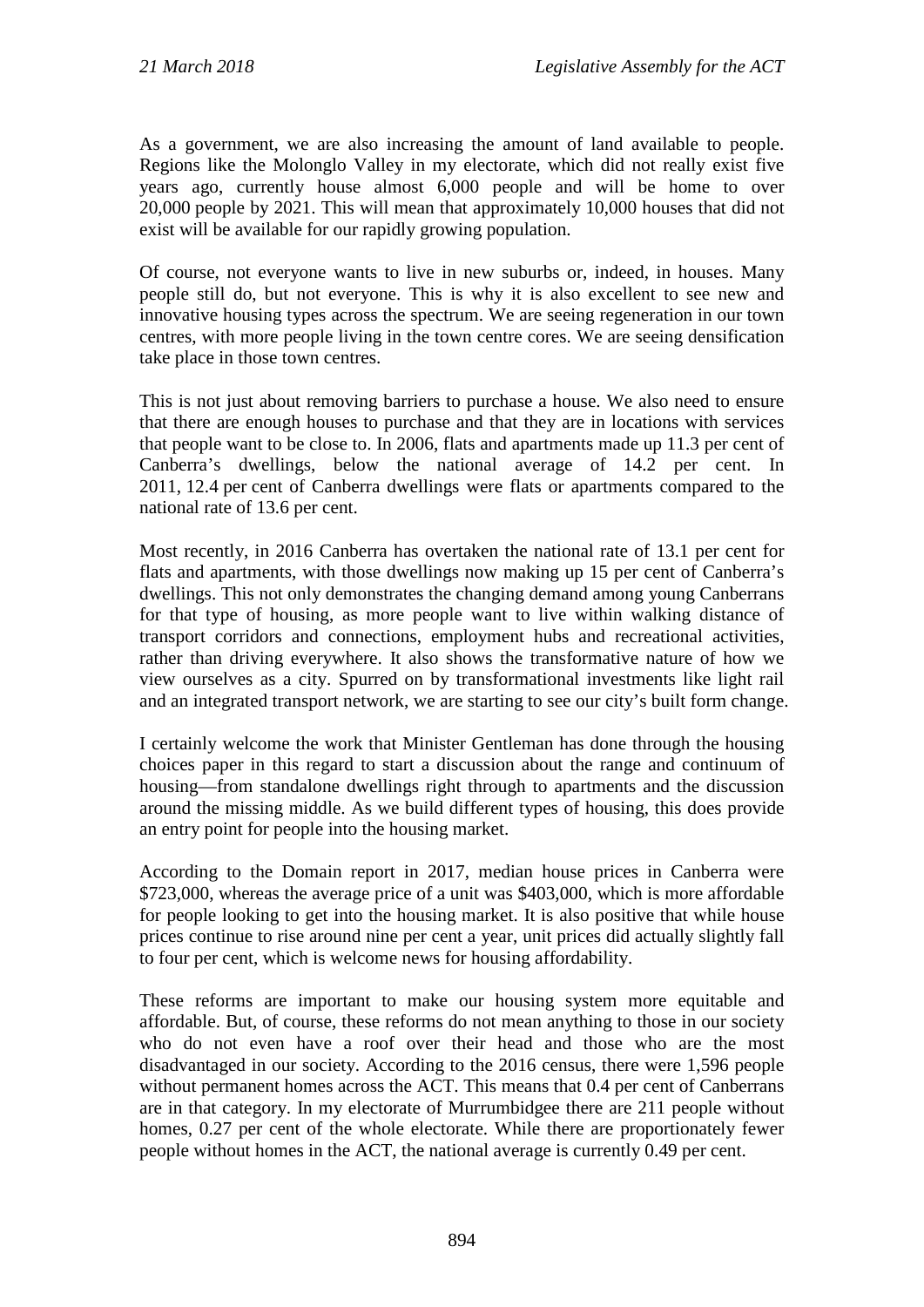As a government, we are also increasing the amount of land available to people. Regions like the Molonglo Valley in my electorate, which did not really exist five years ago, currently house almost 6,000 people and will be home to over 20,000 people by 2021. This will mean that approximately 10,000 houses that did not exist will be available for our rapidly growing population.

Of course, not everyone wants to live in new suburbs or, indeed, in houses. Many people still do, but not everyone. This is why it is also excellent to see new and innovative housing types across the spectrum. We are seeing regeneration in our town centres, with more people living in the town centre cores. We are seeing densification take place in those town centres.

This is not just about removing barriers to purchase a house. We also need to ensure that there are enough houses to purchase and that they are in locations with services that people want to be close to. In 2006, flats and apartments made up 11.3 per cent of Canberra's dwellings, below the national average of 14.2 per cent. In 2011, 12.4 per cent of Canberra dwellings were flats or apartments compared to the national rate of 13.6 per cent.

Most recently, in 2016 Canberra has overtaken the national rate of 13.1 per cent for flats and apartments, with those dwellings now making up 15 per cent of Canberra's dwellings. This not only demonstrates the changing demand among young Canberrans for that type of housing, as more people want to live within walking distance of transport corridors and connections, employment hubs and recreational activities, rather than driving everywhere. It also shows the transformative nature of how we view ourselves as a city. Spurred on by transformational investments like light rail and an integrated transport network, we are starting to see our city's built form change.

I certainly welcome the work that Minister Gentleman has done through the housing choices paper in this regard to start a discussion about the range and continuum of housing—from standalone dwellings right through to apartments and the discussion around the missing middle. As we build different types of housing, this does provide an entry point for people into the housing market.

According to the Domain report in 2017, median house prices in Canberra were $723,000, whereas the average price of a unit was $403,000, which is more affordable for people looking to get into the housing market. It is also positive that while house prices continue to rise around nine per cent a year, unit prices did actually slightly fall to four per cent, which is welcome news for housing affordability.

These reforms are important to make our housing system more equitable and affordable. But, of course, these reforms do not mean anything to those in our society who do not even have a roof over their head and those who are the most disadvantaged in our society. According to the 2016 census, there were 1,596 people without permanent homes across the ACT. This means that 0.4 per cent of Canberrans are in that category. In my electorate of Murrumbidgee there are 211 people without homes, 0.27 per cent of the whole electorate. While there are proportionately fewer people without homes in the ACT, the national average is currently 0.49 per cent.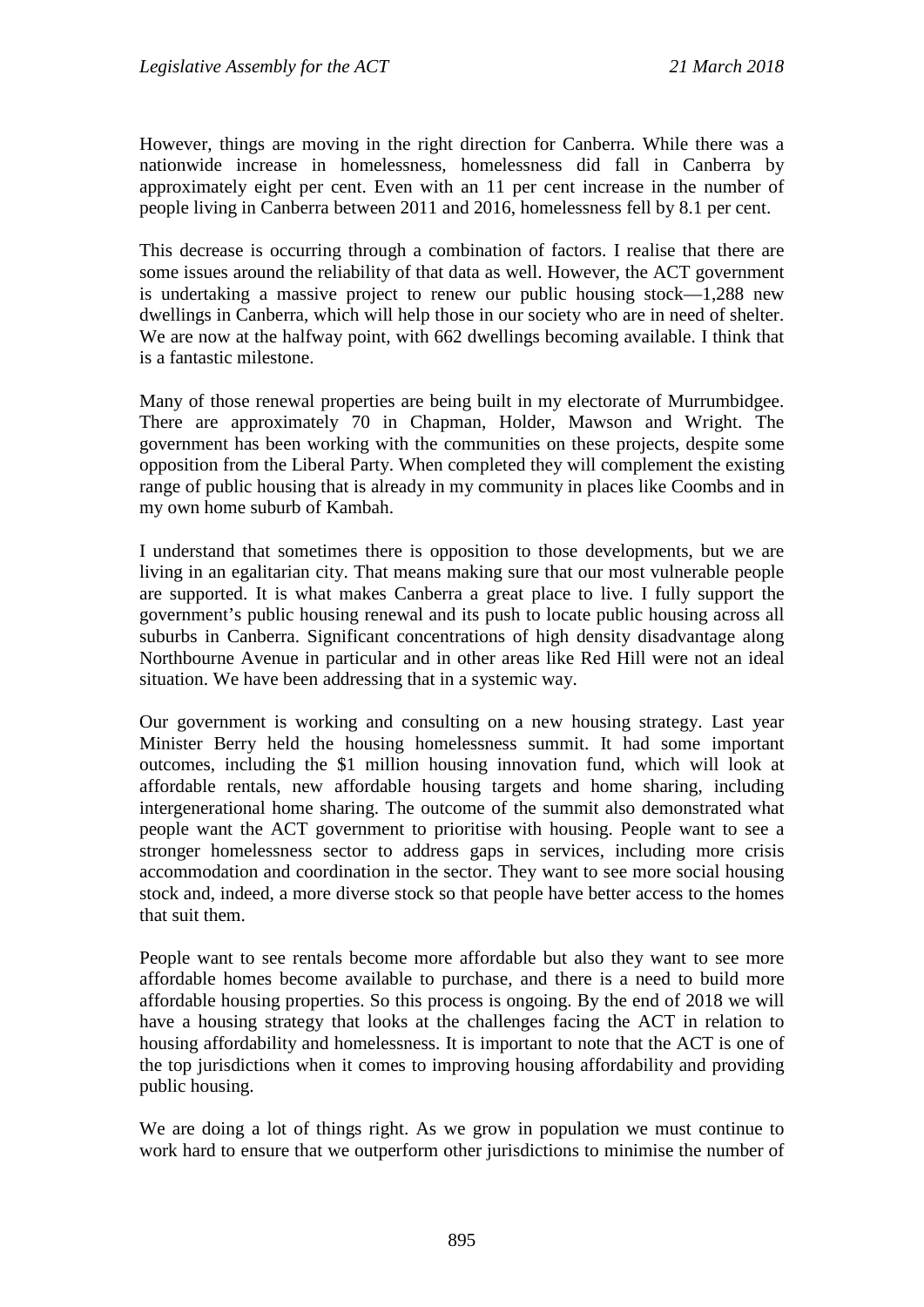However, things are moving in the right direction for Canberra. While there was a nationwide increase in homelessness, homelessness did fall in Canberra by approximately eight per cent. Even with an 11 per cent increase in the number of people living in Canberra between 2011 and 2016, homelessness fell by 8.1 per cent.

This decrease is occurring through a combination of factors. I realise that there are some issues around the reliability of that data as well. However, the ACT government is undertaking a massive project to renew our public housing stock—1,288 new dwellings in Canberra, which will help those in our society who are in need of shelter. We are now at the halfway point, with 662 dwellings becoming available. I think that is a fantastic milestone.

Many of those renewal properties are being built in my electorate of Murrumbidgee. There are approximately 70 in Chapman, Holder, Mawson and Wright. The government has been working with the communities on these projects, despite some opposition from the Liberal Party. When completed they will complement the existing range of public housing that is already in my community in places like Coombs and in my own home suburb of Kambah.

I understand that sometimes there is opposition to those developments, but we are living in an egalitarian city. That means making sure that our most vulnerable people are supported. It is what makes Canberra a great place to live. I fully support the government's public housing renewal and its push to locate public housing across all suburbs in Canberra. Significant concentrations of high density disadvantage along Northbourne Avenue in particular and in other areas like Red Hill were not an ideal situation. We have been addressing that in a systemic way.

Our government is working and consulting on a new housing strategy. Last year Minister Berry held the housing homelessness summit. It had some important outcomes, including the $1 million housing innovation fund, which will look at affordable rentals, new affordable housing targets and home sharing, including intergenerational home sharing. The outcome of the summit also demonstrated what people want the ACT government to prioritise with housing. People want to see a stronger homelessness sector to address gaps in services, including more crisis accommodation and coordination in the sector. They want to see more social housing stock and, indeed, a more diverse stock so that people have better access to the homes that suit them.

People want to see rentals become more affordable but also they want to see more affordable homes become available to purchase, and there is a need to build more affordable housing properties. So this process is ongoing. By the end of 2018 we will have a housing strategy that looks at the challenges facing the ACT in relation to housing affordability and homelessness. It is important to note that the ACT is one of the top jurisdictions when it comes to improving housing affordability and providing public housing.

We are doing a lot of things right. As we grow in population we must continue to work hard to ensure that we outperform other jurisdictions to minimise the number of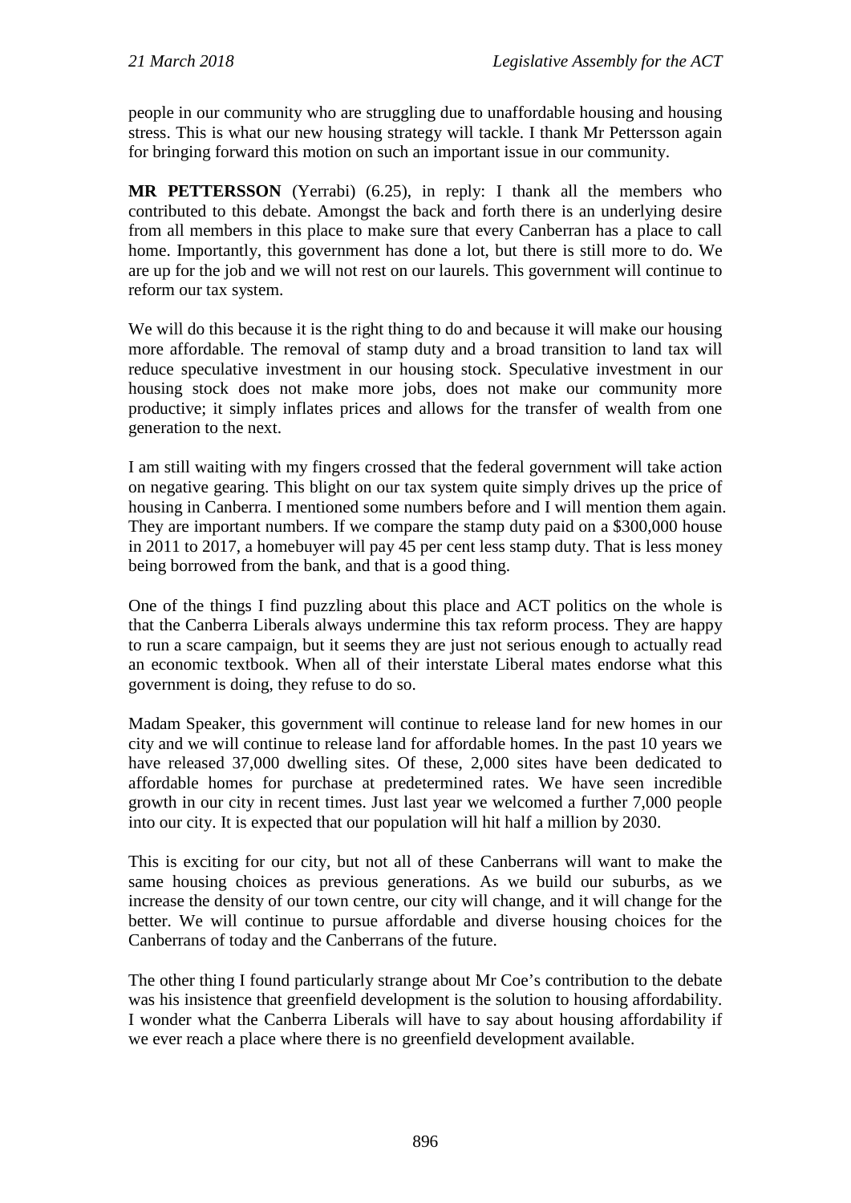people in our community who are struggling due to unaffordable housing and housing stress. This is what our new housing strategy will tackle. I thank Mr Pettersson again for bringing forward this motion on such an important issue in our community.

**MR PETTERSSON** (Yerrabi) (6.25), in reply: I thank all the members who contributed to this debate. Amongst the back and forth there is an underlying desire from all members in this place to make sure that every Canberran has a place to call home. Importantly, this government has done a lot, but there is still more to do. We are up for the job and we will not rest on our laurels. This government will continue to reform our tax system.

We will do this because it is the right thing to do and because it will make our housing more affordable. The removal of stamp duty and a broad transition to land tax will reduce speculative investment in our housing stock. Speculative investment in our housing stock does not make more jobs, does not make our community more productive; it simply inflates prices and allows for the transfer of wealth from one generation to the next.

I am still waiting with my fingers crossed that the federal government will take action on negative gearing. This blight on our tax system quite simply drives up the price of housing in Canberra. I mentioned some numbers before and I will mention them again. They are important numbers. If we compare the stamp duty paid on a $300,000 house in 2011 to 2017, a homebuyer will pay 45 per cent less stamp duty. That is less money being borrowed from the bank, and that is a good thing.

One of the things I find puzzling about this place and ACT politics on the whole is that the Canberra Liberals always undermine this tax reform process. They are happy to run a scare campaign, but it seems they are just not serious enough to actually read an economic textbook. When all of their interstate Liberal mates endorse what this government is doing, they refuse to do so.

Madam Speaker, this government will continue to release land for new homes in our city and we will continue to release land for affordable homes. In the past 10 years we have released 37,000 dwelling sites. Of these, 2,000 sites have been dedicated to affordable homes for purchase at predetermined rates. We have seen incredible growth in our city in recent times. Just last year we welcomed a further 7,000 people into our city. It is expected that our population will hit half a million by 2030.

This is exciting for our city, but not all of these Canberrans will want to make the same housing choices as previous generations. As we build our suburbs, as we increase the density of our town centre, our city will change, and it will change for the better. We will continue to pursue affordable and diverse housing choices for the Canberrans of today and the Canberrans of the future.

The other thing I found particularly strange about Mr Coe's contribution to the debate was his insistence that greenfield development is the solution to housing affordability. I wonder what the Canberra Liberals will have to say about housing affordability if we ever reach a place where there is no greenfield development available.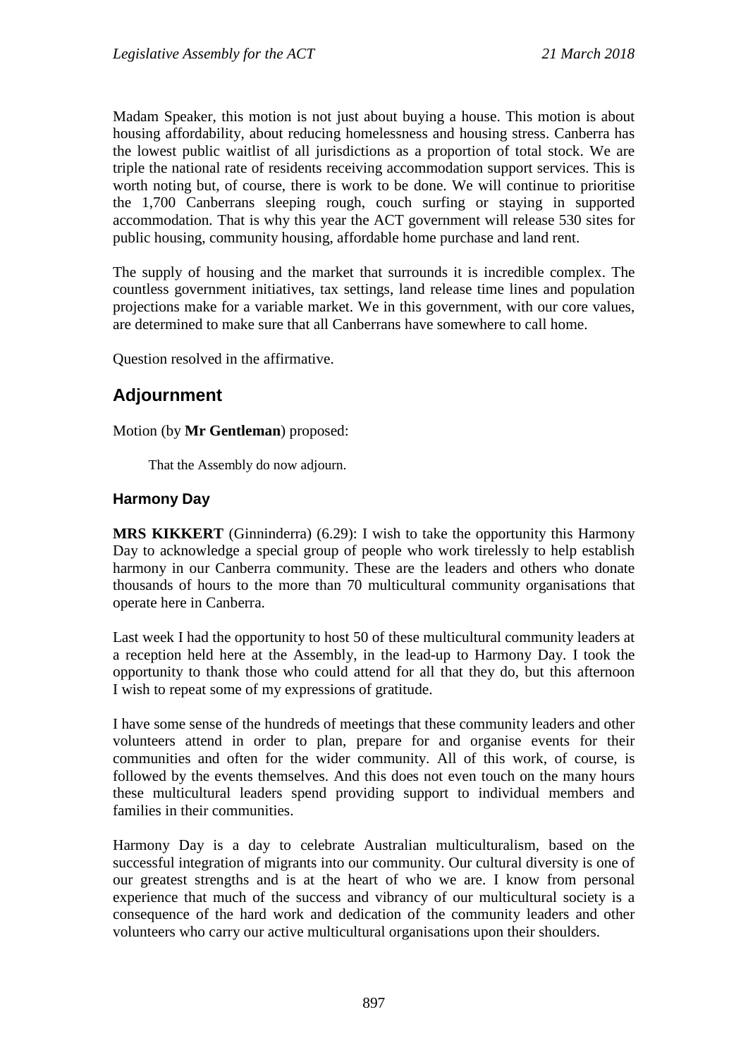Madam Speaker, this motion is not just about buying a house. This motion is about housing affordability, about reducing homelessness and housing stress. Canberra has the lowest public waitlist of all jurisdictions as a proportion of total stock. We are triple the national rate of residents receiving accommodation support services. This is worth noting but, of course, there is work to be done. We will continue to prioritise the 1,700 Canberrans sleeping rough, couch surfing or staying in supported accommodation. That is why this year the ACT government will release 530 sites for public housing, community housing, affordable home purchase and land rent.

The supply of housing and the market that surrounds it is incredible complex. The countless government initiatives, tax settings, land release time lines and population projections make for a variable market. We in this government, with our core values, are determined to make sure that all Canberrans have somewhere to call home.

Question resolved in the affirmative.

## Adjournment

Motion (by **Mr Gentleman**) proposed:

> That the Assembly do now adjourn.

### Harmony Day

**MRS KIKKERT** (Ginninderra) (6.29): I wish to take the opportunity this Harmony Day to acknowledge a special group of people who work tirelessly to help establish harmony in our Canberra community. These are the leaders and others who donate thousands of hours to the more than 70 multicultural community organisations that operate here in Canberra.

Last week I had the opportunity to host 50 of these multicultural community leaders at a reception held here at the Assembly, in the lead-up to Harmony Day. I took the opportunity to thank those who could attend for all that they do, but this afternoon I wish to repeat some of my expressions of gratitude.

I have some sense of the hundreds of meetings that these community leaders and other volunteers attend in order to plan, prepare for and organise events for their communities and often for the wider community. All of this work, of course, is followed by the events themselves. And this does not even touch on the many hours these multicultural leaders spend providing support to individual members and families in their communities.

Harmony Day is a day to celebrate Australian multiculturalism, based on the successful integration of migrants into our community. Our cultural diversity is one of our greatest strengths and is at the heart of who we are. I know from personal experience that much of the success and vibrancy of our multicultural society is a consequence of the hard work and dedication of the community leaders and other volunteers who carry our active multicultural organisations upon their shoulders.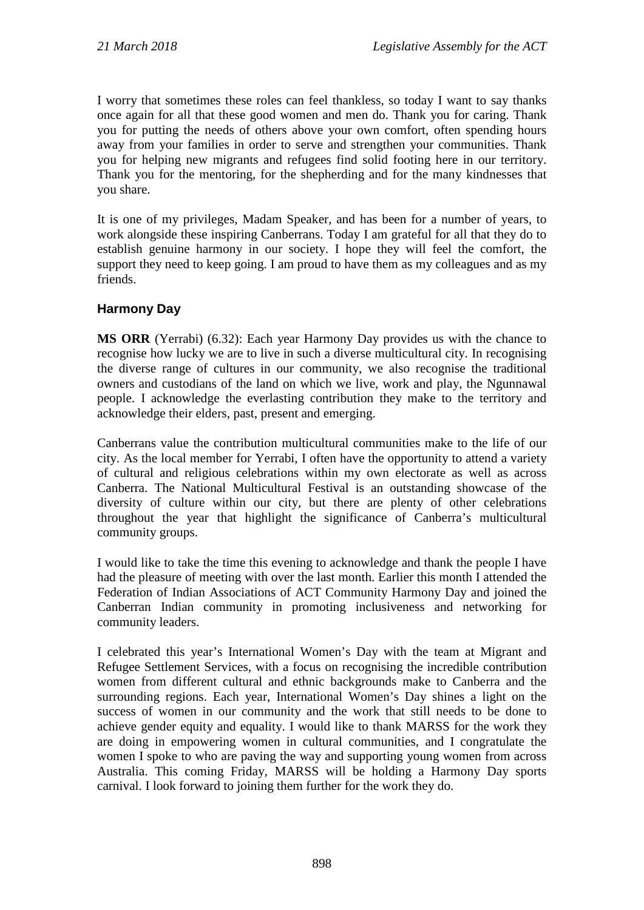I worry that sometimes these roles can feel thankless, so today I want to say thanks once again for all that these good women and men do. Thank you for caring. Thank you for putting the needs of others above your own comfort, often spending hours away from your families in order to serve and strengthen your communities. Thank you for helping new migrants and refugees find solid footing here in our territory. Thank you for the mentoring, for the shepherding and for the many kindnesses that you share.

It is one of my privileges, Madam Speaker, and has been for a number of years, to work alongside these inspiring Canberrans. Today I am grateful for all that they do to establish genuine harmony in our society. I hope they will feel the comfort, the support they need to keep going. I am proud to have them as my colleagues and as my friends.

### Harmony Day

**MS ORR** (Yerrabi) (6.32): Each year Harmony Day provides us with the chance to recognise how lucky we are to live in such a diverse multicultural city. In recognising the diverse range of cultures in our community, we also recognise the traditional owners and custodians of the land on which we live, work and play, the Ngunnawal people. I acknowledge the everlasting contribution they make to the territory and acknowledge their elders, past, present and emerging.

Canberrans value the contribution multicultural communities make to the life of our city. As the local member for Yerrabi, I often have the opportunity to attend a variety of cultural and religious celebrations within my own electorate as well as across Canberra. The National Multicultural Festival is an outstanding showcase of the diversity of culture within our city, but there are plenty of other celebrations throughout the year that highlight the significance of Canberra's multicultural community groups.

I would like to take the time this evening to acknowledge and thank the people I have had the pleasure of meeting with over the last month. Earlier this month I attended the Federation of Indian Associations of ACT Community Harmony Day and joined the Canberran Indian community in promoting inclusiveness and networking for community leaders.

I celebrated this year's International Women's Day with the team at Migrant and Refugee Settlement Services, with a focus on recognising the incredible contribution women from different cultural and ethnic backgrounds make to Canberra and the surrounding regions. Each year, International Women's Day shines a light on the success of women in our community and the work that still needs to be done to achieve gender equity and equality. I would like to thank MARSS for the work they are doing in empowering women in cultural communities, and I congratulate the women I spoke to who are paving the way and supporting young women from across Australia. This coming Friday, MARSS will be holding a Harmony Day sports carnival. I look forward to joining them further for the work they do.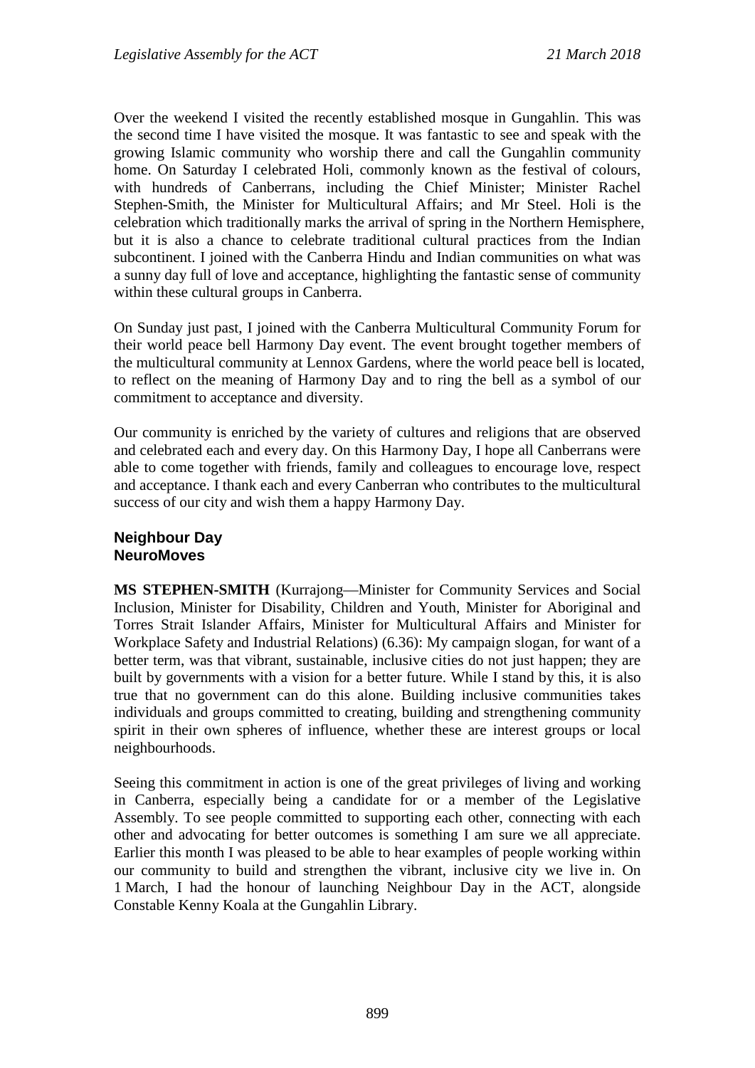Over the weekend I visited the recently established mosque in Gungahlin. This was the second time I have visited the mosque. It was fantastic to see and speak with the growing Islamic community who worship there and call the Gungahlin community home. On Saturday I celebrated Holi, commonly known as the festival of colours, with hundreds of Canberrans, including the Chief Minister; Minister Rachel Stephen-Smith, the Minister for Multicultural Affairs; and Mr Steel. Holi is the celebration which traditionally marks the arrival of spring in the Northern Hemisphere, but it is also a chance to celebrate traditional cultural practices from the Indian subcontinent. I joined with the Canberra Hindu and Indian communities on what was a sunny day full of love and acceptance, highlighting the fantastic sense of community within these cultural groups in Canberra.

On Sunday just past, I joined with the Canberra Multicultural Community Forum for their world peace bell Harmony Day event. The event brought together members of the multicultural community at Lennox Gardens, where the world peace bell is located, to reflect on the meaning of Harmony Day and to ring the bell as a symbol of our commitment to acceptance and diversity.

Our community is enriched by the variety of cultures and religions that are observed and celebrated each and every day. On this Harmony Day, I hope all Canberrans were able to come together with friends, family and colleagues to encourage love, respect and acceptance. I thank each and every Canberran who contributes to the multicultural success of our city and wish them a happy Harmony Day.

### Neighbour Day
### NeuroMoves

**MS STEPHEN-SMITH** (Kurrajong—Minister for Community Services and Social Inclusion, Minister for Disability, Children and Youth, Minister for Aboriginal and Torres Strait Islander Affairs, Minister for Multicultural Affairs and Minister for Workplace Safety and Industrial Relations) (6.36): My campaign slogan, for want of a better term, was that vibrant, sustainable, inclusive cities do not just happen; they are built by governments with a vision for a better future. While I stand by this, it is also true that no government can do this alone. Building inclusive communities takes individuals and groups committed to creating, building and strengthening community spirit in their own spheres of influence, whether these are interest groups or local neighbourhoods.

Seeing this commitment in action is one of the great privileges of living and working in Canberra, especially being a candidate for or a member of the Legislative Assembly. To see people committed to supporting each other, connecting with each other and advocating for better outcomes is something I am sure we all appreciate. Earlier this month I was pleased to be able to hear examples of people working within our community to build and strengthen the vibrant, inclusive city we live in. On 1 March, I had the honour of launching Neighbour Day in the ACT, alongside Constable Kenny Koala at the Gungahlin Library.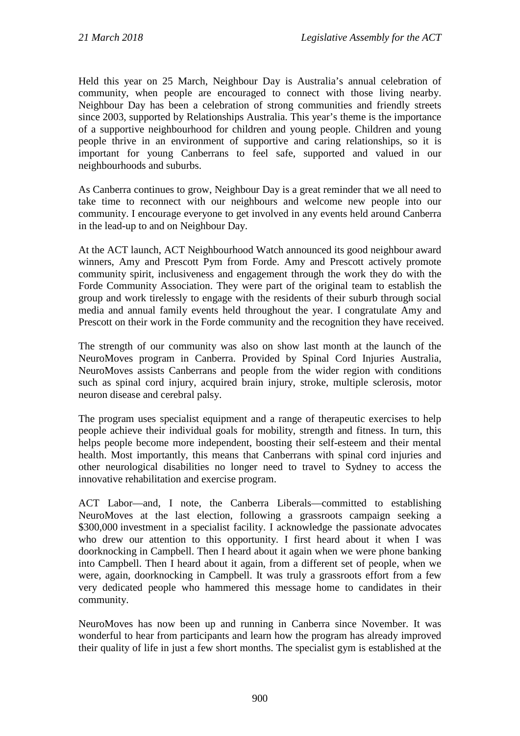Held this year on 25 March, Neighbour Day is Australia's annual celebration of community, when people are encouraged to connect with those living nearby. Neighbour Day has been a celebration of strong communities and friendly streets since 2003, supported by Relationships Australia. This year's theme is the importance of a supportive neighbourhood for children and young people. Children and young people thrive in an environment of supportive and caring relationships, so it is important for young Canberrans to feel safe, supported and valued in our neighbourhoods and suburbs.

As Canberra continues to grow, Neighbour Day is a great reminder that we all need to take time to reconnect with our neighbours and welcome new people into our community. I encourage everyone to get involved in any events held around Canberra in the lead-up to and on Neighbour Day.

At the ACT launch, ACT Neighbourhood Watch announced its good neighbour award winners, Amy and Prescott Pym from Forde. Amy and Prescott actively promote community spirit, inclusiveness and engagement through the work they do with the Forde Community Association. They were part of the original team to establish the group and work tirelessly to engage with the residents of their suburb through social media and annual family events held throughout the year. I congratulate Amy and Prescott on their work in the Forde community and the recognition they have received.

The strength of our community was also on show last month at the launch of the NeuroMoves program in Canberra. Provided by Spinal Cord Injuries Australia, NeuroMoves assists Canberrans and people from the wider region with conditions such as spinal cord injury, acquired brain injury, stroke, multiple sclerosis, motor neuron disease and cerebral palsy.

The program uses specialist equipment and a range of therapeutic exercises to help people achieve their individual goals for mobility, strength and fitness. In turn, this helps people become more independent, boosting their self-esteem and their mental health. Most importantly, this means that Canberrans with spinal cord injuries and other neurological disabilities no longer need to travel to Sydney to access the innovative rehabilitation and exercise program.

ACT Labor—and, I note, the Canberra Liberals—committed to establishing NeuroMoves at the last election, following a grassroots campaign seeking a $300,000 investment in a specialist facility. I acknowledge the passionate advocates who drew our attention to this opportunity. I first heard about it when I was doorknocking in Campbell. Then I heard about it again when we were phone banking into Campbell. Then I heard about it again, from a different set of people, when we were, again, doorknocking in Campbell. It was truly a grassroots effort from a few very dedicated people who hammered this message home to candidates in their community.

NeuroMoves has now been up and running in Canberra since November. It was wonderful to hear from participants and learn how the program has already improved their quality of life in just a few short months. The specialist gym is established at the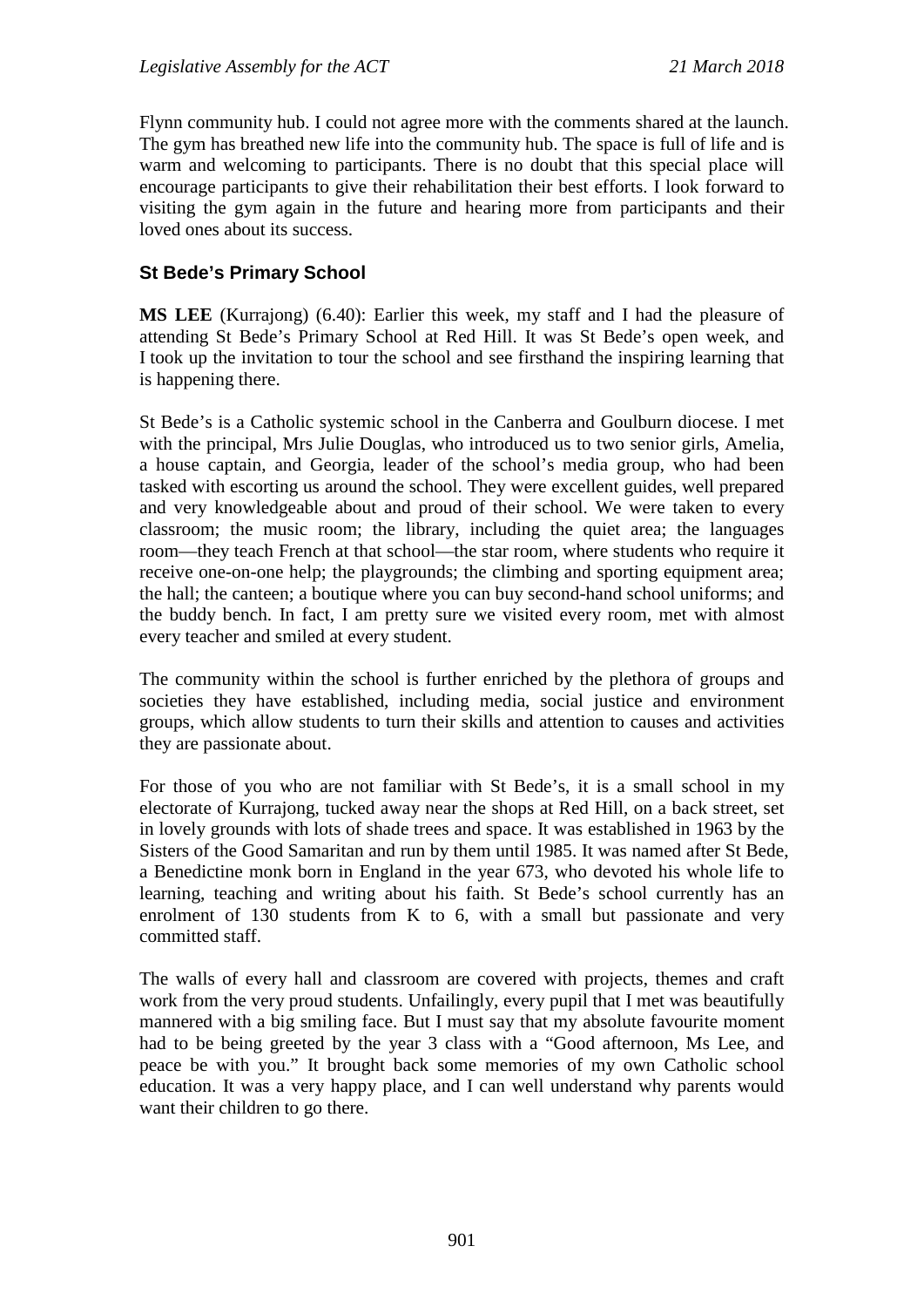Flynn community hub. I could not agree more with the comments shared at the launch. The gym has breathed new life into the community hub. The space is full of life and is warm and welcoming to participants. There is no doubt that this special place will encourage participants to give their rehabilitation their best efforts. I look forward to visiting the gym again in the future and hearing more from participants and their loved ones about its success.

### St Bede's Primary School

**MS LEE** (Kurrajong) (6.40): Earlier this week, my staff and I had the pleasure of attending St Bede's Primary School at Red Hill. It was St Bede's open week, and I took up the invitation to tour the school and see firsthand the inspiring learning that is happening there.

St Bede's is a Catholic systemic school in the Canberra and Goulburn diocese. I met with the principal, Mrs Julie Douglas, who introduced us to two senior girls, Amelia, a house captain, and Georgia, leader of the school's media group, who had been tasked with escorting us around the school. They were excellent guides, well prepared and very knowledgeable about and proud of their school. We were taken to every classroom; the music room; the library, including the quiet area; the languages room—they teach French at that school—the star room, where students who require it receive one-on-one help; the playgrounds; the climbing and sporting equipment area; the hall; the canteen; a boutique where you can buy second-hand school uniforms; and the buddy bench. In fact, I am pretty sure we visited every room, met with almost every teacher and smiled at every student.

The community within the school is further enriched by the plethora of groups and societies they have established, including media, social justice and environment groups, which allow students to turn their skills and attention to causes and activities they are passionate about.

For those of you who are not familiar with St Bede's, it is a small school in my electorate of Kurrajong, tucked away near the shops at Red Hill, on a back street, set in lovely grounds with lots of shade trees and space. It was established in 1963 by the Sisters of the Good Samaritan and run by them until 1985. It was named after St Bede, a Benedictine monk born in England in the year 673, who devoted his whole life to learning, teaching and writing about his faith. St Bede's school currently has an enrolment of 130 students from K to 6, with a small but passionate and very committed staff.

The walls of every hall and classroom are covered with projects, themes and craft work from the very proud students. Unfailingly, every pupil that I met was beautifully mannered with a big smiling face. But I must say that my absolute favourite moment had to be being greeted by the year 3 class with a "Good afternoon, Ms Lee, and peace be with you." It brought back some memories of my own Catholic school education. It was a very happy place, and I can well understand why parents would want their children to go there.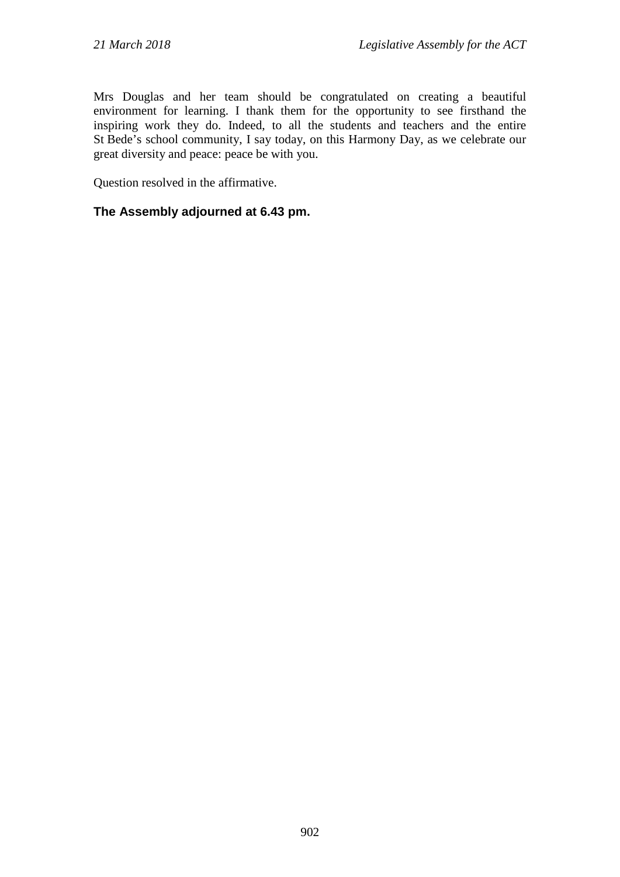Mrs Douglas and her team should be congratulated on creating a beautiful environment for learning. I thank them for the opportunity to see firsthand the inspiring work they do. Indeed, to all the students and teachers and the entire St Bede's school community, I say today, on this Harmony Day, as we celebrate our great diversity and peace: peace be with you.

Question resolved in the affirmative.

**The Assembly adjourned at 6.43 pm.**